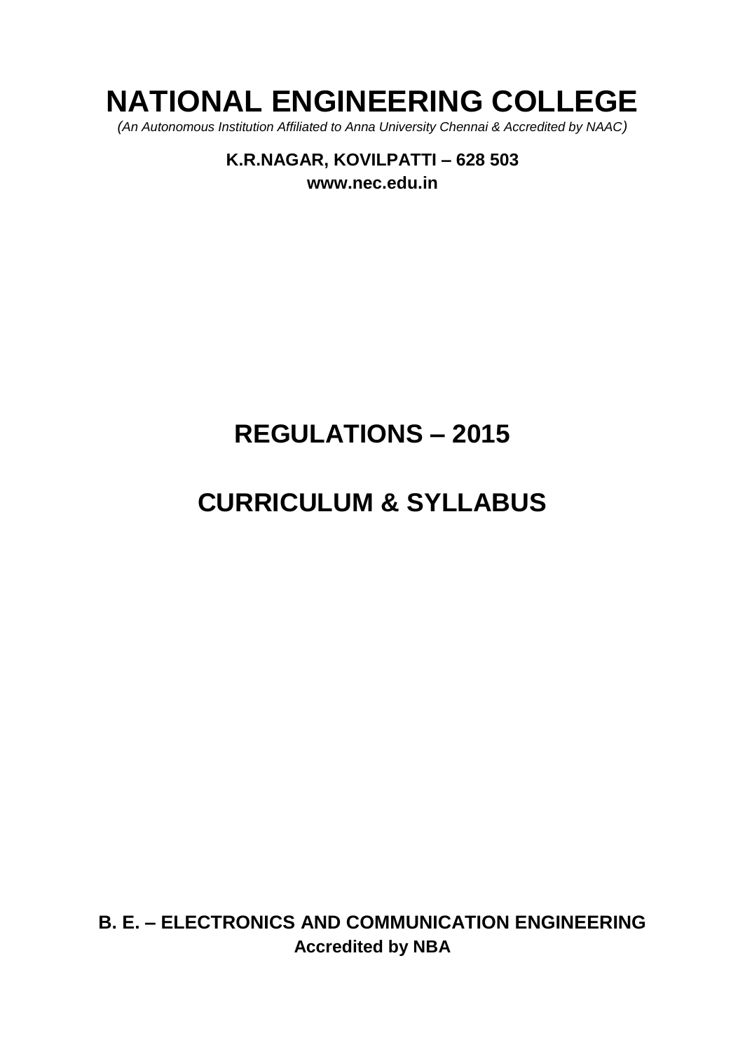# NATIONAL ENGINEERING COLLEGE

*(An Autonomous Institution Affiliated to Anna University Chennai & Accredited by NAAC)*

**K.R.NAGAR, KOVILPATTI – 628 503**

**www.nec.edu.in**

# REGULATIONS – 2015

# CURRICULUM & SYLLABUS

**B. E. – ELECTRONICS AND COMMUNICATION ENGINEERING**

**Accredited by NBA**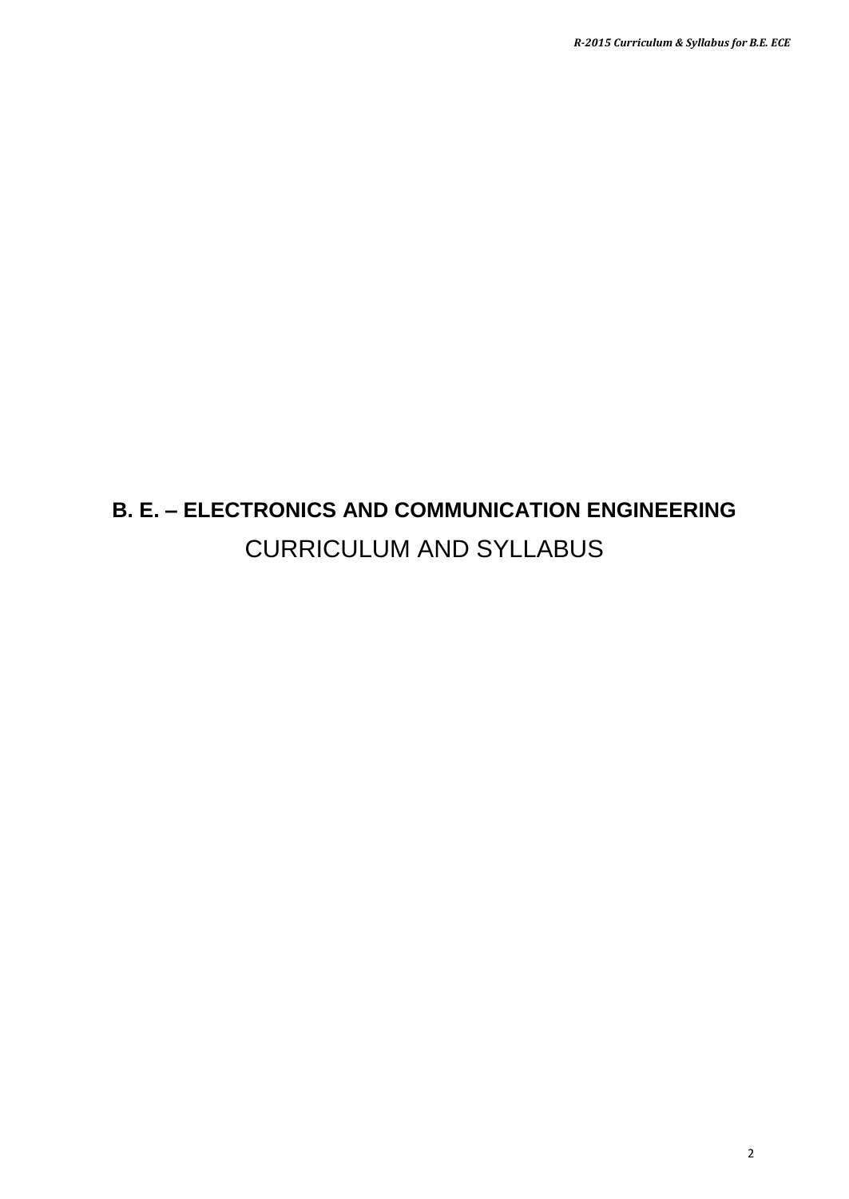# B. E. – ELECTRONICS AND COMMUNICATION ENGINEERING

## CURRICULUM AND SYLLABUS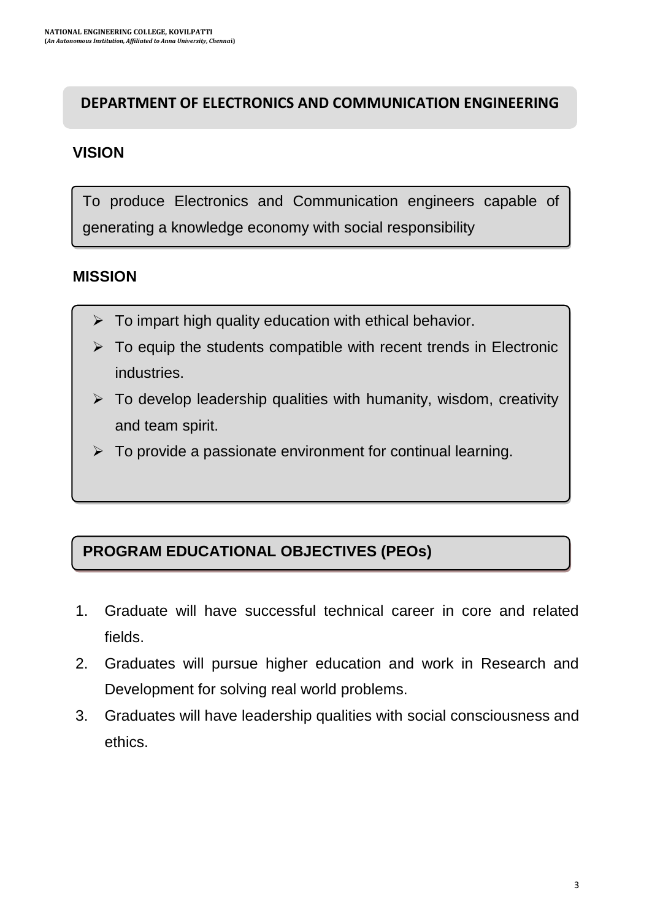## DEPARTMENT OF ELECTRONICS AND COMMUNICATION ENGINEERING

### VISION

To produce Electronics and Communication engineers capable of generating a knowledge economy with social responsibility

### MISSION

- To impart high quality education with ethical behavior.
- To equip the students compatible with recent trends in Electronic industries.
- To develop leadership qualities with humanity, wisdom, creativity and team spirit.
- To provide a passionate environment for continual learning.

### PROGRAM EDUCATIONAL OBJECTIVES (PEOs)

1. Graduate will have successful technical career in core and related fields.
2. Graduates will pursue higher education and work in Research and Development for solving real world problems.
3. Graduates will have leadership qualities with social consciousness and ethics.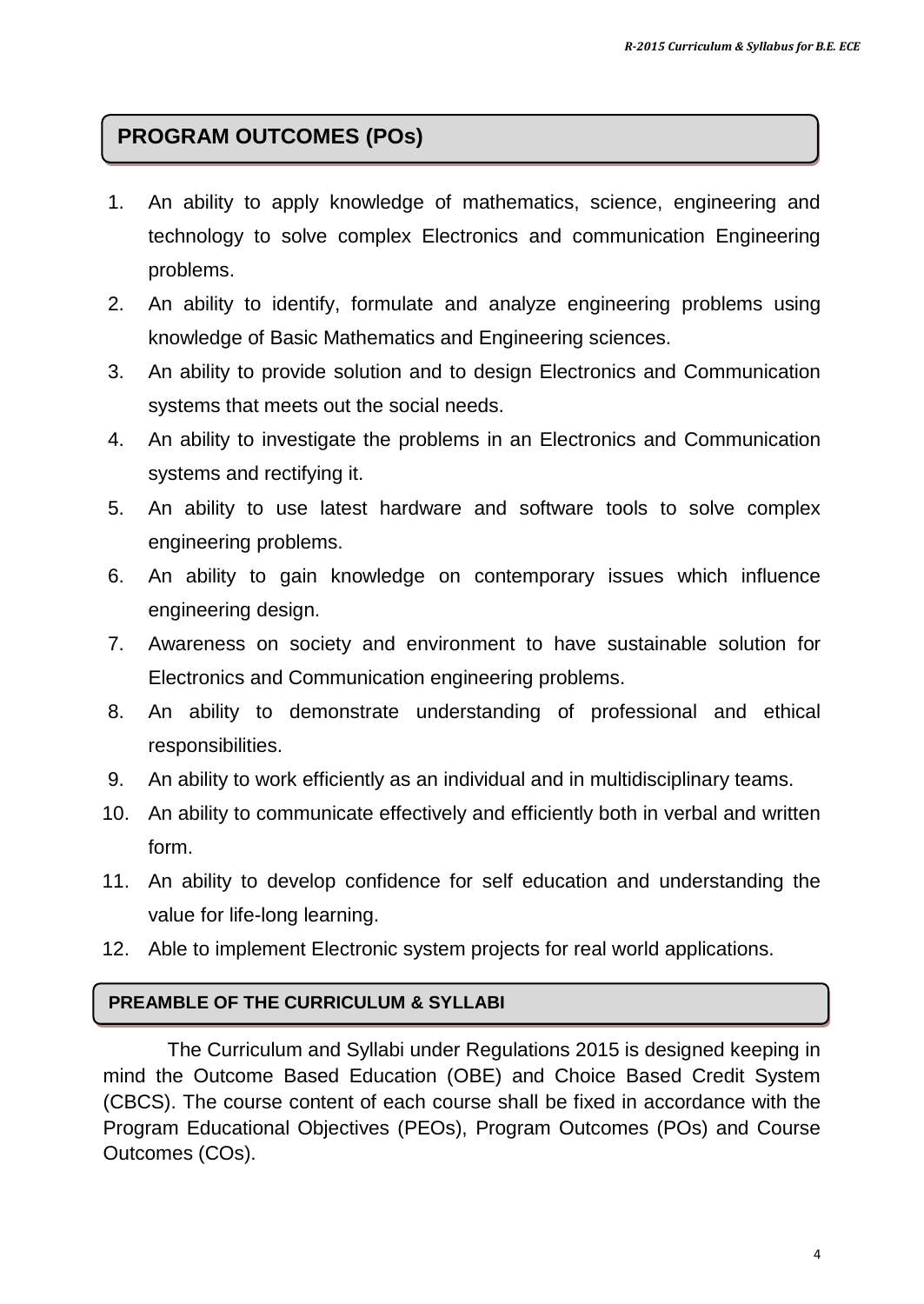## PROGRAM OUTCOMES (POs)

1. An ability to apply knowledge of mathematics, science, engineering and technology to solve complex Electronics and communication Engineering problems.
2. An ability to identify, formulate and analyze engineering problems using knowledge of Basic Mathematics and Engineering sciences.
3. An ability to provide solution and to design Electronics and Communication systems that meets out the social needs.
4. An ability to investigate the problems in an Electronics and Communication systems and rectifying it.
5. An ability to use latest hardware and software tools to solve complex engineering problems.
6. An ability to gain knowledge on contemporary issues which influence engineering design.
7. Awareness on society and environment to have sustainable solution for Electronics and Communication engineering problems.
8. An ability to demonstrate understanding of professional and ethical responsibilities.
9. An ability to work efficiently as an individual and in multidisciplinary teams.
10. An ability to communicate effectively and efficiently both in verbal and written form.
11. An ability to develop confidence for self education and understanding the value for life-long learning.
12. Able to implement Electronic system projects for real world applications.

## PREAMBLE OF THE CURRICULUM & SYLLABI

The Curriculum and Syllabi under Regulations 2015 is designed keeping in mind the Outcome Based Education (OBE) and Choice Based Credit System (CBCS). The course content of each course shall be fixed in accordance with the Program Educational Objectives (PEOs), Program Outcomes (POs) and Course Outcomes (COs).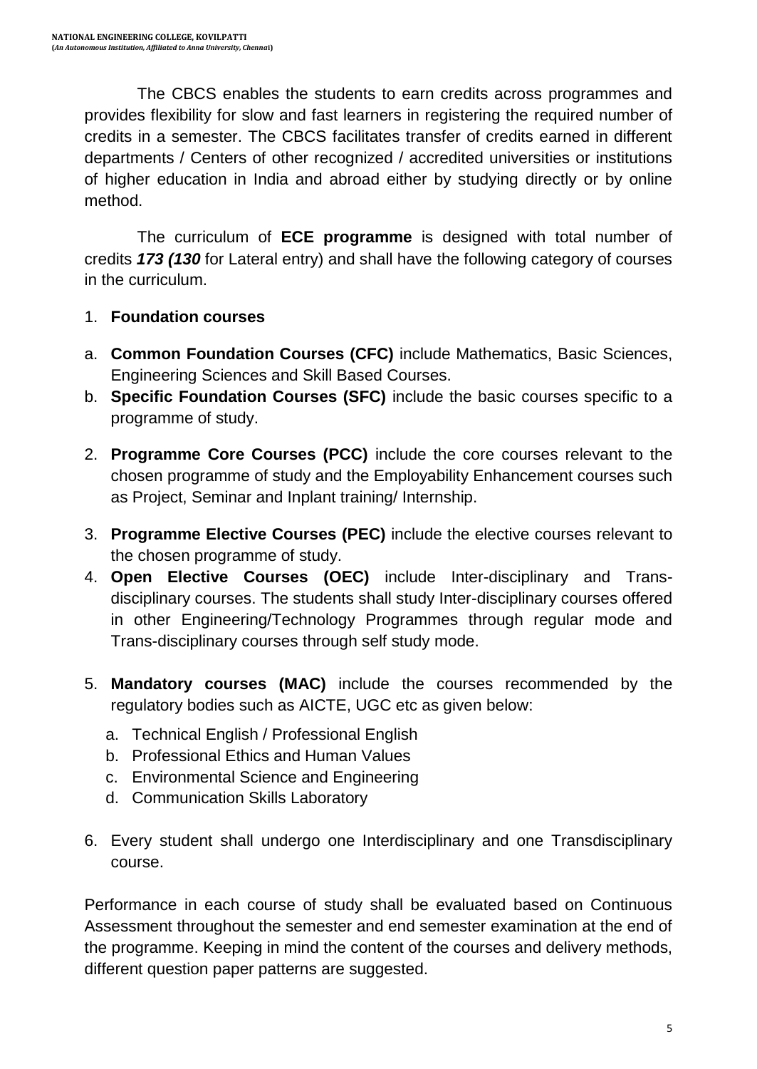The CBCS enables the students to earn credits across programmes and provides flexibility for slow and fast learners in registering the required number of credits in a semester. The CBCS facilitates transfer of credits earned in different departments / Centers of other recognized / accredited universities or institutions of higher education in India and abroad either by studying directly or by online method.

The curriculum of **ECE programme** is designed with total number of credits ***173 (130*** for Lateral entry) and shall have the following category of courses in the curriculum.

1. **Foundation courses**

a. **Common Foundation Courses (CFC)** include Mathematics, Basic Sciences, Engineering Sciences and Skill Based Courses.
b. **Specific Foundation Courses (SFC)** include the basic courses specific to a programme of study.

2. **Programme Core Courses (PCC)** include the core courses relevant to the chosen programme of study and the Employability Enhancement courses such as Project, Seminar and Inplant training/ Internship.

3. **Programme Elective Courses (PEC)** include the elective courses relevant to the chosen programme of study.
4. **Open Elective Courses (OEC)** include Inter-disciplinary and Trans-disciplinary courses. The students shall study Inter-disciplinary courses offered in other Engineering/Technology Programmes through regular mode and Trans-disciplinary courses through self study mode.

5. **Mandatory courses (MAC)** include the courses recommended by the regulatory bodies such as AICTE, UGC etc as given below:
   a. Technical English / Professional English
   b. Professional Ethics and Human Values
   c. Environmental Science and Engineering
   d. Communication Skills Laboratory

6. Every student shall undergo one Interdisciplinary and one Transdisciplinary course.

Performance in each course of study shall be evaluated based on Continuous Assessment throughout the semester and end semester examination at the end of the programme. Keeping in mind the content of the courses and delivery methods, different question paper patterns are suggested.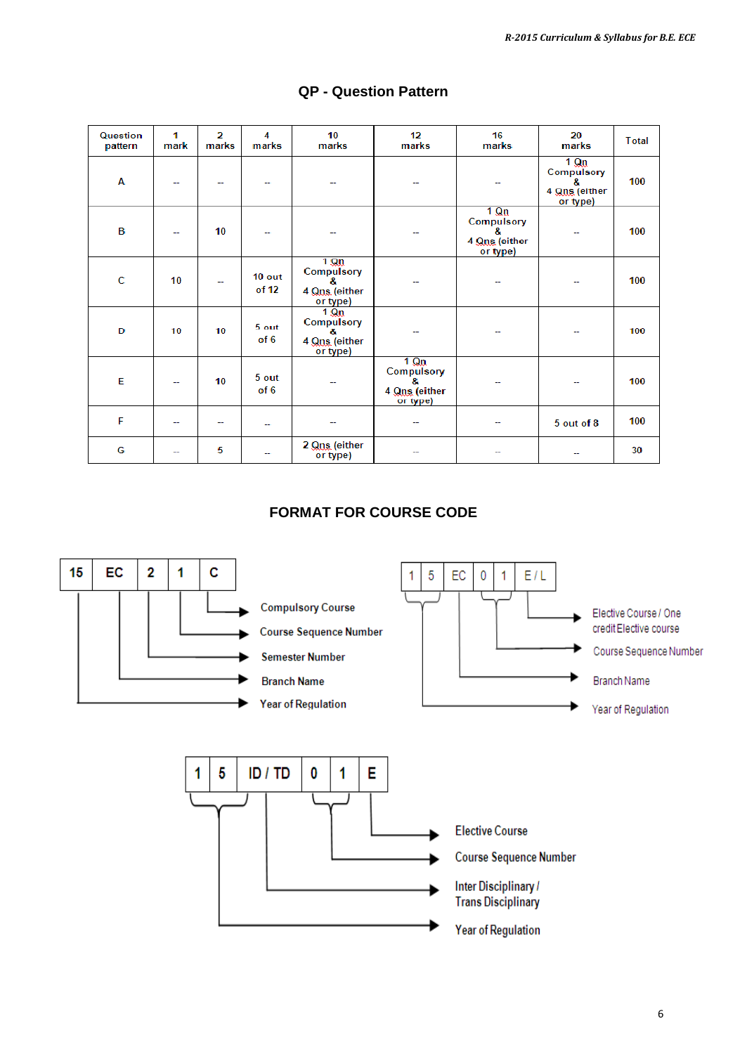## QP - Question Pattern

| Question pattern | 1 mark | 2 marks | 4 marks | 10 marks | 12 marks | 16 marks | 20 marks | Total |
|---|---|---|---|---|---|---|---|---|
| A | -- | -- | -- | -- | -- | -- | 1 Qn Compulsory & 4 Qns (either or type) | 100 |
| B | -- | 10 | -- | -- | -- | 1 Qn Compulsory & 4 Qns (either or type) | -- | 100 |
| C | 10 | -- | 10 out of 12 | 1 Qn Compulsory & 4 Qns (either or type) | -- | -- | -- | 100 |
| D | 10 | 10 | 5 out of 6 | 1 Qn Compulsory & 4 Qns (either or type) | -- | -- | -- | 100 |
| E | -- | 10 | 5 out of 6 | -- | 1 Qn Compulsory & 4 Qns (either or type) | -- | -- | 100 |
| F | -- | -- | -- | -- | -- | -- | 5 out of 8 | 100 |
| G | -- | 5 | -- | 2 Qns (either or type) | -- | -- | -- | 30 |

## FORMAT FOR COURSE CODE

| 15 | EC | 2 | 1 | C |
|---|---|---|---|---|

- C → Compulsory Course
- 1 → Course Sequence Number
- 2 → Semester Number
- EC → Branch Name
- 15 → Year of Regulation

| 1 | 5 | EC | 0 | 1 | E / L |
|---|---|---|---|---|---|

- E / L → Elective Course / One credit Elective course
- 01 → Course Sequence Number
- EC → Branch Name
- 15 → Year of Regulation

| 1 | 5 | ID / TD | 0 | 1 | E |
|---|---|---|---|---|---|

- E → Elective Course
- 01 → Course Sequence Number
- ID / TD → Inter Disciplinary / Trans Disciplinary
- 15 → Year of Regulation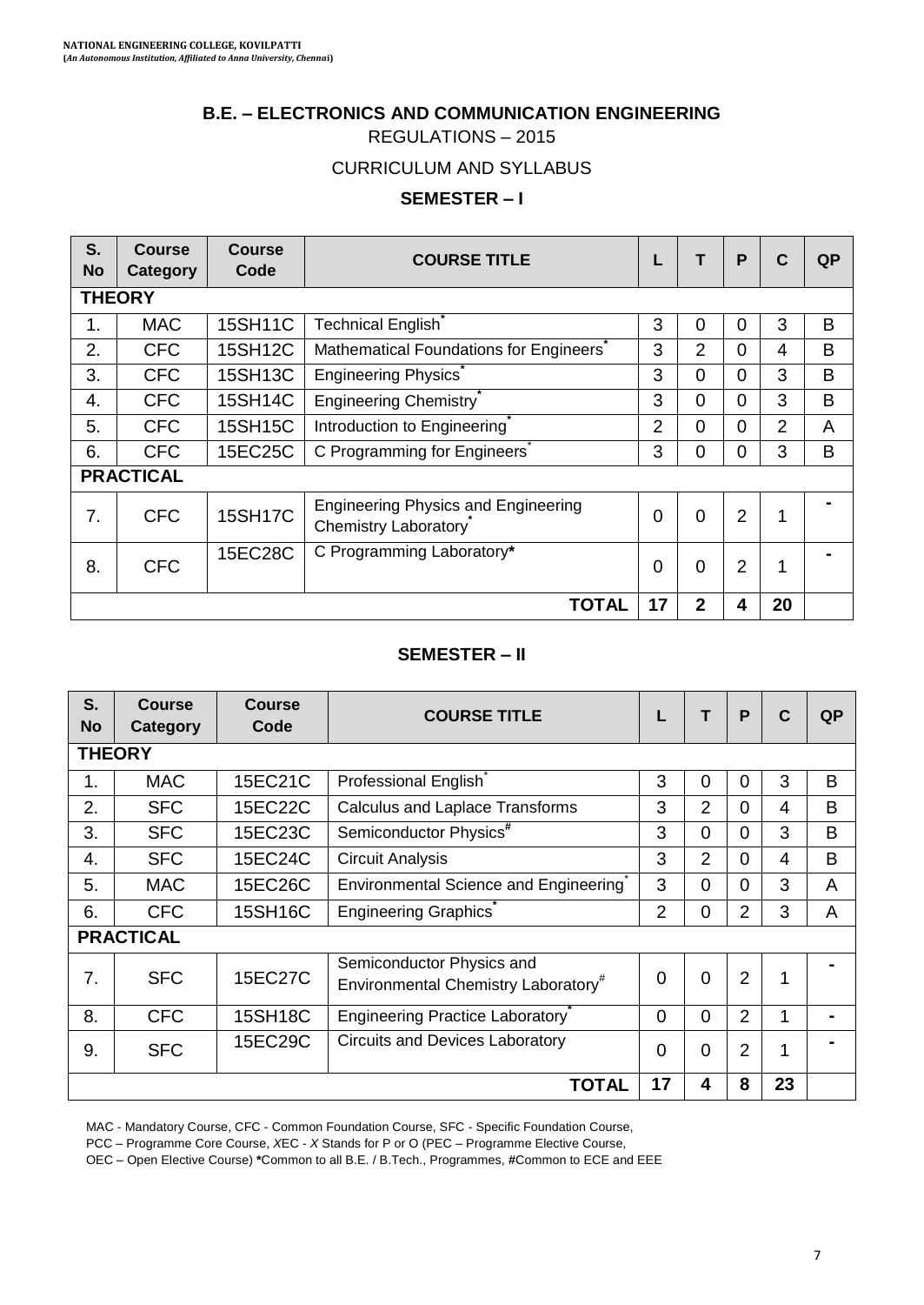## B.E. – ELECTRONICS AND COMMUNICATION ENGINEERING

REGULATIONS – 2015

CURRICULUM AND SYLLABUS

### SEMESTER – I

| S. No | Course Category | Course Code | COURSE TITLE | L | T | P | C | QP |
|---|---|---|---|---|---|---|---|---|
| **THEORY** | | | | | | | | |
| 1. | MAC | 15SH11C | Technical English* | 3 | 0 | 0 | 3 | B |
| 2. | CFC | 15SH12C | Mathematical Foundations for Engineers* | 3 | 2 | 0 | 4 | B |
| 3. | CFC | 15SH13C | Engineering Physics* | 3 | 0 | 0 | 3 | B |
| 4. | CFC | 15SH14C | Engineering Chemistry* | 3 | 0 | 0 | 3 | B |
| 5. | CFC | 15SH15C | Introduction to Engineering* | 2 | 0 | 0 | 2 | A |
| 6. | CFC | 15EC25C | C Programming for Engineers* | 3 | 0 | 0 | 3 | B |
| **PRACTICAL** | | | | | | | | |
| 7. | CFC | 15SH17C | Engineering Physics and Engineering Chemistry Laboratory* | 0 | 0 | 2 | 1 | - |
| 8. | CFC | 15EC28C | C Programming Laboratory* | 0 | 0 | 2 | 1 | - |
| | | | **TOTAL** | **17** | **2** | **4** | **20** | |

### SEMESTER – II

| S. No | Course Category | Course Code | COURSE TITLE | L | T | P | C | QP |
|---|---|---|---|---|---|---|---|---|
| **THEORY** | | | | | | | | |
| 1. | MAC | 15EC21C | Professional English* | 3 | 0 | 0 | 3 | B |
| 2. | SFC | 15EC22C | Calculus and Laplace Transforms | 3 | 2 | 0 | 4 | B |
| 3. | SFC | 15EC23C | Semiconductor Physics# | 3 | 0 | 0 | 3 | B |
| 4. | SFC | 15EC24C | Circuit Analysis | 3 | 2 | 0 | 4 | B |
| 5. | MAC | 15EC26C | Environmental Science and Engineering* | 3 | 0 | 0 | 3 | A |
| 6. | CFC | 15SH16C | Engineering Graphics* | 2 | 0 | 2 | 3 | A |
| **PRACTICAL** | | | | | | | | |
| 7. | SFC | 15EC27C | Semiconductor Physics and Environmental Chemistry Laboratory# | 0 | 0 | 2 | 1 | - |
| 8. | CFC | 15SH18C | Engineering Practice Laboratory* | 0 | 0 | 2 | 1 | - |
| 9. | SFC | 15EC29C | Circuits and Devices Laboratory | 0 | 0 | 2 | 1 | - |
| | | | **TOTAL** | **17** | **4** | **8** | **23** | |

MAC - Mandatory Course, CFC - Common Foundation Course, SFC - Specific Foundation Course, PCC – Programme Core Course, *X*EC - *X* Stands for P or O (PEC – Programme Elective Course, OEC – Open Elective Course) **\***Common to all B.E. / B.Tech., Programmes, **#**Common to ECE and EEE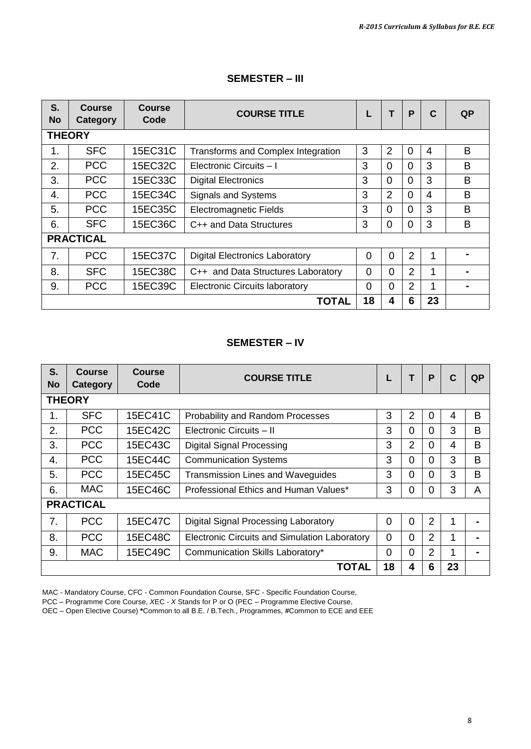## SEMESTER – III

| S. No | Course Category | Course Code | COURSE TITLE | L | T | P | C | QP |
|---|---|---|---|---|---|---|---|---|
| **THEORY** | | | | | | | | |
| 1. | SFC | 15EC31C | Transforms and Complex Integration | 3 | 2 | 0 | 4 | B |
| 2. | PCC | 15EC32C | Electronic Circuits – I | 3 | 0 | 0 | 3 | B |
| 3. | PCC | 15EC33C | Digital Electronics | 3 | 0 | 0 | 3 | B |
| 4. | PCC | 15EC34C | Signals and Systems | 3 | 2 | 0 | 4 | B |
| 5. | PCC | 15EC35C | Electromagnetic Fields | 3 | 0 | 0 | 3 | B |
| 6. | SFC | 15EC36C | C++ and Data Structures | 3 | 0 | 0 | 3 | B |
| **PRACTICAL** | | | | | | | | |
| 7. | PCC | 15EC37C | Digital Electronics Laboratory | 0 | 0 | 2 | 1 | - |
| 8. | SFC | 15EC38C | C++ and Data Structures Laboratory | 0 | 0 | 2 | 1 | - |
| 9. | PCC | 15EC39C | Electronic Circuits laboratory | 0 | 0 | 2 | 1 | - |
| | | | **TOTAL** | **18** | **4** | **6** | **23** | |

## SEMESTER – IV

| S. No | Course Category | Course Code | COURSE TITLE | L | T | P | C | QP |
|---|---|---|---|---|---|---|---|---|
| **THEORY** | | | | | | | | |
| 1. | SFC | 15EC41C | Probability and Random Processes | 3 | 2 | 0 | 4 | B |
| 2. | PCC | 15EC42C | Electronic Circuits – II | 3 | 0 | 0 | 3 | B |
| 3. | PCC | 15EC43C | Digital Signal Processing | 3 | 2 | 0 | 4 | B |
| 4. | PCC | 15EC44C | Communication Systems | 3 | 0 | 0 | 3 | B |
| 5. | PCC | 15EC45C | Transmission Lines and Waveguides | 3 | 0 | 0 | 3 | B |
| 6. | MAC | 15EC46C | Professional Ethics and Human Values* | 3 | 0 | 0 | 3 | A |
| **PRACTICAL** | | | | | | | | |
| 7. | PCC | 15EC47C | Digital Signal Processing Laboratory | 0 | 0 | 2 | 1 | - |
| 8. | PCC | 15EC48C | Electronic Circuits and Simulation Laboratory | 0 | 0 | 2 | 1 | - |
| 9. | MAC | 15EC49C | Communication Skills Laboratory* | 0 | 0 | 2 | 1 | - |
| | | | **TOTAL** | **18** | **4** | **6** | **23** | |

MAC - Mandatory Course, CFC - Common Foundation Course, SFC - Specific Foundation Course,
PCC – Programme Core Course, *X*EC - *X* Stands for P or O (PEC – Programme Elective Course,
OEC – Open Elective Course) **\***Common to all B.E. / B.Tech., Programmes, **#**Common to ECE and EEE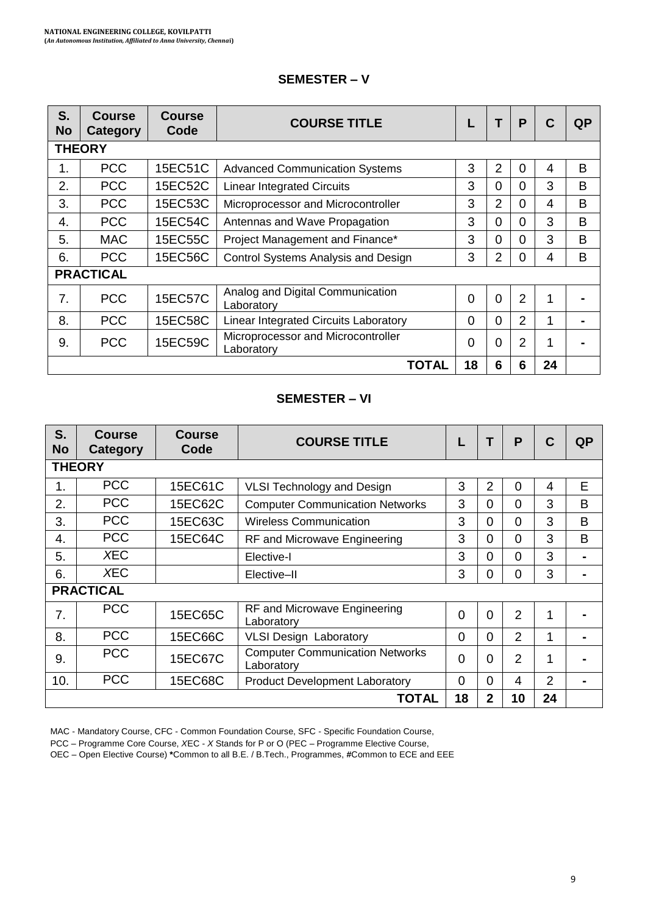## SEMESTER – V

| S. No | Course Category | Course Code | COURSE TITLE | L | T | P | C | QP |
|---|---|---|---|---|---|---|---|---|
| **THEORY** | | | | | | | | |
| 1. | PCC | 15EC51C | Advanced Communication Systems | 3 | 2 | 0 | 4 | B |
| 2. | PCC | 15EC52C | Linear Integrated Circuits | 3 | 0 | 0 | 3 | B |
| 3. | PCC | 15EC53C | Microprocessor and Microcontroller | 3 | 2 | 0 | 4 | B |
| 4. | PCC | 15EC54C | Antennas and Wave Propagation | 3 | 0 | 0 | 3 | B |
| 5. | MAC | 15EC55C | Project Management and Finance* | 3 | 0 | 0 | 3 | B |
| 6. | PCC | 15EC56C | Control Systems Analysis and Design | 3 | 2 | 0 | 4 | B |
| **PRACTICAL** | | | | | | | | |
| 7. | PCC | 15EC57C | Analog and Digital Communication Laboratory | 0 | 0 | 2 | 1 | - |
| 8. | PCC | 15EC58C | Linear Integrated Circuits Laboratory | 0 | 0 | 2 | 1 | - |
| 9. | PCC | 15EC59C | Microprocessor and Microcontroller Laboratory | 0 | 0 | 2 | 1 | - |
| | | | **TOTAL** | **18** | **6** | **6** | **24** | |

## SEMESTER – VI

| S. No | Course Category | Course Code | COURSE TITLE | L | T | P | C | QP |
|---|---|---|---|---|---|---|---|---|
| **THEORY** | | | | | | | | |
| 1. | PCC | 15EC61C | VLSI Technology and Design | 3 | 2 | 0 | 4 | E |
| 2. | PCC | 15EC62C | Computer Communication Networks | 3 | 0 | 0 | 3 | B |
| 3. | PCC | 15EC63C | Wireless Communication | 3 | 0 | 0 | 3 | B |
| 4. | PCC | 15EC64C | RF and Microwave Engineering | 3 | 0 | 0 | 3 | B |
| 5. | *X*EC | | Elective-I | 3 | 0 | 0 | 3 | - |
| 6. | *X*EC | | Elective–II | 3 | 0 | 0 | 3 | - |
| **PRACTICAL** | | | | | | | | |
| 7. | PCC | 15EC65C | RF and Microwave Engineering Laboratory | 0 | 0 | 2 | 1 | - |
| 8. | PCC | 15EC66C | VLSI Design Laboratory | 0 | 0 | 2 | 1 | - |
| 9. | PCC | 15EC67C | Computer Communication Networks Laboratory | 0 | 0 | 2 | 1 | - |
| 10. | PCC | 15EC68C | Product Development Laboratory | 0 | 0 | 4 | 2 | - |
| | | | **TOTAL** | **18** | **2** | **10** | **24** | |

MAC - Mandatory Course, CFC - Common Foundation Course, SFC - Specific Foundation Course,
PCC – Programme Core Course, *X*EC - *X* Stands for P or O (PEC – Programme Elective Course,
OEC – Open Elective Course) ***** Common to all B.E. / B.Tech., Programmes, **#** Common to ECE and EEE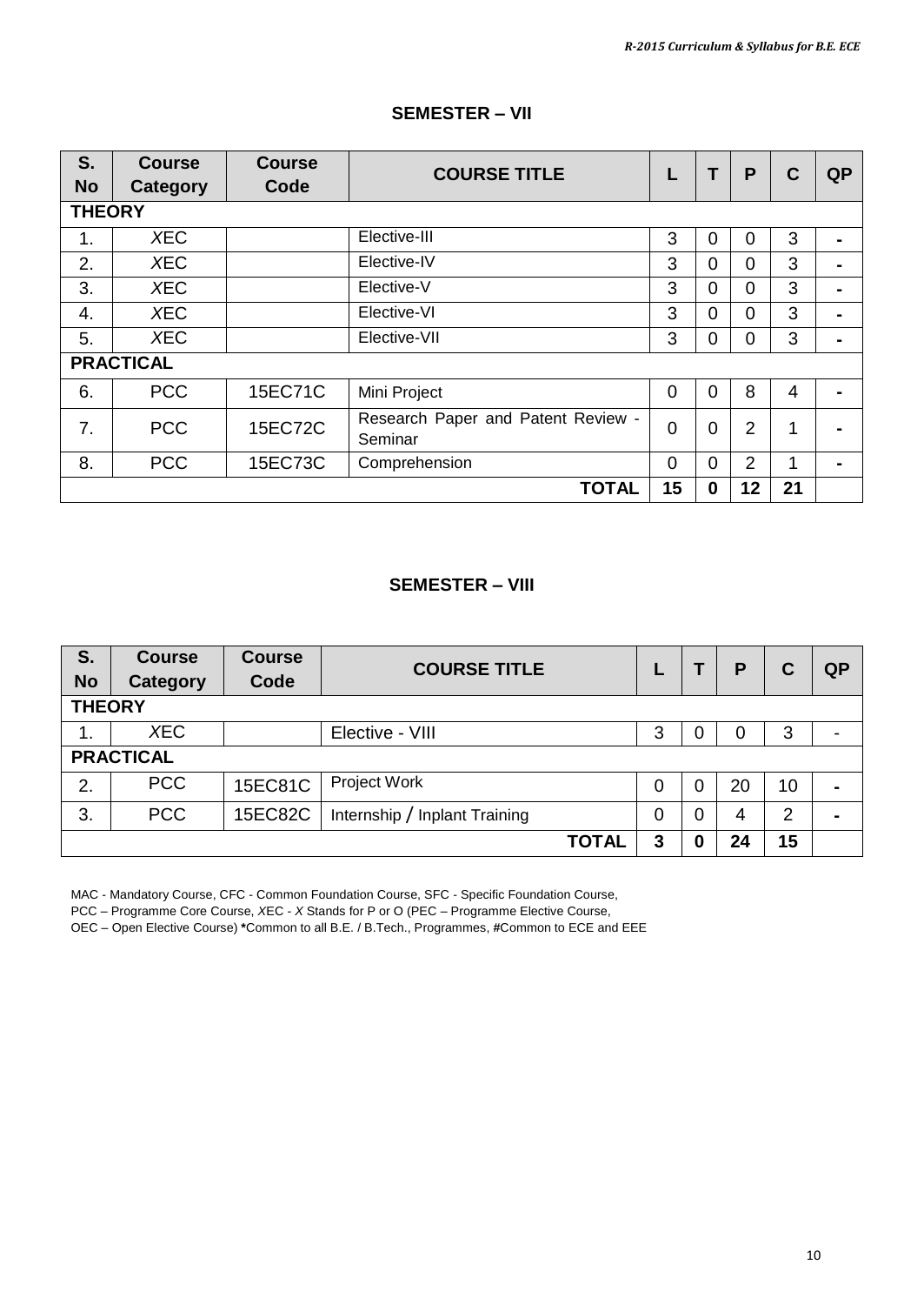## SEMESTER – VII

| S. No | Course Category | Course Code | COURSE TITLE | L | T | P | C | QP |
|---|---|---|---|---|---|---|---|---|
| **THEORY** | | | | | | | | |
| 1. | *X*EC | | Elective-III | 3 | 0 | 0 | 3 | - |
| 2. | *X*EC | | Elective-IV | 3 | 0 | 0 | 3 | - |
| 3. | *X*EC | | Elective-V | 3 | 0 | 0 | 3 | - |
| 4. | *X*EC | | Elective-VI | 3 | 0 | 0 | 3 | - |
| 5. | *X*EC | | Elective-VII | 3 | 0 | 0 | 3 | - |
| **PRACTICAL** | | | | | | | | |
| 6. | PCC | 15EC71C | Mini Project | 0 | 0 | 8 | 4 | - |
| 7. | PCC | 15EC72C | Research Paper and Patent Review - Seminar | 0 | 0 | 2 | 1 | - |
| 8. | PCC | 15EC73C | Comprehension | 0 | 0 | 2 | 1 | - |
| | | | **TOTAL** | **15** | **0** | **12** | **21** | |

## SEMESTER – VIII

| S. No | Course Category | Course Code | COURSE TITLE | L | T | P | C | QP |
|---|---|---|---|---|---|---|---|---|
| **THEORY** | | | | | | | | |
| 1. | *X*EC | | Elective - VIII | 3 | 0 | 0 | 3 | - |
| **PRACTICAL** | | | | | | | | |
| 2. | PCC | 15EC81C | Project Work | 0 | 0 | 20 | 10 | - |
| 3. | PCC | 15EC82C | Internship / Inplant Training | 0 | 0 | 4 | 2 | - |
| | | | **TOTAL** | **3** | **0** | **24** | **15** | |

MAC - Mandatory Course, CFC - Common Foundation Course, SFC - Specific Foundation Course,
PCC – Programme Core Course, *X*EC - *X* Stands for P or O (PEC – Programme Elective Course,
OEC – Open Elective Course) **\***Common to all B.E. / B.Tech., Programmes, **#**Common to ECE and EEE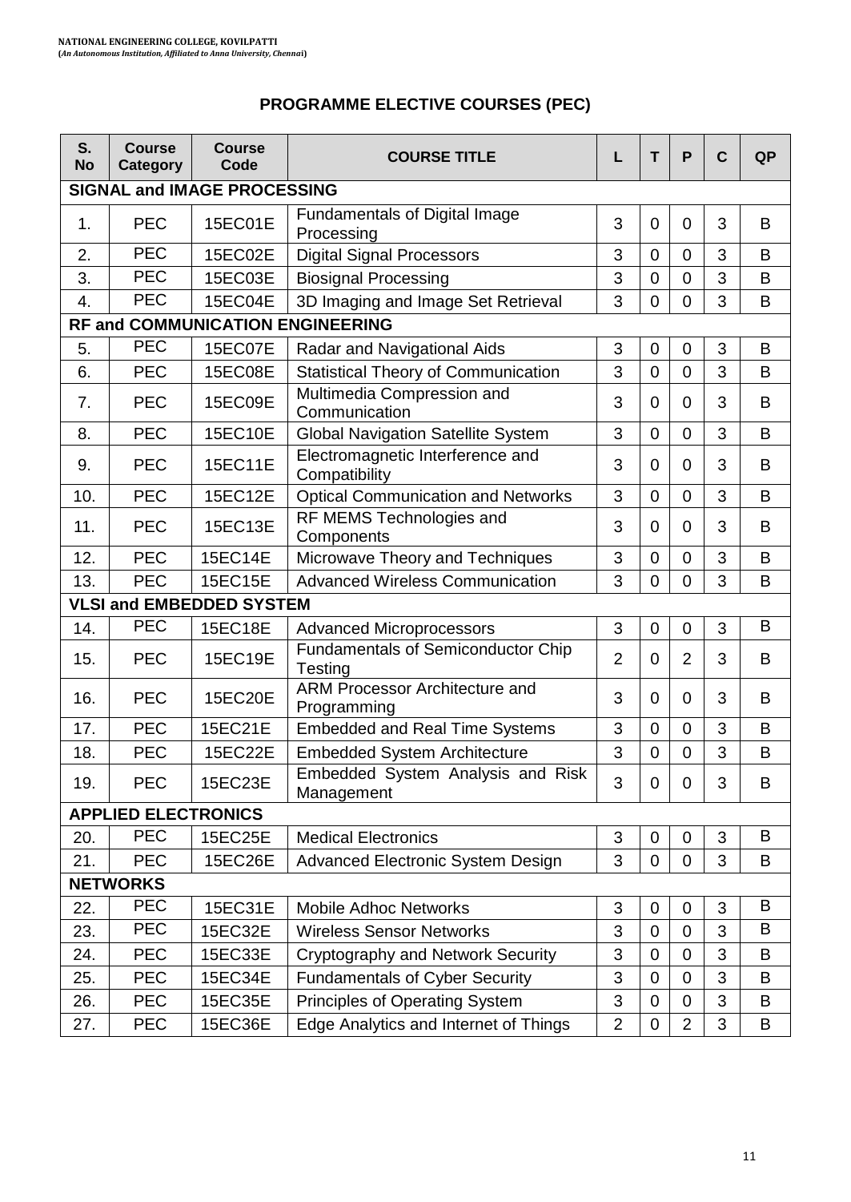## PROGRAMME ELECTIVE COURSES (PEC)

| S. No | Course Category | Course Code | COURSE TITLE | L | T | P | C | QP |
|---|---|---|---|---|---|---|---|---|
| **SIGNAL and IMAGE PROCESSING** | | | | | | | | |
| 1. | PEC | 15EC01E | Fundamentals of Digital Image Processing | 3 | 0 | 0 | 3 | B |
| 2. | PEC | 15EC02E | Digital Signal Processors | 3 | 0 | 0 | 3 | B |
| 3. | PEC | 15EC03E | Biosignal Processing | 3 | 0 | 0 | 3 | B |
| 4. | PEC | 15EC04E | 3D Imaging and Image Set Retrieval | 3 | 0 | 0 | 3 | B |
| **RF and COMMUNICATION ENGINEERING** | | | | | | | | |
| 5. | PEC | 15EC07E | Radar and Navigational Aids | 3 | 0 | 0 | 3 | B |
| 6. | PEC | 15EC08E | Statistical Theory of Communication | 3 | 0 | 0 | 3 | B |
| 7. | PEC | 15EC09E | Multimedia Compression and Communication | 3 | 0 | 0 | 3 | B |
| 8. | PEC | 15EC10E | Global Navigation Satellite System | 3 | 0 | 0 | 3 | B |
| 9. | PEC | 15EC11E | Electromagnetic Interference and Compatibility | 3 | 0 | 0 | 3 | B |
| 10. | PEC | 15EC12E | Optical Communication and Networks | 3 | 0 | 0 | 3 | B |
| 11. | PEC | 15EC13E | RF MEMS Technologies and Components | 3 | 0 | 0 | 3 | B |
| 12. | PEC | 15EC14E | Microwave Theory and Techniques | 3 | 0 | 0 | 3 | B |
| 13. | PEC | 15EC15E | Advanced Wireless Communication | 3 | 0 | 0 | 3 | B |
| **VLSI and EMBEDDED SYSTEM** | | | | | | | | |
| 14. | PEC | 15EC18E | Advanced Microprocessors | 3 | 0 | 0 | 3 | B |
| 15. | PEC | 15EC19E | Fundamentals of Semiconductor Chip Testing | 2 | 0 | 2 | 3 | B |
| 16. | PEC | 15EC20E | ARM Processor Architecture and Programming | 3 | 0 | 0 | 3 | B |
| 17. | PEC | 15EC21E | Embedded and Real Time Systems | 3 | 0 | 0 | 3 | B |
| 18. | PEC | 15EC22E | Embedded System Architecture | 3 | 0 | 0 | 3 | B |
| 19. | PEC | 15EC23E | Embedded System Analysis and Risk Management | 3 | 0 | 0 | 3 | B |
| **APPLIED ELECTRONICS** | | | | | | | | |
| 20. | PEC | 15EC25E | Medical Electronics | 3 | 0 | 0 | 3 | B |
| 21. | PEC | 15EC26E | Advanced Electronic System Design | 3 | 0 | 0 | 3 | B |
| **NETWORKS** | | | | | | | | |
| 22. | PEC | 15EC31E | Mobile Adhoc Networks | 3 | 0 | 0 | 3 | B |
| 23. | PEC | 15EC32E | Wireless Sensor Networks | 3 | 0 | 0 | 3 | B |
| 24. | PEC | 15EC33E | Cryptography and Network Security | 3 | 0 | 0 | 3 | B |
| 25. | PEC | 15EC34E | Fundamentals of Cyber Security | 3 | 0 | 0 | 3 | B |
| 26. | PEC | 15EC35E | Principles of Operating System | 3 | 0 | 0 | 3 | B |
| 27. | PEC | 15EC36E | Edge Analytics and Internet of Things | 2 | 0 | 2 | 3 | B |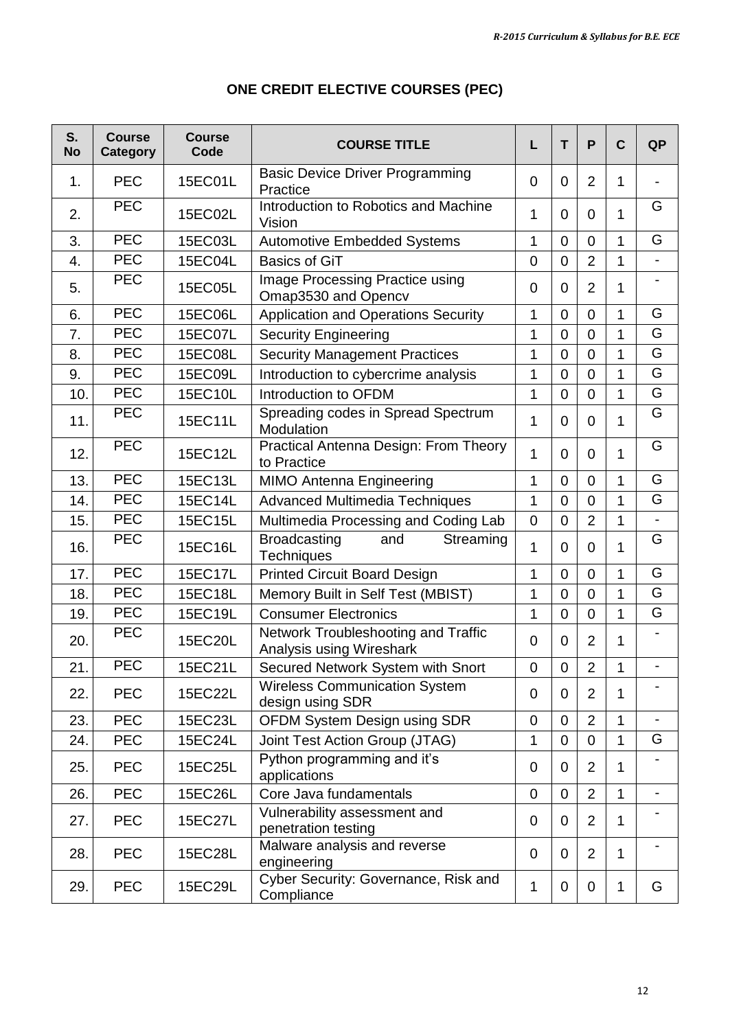## ONE CREDIT ELECTIVE COURSES (PEC)

| S. No | Course Category | Course Code | COURSE TITLE | L | T | P | C | QP |
|---|---|---|---|---|---|---|---|---|
| 1. | PEC | 15EC01L | Basic Device Driver Programming Practice | 0 | 0 | 2 | 1 | - |
| 2. | PEC | 15EC02L | Introduction to Robotics and Machine Vision | 1 | 0 | 0 | 1 | G |
| 3. | PEC | 15EC03L | Automotive Embedded Systems | 1 | 0 | 0 | 1 | G |
| 4. | PEC | 15EC04L | Basics of GiT | 0 | 0 | 2 | 1 | - |
| 5. | PEC | 15EC05L | Image Processing Practice using Omap3530 and Opencv | 0 | 0 | 2 | 1 | - |
| 6. | PEC | 15EC06L | Application and Operations Security | 1 | 0 | 0 | 1 | G |
| 7. | PEC | 15EC07L | Security Engineering | 1 | 0 | 0 | 1 | G |
| 8. | PEC | 15EC08L | Security Management Practices | 1 | 0 | 0 | 1 | G |
| 9. | PEC | 15EC09L | Introduction to cybercrime analysis | 1 | 0 | 0 | 1 | G |
| 10. | PEC | 15EC10L | Introduction to OFDM | 1 | 0 | 0 | 1 | G |
| 11. | PEC | 15EC11L | Spreading codes in Spread Spectrum Modulation | 1 | 0 | 0 | 1 | G |
| 12. | PEC | 15EC12L | Practical Antenna Design: From Theory to Practice | 1 | 0 | 0 | 1 | G |
| 13. | PEC | 15EC13L | MIMO Antenna Engineering | 1 | 0 | 0 | 1 | G |
| 14. | PEC | 15EC14L | Advanced Multimedia Techniques | 1 | 0 | 0 | 1 | G |
| 15. | PEC | 15EC15L | Multimedia Processing and Coding Lab | 0 | 0 | 2 | 1 | - |
| 16. | PEC | 15EC16L | Broadcasting and Streaming Techniques | 1 | 0 | 0 | 1 | G |
| 17. | PEC | 15EC17L | Printed Circuit Board Design | 1 | 0 | 0 | 1 | G |
| 18. | PEC | 15EC18L | Memory Built in Self Test (MBIST) | 1 | 0 | 0 | 1 | G |
| 19. | PEC | 15EC19L | Consumer Electronics | 1 | 0 | 0 | 1 | G |
| 20. | PEC | 15EC20L | Network Troubleshooting and Traffic Analysis using Wireshark | 0 | 0 | 2 | 1 | - |
| 21. | PEC | 15EC21L | Secured Network System with Snort | 0 | 0 | 2 | 1 | - |
| 22. | PEC | 15EC22L | Wireless Communication System design using SDR | 0 | 0 | 2 | 1 | - |
| 23. | PEC | 15EC23L | OFDM System Design using SDR | 0 | 0 | 2 | 1 | - |
| 24. | PEC | 15EC24L | Joint Test Action Group (JTAG) | 1 | 0 | 0 | 1 | G |
| 25. | PEC | 15EC25L | Python programming and it's applications | 0 | 0 | 2 | 1 | - |
| 26. | PEC | 15EC26L | Core Java fundamentals | 0 | 0 | 2 | 1 | - |
| 27. | PEC | 15EC27L | Vulnerability assessment and penetration testing | 0 | 0 | 2 | 1 | - |
| 28. | PEC | 15EC28L | Malware analysis and reverse engineering | 0 | 0 | 2 | 1 | - |
| 29. | PEC | 15EC29L | Cyber Security: Governance, Risk and Compliance | 1 | 0 | 0 | 1 | G |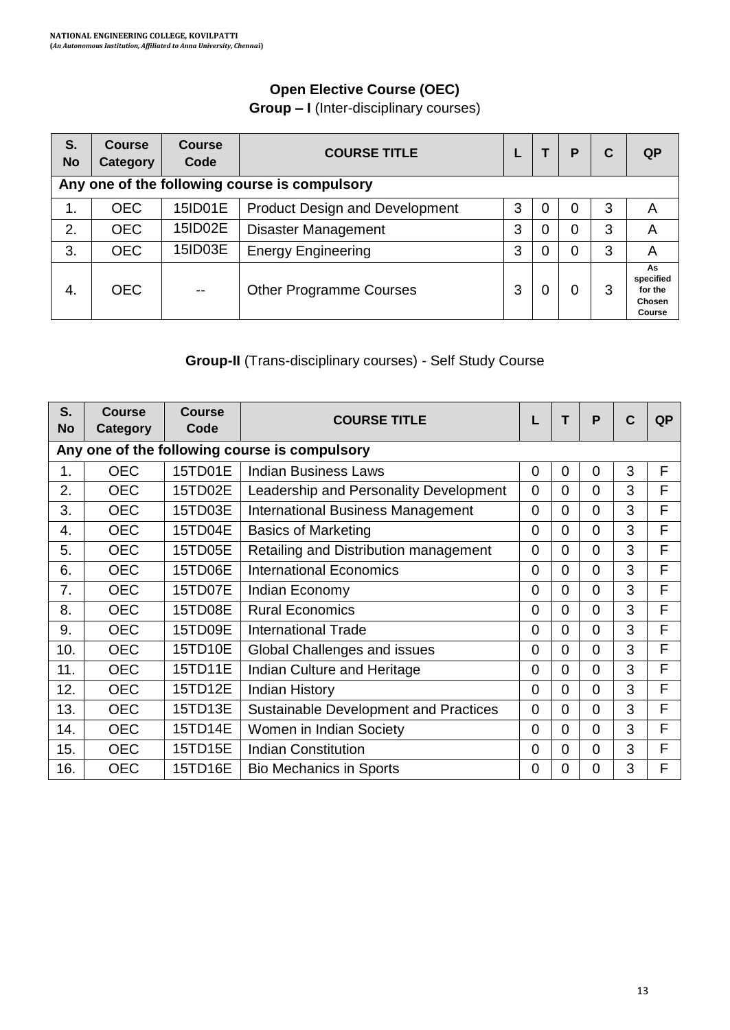## Open Elective Course (OEC)

**Group – I** (Inter-disciplinary courses)

| S. No | Course Category | Course Code | COURSE TITLE | L | T | P | C | QP |
|---|---|---|---|---|---|---|---|---|
| **Any one of the following course is compulsory** | | | | | | | | |
| 1. | OEC | 15ID01E | Product Design and Development | 3 | 0 | 0 | 3 | A |
| 2. | OEC | 15ID02E | Disaster Management | 3 | 0 | 0 | 3 | A |
| 3. | OEC | 15ID03E | Energy Engineering | 3 | 0 | 0 | 3 | A |
| 4. | OEC | -- | Other Programme Courses | 3 | 0 | 0 | 3 | As specified for the Chosen Course |

**Group-II** (Trans-disciplinary courses) - Self Study Course

| S. No | Course Category | Course Code | COURSE TITLE | L | T | P | C | QP |
|---|---|---|---|---|---|---|---|---|
| **Any one of the following course is compulsory** | | | | | | | | |
| 1. | OEC | 15TD01E | Indian Business Laws | 0 | 0 | 0 | 3 | F |
| 2. | OEC | 15TD02E | Leadership and Personality Development | 0 | 0 | 0 | 3 | F |
| 3. | OEC | 15TD03E | International Business Management | 0 | 0 | 0 | 3 | F |
| 4. | OEC | 15TD04E | Basics of Marketing | 0 | 0 | 0 | 3 | F |
| 5. | OEC | 15TD05E | Retailing and Distribution management | 0 | 0 | 0 | 3 | F |
| 6. | OEC | 15TD06E | International Economics | 0 | 0 | 0 | 3 | F |
| 7. | OEC | 15TD07E | Indian Economy | 0 | 0 | 0 | 3 | F |
| 8. | OEC | 15TD08E | Rural Economics | 0 | 0 | 0 | 3 | F |
| 9. | OEC | 15TD09E | International Trade | 0 | 0 | 0 | 3 | F |
| 10. | OEC | 15TD10E | Global Challenges and issues | 0 | 0 | 0 | 3 | F |
| 11. | OEC | 15TD11E | Indian Culture and Heritage | 0 | 0 | 0 | 3 | F |
| 12. | OEC | 15TD12E | Indian History | 0 | 0 | 0 | 3 | F |
| 13. | OEC | 15TD13E | Sustainable Development and Practices | 0 | 0 | 0 | 3 | F |
| 14. | OEC | 15TD14E | Women in Indian Society | 0 | 0 | 0 | 3 | F |
| 15. | OEC | 15TD15E | Indian Constitution | 0 | 0 | 0 | 3 | F |
| 16. | OEC | 15TD16E | Bio Mechanics in Sports | 0 | 0 | 0 | 3 | F |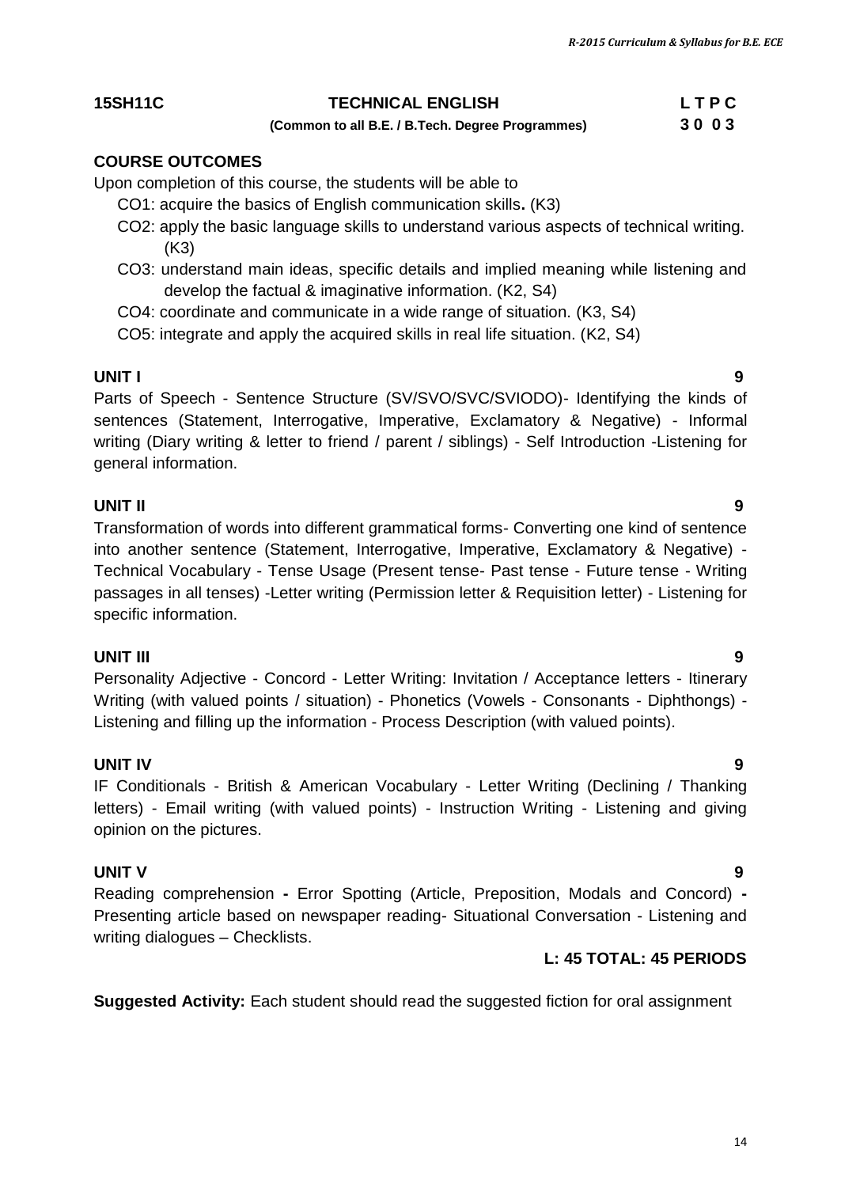| **15SH11C** | **TECHNICAL ENGLISH** | **L T P C** |
|---|---|---|
| | **(Common to all B.E. / B.Tech. Degree Programmes)** | **3 0 0 3** |

## COURSE OUTCOMES

Upon completion of this course, the students will be able to

- CO1: acquire the basics of English communication skills**.** (K3)
- CO2: apply the basic language skills to understand various aspects of technical writing. (K3)
- CO3: understand main ideas, specific details and implied meaning while listening and develop the factual & imaginative information. (K2, S4)
- CO4: coordinate and communicate in a wide range of situation. (K3, S4)
- CO5: integrate and apply the acquired skills in real life situation. (K2, S4)

## UNIT I 9

Parts of Speech - Sentence Structure (SV/SVO/SVC/SVIODO)- Identifying the kinds of sentences (Statement, Interrogative, Imperative, Exclamatory & Negative) - Informal writing (Diary writing & letter to friend / parent / siblings) - Self Introduction -Listening for general information.

## UNIT II 9

Transformation of words into different grammatical forms- Converting one kind of sentence into another sentence (Statement, Interrogative, Imperative, Exclamatory & Negative) - Technical Vocabulary - Tense Usage (Present tense- Past tense - Future tense - Writing passages in all tenses) -Letter writing (Permission letter & Requisition letter) - Listening for specific information.

## UNIT III 9

Personality Adjective - Concord - Letter Writing: Invitation / Acceptance letters - Itinerary Writing (with valued points / situation) - Phonetics (Vowels - Consonants - Diphthongs) - Listening and filling up the information - Process Description (with valued points).

## UNIT IV 9

IF Conditionals - British & American Vocabulary - Letter Writing (Declining / Thanking letters) - Email writing (with valued points) - Instruction Writing - Listening and giving opinion on the pictures.

## UNIT V 9

Reading comprehension **-** Error Spotting (Article, Preposition, Modals and Concord) **-** Presenting article based on newspaper reading- Situational Conversation - Listening and writing dialogues – Checklists.

**L: 45 TOTAL: 45 PERIODS**

**Suggested Activity:** Each student should read the suggested fiction for oral assignment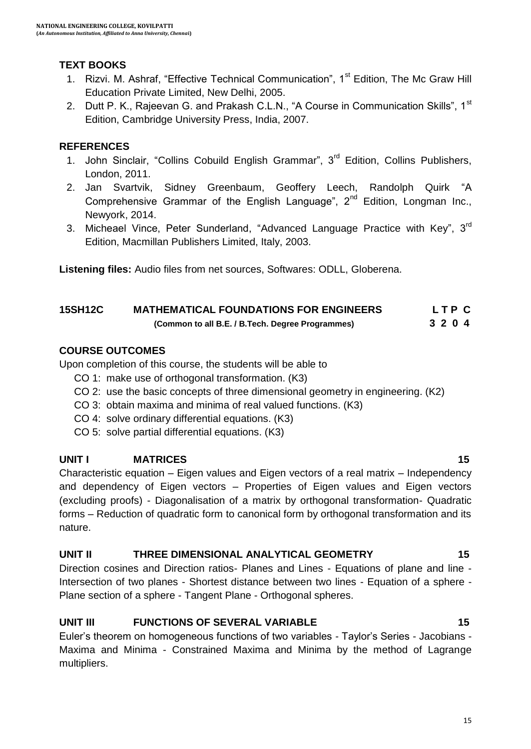**TEXT BOOKS**

1. Rizvi. M. Ashraf, "Effective Technical Communication", 1st Edition, The Mc Graw Hill Education Private Limited, New Delhi, 2005.
2. Dutt P. K., Rajeevan G. and Prakash C.L.N., "A Course in Communication Skills", 1st Edition, Cambridge University Press, India, 2007.

**REFERENCES**

1. John Sinclair, "Collins Cobuild English Grammar", 3rd Edition, Collins Publishers, London, 2011.
2. Jan Svartvik, Sidney Greenbaum, Geoffery Leech, Randolph Quirk "A Comprehensive Grammar of the English Language", 2nd Edition, Longman Inc., Newyork, 2014.
3. Micheael Vince, Peter Sunderland, "Advanced Language Practice with Key", 3rd Edition, Macmillan Publishers Limited, Italy, 2003.

**Listening files:** Audio files from net sources, Softwares: ODLL, Globerena.

| **15SH12C** | **MATHEMATICAL FOUNDATIONS FOR ENGINEERS** | **L T P C** |
|---|---|---|
| | **(Common to all B.E. / B.Tech. Degree Programmes)** | **3 2 0 4** |

**COURSE OUTCOMES**

Upon completion of this course, the students will be able to

- CO 1: make use of orthogonal transformation. (K3)
- CO 2: use the basic concepts of three dimensional geometry in engineering. (K2)
- CO 3: obtain maxima and minima of real valued functions. (K3)
- CO 4: solve ordinary differential equations. (K3)
- CO 5: solve partial differential equations. (K3)

**UNIT I MATRICES 15**

Characteristic equation – Eigen values and Eigen vectors of a real matrix – Independency and dependency of Eigen vectors – Properties of Eigen values and Eigen vectors (excluding proofs) - Diagonalisation of a matrix by orthogonal transformation- Quadratic forms – Reduction of quadratic form to canonical form by orthogonal transformation and its nature.

**UNIT II THREE DIMENSIONAL ANALYTICAL GEOMETRY 15**

Direction cosines and Direction ratios- Planes and Lines - Equations of plane and line - Intersection of two planes - Shortest distance between two lines - Equation of a sphere - Plane section of a sphere - Tangent Plane - Orthogonal spheres.

**UNIT III FUNCTIONS OF SEVERAL VARIABLE 15**

Euler's theorem on homogeneous functions of two variables - Taylor's Series - Jacobians - Maxima and Minima - Constrained Maxima and Minima by the method of Lagrange multipliers.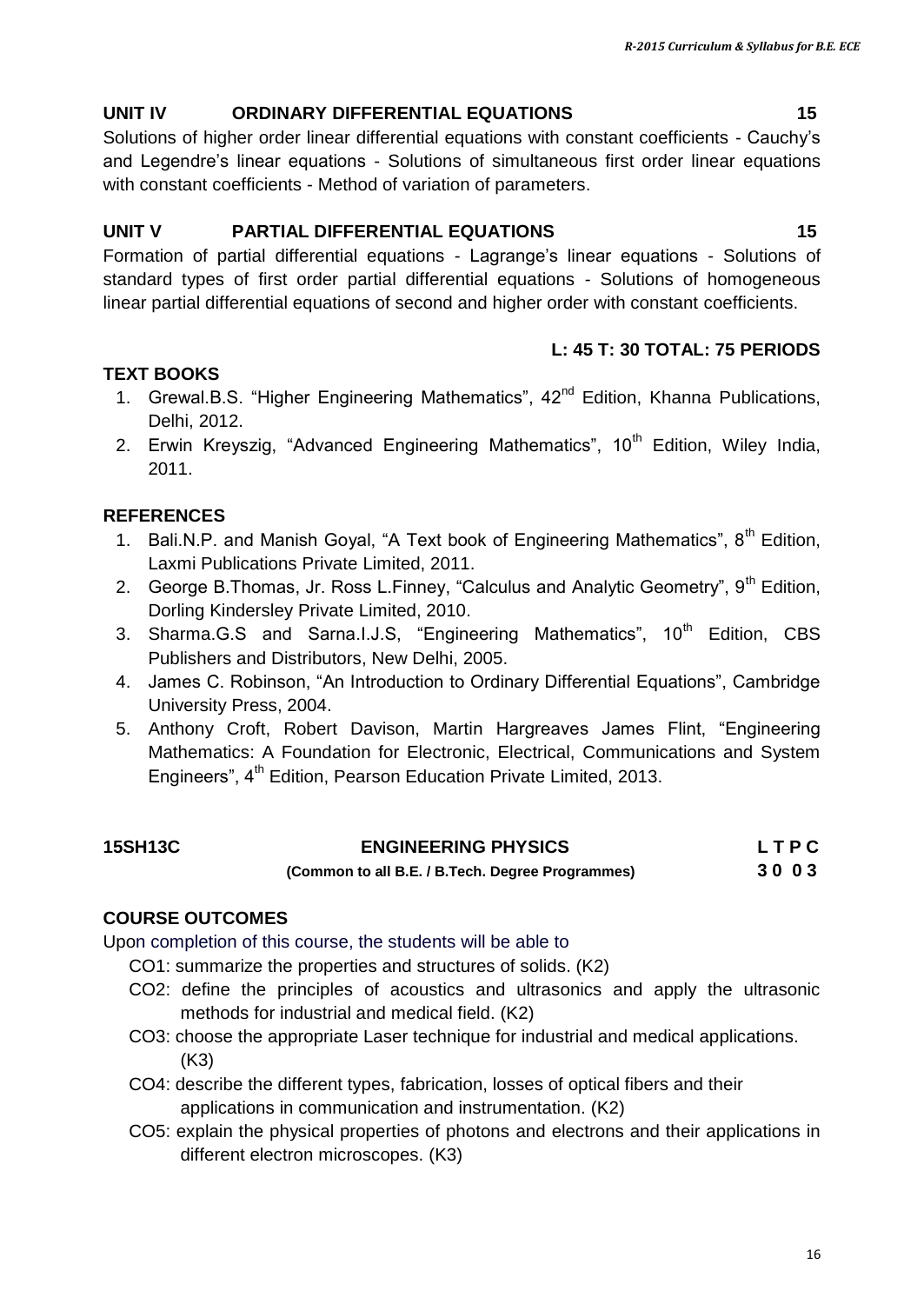## UNIT IV ORDINARY DIFFERENTIAL EQUATIONS 15

Solutions of higher order linear differential equations with constant coefficients - Cauchy's and Legendre's linear equations - Solutions of simultaneous first order linear equations with constant coefficients - Method of variation of parameters.

## UNIT V PARTIAL DIFFERENTIAL EQUATIONS 15

Formation of partial differential equations - Lagrange's linear equations - Solutions of standard types of first order partial differential equations - Solutions of homogeneous linear partial differential equations of second and higher order with constant coefficients.

**L: 45 T: 30 TOTAL: 75 PERIODS**

### TEXT BOOKS

1. Grewal.B.S. "Higher Engineering Mathematics", 42nd Edition, Khanna Publications, Delhi, 2012.
2. Erwin Kreyszig, "Advanced Engineering Mathematics", 10th Edition, Wiley India, 2011.

### REFERENCES

1. Bali.N.P. and Manish Goyal, "A Text book of Engineering Mathematics", 8th Edition, Laxmi Publications Private Limited, 2011.
2. George B.Thomas, Jr. Ross L.Finney, "Calculus and Analytic Geometry", 9th Edition, Dorling Kindersley Private Limited, 2010.
3. Sharma.G.S and Sarna.I.J.S, "Engineering Mathematics", 10th Edition, CBS Publishers and Distributors, New Delhi, 2005.
4. James C. Robinson, "An Introduction to Ordinary Differential Equations", Cambridge University Press, 2004.
5. Anthony Croft, Robert Davison, Martin Hargreaves James Flint, "Engineering Mathematics: A Foundation for Electronic, Electrical, Communications and System Engineers", 4th Edition, Pearson Education Private Limited, 2013.

## 15SH13C ENGINEERING PHYSICS L T P C

**(Common to all B.E. / B.Tech. Degree Programmes) 3 0 0 3**

### COURSE OUTCOMES

Upon completion of this course, the students will be able to

- CO1: summarize the properties and structures of solids. (K2)
- CO2: define the principles of acoustics and ultrasonics and apply the ultrasonic methods for industrial and medical field. (K2)
- CO3: choose the appropriate Laser technique for industrial and medical applications. (K3)
- CO4: describe the different types, fabrication, losses of optical fibers and their applications in communication and instrumentation. (K2)
- CO5: explain the physical properties of photons and electrons and their applications in different electron microscopes. (K3)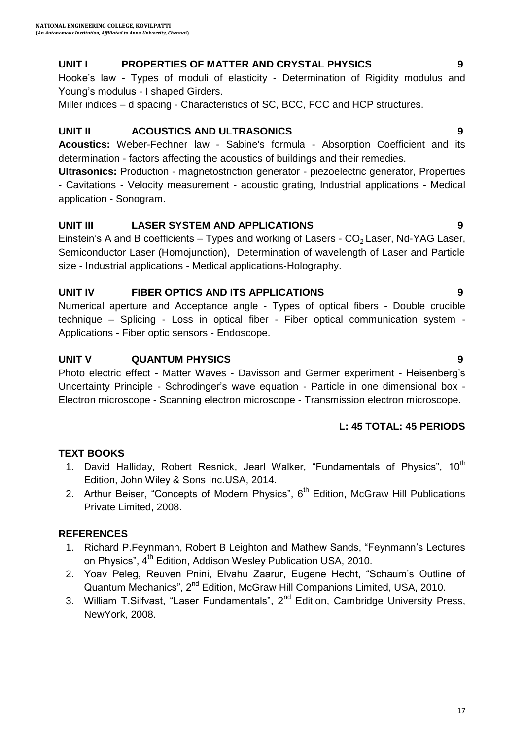## UNIT I PROPERTIES OF MATTER AND CRYSTAL PHYSICS 9

Hooke's law - Types of moduli of elasticity - Determination of Rigidity modulus and Young's modulus - I shaped Girders.

Miller indices – d spacing - Characteristics of SC, BCC, FCC and HCP structures.

## UNIT II ACOUSTICS AND ULTRASONICS 9

**Acoustics:** Weber-Fechner law - Sabine's formula - Absorption Coefficient and its determination - factors affecting the acoustics of buildings and their remedies.

**Ultrasonics:** Production - magnetostriction generator - piezoelectric generator, Properties - Cavitations - Velocity measurement - acoustic grating, Industrial applications - Medical application - Sonogram.

## UNIT III LASER SYSTEM AND APPLICATIONS 9

Einstein's A and B coefficients – Types and working of Lasers - $CO_2$ Laser, Nd-YAG Laser, Semiconductor Laser (Homojunction), Determination of wavelength of Laser and Particle size - Industrial applications - Medical applications-Holography.

## UNIT IV FIBER OPTICS AND ITS APPLICATIONS 9

Numerical aperture and Acceptance angle - Types of optical fibers - Double crucible technique – Splicing - Loss in optical fiber - Fiber optical communication system - Applications - Fiber optic sensors - Endoscope.

## UNIT V QUANTUM PHYSICS 9

Photo electric effect - Matter Waves - Davisson and Germer experiment - Heisenberg's Uncertainty Principle - Schrodinger's wave equation - Particle in one dimensional box - Electron microscope - Scanning electron microscope - Transmission electron microscope.

**L: 45 TOTAL: 45 PERIODS**

## TEXT BOOKS

1. David Halliday, Robert Resnick, Jearl Walker, "Fundamentals of Physics", 10th Edition, John Wiley & Sons Inc.USA, 2014.
2. Arthur Beiser, "Concepts of Modern Physics", 6th Edition, McGraw Hill Publications Private Limited, 2008.

## REFERENCES

1. Richard P.Feynmann, Robert B Leighton and Mathew Sands, "Feynmann's Lectures on Physics", 4th Edition, Addison Wesley Publication USA, 2010.
2. Yoav Peleg, Reuven Pnini, Elvahu Zaarur, Eugene Hecht, "Schaum's Outline of Quantum Mechanics", 2nd Edition, McGraw Hill Companions Limited, USA, 2010.
3. William T.Silfvast, "Laser Fundamentals", 2nd Edition, Cambridge University Press, NewYork, 2008.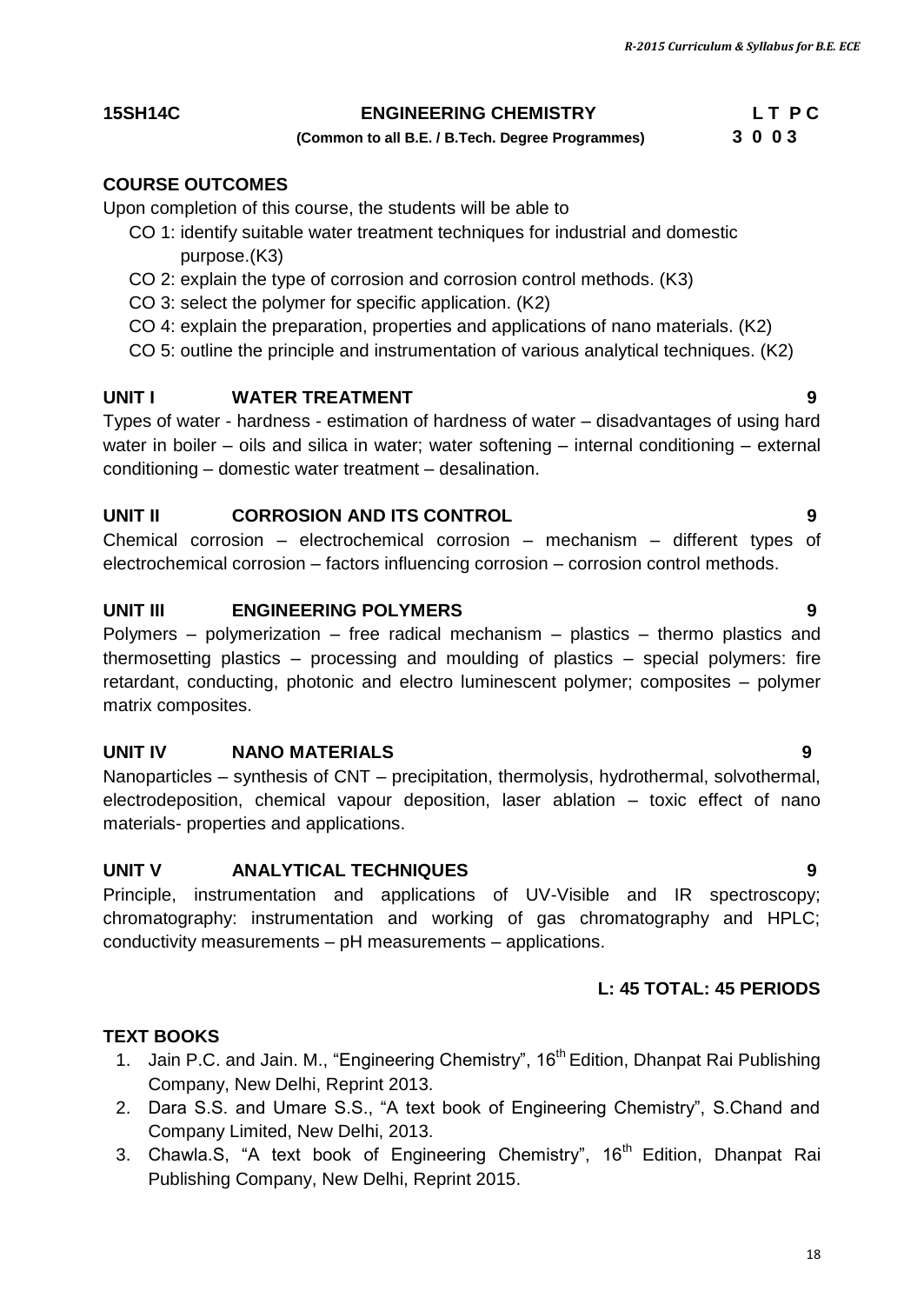**15SH14C** **ENGINEERING CHEMISTRY** **L T P C**

**(Common to all B.E. / B.Tech. Degree Programmes)** **3 0 0 3**

**COURSE OUTCOMES**

Upon completion of this course, the students will be able to

- CO 1: identify suitable water treatment techniques for industrial and domestic purpose.(K3)
- CO 2: explain the type of corrosion and corrosion control methods. (K3)
- CO 3: select the polymer for specific application. (K2)
- CO 4: explain the preparation, properties and applications of nano materials. (K2)
- CO 5: outline the principle and instrumentation of various analytical techniques. (K2)

**UNIT I WATER TREATMENT 9**

Types of water - hardness - estimation of hardness of water – disadvantages of using hard water in boiler – oils and silica in water; water softening – internal conditioning – external conditioning – domestic water treatment – desalination.

**UNIT II CORROSION AND ITS CONTROL 9**

Chemical corrosion – electrochemical corrosion – mechanism – different types of electrochemical corrosion – factors influencing corrosion – corrosion control methods.

**UNIT III ENGINEERING POLYMERS 9**

Polymers – polymerization – free radical mechanism – plastics – thermo plastics and thermosetting plastics – processing and moulding of plastics – special polymers: fire retardant, conducting, photonic and electro luminescent polymer; composites – polymer matrix composites.

**UNIT IV NANO MATERIALS 9**

Nanoparticles – synthesis of CNT – precipitation, thermolysis, hydrothermal, solvothermal, electrodeposition, chemical vapour deposition, laser ablation – toxic effect of nano materials- properties and applications.

**UNIT V ANALYTICAL TECHNIQUES 9**

Principle, instrumentation and applications of UV-Visible and IR spectroscopy; chromatography: instrumentation and working of gas chromatography and HPLC; conductivity measurements – pH measurements – applications.

**L: 45 TOTAL: 45 PERIODS**

**TEXT BOOKS**

1. Jain P.C. and Jain. M., "Engineering Chemistry", 16th Edition, Dhanpat Rai Publishing Company, New Delhi, Reprint 2013.
2. Dara S.S. and Umare S.S., "A text book of Engineering Chemistry", S.Chand and Company Limited, New Delhi, 2013.
3. Chawla.S, "A text book of Engineering Chemistry", 16th Edition, Dhanpat Rai Publishing Company, New Delhi, Reprint 2015.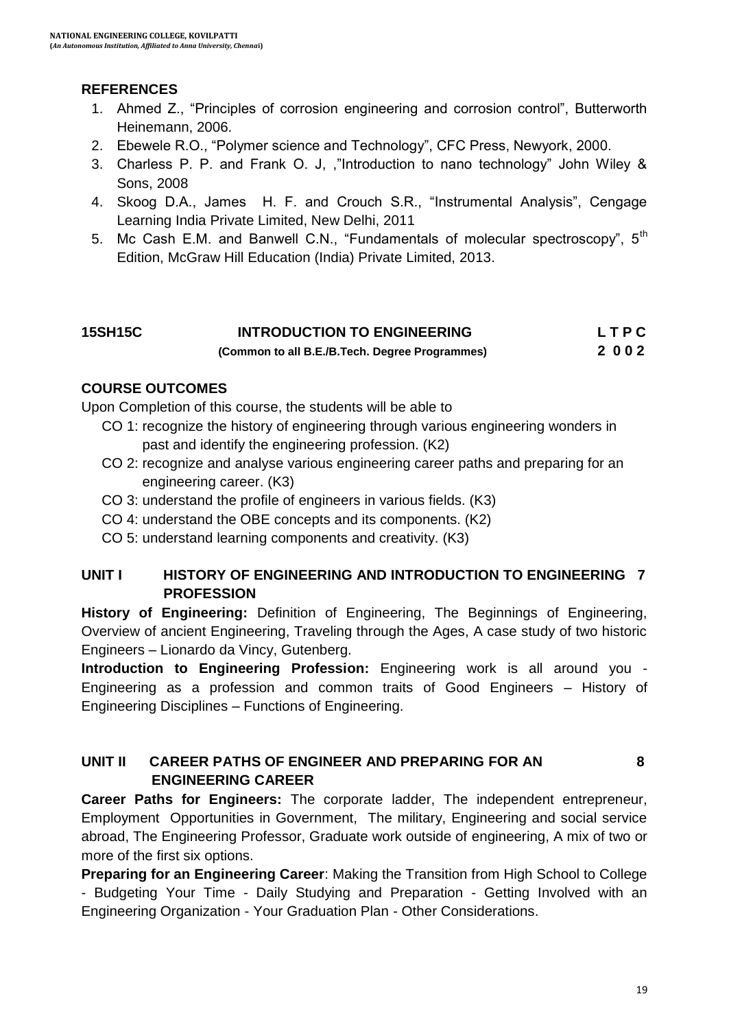## REFERENCES

1. Ahmed Z., "Principles of corrosion engineering and corrosion control", Butterworth Heinemann, 2006.
2. Ebewele R.O., "Polymer science and Technology", CFC Press, Newyork, 2000.
3. Charless P. P. and Frank O. J, ,"Introduction to nano technology" John Wiley & Sons, 2008
4. Skoog D.A., James H. F. and Crouch S.R., "Instrumental Analysis", Cengage Learning India Private Limited, New Delhi, 2011
5. Mc Cash E.M. and Banwell C.N., "Fundamentals of molecular spectroscopy", 5th Edition, McGraw Hill Education (India) Private Limited, 2013.

| 15SH15C | INTRODUCTION TO ENGINEERING | L T P C |
|---|---|---|
| | (Common to all B.E./B.Tech. Degree Programmes) | 2 0 0 2 |

## COURSE OUTCOMES

Upon Completion of this course, the students will be able to

- CO 1: recognize the history of engineering through various engineering wonders in past and identify the engineering profession. (K2)
- CO 2: recognize and analyse various engineering career paths and preparing for an engineering career. (K3)
- CO 3: understand the profile of engineers in various fields. (K3)
- CO 4: understand the OBE concepts and its components. (K2)
- CO 5: understand learning components and creativity. (K3)

## UNIT I HISTORY OF ENGINEERING AND INTRODUCTION TO ENGINEERING PROFESSION 7

**History of Engineering:** Definition of Engineering, The Beginnings of Engineering, Overview of ancient Engineering, Traveling through the Ages, A case study of two historic Engineers – Lionardo da Vincy, Gutenberg.

**Introduction to Engineering Profession:** Engineering work is all around you - Engineering as a profession and common traits of Good Engineers – History of Engineering Disciplines – Functions of Engineering.

## UNIT II CAREER PATHS OF ENGINEER AND PREPARING FOR AN ENGINEERING CAREER 8

**Career Paths for Engineers:** The corporate ladder, The independent entrepreneur, Employment Opportunities in Government, The military, Engineering and social service abroad, The Engineering Professor, Graduate work outside of engineering, A mix of two or more of the first six options.

**Preparing for an Engineering Career**: Making the Transition from High School to College - Budgeting Your Time - Daily Studying and Preparation - Getting Involved with an Engineering Organization - Your Graduation Plan - Other Considerations.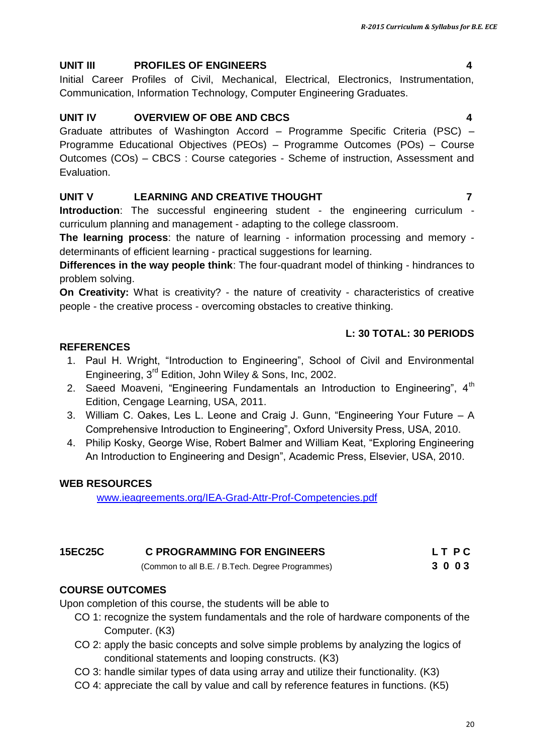### UNIT III PROFILES OF ENGINEERS 4

Initial Career Profiles of Civil, Mechanical, Electrical, Electronics, Instrumentation, Communication, Information Technology, Computer Engineering Graduates.

### UNIT IV OVERVIEW OF OBE AND CBCS 4

Graduate attributes of Washington Accord – Programme Specific Criteria (PSC) – Programme Educational Objectives (PEOs) – Programme Outcomes (POs) – Course Outcomes (COs) – CBCS : Course categories - Scheme of instruction, Assessment and Evaluation.

### UNIT V LEARNING AND CREATIVE THOUGHT 7

**Introduction**: The successful engineering student - the engineering curriculum - curriculum planning and management - adapting to the college classroom.

**The learning process**: the nature of learning - information processing and memory - determinants of efficient learning - practical suggestions for learning.

**Differences in the way people think**: The four-quadrant model of thinking - hindrances to problem solving.

**On Creativity:** What is creativity? - the nature of creativity - characteristics of creative people - the creative process - overcoming obstacles to creative thinking.

**L: 30 TOTAL: 30 PERIODS**

### REFERENCES

1. Paul H. Wright, "Introduction to Engineering", School of Civil and Environmental Engineering, 3rd Edition, John Wiley & Sons, Inc, 2002.
2. Saeed Moaveni, "Engineering Fundamentals an Introduction to Engineering", 4th Edition, Cengage Learning, USA, 2011.
3. William C. Oakes, Les L. Leone and Craig J. Gunn, "Engineering Your Future – A Comprehensive Introduction to Engineering", Oxford University Press, USA, 2010.
4. Philip Kosky, George Wise, Robert Balmer and William Keat, "Exploring Engineering An Introduction to Engineering and Design", Academic Press, Elsevier, USA, 2010.

### WEB RESOURCES

www.ieagreements.org/IEA-Grad-Attr-Prof-Competencies.pdf

## 15EC25C C PROGRAMMING FOR ENGINEERS

(Common to all B.E. / B.Tech. Degree Programmes)

| L | T | P | C |
|---|---|---|---|
| 3 | 0 | 0 | 3 |

### COURSE OUTCOMES

Upon completion of this course, the students will be able to

- CO 1: recognize the system fundamentals and the role of hardware components of the Computer. (K3)
- CO 2: apply the basic concepts and solve simple problems by analyzing the logics of conditional statements and looping constructs. (K3)
- CO 3: handle similar types of data using array and utilize their functionality. (K3)
- CO 4: appreciate the call by value and call by reference features in functions. (K5)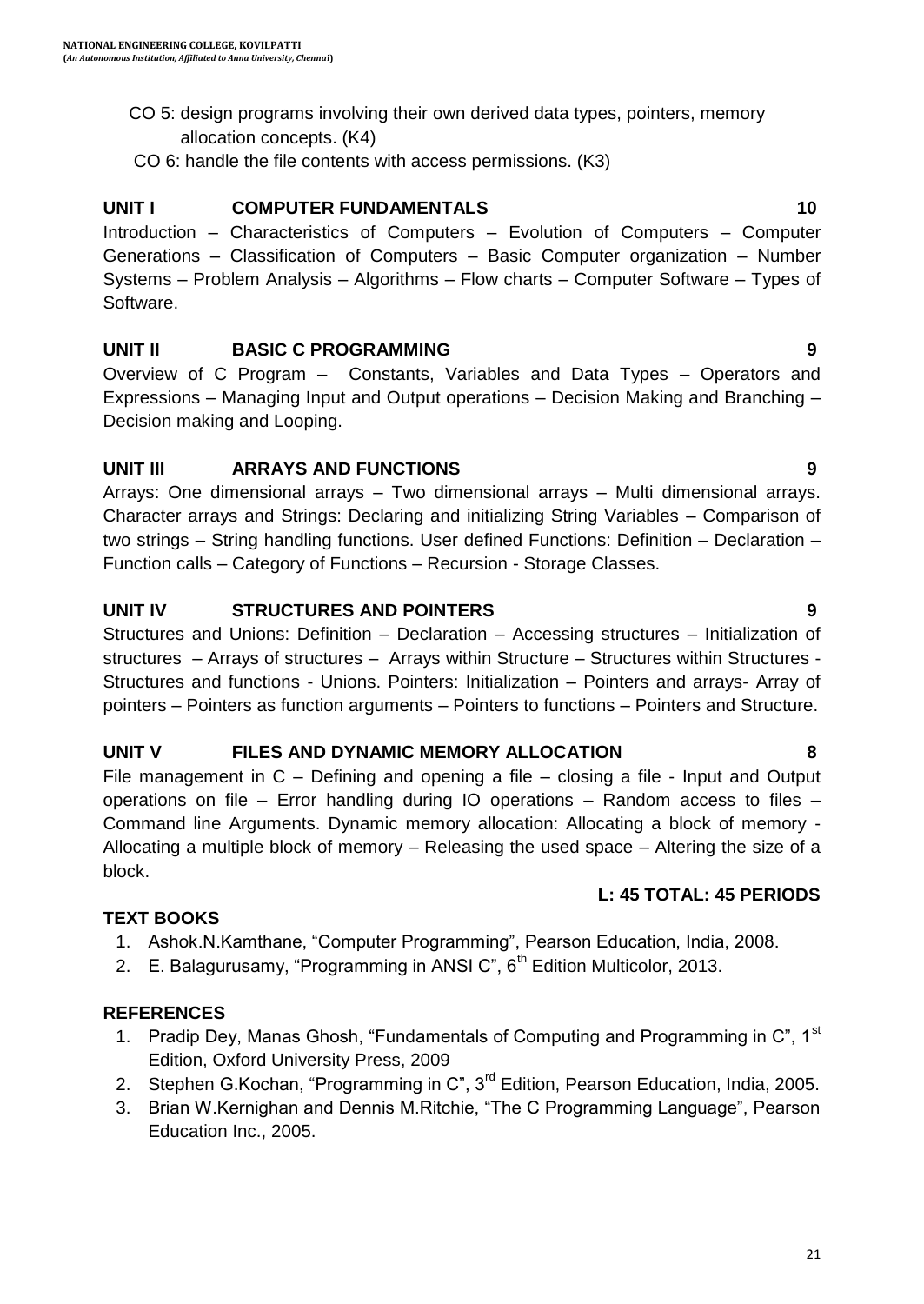CO 5: design programs involving their own derived data types, pointers, memory allocation concepts. (K4)

CO 6: handle the file contents with access permissions. (K3)

### UNIT I COMPUTER FUNDAMENTALS 10

Introduction – Characteristics of Computers – Evolution of Computers – Computer Generations – Classification of Computers – Basic Computer organization – Number Systems – Problem Analysis – Algorithms – Flow charts – Computer Software – Types of Software.

### UNIT II BASIC C PROGRAMMING 9

Overview of C Program – Constants, Variables and Data Types – Operators and Expressions – Managing Input and Output operations – Decision Making and Branching – Decision making and Looping.

### UNIT III ARRAYS AND FUNCTIONS 9

Arrays: One dimensional arrays – Two dimensional arrays – Multi dimensional arrays. Character arrays and Strings: Declaring and initializing String Variables – Comparison of two strings – String handling functions. User defined Functions: Definition – Declaration – Function calls – Category of Functions – Recursion - Storage Classes.

### UNIT IV STRUCTURES AND POINTERS 9

Structures and Unions: Definition – Declaration – Accessing structures – Initialization of structures – Arrays of structures – Arrays within Structure – Structures within Structures - Structures and functions - Unions. Pointers: Initialization – Pointers and arrays- Array of pointers – Pointers as function arguments – Pointers to functions – Pointers and Structure.

### UNIT V FILES AND DYNAMIC MEMORY ALLOCATION 8

File management in C – Defining and opening a file – closing a file - Input and Output operations on file – Error handling during IO operations – Random access to files – Command line Arguments. Dynamic memory allocation: Allocating a block of memory - Allocating a multiple block of memory – Releasing the used space – Altering the size of a block.

**L: 45 TOTAL: 45 PERIODS**

### TEXT BOOKS

1. Ashok.N.Kamthane, "Computer Programming", Pearson Education, India, 2008.
2. E. Balagurusamy, "Programming in ANSI C", 6th Edition Multicolor, 2013.

### REFERENCES

1. Pradip Dey, Manas Ghosh, "Fundamentals of Computing and Programming in C", 1st Edition, Oxford University Press, 2009
2. Stephen G.Kochan, "Programming in C", 3rd Edition, Pearson Education, India, 2005.
3. Brian W.Kernighan and Dennis M.Ritchie, "The C Programming Language", Pearson Education Inc., 2005.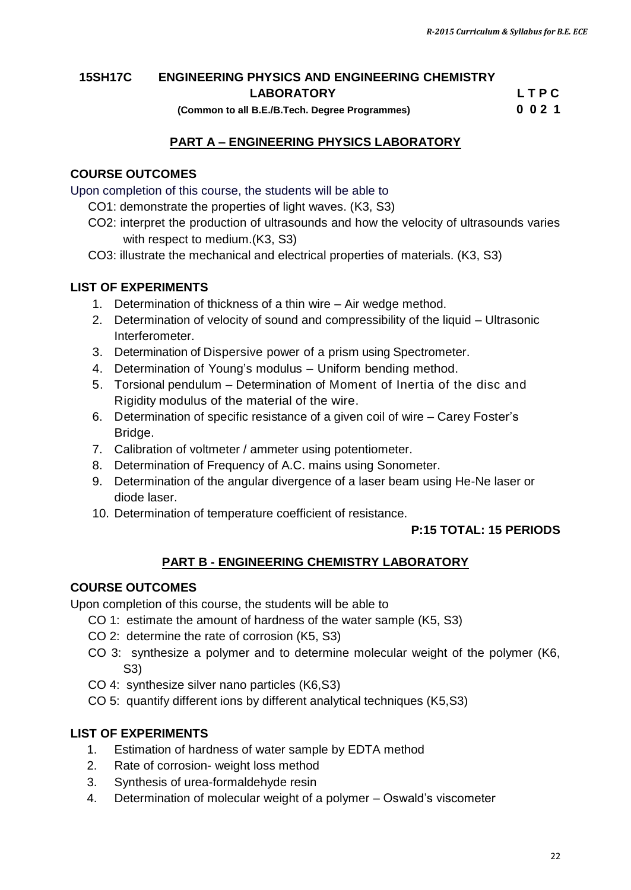## 15SH17C ENGINEERING PHYSICS AND ENGINEERING CHEMISTRY LABORATORY

**(Common to all B.E./B.Tech. Degree Programmes)**

**L T P C**
**0 0 2 1**

### PART A – ENGINEERING PHYSICS LABORATORY

**COURSE OUTCOMES**

Upon completion of this course, the students will be able to

- CO1: demonstrate the properties of light waves. (K3, S3)
- CO2: interpret the production of ultrasounds and how the velocity of ultrasounds varies with respect to medium.(K3, S3)
- CO3: illustrate the mechanical and electrical properties of materials. (K3, S3)

**LIST OF EXPERIMENTS**

1. Determination of thickness of a thin wire – Air wedge method.
2. Determination of velocity of sound and compressibility of the liquid – Ultrasonic Interferometer.
3. Determination of Dispersive power of a prism using Spectrometer.
4. Determination of Young's modulus – Uniform bending method.
5. Torsional pendulum – Determination of Moment of Inertia of the disc and Rigidity modulus of the material of the wire.
6. Determination of specific resistance of a given coil of wire – Carey Foster's Bridge.
7. Calibration of voltmeter / ammeter using potentiometer.
8. Determination of Frequency of A.C. mains using Sonometer.
9. Determination of the angular divergence of a laser beam using He-Ne laser or diode laser.
10. Determination of temperature coefficient of resistance.

**P:15 TOTAL: 15 PERIODS**

### PART B - ENGINEERING CHEMISTRY LABORATORY

**COURSE OUTCOMES**

Upon completion of this course, the students will be able to

- CO 1: estimate the amount of hardness of the water sample (K5, S3)
- CO 2: determine the rate of corrosion (K5, S3)
- CO 3: synthesize a polymer and to determine molecular weight of the polymer (K6, S3)
- CO 4: synthesize silver nano particles (K6,S3)
- CO 5: quantify different ions by different analytical techniques (K5,S3)

**LIST OF EXPERIMENTS**

1. Estimation of hardness of water sample by EDTA method
2. Rate of corrosion- weight loss method
3. Synthesis of urea-formaldehyde resin
4. Determination of molecular weight of a polymer – Oswald's viscometer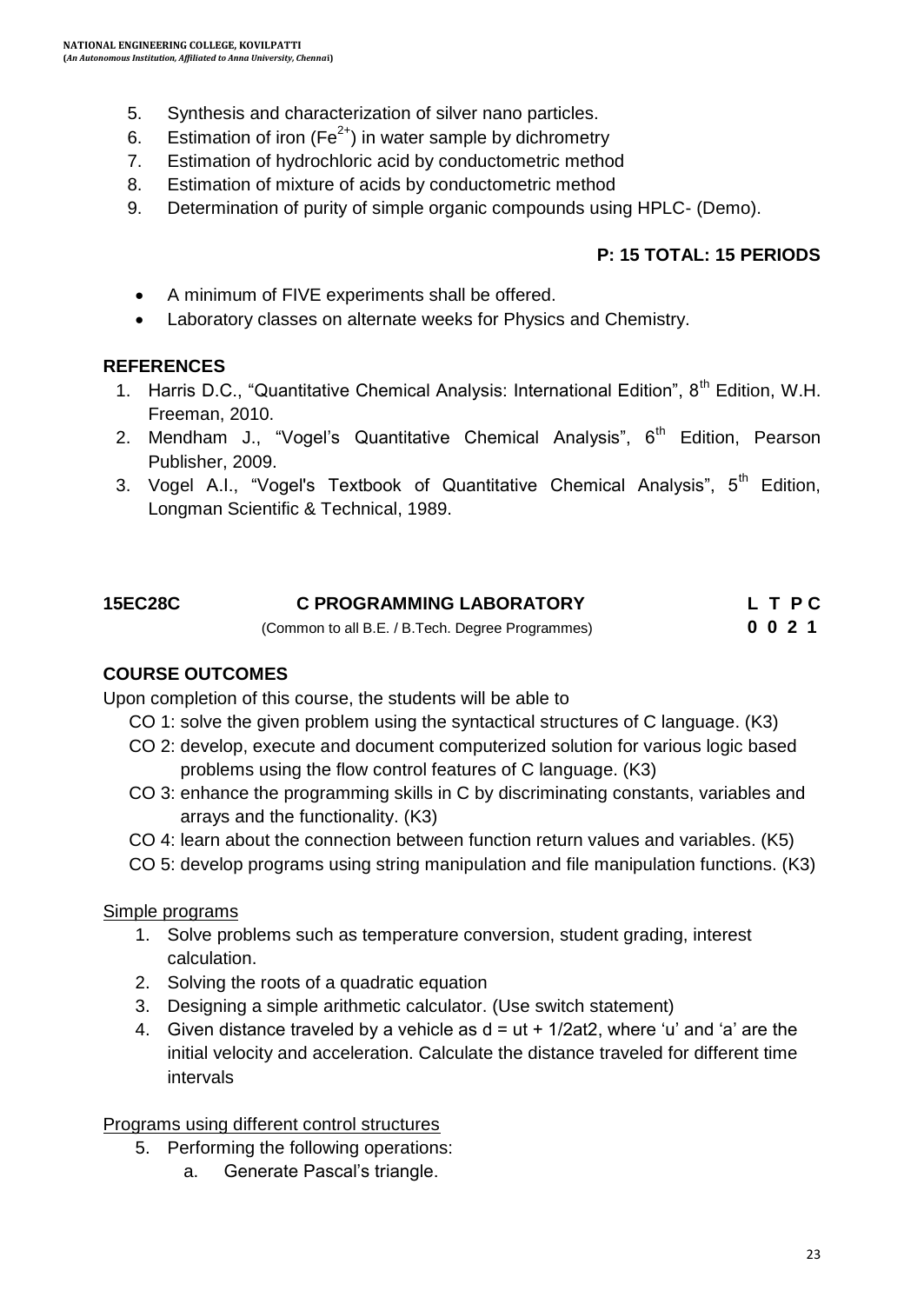5. Synthesis and characterization of silver nano particles.
6. Estimation of iron ($Fe^{2+}$) in water sample by dichrometry
7. Estimation of hydrochloric acid by conductometric method
8. Estimation of mixture of acids by conductometric method
9. Determination of purity of simple organic compounds using HPLC- (Demo).

**P: 15 TOTAL: 15 PERIODS**

- A minimum of FIVE experiments shall be offered.
- Laboratory classes on alternate weeks for Physics and Chemistry.

## REFERENCES

1. Harris D.C., "Quantitative Chemical Analysis: International Edition", 8th Edition, W.H. Freeman, 2010.
2. Mendham J., "Vogel's Quantitative Chemical Analysis", 6th Edition, Pearson Publisher, 2009.
3. Vogel A.I., "Vogel's Textbook of Quantitative Chemical Analysis", 5th Edition, Longman Scientific & Technical, 1989.

| **15EC28C** | **C PROGRAMMING LABORATORY** | **L T P C** |
|---|---|---|
| | (Common to all B.E. / B.Tech. Degree Programmes) | **0 0 2 1** |

## COURSE OUTCOMES

Upon completion of this course, the students will be able to

- CO 1: solve the given problem using the syntactical structures of C language. (K3)
- CO 2: develop, execute and document computerized solution for various logic based problems using the flow control features of C language. (K3)
- CO 3: enhance the programming skills in C by discriminating constants, variables and arrays and the functionality. (K3)
- CO 4: learn about the connection between function return values and variables. (K5)
- CO 5: develop programs using string manipulation and file manipulation functions. (K3)

Simple programs

1. Solve problems such as temperature conversion, student grading, interest calculation.
2. Solving the roots of a quadratic equation
3. Designing a simple arithmetic calculator. (Use switch statement)
4. Given distance traveled by a vehicle as d = ut + 1/2at2, where 'u' and 'a' are the initial velocity and acceleration. Calculate the distance traveled for different time intervals

Programs using different control structures

5. Performing the following operations:
   a. Generate Pascal's triangle.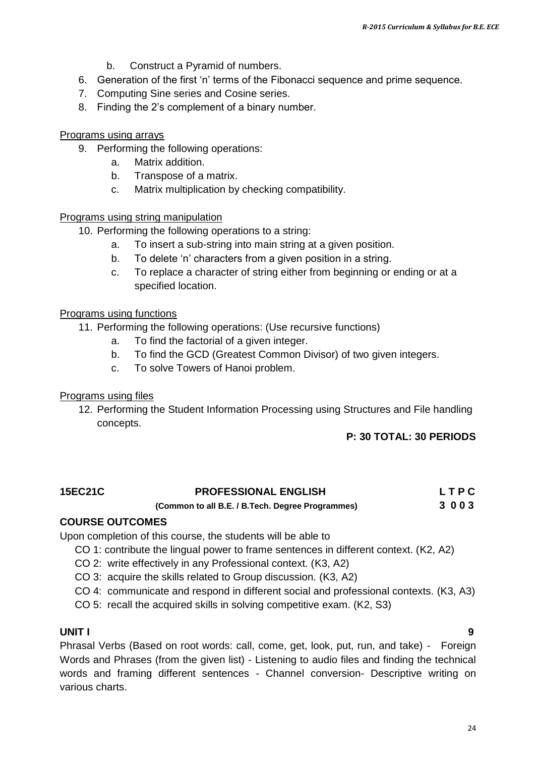b. Construct a Pyramid of numbers.

6. Generation of the first 'n' terms of the Fibonacci sequence and prime sequence.
7. Computing Sine series and Cosine series.
8. Finding the 2's complement of a binary number.

Programs using arrays

9. Performing the following operations:
   a. Matrix addition.
   b. Transpose of a matrix.
   c. Matrix multiplication by checking compatibility.

Programs using string manipulation

10. Performing the following operations to a string:
    a. To insert a sub-string into main string at a given position.
    b. To delete 'n' characters from a given position in a string.
    c. To replace a character of string either from beginning or ending or at a specified location.

Programs using functions

11. Performing the following operations: (Use recursive functions)
    a. To find the factorial of a given integer.
    b. To find the GCD (Greatest Common Divisor) of two given integers.
    c. To solve Towers of Hanoi problem.

Programs using files

12. Performing the Student Information Processing using Structures and File handling concepts.

**P: 30 TOTAL: 30 PERIODS**

## 15EC21C PROFESSIONAL ENGLISH — L T P C: 3 0 0 3

**(Common to all B.E. / B.Tech. Degree Programmes)**

### COURSE OUTCOMES

Upon completion of this course, the students will be able to

CO 1: contribute the lingual power to frame sentences in different context. (K2, A2)

CO 2: write effectively in any Professional context. (K3, A2)

CO 3: acquire the skills related to Group discussion. (K3, A2)

CO 4: communicate and respond in different social and professional contexts. (K3, A3)

CO 5: recall the acquired skills in solving competitive exam. (K2, S3)

### UNIT I — 9

Phrasal Verbs (Based on root words: call, come, get, look, put, run, and take) - Foreign Words and Phrases (from the given list) - Listening to audio files and finding the technical words and framing different sentences - Channel conversion- Descriptive writing on various charts.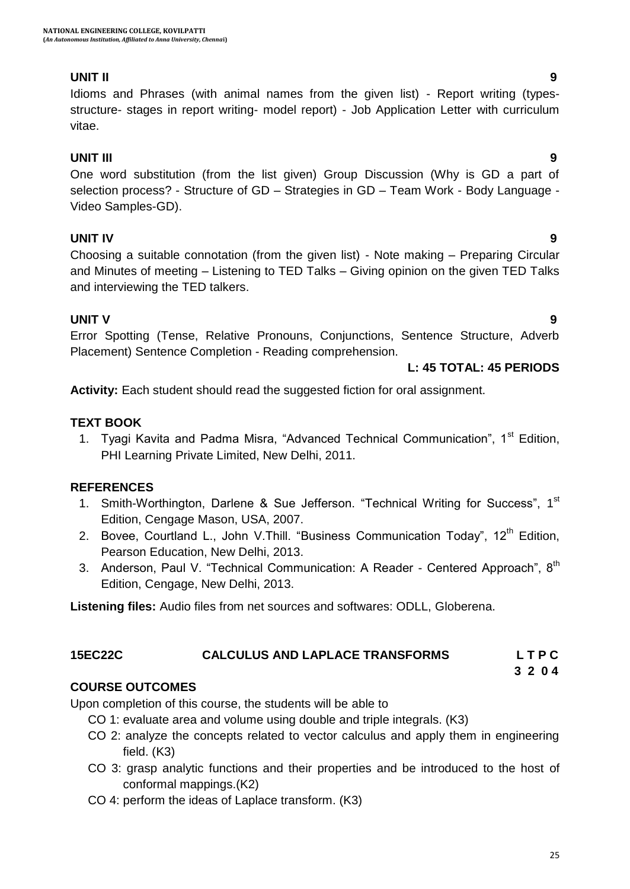**UNIT II** **9**

Idioms and Phrases (with animal names from the given list) - Report writing (types- structure- stages in report writing- model report) - Job Application Letter with curriculum vitae.

**UNIT III** **9**

One word substitution (from the list given) Group Discussion (Why is GD a part of selection process? - Structure of GD – Strategies in GD – Team Work - Body Language - Video Samples-GD).

**UNIT IV** **9**

Choosing a suitable connotation (from the given list) - Note making – Preparing Circular and Minutes of meeting – Listening to TED Talks – Giving opinion on the given TED Talks and interviewing the TED talkers.

**UNIT V** **9**

Error Spotting (Tense, Relative Pronouns, Conjunctions, Sentence Structure, Adverb Placement) Sentence Completion - Reading comprehension.

**L: 45 TOTAL: 45 PERIODS**

**Activity:** Each student should read the suggested fiction for oral assignment.

**TEXT BOOK**

1. Tyagi Kavita and Padma Misra, “Advanced Technical Communication”, 1st Edition, PHI Learning Private Limited, New Delhi, 2011.

**REFERENCES**

1. Smith-Worthington, Darlene & Sue Jefferson. “Technical Writing for Success”, 1st Edition, Cengage Mason, USA, 2007.
2. Bovee, Courtland L., John V.Thill. “Business Communication Today”, 12th Edition, Pearson Education, New Delhi, 2013.
3. Anderson, Paul V. “Technical Communication: A Reader - Centered Approach”, 8th Edition, Cengage, New Delhi, 2013.

**Listening files:** Audio files from net sources and softwares: ODLL, Globerena.

**15EC22C** **CALCULUS AND LAPLACE TRANSFORMS** **L T P C**
**3 2 0 4**

**COURSE OUTCOMES**

Upon completion of this course, the students will be able to

- CO 1: evaluate area and volume using double and triple integrals. (K3)
- CO 2: analyze the concepts related to vector calculus and apply them in engineering field. (K3)
- CO 3: grasp analytic functions and their properties and be introduced to the host of conformal mappings.(K2)
- CO 4: perform the ideas of Laplace transform. (K3)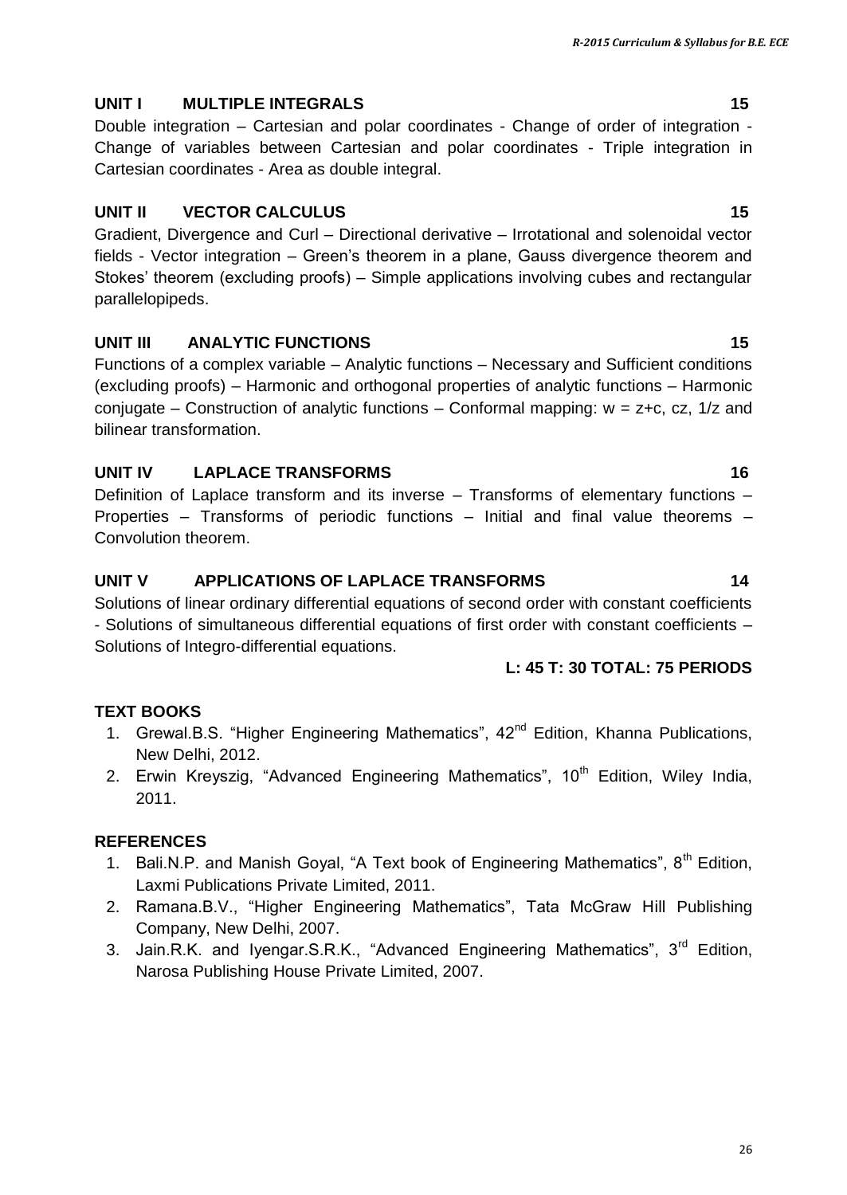### UNIT I MULTIPLE INTEGRALS 15

Double integration – Cartesian and polar coordinates - Change of order of integration - Change of variables between Cartesian and polar coordinates - Triple integration in Cartesian coordinates - Area as double integral.

### UNIT II VECTOR CALCULUS 15

Gradient, Divergence and Curl – Directional derivative – Irrotational and solenoidal vector fields - Vector integration – Green's theorem in a plane, Gauss divergence theorem and Stokes' theorem (excluding proofs) – Simple applications involving cubes and rectangular parallelopipeds.

### UNIT III ANALYTIC FUNCTIONS 15

Functions of a complex variable – Analytic functions – Necessary and Sufficient conditions (excluding proofs) – Harmonic and orthogonal properties of analytic functions – Harmonic conjugate – Construction of analytic functions – Conformal mapping: $w = z+c$, $cz$, $1/z$ and bilinear transformation.

### UNIT IV LAPLACE TRANSFORMS 16

Definition of Laplace transform and its inverse – Transforms of elementary functions – Properties – Transforms of periodic functions – Initial and final value theorems – Convolution theorem.

### UNIT V APPLICATIONS OF LAPLACE TRANSFORMS 14

Solutions of linear ordinary differential equations of second order with constant coefficients - Solutions of simultaneous differential equations of first order with constant coefficients – Solutions of Integro-differential equations.

**L: 45 T: 30 TOTAL: 75 PERIODS**

### TEXT BOOKS

1. Grewal.B.S. "Higher Engineering Mathematics", 42nd Edition, Khanna Publications, New Delhi, 2012.
2. Erwin Kreyszig, "Advanced Engineering Mathematics", 10th Edition, Wiley India, 2011.

### REFERENCES

1. Bali.N.P. and Manish Goyal, "A Text book of Engineering Mathematics", 8th Edition, Laxmi Publications Private Limited, 2011.
2. Ramana.B.V., "Higher Engineering Mathematics", Tata McGraw Hill Publishing Company, New Delhi, 2007.
3. Jain.R.K. and Iyengar.S.R.K., "Advanced Engineering Mathematics", 3rd Edition, Narosa Publishing House Private Limited, 2007.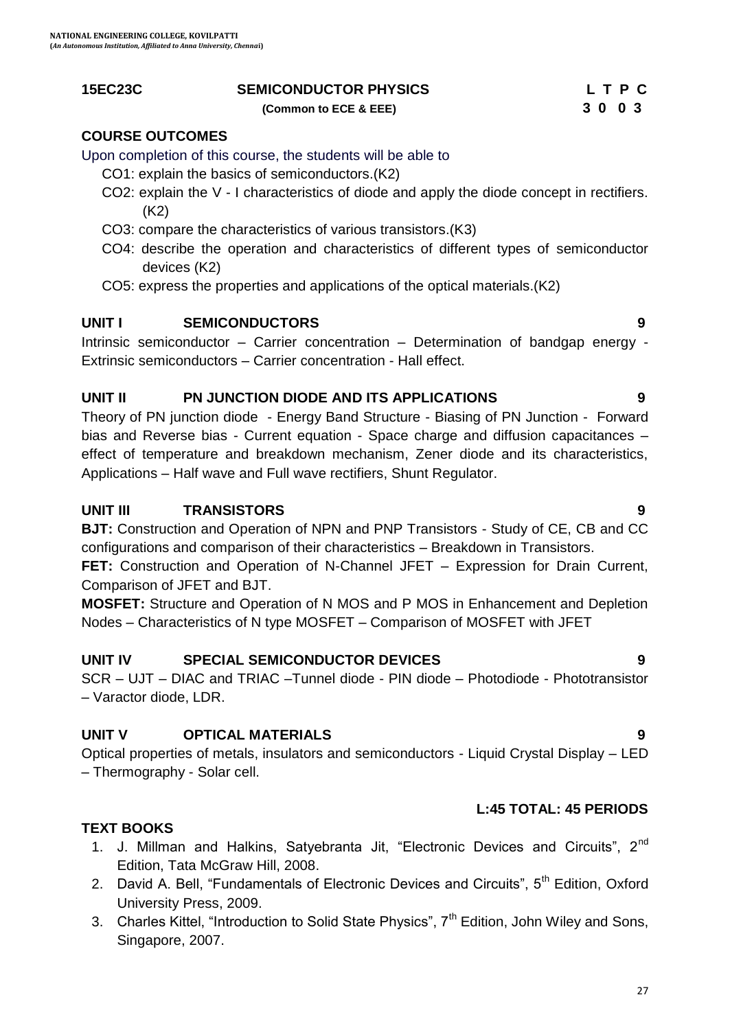**15EC23C SEMICONDUCTOR PHYSICS L T P C**

**(Common to ECE & EEE) 3 0 0 3**

## COURSE OUTCOMES

Upon completion of this course, the students will be able to

- CO1: explain the basics of semiconductors.(K2)
- CO2: explain the V - I characteristics of diode and apply the diode concept in rectifiers. (K2)
- CO3: compare the characteristics of various transistors.(K3)
- CO4: describe the operation and characteristics of different types of semiconductor devices (K2)
- CO5: express the properties and applications of the optical materials.(K2)

## UNIT I SEMICONDUCTORS 9

Intrinsic semiconductor – Carrier concentration – Determination of bandgap energy - Extrinsic semiconductors – Carrier concentration - Hall effect.

## UNIT II PN JUNCTION DIODE AND ITS APPLICATIONS 9

Theory of PN junction diode - Energy Band Structure - Biasing of PN Junction - Forward bias and Reverse bias - Current equation - Space charge and diffusion capacitances – effect of temperature and breakdown mechanism, Zener diode and its characteristics, Applications – Half wave and Full wave rectifiers, Shunt Regulator.

## UNIT III TRANSISTORS 9

**BJT:** Construction and Operation of NPN and PNP Transistors - Study of CE, CB and CC configurations and comparison of their characteristics – Breakdown in Transistors.

**FET:** Construction and Operation of N-Channel JFET – Expression for Drain Current, Comparison of JFET and BJT.

**MOSFET:** Structure and Operation of N MOS and P MOS in Enhancement and Depletion Nodes – Characteristics of N type MOSFET – Comparison of MOSFET with JFET

## UNIT IV SPECIAL SEMICONDUCTOR DEVICES 9

SCR – UJT – DIAC and TRIAC –Tunnel diode - PIN diode – Photodiode - Phototransistor – Varactor diode, LDR.

## UNIT V OPTICAL MATERIALS 9

Optical properties of metals, insulators and semiconductors - Liquid Crystal Display – LED – Thermography - Solar cell.

**L:45 TOTAL: 45 PERIODS**

## TEXT BOOKS

1. J. Millman and Halkins, Satyebranta Jit, "Electronic Devices and Circuits", 2nd Edition, Tata McGraw Hill, 2008.
2. David A. Bell, "Fundamentals of Electronic Devices and Circuits", 5th Edition, Oxford University Press, 2009.
3. Charles Kittel, "Introduction to Solid State Physics", 7th Edition, John Wiley and Sons, Singapore, 2007.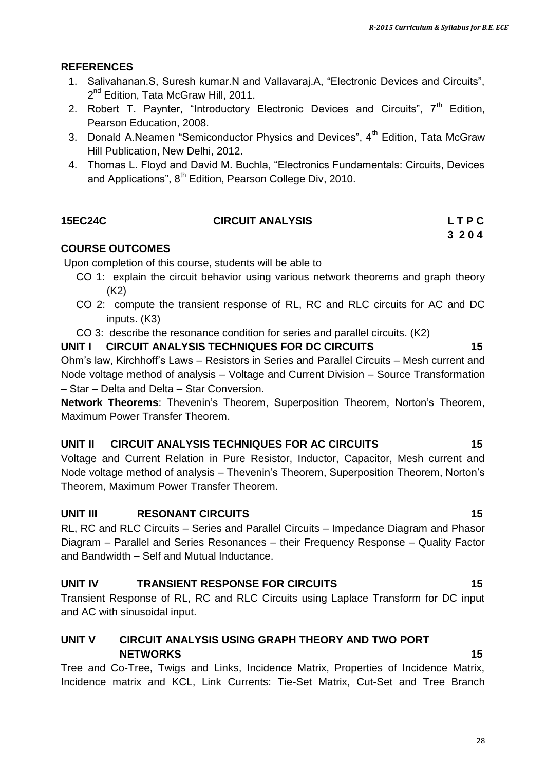## REFERENCES

1. Salivahanan.S, Suresh kumar.N and Vallavaraj.A, "Electronic Devices and Circuits", 2nd Edition, Tata McGraw Hill, 2011.
2. Robert T. Paynter, "Introductory Electronic Devices and Circuits", 7th Edition, Pearson Education, 2008.
3. Donald A.Neamen "Semiconductor Physics and Devices", 4th Edition, Tata McGraw Hill Publication, New Delhi, 2012.
4. Thomas L. Floyd and David M. Buchla, "Electronics Fundamentals: Circuits, Devices and Applications", 8th Edition, Pearson College Div, 2010.

## 15EC24C CIRCUIT ANALYSIS

**L T P C**
**3 2 0 4**

### COURSE OUTCOMES

Upon completion of this course, students will be able to

- CO 1: explain the circuit behavior using various network theorems and graph theory (K2)
- CO 2: compute the transient response of RL, RC and RLC circuits for AC and DC inputs. (K3)
- CO 3: describe the resonance condition for series and parallel circuits. (K2)

### UNIT I CIRCUIT ANALYSIS TECHNIQUES FOR DC CIRCUITS 15

Ohm's law, Kirchhoff's Laws – Resistors in Series and Parallel Circuits – Mesh current and Node voltage method of analysis – Voltage and Current Division – Source Transformation – Star – Delta and Delta – Star Conversion.

**Network Theorems**: Thevenin's Theorem, Superposition Theorem, Norton's Theorem, Maximum Power Transfer Theorem.

### UNIT II CIRCUIT ANALYSIS TECHNIQUES FOR AC CIRCUITS 15

Voltage and Current Relation in Pure Resistor, Inductor, Capacitor, Mesh current and Node voltage method of analysis – Thevenin's Theorem, Superposition Theorem, Norton's Theorem, Maximum Power Transfer Theorem.

### UNIT III RESONANT CIRCUITS 15

RL, RC and RLC Circuits – Series and Parallel Circuits – Impedance Diagram and Phasor Diagram – Parallel and Series Resonances – their Frequency Response – Quality Factor and Bandwidth – Self and Mutual Inductance.

### UNIT IV TRANSIENT RESPONSE FOR CIRCUITS 15

Transient Response of RL, RC and RLC Circuits using Laplace Transform for DC input and AC with sinusoidal input.

### UNIT V CIRCUIT ANALYSIS USING GRAPH THEORY AND TWO PORT NETWORKS 15

Tree and Co-Tree, Twigs and Links, Incidence Matrix, Properties of Incidence Matrix, Incidence matrix and KCL, Link Currents: Tie-Set Matrix, Cut-Set and Tree Branch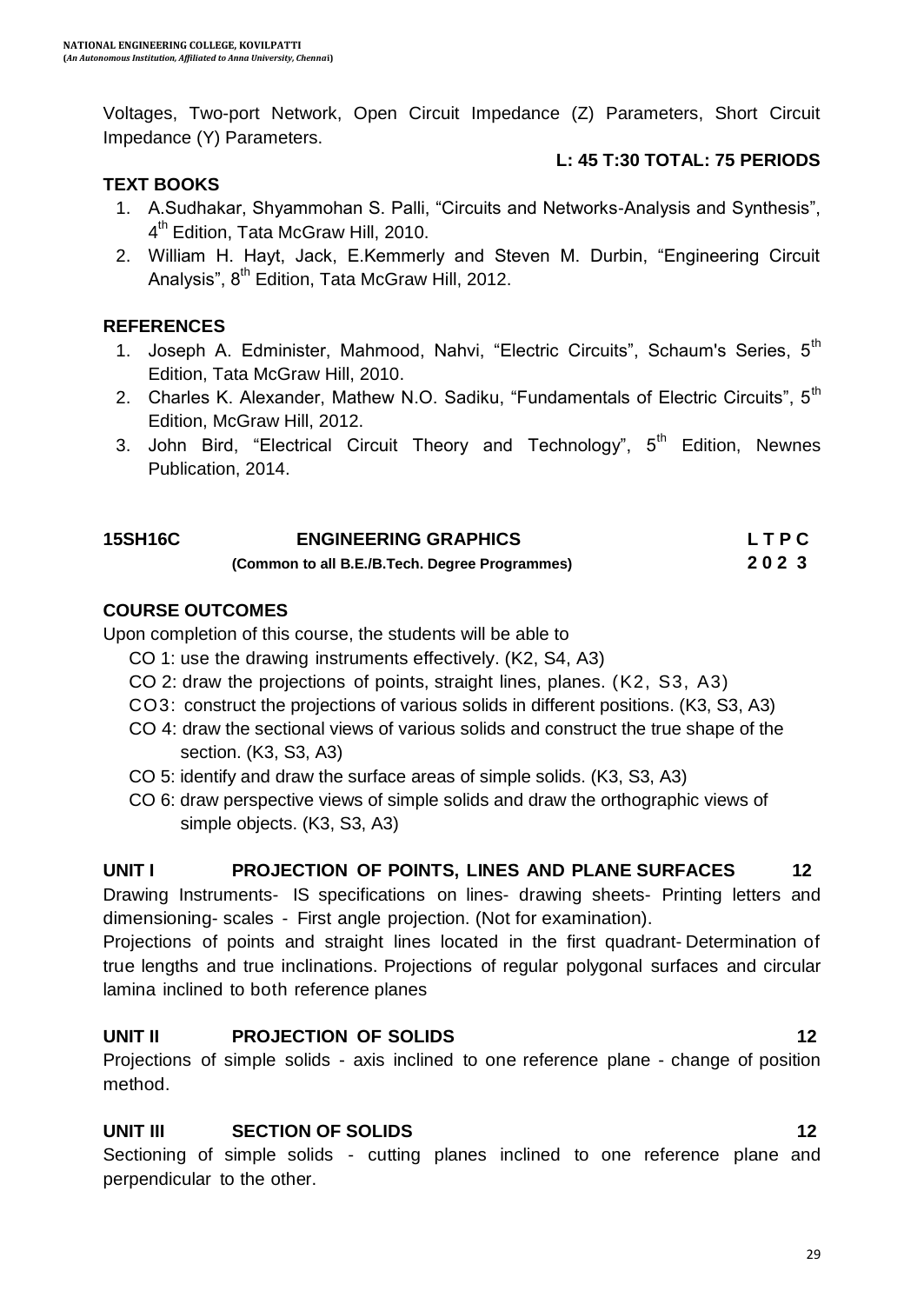Voltages, Two-port Network, Open Circuit Impedance (Z) Parameters, Short Circuit Impedance (Y) Parameters.

**L: 45 T:30 TOTAL: 75 PERIODS**

**TEXT BOOKS**

1. A.Sudhakar, Shyammohan S. Palli, "Circuits and Networks-Analysis and Synthesis", 4th Edition, Tata McGraw Hill, 2010.
2. William H. Hayt, Jack, E.Kemmerly and Steven M. Durbin, "Engineering Circuit Analysis", 8th Edition, Tata McGraw Hill, 2012.

**REFERENCES**

1. Joseph A. Edminister, Mahmood, Nahvi, "Electric Circuits", Schaum's Series, 5th Edition, Tata McGraw Hill, 2010.
2. Charles K. Alexander, Mathew N.O. Sadiku, "Fundamentals of Electric Circuits", 5th Edition, McGraw Hill, 2012.
3. John Bird, "Electrical Circuit Theory and Technology", 5th Edition, Newnes Publication, 2014.

| **15SH16C** | **ENGINEERING GRAPHICS** | **L T P C** |
|---|---|---|
| | **(Common to all B.E./B.Tech. Degree Programmes)** | **2 0 2 3** |

**COURSE OUTCOMES**

Upon completion of this course, the students will be able to

- CO 1: use the drawing instruments effectively. (K2, S4, A3)
- CO 2: draw the projections of points, straight lines, planes. (K2, S3, A3)
- CO3: construct the projections of various solids in different positions. (K3, S3, A3)
- CO 4: draw the sectional views of various solids and construct the true shape of the section. (K3, S3, A3)
- CO 5: identify and draw the surface areas of simple solids. (K3, S3, A3)
- CO 6: draw perspective views of simple solids and draw the orthographic views of simple objects. (K3, S3, A3)

**UNIT I PROJECTION OF POINTS, LINES AND PLANE SURFACES 12**

Drawing Instruments- IS specifications on lines- drawing sheets- Printing letters and dimensioning- scales - First angle projection. (Not for examination).

Projections of points and straight lines located in the first quadrant- Determination of true lengths and true inclinations. Projections of regular polygonal surfaces and circular lamina inclined to both reference planes

**UNIT II PROJECTION OF SOLIDS 12**

Projections of simple solids - axis inclined to one reference plane - change of position method.

**UNIT III SECTION OF SOLIDS 12**

Sectioning of simple solids - cutting planes inclined to one reference plane and perpendicular to the other.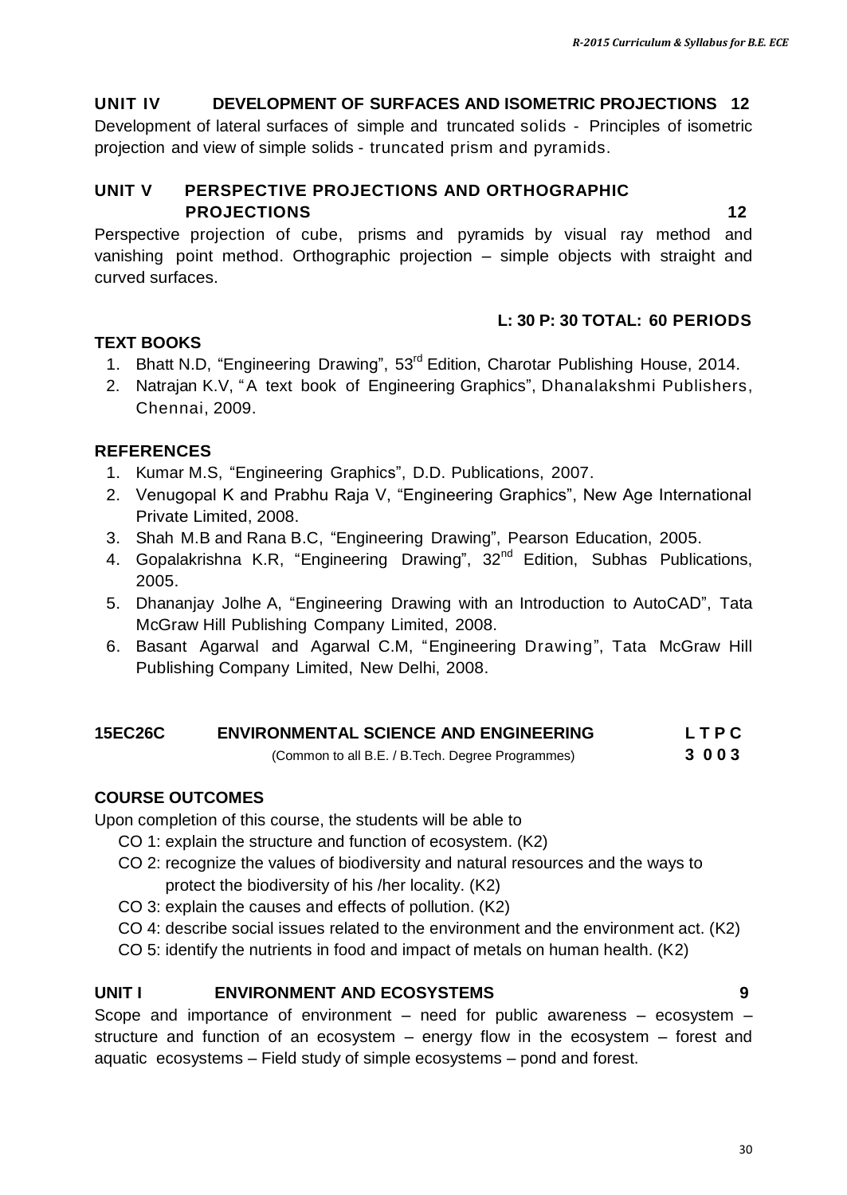### UNIT IV DEVELOPMENT OF SURFACES AND ISOMETRIC PROJECTIONS 12

Development of lateral surfaces of simple and truncated solids - Principles of isometric projection and view of simple solids - truncated prism and pyramids.

### UNIT V PERSPECTIVE PROJECTIONS AND ORTHOGRAPHIC PROJECTIONS 12

Perspective projection of cube, prisms and pyramids by visual ray method and vanishing point method. Orthographic projection – simple objects with straight and curved surfaces.

**L: 30 P: 30 TOTAL: 60 PERIODS**

### TEXT BOOKS

1. Bhatt N.D, "Engineering Drawing", 53rd Edition, Charotar Publishing House, 2014.
2. Natrajan K.V, "A text book of Engineering Graphics", Dhanalakshmi Publishers, Chennai, 2009.

### REFERENCES

1. Kumar M.S, "Engineering Graphics", D.D. Publications, 2007.
2. Venugopal K and Prabhu Raja V, "Engineering Graphics", New Age International Private Limited, 2008.
3. Shah M.B and Rana B.C, "Engineering Drawing", Pearson Education, 2005.
4. Gopalakrishna K.R, "Engineering Drawing", 32nd Edition, Subhas Publications, 2005.
5. Dhananjay Jolhe A, "Engineering Drawing with an Introduction to AutoCAD", Tata McGraw Hill Publishing Company Limited, 2008.
6. Basant Agarwal and Agarwal C.M, "Engineering Drawing", Tata McGraw Hill Publishing Company Limited, New Delhi, 2008.

## 15EC26C ENVIRONMENTAL SCIENCE AND ENGINEERING

(Common to all B.E. / B.Tech. Degree Programmes)

| L | T | P | C |
|---|---|---|---|
| 3 | 0 | 0 | 3 |

### COURSE OUTCOMES

Upon completion of this course, the students will be able to

- CO 1: explain the structure and function of ecosystem. (K2)
- CO 2: recognize the values of biodiversity and natural resources and the ways to protect the biodiversity of his /her locality. (K2)
- CO 3: explain the causes and effects of pollution. (K2)
- CO 4: describe social issues related to the environment and the environment act. (K2)
- CO 5: identify the nutrients in food and impact of metals on human health. (K2)

### UNIT I ENVIRONMENT AND ECOSYSTEMS 9

Scope and importance of environment – need for public awareness – ecosystem – structure and function of an ecosystem – energy flow in the ecosystem – forest and aquatic ecosystems – Field study of simple ecosystems – pond and forest.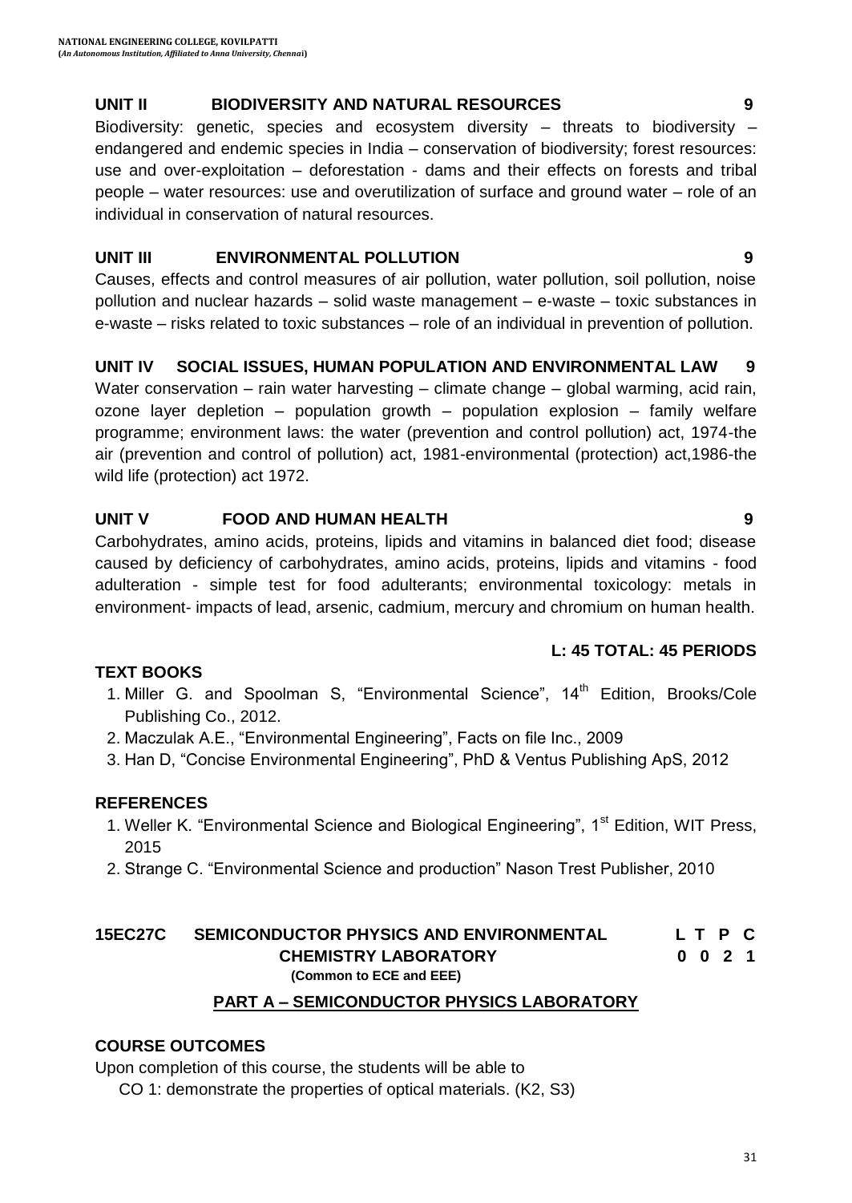### UNIT II BIODIVERSITY AND NATURAL RESOURCES 9

Biodiversity: genetic, species and ecosystem diversity – threats to biodiversity – endangered and endemic species in India – conservation of biodiversity; forest resources: use and over-exploitation – deforestation - dams and their effects on forests and tribal people – water resources: use and overutilization of surface and ground water – role of an individual in conservation of natural resources.

### UNIT III ENVIRONMENTAL POLLUTION 9

Causes, effects and control measures of air pollution, water pollution, soil pollution, noise pollution and nuclear hazards – solid waste management – e-waste – toxic substances in e-waste – risks related to toxic substances – role of an individual in prevention of pollution.

### UNIT IV SOCIAL ISSUES, HUMAN POPULATION AND ENVIRONMENTAL LAW 9

Water conservation – rain water harvesting – climate change – global warming, acid rain, ozone layer depletion – population growth – population explosion – family welfare programme; environment laws: the water (prevention and control pollution) act, 1974-the air (prevention and control of pollution) act, 1981-environmental (protection) act,1986-the wild life (protection) act 1972.

### UNIT V FOOD AND HUMAN HEALTH 9

Carbohydrates, amino acids, proteins, lipids and vitamins in balanced diet food; disease caused by deficiency of carbohydrates, amino acids, proteins, lipids and vitamins - food adulteration - simple test for food adulterants; environmental toxicology: metals in environment- impacts of lead, arsenic, cadmium, mercury and chromium on human health.

**L: 45 TOTAL: 45 PERIODS**

### TEXT BOOKS

1. Miller G. and Spoolman S, “Environmental Science”, 14th Edition, Brooks/Cole Publishing Co., 2012.
2. Maczulak A.E., “Environmental Engineering”, Facts on file Inc., 2009
3. Han D, “Concise Environmental Engineering”, PhD & Ventus Publishing ApS, 2012

### REFERENCES

1. Weller K. “Environmental Science and Biological Engineering”, 1st Edition, WIT Press, 2015
2. Strange C. “Environmental Science and production” Nason Trest Publisher, 2010

## 15EC27C SEMICONDUCTOR PHYSICS AND ENVIRONMENTAL CHEMISTRY LABORATORY

**(Common to ECE and EEE)**

| L | T | P | C |
|---|---|---|---|
| 0 | 0 | 2 | 1 |

### PART A – SEMICONDUCTOR PHYSICS LABORATORY

### COURSE OUTCOMES

Upon completion of this course, the students will be able to

CO 1: demonstrate the properties of optical materials. (K2, S3)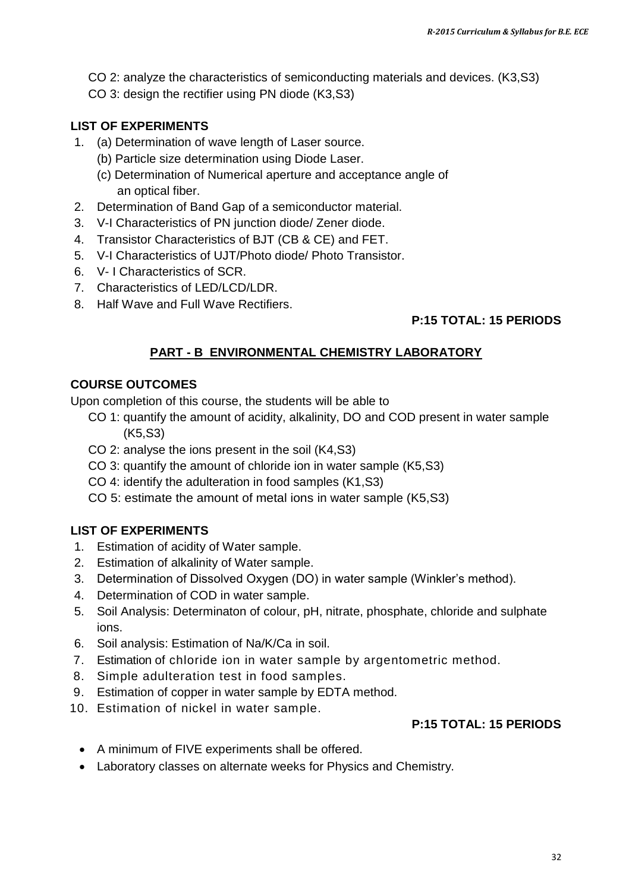CO 2: analyze the characteristics of semiconducting materials and devices. (K3,S3)

CO 3: design the rectifier using PN diode (K3,S3)

**LIST OF EXPERIMENTS**

1. (a) Determination of wave length of Laser source.
   (b) Particle size determination using Diode Laser.
   (c) Determination of Numerical aperture and acceptance angle of an optical fiber.
2. Determination of Band Gap of a semiconductor material.
3. V-I Characteristics of PN junction diode/ Zener diode.
4. Transistor Characteristics of BJT (CB & CE) and FET.
5. V-I Characteristics of UJT/Photo diode/ Photo Transistor.
6. V- I Characteristics of SCR.
7. Characteristics of LED/LCD/LDR.
8. Half Wave and Full Wave Rectifiers.

**P:15 TOTAL: 15 PERIODS**

## PART - B ENVIRONMENTAL CHEMISTRY LABORATORY

**COURSE OUTCOMES**

Upon completion of this course, the students will be able to

CO 1: quantify the amount of acidity, alkalinity, DO and COD present in water sample (K5,S3)

CO 2: analyse the ions present in the soil (K4,S3)

CO 3: quantify the amount of chloride ion in water sample (K5,S3)

CO 4: identify the adulteration in food samples (K1,S3)

CO 5: estimate the amount of metal ions in water sample (K5,S3)

**LIST OF EXPERIMENTS**

1. Estimation of acidity of Water sample.
2. Estimation of alkalinity of Water sample.
3. Determination of Dissolved Oxygen (DO) in water sample (Winkler's method).
4. Determination of COD in water sample.
5. Soil Analysis: Determinaton of colour, pH, nitrate, phosphate, chloride and sulphate ions.
6. Soil analysis: Estimation of Na/K/Ca in soil.
7. Estimation of chloride ion in water sample by argentometric method.
8. Simple adulteration test in food samples.
9. Estimation of copper in water sample by EDTA method.
10. Estimation of nickel in water sample.

**P:15 TOTAL: 15 PERIODS**

- A minimum of FIVE experiments shall be offered.
- Laboratory classes on alternate weeks for Physics and Chemistry.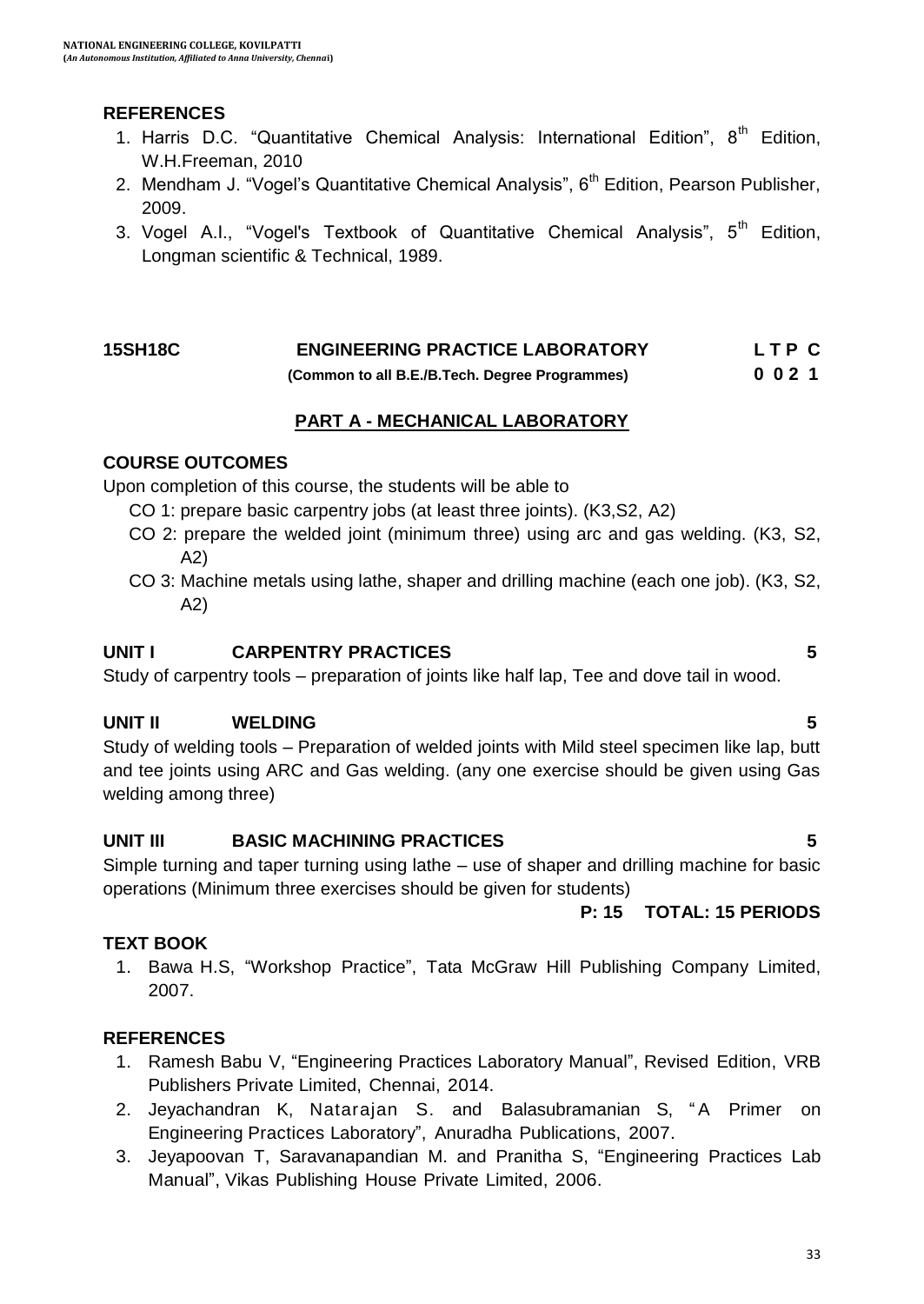### REFERENCES

1. Harris D.C. "Quantitative Chemical Analysis: International Edition", 8th Edition, W.H.Freeman, 2010
2. Mendham J. "Vogel's Quantitative Chemical Analysis", 6th Edition, Pearson Publisher, 2009.
3. Vogel A.I., "Vogel's Textbook of Quantitative Chemical Analysis", 5th Edition, Longman scientific & Technical, 1989.

## 15SH18C ENGINEERING PRACTICE LABORATORY

**(Common to all B.E./B.Tech. Degree Programmes)**

| L | T | P | C |
|---|---|---|---|
| 0 | 0 | 2 | 1 |

### PART A - MECHANICAL LABORATORY

### COURSE OUTCOMES

Upon completion of this course, the students will be able to

- CO 1: prepare basic carpentry jobs (at least three joints). (K3,S2, A2)
- CO 2: prepare the welded joint (minimum three) using arc and gas welding. (K3, S2, A2)
- CO 3: Machine metals using lathe, shaper and drilling machine (each one job). (K3, S2, A2)

### UNIT I CARPENTRY PRACTICES 5

Study of carpentry tools – preparation of joints like half lap, Tee and dove tail in wood.

### UNIT II WELDING 5

Study of welding tools – Preparation of welded joints with Mild steel specimen like lap, butt and tee joints using ARC and Gas welding. (any one exercise should be given using Gas welding among three)

### UNIT III BASIC MACHINING PRACTICES 5

Simple turning and taper turning using lathe – use of shaper and drilling machine for basic operations (Minimum three exercises should be given for students)

**P: 15 TOTAL: 15 PERIODS**

### TEXT BOOK

1. Bawa H.S, "Workshop Practice", Tata McGraw Hill Publishing Company Limited, 2007.

### REFERENCES

1. Ramesh Babu V, "Engineering Practices Laboratory Manual", Revised Edition, VRB Publishers Private Limited, Chennai, 2014.
2. Jeyachandran K, Natarajan S. and Balasubramanian S, "A Primer on Engineering Practices Laboratory", Anuradha Publications, 2007.
3. Jeyapoovan T, Saravanapandian M. and Pranitha S, "Engineering Practices Lab Manual", Vikas Publishing House Private Limited, 2006.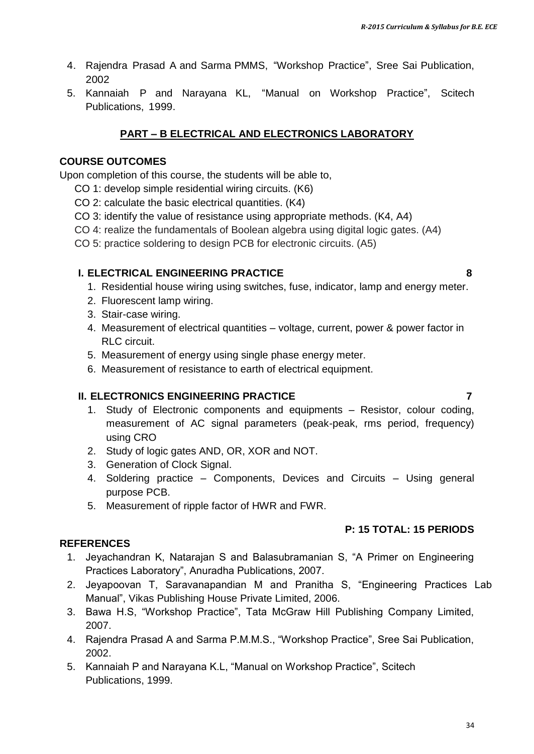4. Rajendra Prasad A and Sarma PMMS, "Workshop Practice", Sree Sai Publication, 2002
5. Kannaiah P and Narayana KL, "Manual on Workshop Practice", Scitech Publications, 1999.

## PART – B ELECTRICAL AND ELECTRONICS LABORATORY

**COURSE OUTCOMES**

Upon completion of this course, the students will be able to,

CO 1: develop simple residential wiring circuits. (K6)

CO 2: calculate the basic electrical quantities. (K4)

CO 3: identify the value of resistance using appropriate methods. (K4, A4)

CO 4: realize the fundamentals of Boolean algebra using digital logic gates. (A4)

CO 5: practice soldering to design PCB for electronic circuits. (A5)

### I. ELECTRICAL ENGINEERING PRACTICE — 8

1. Residential house wiring using switches, fuse, indicator, lamp and energy meter.
2. Fluorescent lamp wiring.
3. Stair-case wiring.
4. Measurement of electrical quantities – voltage, current, power & power factor in RLC circuit.
5. Measurement of energy using single phase energy meter.
6. Measurement of resistance to earth of electrical equipment.

### II. ELECTRONICS ENGINEERING PRACTICE — 7

1. Study of Electronic components and equipments – Resistor, colour coding, measurement of AC signal parameters (peak-peak, rms period, frequency) using CRO
2. Study of logic gates AND, OR, XOR and NOT.
3. Generation of Clock Signal.
4. Soldering practice – Components, Devices and Circuits – Using general purpose PCB.
5. Measurement of ripple factor of HWR and FWR.

**P: 15 TOTAL: 15 PERIODS**

**REFERENCES**

1. Jeyachandran K, Natarajan S and Balasubramanian S, "A Primer on Engineering Practices Laboratory", Anuradha Publications, 2007.
2. Jeyapoovan T, Saravanapandian M and Pranitha S, "Engineering Practices Lab Manual", Vikas Publishing House Private Limited, 2006.
3. Bawa H.S, "Workshop Practice", Tata McGraw Hill Publishing Company Limited, 2007.
4. Rajendra Prasad A and Sarma P.M.M.S., "Workshop Practice", Sree Sai Publication, 2002.
5. Kannaiah P and Narayana K.L, "Manual on Workshop Practice", Scitech Publications, 1999.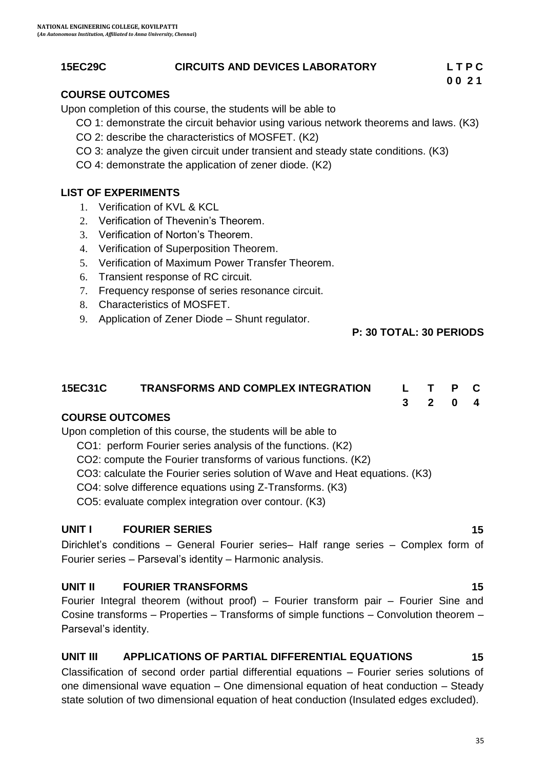## 15EC29C CIRCUITS AND DEVICES LABORATORY

| L | T | P | C |
|---|---|---|---|
| 0 | 0 | 2 | 1 |

### COURSE OUTCOMES

Upon completion of this course, the students will be able to

CO 1: demonstrate the circuit behavior using various network theorems and laws. (K3)
CO 2: describe the characteristics of MOSFET. (K2)
CO 3: analyze the given circuit under transient and steady state conditions. (K3)
CO 4: demonstrate the application of zener diode. (K2)

### LIST OF EXPERIMENTS

1. Verification of KVL & KCL
2. Verification of Thevenin's Theorem.
3. Verification of Norton's Theorem.
4. Verification of Superposition Theorem.
5. Verification of Maximum Power Transfer Theorem.
6. Transient response of RC circuit.
7. Frequency response of series resonance circuit.
8. Characteristics of MOSFET.
9. Application of Zener Diode – Shunt regulator.

**P: 30 TOTAL: 30 PERIODS**

## 15EC31C TRANSFORMS AND COMPLEX INTEGRATION

| L | T | P | C |
|---|---|---|---|
| 3 | 2 | 0 | 4 |

### COURSE OUTCOMES

Upon completion of this course, the students will be able to

CO1: perform Fourier series analysis of the functions. (K2)
CO2: compute the Fourier transforms of various functions. (K2)
CO3: calculate the Fourier series solution of Wave and Heat equations. (K3)
CO4: solve difference equations using Z-Transforms. (K3)
CO5: evaluate complex integration over contour. (K3)

### UNIT I FOURIER SERIES 15

Dirichlet's conditions – General Fourier series– Half range series – Complex form of Fourier series – Parseval's identity – Harmonic analysis.

### UNIT II FOURIER TRANSFORMS 15

Fourier Integral theorem (without proof) – Fourier transform pair – Fourier Sine and Cosine transforms – Properties – Transforms of simple functions – Convolution theorem – Parseval's identity.

### UNIT III APPLICATIONS OF PARTIAL DIFFERENTIAL EQUATIONS 15

Classification of second order partial differential equations – Fourier series solutions of one dimensional wave equation – One dimensional equation of heat conduction – Steady state solution of two dimensional equation of heat conduction (Insulated edges excluded).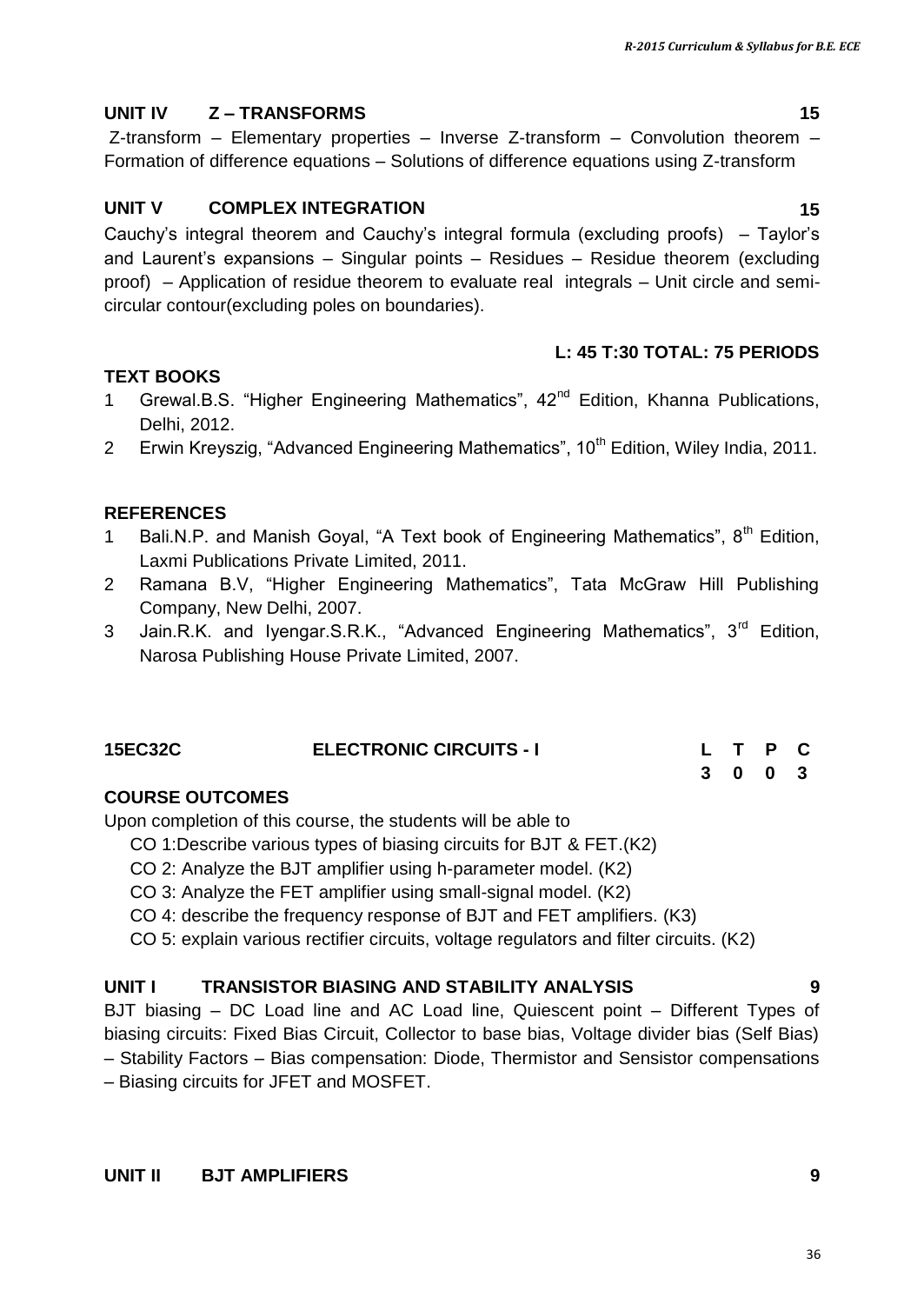### UNIT IV Z – TRANSFORMS 15

Z-transform – Elementary properties – Inverse Z-transform – Convolution theorem – Formation of difference equations – Solutions of difference equations using Z-transform

### UNIT V COMPLEX INTEGRATION 15

Cauchy's integral theorem and Cauchy's integral formula (excluding proofs) – Taylor's and Laurent's expansions – Singular points – Residues – Residue theorem (excluding proof) – Application of residue theorem to evaluate real integrals – Unit circle and semi-circular contour(excluding poles on boundaries).

**L: 45 T:30 TOTAL: 75 PERIODS**

### TEXT BOOKS

1. Grewal.B.S. "Higher Engineering Mathematics", 42nd Edition, Khanna Publications, Delhi, 2012.
2. Erwin Kreyszig, "Advanced Engineering Mathematics", 10th Edition, Wiley India, 2011.

### REFERENCES

1. Bali.N.P. and Manish Goyal, "A Text book of Engineering Mathematics", 8th Edition, Laxmi Publications Private Limited, 2011.
2. Ramana B.V, "Higher Engineering Mathematics", Tata McGraw Hill Publishing Company, New Delhi, 2007.
3. Jain.R.K. and Iyengar.S.R.K., "Advanced Engineering Mathematics", 3rd Edition, Narosa Publishing House Private Limited, 2007.

## 15EC32C ELECTRONIC CIRCUITS - I

| L | T | P | C |
|---|---|---|---|
| 3 | 0 | 0 | 3 |

### COURSE OUTCOMES

Upon completion of this course, the students will be able to

- CO 1:Describe various types of biasing circuits for BJT & FET.(K2)
- CO 2: Analyze the BJT amplifier using h-parameter model. (K2)
- CO 3: Analyze the FET amplifier using small-signal model. (K2)
- CO 4: describe the frequency response of BJT and FET amplifiers. (K3)
- CO 5: explain various rectifier circuits, voltage regulators and filter circuits. (K2)

### UNIT I TRANSISTOR BIASING AND STABILITY ANALYSIS 9

BJT biasing – DC Load line and AC Load line, Quiescent point – Different Types of biasing circuits: Fixed Bias Circuit, Collector to base bias, Voltage divider bias (Self Bias) – Stability Factors – Bias compensation: Diode, Thermistor and Sensistor compensations – Biasing circuits for JFET and MOSFET.

### UNIT II BJT AMPLIFIERS 9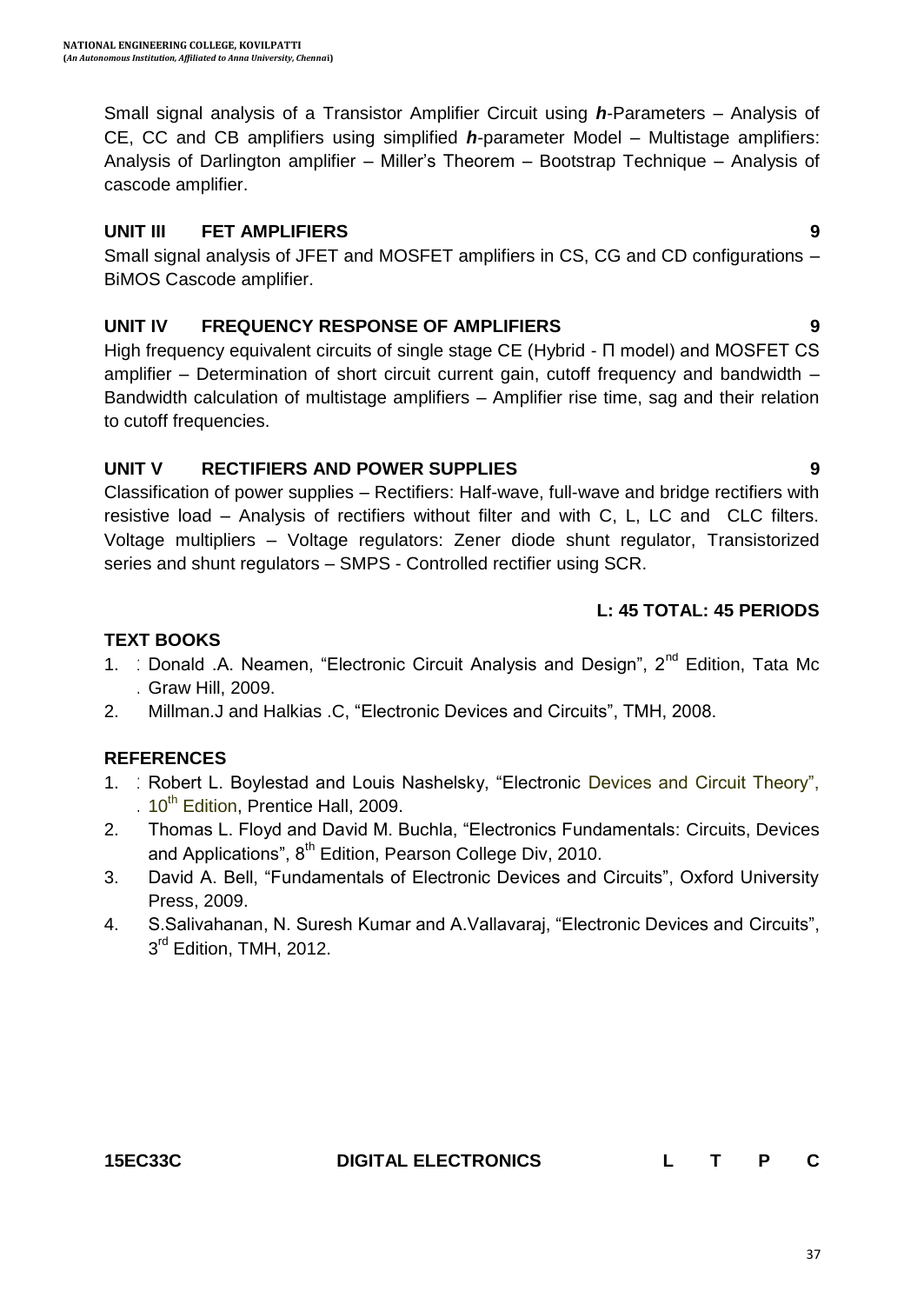Small signal analysis of a Transistor Amplifier Circuit using ***h***-Parameters – Analysis of CE, CC and CB amplifiers using simplified ***h***-parameter Model – Multistage amplifiers: Analysis of Darlington amplifier – Miller's Theorem – Bootstrap Technique – Analysis of cascode amplifier.

**UNIT III FET AMPLIFIERS 9**

Small signal analysis of JFET and MOSFET amplifiers in CS, CG and CD configurations – BiMOS Cascode amplifier.

**UNIT IV FREQUENCY RESPONSE OF AMPLIFIERS 9**

High frequency equivalent circuits of single stage CE (Hybrid - Π model) and MOSFET CS amplifier – Determination of short circuit current gain, cutoff frequency and bandwidth – Bandwidth calculation of multistage amplifiers – Amplifier rise time, sag and their relation to cutoff frequencies.

**UNIT V RECTIFIERS AND POWER SUPPLIES 9**

Classification of power supplies – Rectifiers: Half-wave, full-wave and bridge rectifiers with resistive load – Analysis of rectifiers without filter and with C, L, LC and CLC filters. Voltage multipliers – Voltage regulators: Zener diode shunt regulator, Transistorized series and shunt regulators – SMPS - Controlled rectifier using SCR.

**L: 45 TOTAL: 45 PERIODS**

**TEXT BOOKS**

1. Donald .A. Neamen, "Electronic Circuit Analysis and Design", 2nd Edition, Tata Mc Graw Hill, 2009.
2. Millman.J and Halkias .C, "Electronic Devices and Circuits", TMH, 2008.

**REFERENCES**

1. Robert L. Boylestad and Louis Nashelsky, "Electronic Devices and Circuit Theory", 10th Edition, Prentice Hall, 2009.
2. Thomas L. Floyd and David M. Buchla, "Electronics Fundamentals: Circuits, Devices and Applications", 8th Edition, Pearson College Div, 2010.
3. David A. Bell, "Fundamentals of Electronic Devices and Circuits", Oxford University Press, 2009.
4. S.Salivahanan, N. Suresh Kumar and A.Vallavaraj, "Electronic Devices and Circuits", 3rd Edition, TMH, 2012.

**15EC33C DIGITAL ELECTRONICS L T P C**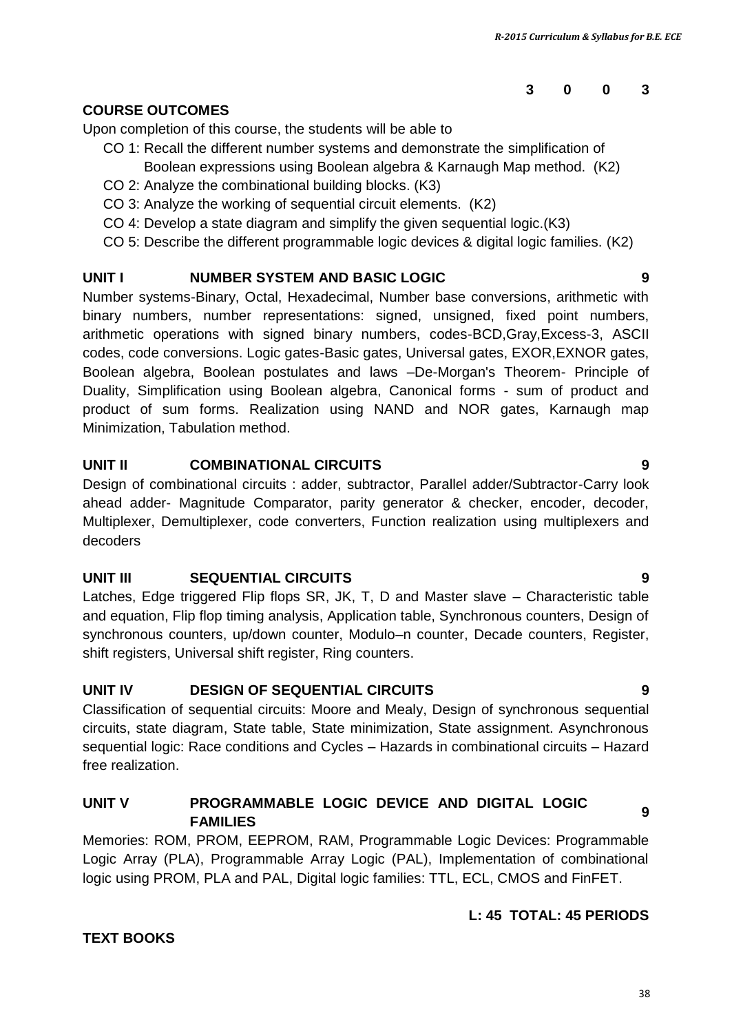**3 0 0 3**

## COURSE OUTCOMES

Upon completion of this course, the students will be able to

- CO 1: Recall the different number systems and demonstrate the simplification of Boolean expressions using Boolean algebra & Karnaugh Map method. (K2)
- CO 2: Analyze the combinational building blocks. (K3)
- CO 3: Analyze the working of sequential circuit elements. (K2)
- CO 4: Develop a state diagram and simplify the given sequential logic.(K3)
- CO 5: Describe the different programmable logic devices & digital logic families. (K2)

## UNIT I NUMBER SYSTEM AND BASIC LOGIC 9

Number systems-Binary, Octal, Hexadecimal, Number base conversions, arithmetic with binary numbers, number representations: signed, unsigned, fixed point numbers, arithmetic operations with signed binary numbers, codes-BCD,Gray,Excess-3, ASCII codes, code conversions. Logic gates-Basic gates, Universal gates, EXOR,EXNOR gates, Boolean algebra, Boolean postulates and laws –De-Morgan's Theorem- Principle of Duality, Simplification using Boolean algebra, Canonical forms - sum of product and product of sum forms. Realization using NAND and NOR gates, Karnaugh map Minimization, Tabulation method.

## UNIT II COMBINATIONAL CIRCUITS 9

Design of combinational circuits : adder, subtractor, Parallel adder/Subtractor-Carry look ahead adder- Magnitude Comparator, parity generator & checker, encoder, decoder, Multiplexer, Demultiplexer, code converters, Function realization using multiplexers and decoders

## UNIT III SEQUENTIAL CIRCUITS 9

Latches, Edge triggered Flip flops SR, JK, T, D and Master slave – Characteristic table and equation, Flip flop timing analysis, Application table, Synchronous counters, Design of synchronous counters, up/down counter, Modulo–n counter, Decade counters, Register, shift registers, Universal shift register, Ring counters.

## UNIT IV DESIGN OF SEQUENTIAL CIRCUITS 9

Classification of sequential circuits: Moore and Mealy, Design of synchronous sequential circuits, state diagram, State table, State minimization, State assignment. Asynchronous sequential logic: Race conditions and Cycles – Hazards in combinational circuits – Hazard free realization.

## UNIT V PROGRAMMABLE LOGIC DEVICE AND DIGITAL LOGIC FAMILIES 9

Memories: ROM, PROM, EEPROM, RAM, Programmable Logic Devices: Programmable Logic Array (PLA), Programmable Array Logic (PAL), Implementation of combinational logic using PROM, PLA and PAL, Digital logic families: TTL, ECL, CMOS and FinFET.

**L: 45 TOTAL: 45 PERIODS**

## TEXT BOOKS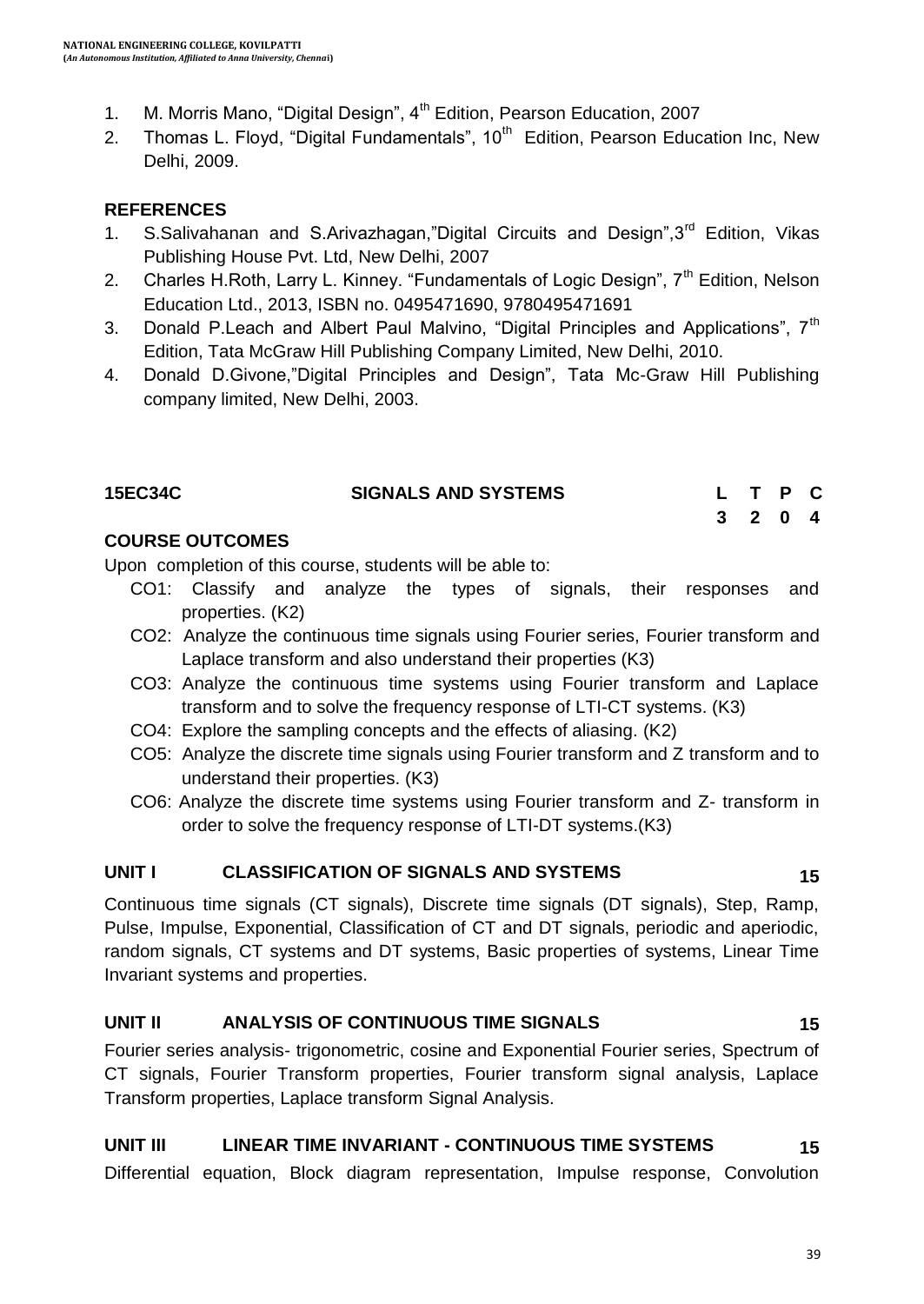1. M. Morris Mano, “Digital Design”, 4th Edition, Pearson Education, 2007
2. Thomas L. Floyd, “Digital Fundamentals”, 10th Edition, Pearson Education Inc, New Delhi, 2009.

**REFERENCES**

1. S.Salivahanan and S.Arivazhagan,”Digital Circuits and Design”,3rd Edition, Vikas Publishing House Pvt. Ltd, New Delhi, 2007
2. Charles H.Roth, Larry L. Kinney. “Fundamentals of Logic Design”, 7th Edition, Nelson Education Ltd., 2013, ISBN no. 0495471690, 9780495471691
3. Donald P.Leach and Albert Paul Malvino, “Digital Principles and Applications”, 7th Edition, Tata McGraw Hill Publishing Company Limited, New Delhi, 2010.
4. Donald D.Givone,”Digital Principles and Design”, Tata Mc-Graw Hill Publishing company limited, New Delhi, 2003.

| **15EC34C** | **SIGNALS AND SYSTEMS** | **L** | **T** | **P** | **C** |
|---|---|---|---|---|---|
| | | **3** | **2** | **0** | **4** |

**COURSE OUTCOMES**

Upon completion of this course, students will be able to:

- CO1: Classify and analyze the types of signals, their responses and properties. (K2)
- CO2: Analyze the continuous time signals using Fourier series, Fourier transform and Laplace transform and also understand their properties (K3)
- CO3: Analyze the continuous time systems using Fourier transform and Laplace transform and to solve the frequency response of LTI-CT systems. (K3)
- CO4: Explore the sampling concepts and the effects of aliasing. (K2)
- CO5: Analyze the discrete time signals using Fourier transform and Z transform and to understand their properties. (K3)
- CO6: Analyze the discrete time systems using Fourier transform and Z- transform in order to solve the frequency response of LTI-DT systems.(K3)

**UNIT I CLASSIFICATION OF SIGNALS AND SYSTEMS 15**

Continuous time signals (CT signals), Discrete time signals (DT signals), Step, Ramp, Pulse, Impulse, Exponential, Classification of CT and DT signals, periodic and aperiodic, random signals, CT systems and DT systems, Basic properties of systems, Linear Time Invariant systems and properties.

**UNIT II ANALYSIS OF CONTINUOUS TIME SIGNALS 15**

Fourier series analysis- trigonometric, cosine and Exponential Fourier series, Spectrum of CT signals, Fourier Transform properties, Fourier transform signal analysis, Laplace Transform properties, Laplace transform Signal Analysis.

**UNIT III LINEAR TIME INVARIANT - CONTINUOUS TIME SYSTEMS 15**

Differential equation, Block diagram representation, Impulse response, Convolution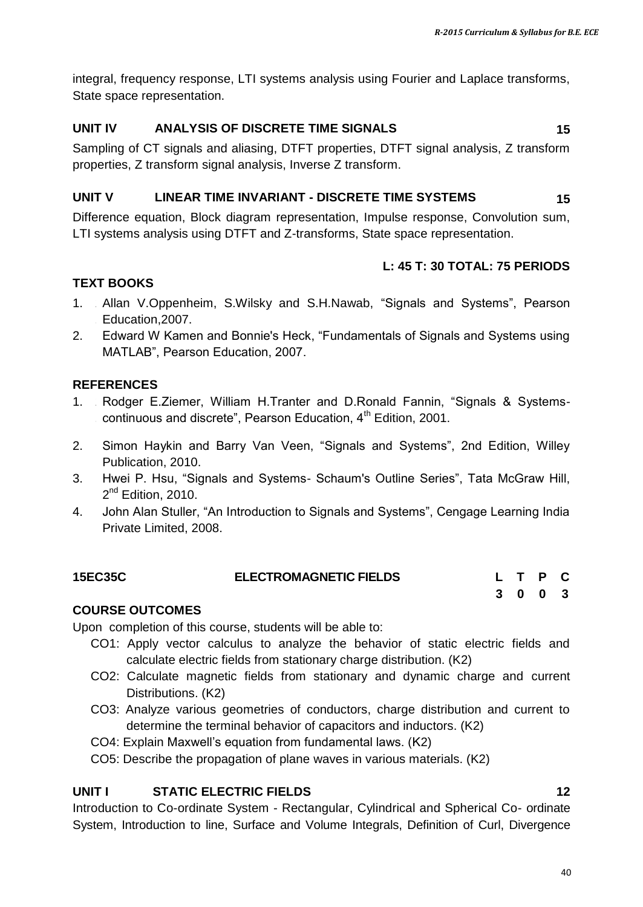integral, frequency response, LTI systems analysis using Fourier and Laplace transforms, State space representation.

### UNIT IV ANALYSIS OF DISCRETE TIME SIGNALS 15

Sampling of CT signals and aliasing, DTFT properties, DTFT signal analysis, Z transform properties, Z transform signal analysis, Inverse Z transform.

### UNIT V LINEAR TIME INVARIANT - DISCRETE TIME SYSTEMS 15

Difference equation, Block diagram representation, Impulse response, Convolution sum, LTI systems analysis using DTFT and Z-transforms, State space representation.

**L: 45 T: 30 TOTAL: 75 PERIODS**

### TEXT BOOKS

1. Allan V.Oppenheim, S.Wilsky and S.H.Nawab, "Signals and Systems", Pearson Education,2007.
2. Edward W Kamen and Bonnie's Heck, "Fundamentals of Signals and Systems using MATLAB", Pearson Education, 2007.

### REFERENCES

1. Rodger E.Ziemer, William H.Tranter and D.Ronald Fannin, "Signals & Systems-continuous and discrete", Pearson Education, 4th Edition, 2001.
2. Simon Haykin and Barry Van Veen, "Signals and Systems", 2nd Edition, Willey Publication, 2010.
3. Hwei P. Hsu, "Signals and Systems- Schaum's Outline Series", Tata McGraw Hill, 2nd Edition, 2010.
4. John Alan Stuller, "An Introduction to Signals and Systems", Cengage Learning India Private Limited, 2008.

## 15EC35C ELECTROMAGNETIC FIELDS

| L | T | P | C |
|---|---|---|---|
| 3 | 0 | 0 | 3 |

### COURSE OUTCOMES

Upon completion of this course, students will be able to:

- CO1: Apply vector calculus to analyze the behavior of static electric fields and calculate electric fields from stationary charge distribution. (K2)
- CO2: Calculate magnetic fields from stationary and dynamic charge and current Distributions. (K2)
- CO3: Analyze various geometries of conductors, charge distribution and current to determine the terminal behavior of capacitors and inductors. (K2)
- CO4: Explain Maxwell's equation from fundamental laws. (K2)
- CO5: Describe the propagation of plane waves in various materials. (K2)

### UNIT I STATIC ELECTRIC FIELDS 12

Introduction to Co-ordinate System - Rectangular, Cylindrical and Spherical Co- ordinate System, Introduction to line, Surface and Volume Integrals, Definition of Curl, Divergence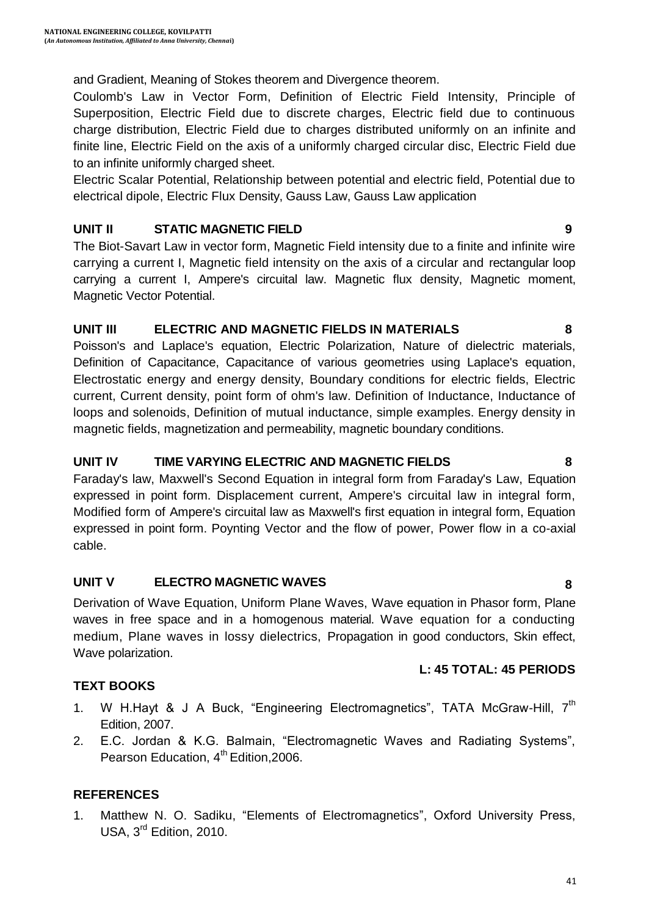and Gradient, Meaning of Stokes theorem and Divergence theorem.

Coulomb's Law in Vector Form, Definition of Electric Field Intensity, Principle of Superposition, Electric Field due to discrete charges, Electric field due to continuous charge distribution, Electric Field due to charges distributed uniformly on an infinite and finite line, Electric Field on the axis of a uniformly charged circular disc, Electric Field due to an infinite uniformly charged sheet.

Electric Scalar Potential, Relationship between potential and electric field, Potential due to electrical dipole, Electric Flux Density, Gauss Law, Gauss Law application

**UNIT II STATIC MAGNETIC FIELD 9**

The Biot-Savart Law in vector form, Magnetic Field intensity due to a finite and infinite wire carrying a current I, Magnetic field intensity on the axis of a circular and rectangular loop carrying a current I, Ampere's circuital law. Magnetic flux density, Magnetic moment, Magnetic Vector Potential.

**UNIT III ELECTRIC AND MAGNETIC FIELDS IN MATERIALS 8**

Poisson's and Laplace's equation, Electric Polarization, Nature of dielectric materials, Definition of Capacitance, Capacitance of various geometries using Laplace's equation, Electrostatic energy and energy density, Boundary conditions for electric fields, Electric current, Current density, point form of ohm's law. Definition of Inductance, Inductance of loops and solenoids, Definition of mutual inductance, simple examples. Energy density in magnetic fields, magnetization and permeability, magnetic boundary conditions.

**UNIT IV TIME VARYING ELECTRIC AND MAGNETIC FIELDS 8**

Faraday's law, Maxwell's Second Equation in integral form from Faraday's Law, Equation expressed in point form. Displacement current, Ampere's circuital law in integral form, Modified form of Ampere's circuital law as Maxwell's first equation in integral form, Equation expressed in point form. Poynting Vector and the flow of power, Power flow in a co-axial cable.

**UNIT V ELECTRO MAGNETIC WAVES 8**

Derivation of Wave Equation, Uniform Plane Waves, Wave equation in Phasor form, Plane waves in free space and in a homogenous material. Wave equation for a conducting medium, Plane waves in lossy dielectrics, Propagation in good conductors, Skin effect, Wave polarization.

**L: 45 TOTAL: 45 PERIODS**

**TEXT BOOKS**

1. W H.Hayt & J A Buck, "Engineering Electromagnetics", TATA McGraw-Hill, 7th Edition, 2007.
2. E.C. Jordan & K.G. Balmain, "Electromagnetic Waves and Radiating Systems", Pearson Education, 4th Edition,2006.

**REFERENCES**

1. Matthew N. O. Sadiku, "Elements of Electromagnetics", Oxford University Press, USA, 3rd Edition, 2010.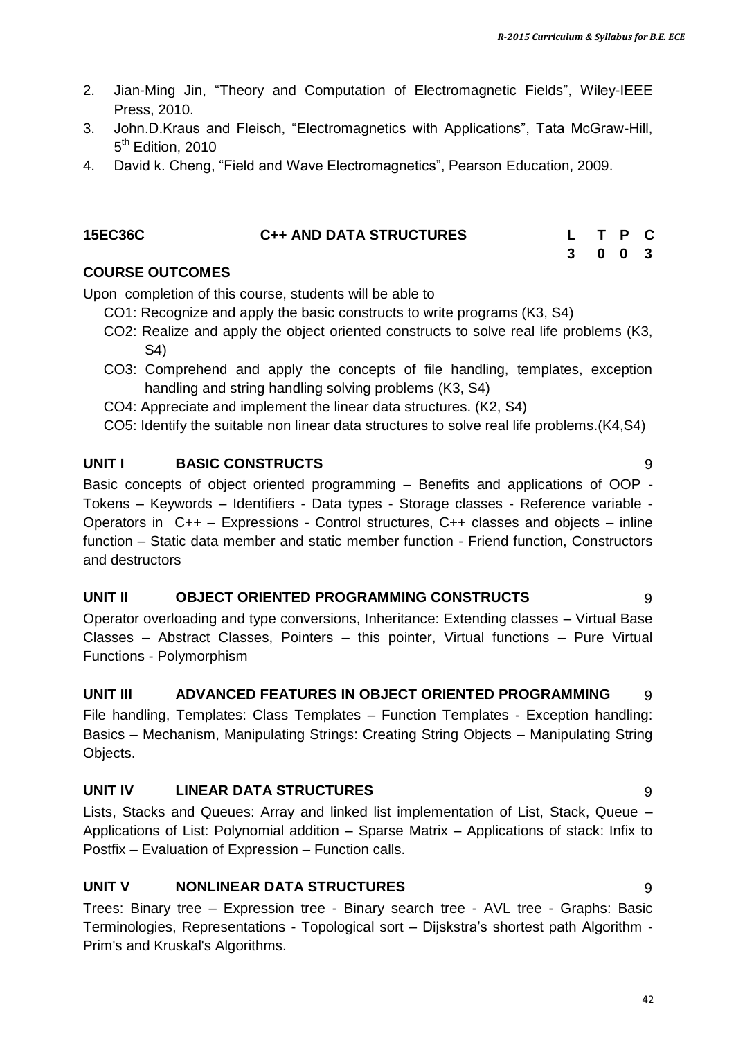2. Jian-Ming Jin, “Theory and Computation of Electromagnetic Fields”, Wiley-IEEE Press, 2010.
3. John.D.Kraus and Fleisch, “Electromagnetics with Applications”, Tata McGraw-Hill, 5th Edition, 2010
4. David k. Cheng, “Field and Wave Electromagnetics”, Pearson Education, 2009.

| **15EC36C** | **C++ AND DATA STRUCTURES** | **L** | **T** | **P** | **C** |
|---|---|---|---|---|---|
| | | **3** | **0** | **0** | **3** |

**COURSE OUTCOMES**

Upon completion of this course, students will be able to

- CO1: Recognize and apply the basic constructs to write programs (K3, S4)
- CO2: Realize and apply the object oriented constructs to solve real life problems (K3, S4)
- CO3: Comprehend and apply the concepts of file handling, templates, exception handling and string handling solving problems (K3, S4)
- CO4: Appreciate and implement the linear data structures. (K2, S4)
- CO5: Identify the suitable non linear data structures to solve real life problems.(K4,S4)

**UNIT I BASIC CONSTRUCTS** 9

Basic concepts of object oriented programming – Benefits and applications of OOP - Tokens – Keywords – Identifiers - Data types - Storage classes - Reference variable - Operators in C++ – Expressions - Control structures, C++ classes and objects – inline function – Static data member and static member function - Friend function, Constructors and destructors

**UNIT II OBJECT ORIENTED PROGRAMMING CONSTRUCTS** 9

Operator overloading and type conversions, Inheritance: Extending classes – Virtual Base Classes – Abstract Classes, Pointers – this pointer, Virtual functions – Pure Virtual Functions - Polymorphism

**UNIT III ADVANCED FEATURES IN OBJECT ORIENTED PROGRAMMING** 9

File handling, Templates: Class Templates – Function Templates - Exception handling: Basics – Mechanism, Manipulating Strings: Creating String Objects – Manipulating String Objects.

**UNIT IV LINEAR DATA STRUCTURES** 9

Lists, Stacks and Queues: Array and linked list implementation of List, Stack, Queue – Applications of List: Polynomial addition – Sparse Matrix – Applications of stack: Infix to Postfix – Evaluation of Expression – Function calls.

**UNIT V NONLINEAR DATA STRUCTURES** 9

Trees: Binary tree – Expression tree - Binary search tree - AVL tree - Graphs: Basic Terminologies, Representations - Topological sort – Dijskstra’s shortest path Algorithm - Prim's and Kruskal's Algorithms.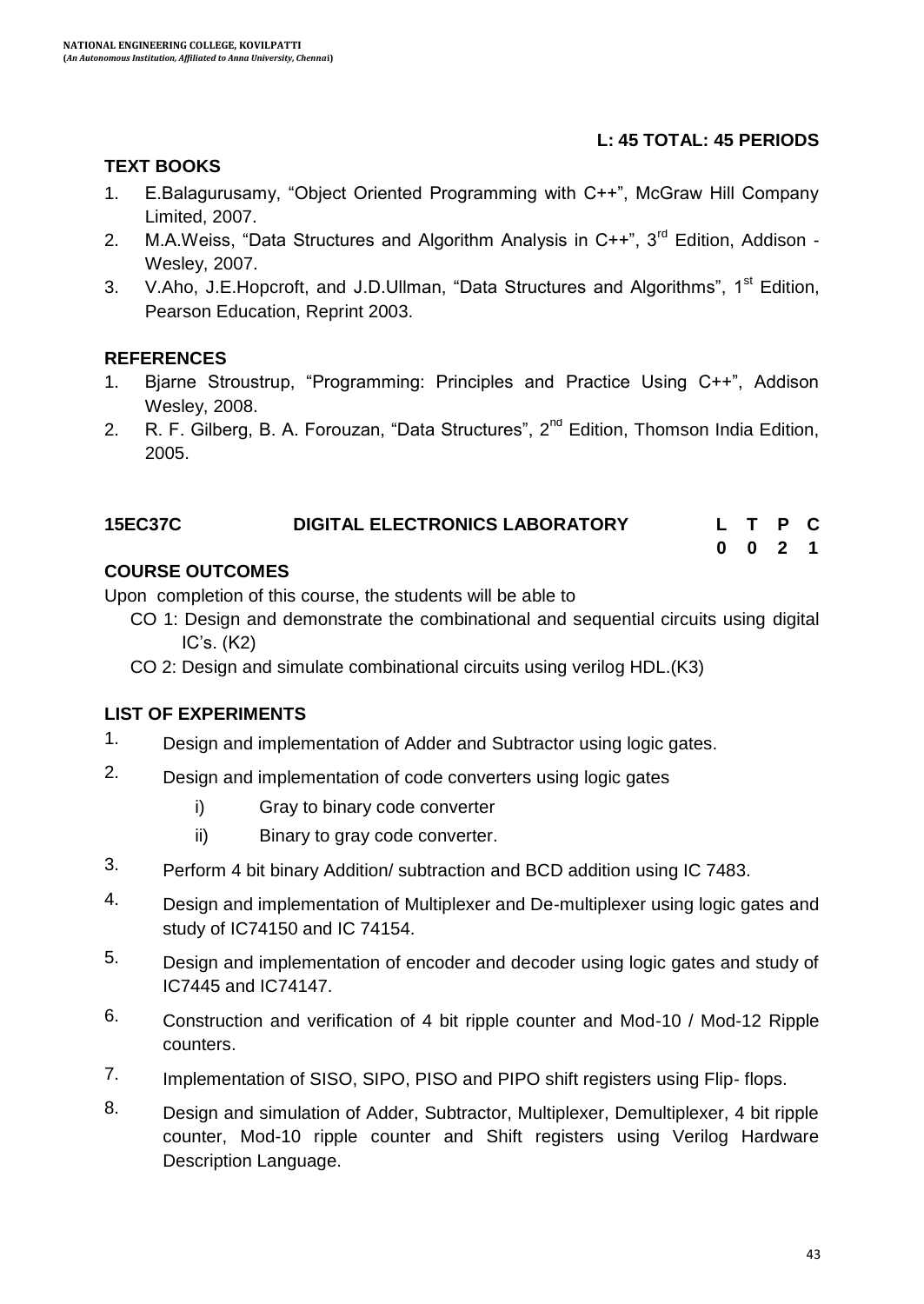**L: 45 TOTAL: 45 PERIODS**

## TEXT BOOKS

1. E.Balagurusamy, "Object Oriented Programming with C++", McGraw Hill Company Limited, 2007.
2. M.A.Weiss, "Data Structures and Algorithm Analysis in C++", 3rd Edition, Addison - Wesley, 2007.
3. V.Aho, J.E.Hopcroft, and J.D.Ullman, "Data Structures and Algorithms", 1st Edition, Pearson Education, Reprint 2003.

## REFERENCES

1. Bjarne Stroustrup, "Programming: Principles and Practice Using C++", Addison Wesley, 2008.
2. R. F. Gilberg, B. A. Forouzan, "Data Structures", 2nd Edition, Thomson India Edition, 2005.

| 15EC37C | DIGITAL ELECTRONICS LABORATORY | L | T | P | C |
|---|---|---|---|---|---|
| | | 0 | 0 | 2 | 1 |

## COURSE OUTCOMES

Upon completion of this course, the students will be able to

- CO 1: Design and demonstrate the combinational and sequential circuits using digital IC's. (K2)
- CO 2: Design and simulate combinational circuits using verilog HDL.(K3)

## LIST OF EXPERIMENTS

1. Design and implementation of Adder and Subtractor using logic gates.
2. Design and implementation of code converters using logic gates
   i) Gray to binary code converter
   ii) Binary to gray code converter.
3. Perform 4 bit binary Addition/ subtraction and BCD addition using IC 7483.
4. Design and implementation of Multiplexer and De-multiplexer using logic gates and study of IC74150 and IC 74154.
5. Design and implementation of encoder and decoder using logic gates and study of IC7445 and IC74147.
6. Construction and verification of 4 bit ripple counter and Mod-10 / Mod-12 Ripple counters.
7. Implementation of SISO, SIPO, PISO and PIPO shift registers using Flip- flops.
8. Design and simulation of Adder, Subtractor, Multiplexer, Demultiplexer, 4 bit ripple counter, Mod-10 ripple counter and Shift registers using Verilog Hardware Description Language.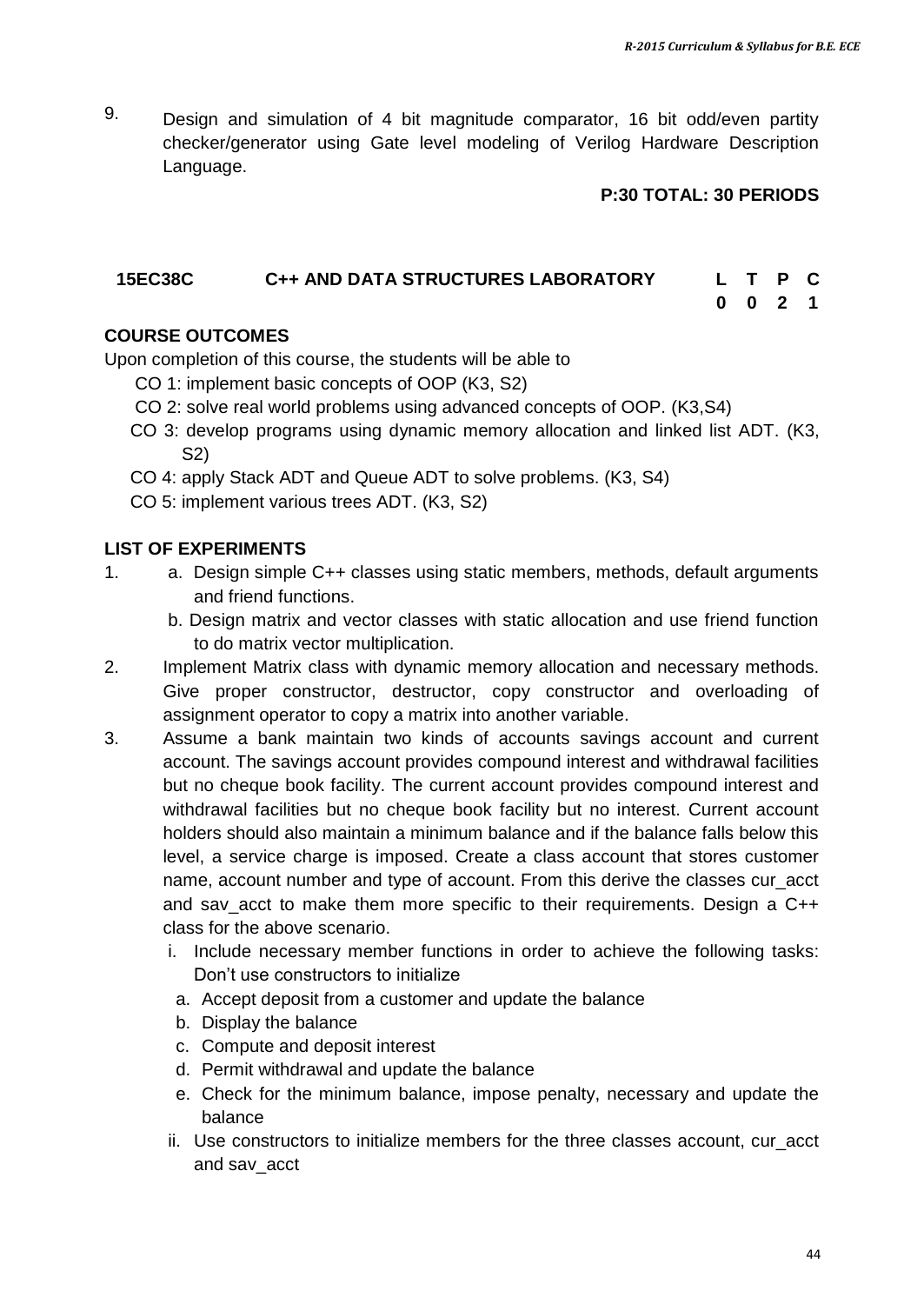9. Design and simulation of 4 bit magnitude comparator, 16 bit odd/even partity checker/generator using Gate level modeling of Verilog Hardware Description Language.

**P:30 TOTAL: 30 PERIODS**

## 15EC38C C++ AND DATA STRUCTURES LABORATORY

| L | T | P | C |
|---|---|---|---|
| 0 | 0 | 2 | 1 |

### COURSE OUTCOMES

Upon completion of this course, the students will be able to

- CO 1: implement basic concepts of OOP (K3, S2)
- CO 2: solve real world problems using advanced concepts of OOP. (K3,S4)
- CO 3: develop programs using dynamic memory allocation and linked list ADT. (K3, S2)
- CO 4: apply Stack ADT and Queue ADT to solve problems. (K3, S4)
- CO 5: implement various trees ADT. (K3, S2)

### LIST OF EXPERIMENTS

1. a. Design simple C++ classes using static members, methods, default arguments and friend functions.

   b. Design matrix and vector classes with static allocation and use friend function to do matrix vector multiplication.
2. Implement Matrix class with dynamic memory allocation and necessary methods. Give proper constructor, destructor, copy constructor and overloading of assignment operator to copy a matrix into another variable.
3. Assume a bank maintain two kinds of accounts savings account and current account. The savings account provides compound interest and withdrawal facilities but no cheque book facility. The current account provides compound interest and withdrawal facilities but no cheque book facility but no interest. Current account holders should also maintain a minimum balance and if the balance falls below this level, a service charge is imposed. Create a class account that stores customer name, account number and type of account. From this derive the classes cur_acct and sav_acct to make them more specific to their requirements. Design a C++ class for the above scenario.
   1. Include necessary member functions in order to achieve the following tasks: Don't use constructors to initialize
      1. Accept deposit from a customer and update the balance
      2. Display the balance
      3. Compute and deposit interest
      4. Permit withdrawal and update the balance
      5. Check for the minimum balance, impose penalty, necessary and update the balance
   2. Use constructors to initialize members for the three classes account, cur_acct and sav_acct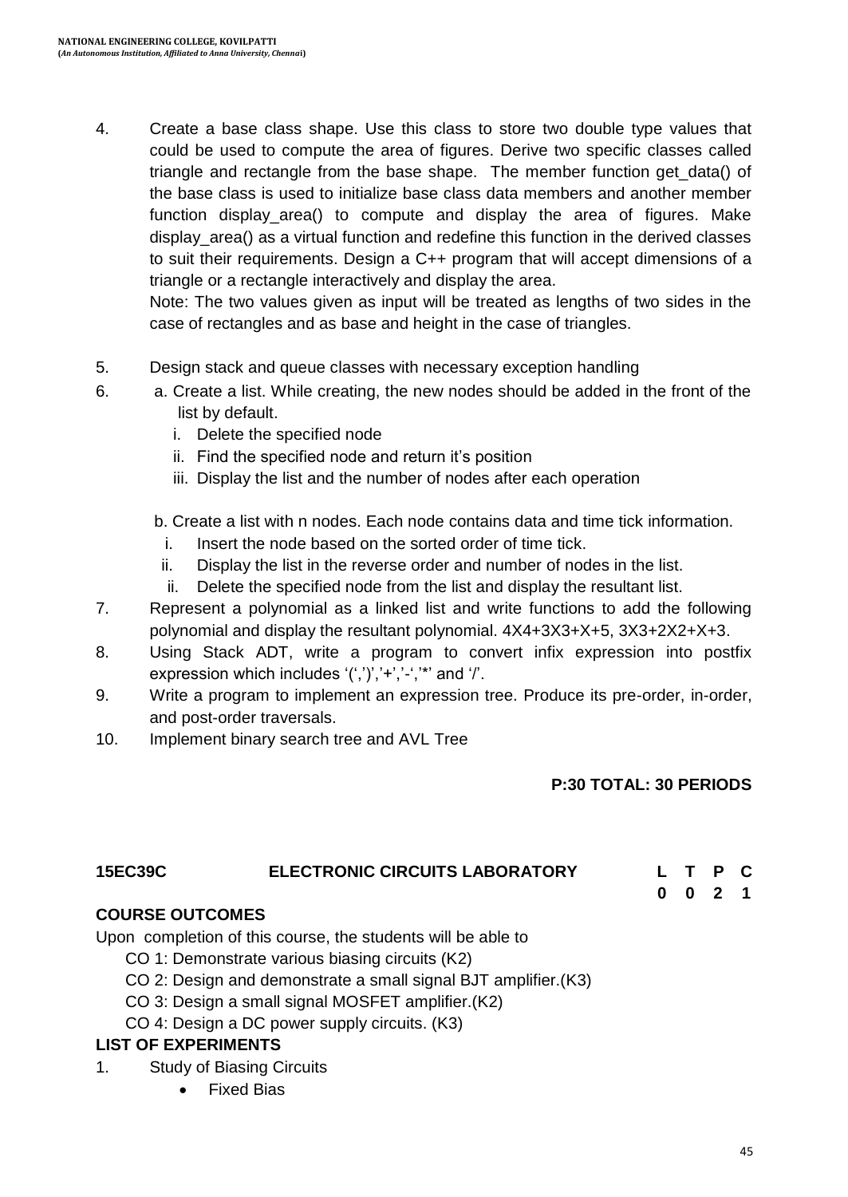4. Create a base class shape. Use this class to store two double type values that could be used to compute the area of figures. Derive two specific classes called triangle and rectangle from the base shape. The member function get_data() of the base class is used to initialize base class data members and another member function display_area() to compute and display the area of figures. Make display_area() as a virtual function and redefine this function in the derived classes to suit their requirements. Design a C++ program that will accept dimensions of a triangle or a rectangle interactively and display the area.

   Note: The two values given as input will be treated as lengths of two sides in the case of rectangles and as base and height in the case of triangles.

5. Design stack and queue classes with necessary exception handling
6. a. Create a list. While creating, the new nodes should be added in the front of the list by default.
   1. Delete the specified node
   2. Find the specified node and return it's position
   3. Display the list and the number of nodes after each operation

   b. Create a list with n nodes. Each node contains data and time tick information.
   1. Insert the node based on the sorted order of time tick.
   2. Display the list in the reverse order and number of nodes in the list.
   3. Delete the specified node from the list and display the resultant list.
7. Represent a polynomial as a linked list and write functions to add the following polynomial and display the resultant polynomial. 4X4+3X3+X+5, 3X3+2X2+X+3.
8. Using Stack ADT, write a program to convert infix expression into postfix expression which includes '(',')','+','-','*' and '/'.
9. Write a program to implement an expression tree. Produce its pre-order, in-order, and post-order traversals.
10. Implement binary search tree and AVL Tree

**P:30 TOTAL: 30 PERIODS**

## 15EC39C ELECTRONIC CIRCUITS LABORATORY

| L | T | P | C |
|---|---|---|---|
| 0 | 0 | 2 | 1 |

**COURSE OUTCOMES**

Upon completion of this course, the students will be able to

- CO 1: Demonstrate various biasing circuits (K2)
- CO 2: Design and demonstrate a small signal BJT amplifier.(K3)
- CO 3: Design a small signal MOSFET amplifier.(K2)
- CO 4: Design a DC power supply circuits. (K3)

**LIST OF EXPERIMENTS**

1. Study of Biasing Circuits
   - Fixed Bias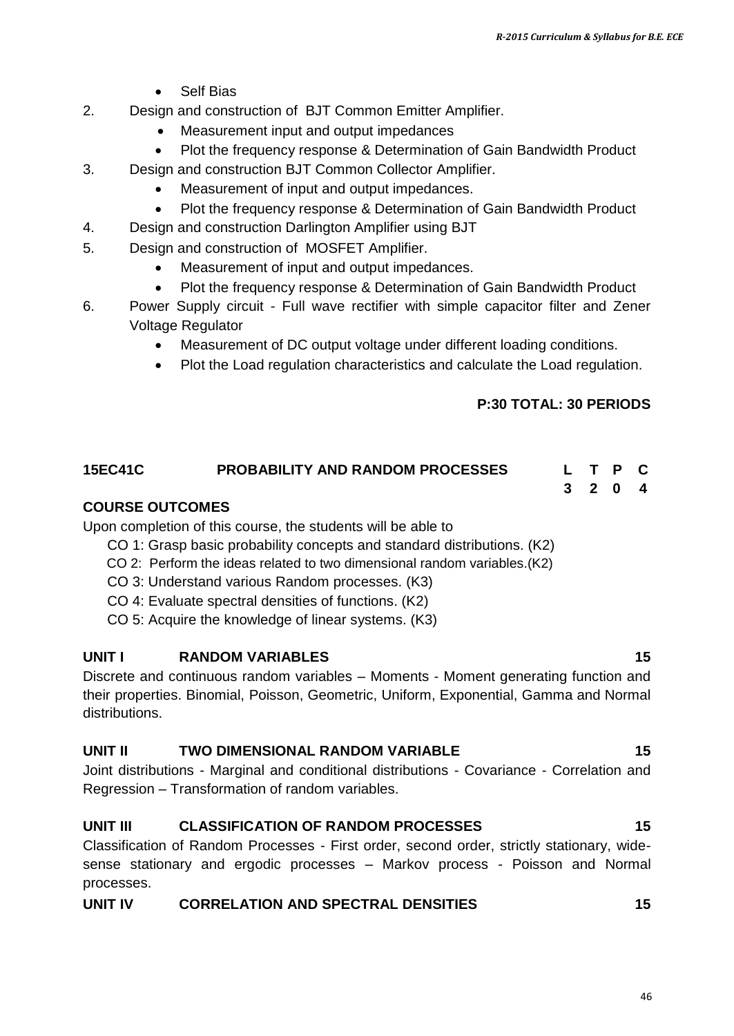- Self Bias

2. Design and construction of BJT Common Emitter Amplifier.
   - Measurement input and output impedances
   - Plot the frequency response & Determination of Gain Bandwidth Product
3. Design and construction BJT Common Collector Amplifier.
   - Measurement of input and output impedances.
   - Plot the frequency response & Determination of Gain Bandwidth Product
4. Design and construction Darlington Amplifier using BJT
5. Design and construction of MOSFET Amplifier.
   - Measurement of input and output impedances.
   - Plot the frequency response & Determination of Gain Bandwidth Product
6. Power Supply circuit - Full wave rectifier with simple capacitor filter and Zener Voltage Regulator
   - Measurement of DC output voltage under different loading conditions.
   - Plot the Load regulation characteristics and calculate the Load regulation.

**P:30 TOTAL: 30 PERIODS**

| **15EC41C** | **PROBABILITY AND RANDOM PROCESSES** | **L** | **T** | **P** | **C** |
|---|---|---|---|---|---|
| | | **3** | **2** | **0** | **4** |

**COURSE OUTCOMES**

Upon completion of this course, the students will be able to

CO 1: Grasp basic probability concepts and standard distributions. (K2)

CO 2: Perform the ideas related to two dimensional random variables.(K2)

CO 3: Understand various Random processes. (K3)

CO 4: Evaluate spectral densities of functions. (K2)

CO 5: Acquire the knowledge of linear systems. (K3)

**UNIT I RANDOM VARIABLES 15**

Discrete and continuous random variables – Moments - Moment generating function and their properties. Binomial, Poisson, Geometric, Uniform, Exponential, Gamma and Normal distributions.

**UNIT II TWO DIMENSIONAL RANDOM VARIABLE 15**

Joint distributions - Marginal and conditional distributions - Covariance - Correlation and Regression – Transformation of random variables.

**UNIT III CLASSIFICATION OF RANDOM PROCESSES 15**

Classification of Random Processes - First order, second order, strictly stationary, wide-sense stationary and ergodic processes – Markov process - Poisson and Normal processes.

**UNIT IV CORRELATION AND SPECTRAL DENSITIES 15**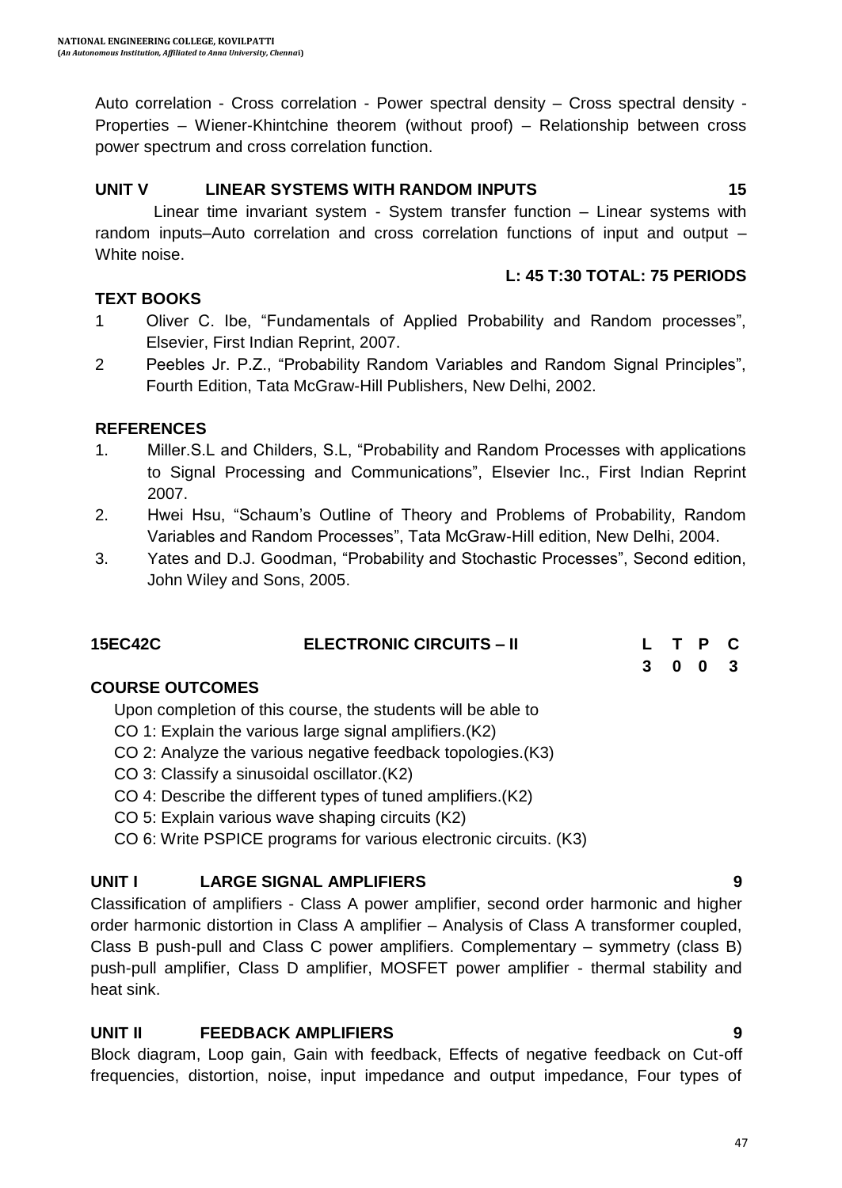Auto correlation - Cross correlation - Power spectral density – Cross spectral density - Properties – Wiener-Khintchine theorem (without proof) – Relationship between cross power spectrum and cross correlation function.

### UNIT V LINEAR SYSTEMS WITH RANDOM INPUTS 15

Linear time invariant system - System transfer function – Linear systems with random inputs–Auto correlation and cross correlation functions of input and output – White noise.

**L: 45 T:30 TOTAL: 75 PERIODS**

### TEXT BOOKS

1. Oliver C. Ibe, "Fundamentals of Applied Probability and Random processes", Elsevier, First Indian Reprint, 2007.
2. Peebles Jr. P.Z., "Probability Random Variables and Random Signal Principles", Fourth Edition, Tata McGraw-Hill Publishers, New Delhi, 2002.

### REFERENCES

1. Miller.S.L and Childers, S.L, "Probability and Random Processes with applications to Signal Processing and Communications", Elsevier Inc., First Indian Reprint 2007.
2. Hwei Hsu, "Schaum's Outline of Theory and Problems of Probability, Random Variables and Random Processes", Tata McGraw-Hill edition, New Delhi, 2004.
3. Yates and D.J. Goodman, "Probability and Stochastic Processes", Second edition, John Wiley and Sons, 2005.

| 15EC42C | ELECTRONIC CIRCUITS – II | L | T | P | C |
|---|---|---|---|---|---|
| | | 3 | 0 | 0 | 3 |

### COURSE OUTCOMES

Upon completion of this course, the students will be able to

CO 1: Explain the various large signal amplifiers.(K2)

CO 2: Analyze the various negative feedback topologies.(K3)

CO 3: Classify a sinusoidal oscillator.(K2)

CO 4: Describe the different types of tuned amplifiers.(K2)

CO 5: Explain various wave shaping circuits (K2)

CO 6: Write PSPICE programs for various electronic circuits. (K3)

### UNIT I LARGE SIGNAL AMPLIFIERS 9

Classification of amplifiers - Class A power amplifier, second order harmonic and higher order harmonic distortion in Class A amplifier – Analysis of Class A transformer coupled, Class B push-pull and Class C power amplifiers. Complementary – symmetry (class B) push-pull amplifier, Class D amplifier, MOSFET power amplifier - thermal stability and heat sink.

### UNIT II FEEDBACK AMPLIFIERS 9

Block diagram, Loop gain, Gain with feedback, Effects of negative feedback on Cut-off frequencies, distortion, noise, input impedance and output impedance, Four types of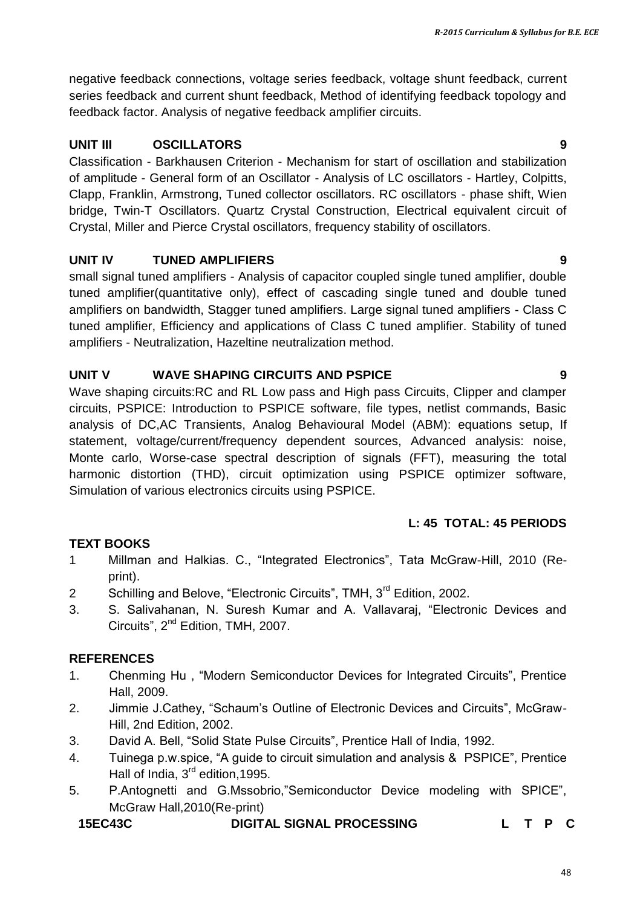negative feedback connections, voltage series feedback, voltage shunt feedback, current series feedback and current shunt feedback, Method of identifying feedback topology and feedback factor. Analysis of negative feedback amplifier circuits.

**UNIT III OSCILLATORS 9**

Classification - Barkhausen Criterion - Mechanism for start of oscillation and stabilization of amplitude - General form of an Oscillator - Analysis of LC oscillators - Hartley, Colpitts, Clapp, Franklin, Armstrong, Tuned collector oscillators. RC oscillators - phase shift, Wien bridge, Twin-T Oscillators. Quartz Crystal Construction, Electrical equivalent circuit of Crystal, Miller and Pierce Crystal oscillators, frequency stability of oscillators.

**UNIT IV TUNED AMPLIFIERS 9**

small signal tuned amplifiers - Analysis of capacitor coupled single tuned amplifier, double tuned amplifier(quantitative only), effect of cascading single tuned and double tuned amplifiers on bandwidth, Stagger tuned amplifiers. Large signal tuned amplifiers - Class C tuned amplifier, Efficiency and applications of Class C tuned amplifier. Stability of tuned amplifiers - Neutralization, Hazeltine neutralization method.

**UNIT V WAVE SHAPING CIRCUITS AND PSPICE 9**

Wave shaping circuits:RC and RL Low pass and High pass Circuits, Clipper and clamper circuits, PSPICE: Introduction to PSPICE software, file types, netlist commands, Basic analysis of DC,AC Transients, Analog Behavioural Model (ABM): equations setup, If statement, voltage/current/frequency dependent sources, Advanced analysis: noise, Monte carlo, Worse-case spectral description of signals (FFT), measuring the total harmonic distortion (THD), circuit optimization using PSPICE optimizer software, Simulation of various electronics circuits using PSPICE.

**L: 45 TOTAL: 45 PERIODS**

**TEXT BOOKS**

1. Millman and Halkias. C., "Integrated Electronics", Tata McGraw-Hill, 2010 (Re-print).
2. Schilling and Belove, "Electronic Circuits", TMH, 3rd Edition, 2002.
3. S. Salivahanan, N. Suresh Kumar and A. Vallavaraj, "Electronic Devices and Circuits", 2nd Edition, TMH, 2007.

**REFERENCES**

1. Chenming Hu , "Modern Semiconductor Devices for Integrated Circuits", Prentice Hall, 2009.
2. Jimmie J.Cathey, "Schaum's Outline of Electronic Devices and Circuits", McGraw-Hill, 2nd Edition, 2002.
3. David A. Bell, "Solid State Pulse Circuits", Prentice Hall of India, 1992.
4. Tuinega p.w.spice, "A guide to circuit simulation and analysis & PSPICE", Prentice Hall of India, 3rd edition,1995.
5. P.Antognetti and G.Mssobrio,"Semiconductor Device modeling with SPICE", McGraw Hall,2010(Re-print)

**15EC43C DIGITAL SIGNAL PROCESSING L T P C**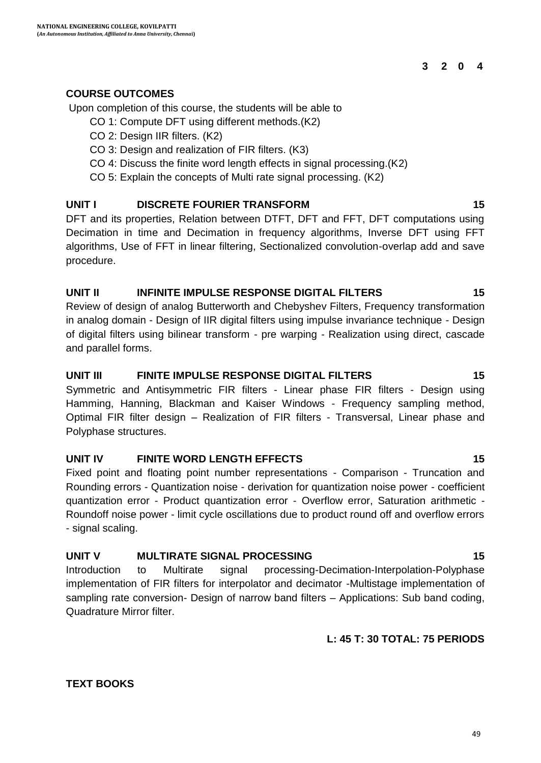**3 2 0 4**

**COURSE OUTCOMES**

Upon completion of this course, the students will be able to

- CO 1: Compute DFT using different methods.(K2)
- CO 2: Design IIR filters. (K2)
- CO 3: Design and realization of FIR filters. (K3)
- CO 4: Discuss the finite word length effects in signal processing.(K2)
- CO 5: Explain the concepts of Multi rate signal processing. (K2)

**UNIT I DISCRETE FOURIER TRANSFORM 15**

DFT and its properties, Relation between DTFT, DFT and FFT, DFT computations using Decimation in time and Decimation in frequency algorithms, Inverse DFT using FFT algorithms, Use of FFT in linear filtering, Sectionalized convolution-overlap add and save procedure.

**UNIT II INFINITE IMPULSE RESPONSE DIGITAL FILTERS 15**

Review of design of analog Butterworth and Chebyshev Filters, Frequency transformation in analog domain - Design of IIR digital filters using impulse invariance technique - Design of digital filters using bilinear transform - pre warping - Realization using direct, cascade and parallel forms.

**UNIT III FINITE IMPULSE RESPONSE DIGITAL FILTERS 15**

Symmetric and Antisymmetric FIR filters - Linear phase FIR filters - Design using Hamming, Hanning, Blackman and Kaiser Windows - Frequency sampling method, Optimal FIR filter design – Realization of FIR filters - Transversal, Linear phase and Polyphase structures.

**UNIT IV FINITE WORD LENGTH EFFECTS 15**

Fixed point and floating point number representations - Comparison - Truncation and Rounding errors - Quantization noise - derivation for quantization noise power - coefficient quantization error - Product quantization error - Overflow error, Saturation arithmetic - Roundoff noise power - limit cycle oscillations due to product round off and overflow errors - signal scaling.

**UNIT V MULTIRATE SIGNAL PROCESSING 15**

Introduction to Multirate signal processing-Decimation-Interpolation-Polyphase implementation of FIR filters for interpolator and decimator -Multistage implementation of sampling rate conversion- Design of narrow band filters – Applications: Sub band coding, Quadrature Mirror filter.

**L: 45 T: 30 TOTAL: 75 PERIODS**

**TEXT BOOKS**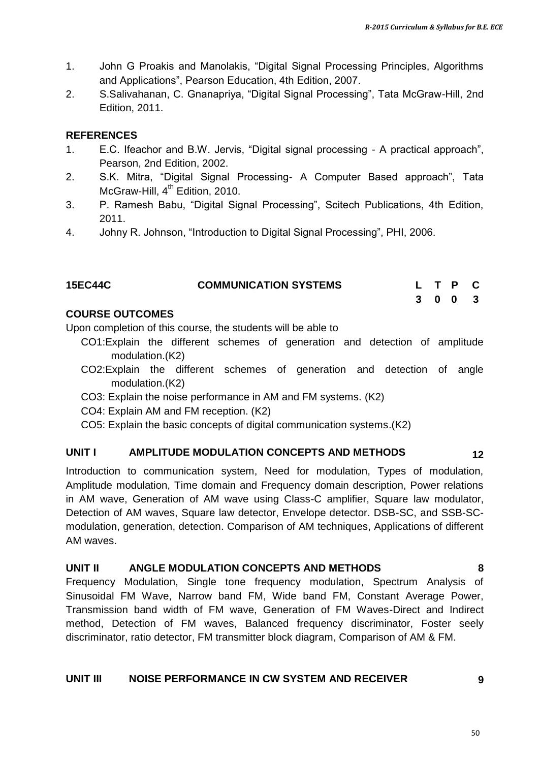1. John G Proakis and Manolakis, “Digital Signal Processing Principles, Algorithms and Applications”, Pearson Education, 4th Edition, 2007.
2. S.Salivahanan, C. Gnanapriya, “Digital Signal Processing”, Tata McGraw-Hill, 2nd Edition, 2011.

### REFERENCES

1. E.C. Ifeachor and B.W. Jervis, “Digital signal processing - A practical approach”, Pearson, 2nd Edition, 2002.
2. S.K. Mitra, “Digital Signal Processing- A Computer Based approach”, Tata McGraw-Hill, 4th Edition, 2010.
3. P. Ramesh Babu, “Digital Signal Processing”, Scitech Publications, 4th Edition, 2011.
4. Johny R. Johnson, “Introduction to Digital Signal Processing”, PHI, 2006.

## 15EC44C COMMUNICATION SYSTEMS

| L | T | P | C |
|---|---|---|---|
| 3 | 0 | 0 | 3 |

### COURSE OUTCOMES

Upon completion of this course, the students will be able to

- CO1:Explain the different schemes of generation and detection of amplitude modulation.(K2)
- CO2:Explain the different schemes of generation and detection of angle modulation.(K2)
- CO3: Explain the noise performance in AM and FM systems. (K2)
- CO4: Explain AM and FM reception. (K2)
- CO5: Explain the basic concepts of digital communication systems.(K2)

### UNIT I AMPLITUDE MODULATION CONCEPTS AND METHODS 12

Introduction to communication system, Need for modulation, Types of modulation, Amplitude modulation, Time domain and Frequency domain description, Power relations in AM wave, Generation of AM wave using Class-C amplifier, Square law modulator, Detection of AM waves, Square law detector, Envelope detector. DSB-SC, and SSB-SC-modulation, generation, detection. Comparison of AM techniques, Applications of different AM waves.

### UNIT II ANGLE MODULATION CONCEPTS AND METHODS 8

Frequency Modulation, Single tone frequency modulation, Spectrum Analysis of Sinusoidal FM Wave, Narrow band FM, Wide band FM, Constant Average Power, Transmission band width of FM wave, Generation of FM Waves-Direct and Indirect method, Detection of FM waves, Balanced frequency discriminator, Foster seely discriminator, ratio detector, FM transmitter block diagram, Comparison of AM & FM.

### UNIT III NOISE PERFORMANCE IN CW SYSTEM AND RECEIVER 9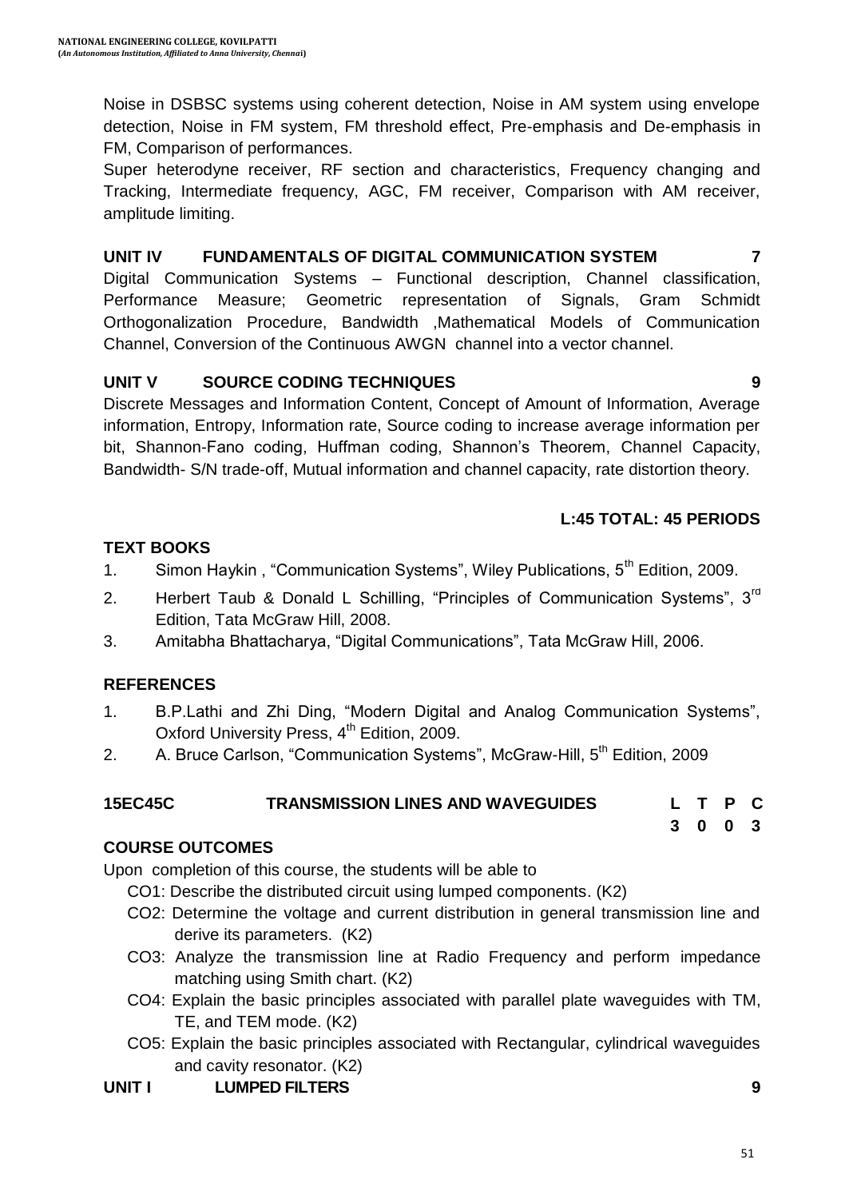Noise in DSBSC systems using coherent detection, Noise in AM system using envelope detection, Noise in FM system, FM threshold effect, Pre-emphasis and De-emphasis in FM, Comparison of performances.

Super heterodyne receiver, RF section and characteristics, Frequency changing and Tracking, Intermediate frequency, AGC, FM receiver, Comparison with AM receiver, amplitude limiting.

### UNIT IV FUNDAMENTALS OF DIGITAL COMMUNICATION SYSTEM 7

Digital Communication Systems – Functional description, Channel classification, Performance Measure; Geometric representation of Signals, Gram Schmidt Orthogonalization Procedure, Bandwidth ,Mathematical Models of Communication Channel, Conversion of the Continuous AWGN channel into a vector channel.

### UNIT V SOURCE CODING TECHNIQUES 9

Discrete Messages and Information Content, Concept of Amount of Information, Average information, Entropy, Information rate, Source coding to increase average information per bit, Shannon-Fano coding, Huffman coding, Shannon's Theorem, Channel Capacity, Bandwidth- S/N trade-off, Mutual information and channel capacity, rate distortion theory.

**L:45 TOTAL: 45 PERIODS**

### TEXT BOOKS

1. Simon Haykin , "Communication Systems", Wiley Publications, 5th Edition, 2009.
2. Herbert Taub & Donald L Schilling, "Principles of Communication Systems", 3rd Edition, Tata McGraw Hill, 2008.
3. Amitabha Bhattacharya, "Digital Communications", Tata McGraw Hill, 2006.

### REFERENCES

1. B.P.Lathi and Zhi Ding, "Modern Digital and Analog Communication Systems", Oxford University Press, 4th Edition, 2009.
2. A. Bruce Carlson, "Communication Systems", McGraw-Hill, 5th Edition, 2009

## 15EC45C TRANSMISSION LINES AND WAVEGUIDES

| L | T | P | C |
|---|---|---|---|
| 3 | 0 | 0 | 3 |

### COURSE OUTCOMES

Upon completion of this course, the students will be able to

- CO1: Describe the distributed circuit using lumped components. (K2)
- CO2: Determine the voltage and current distribution in general transmission line and derive its parameters. (K2)
- CO3: Analyze the transmission line at Radio Frequency and perform impedance matching using Smith chart. (K2)
- CO4: Explain the basic principles associated with parallel plate waveguides with TM, TE, and TEM mode. (K2)
- CO5: Explain the basic principles associated with Rectangular, cylindrical waveguides and cavity resonator. (K2)

### UNIT I LUMPED FILTERS 9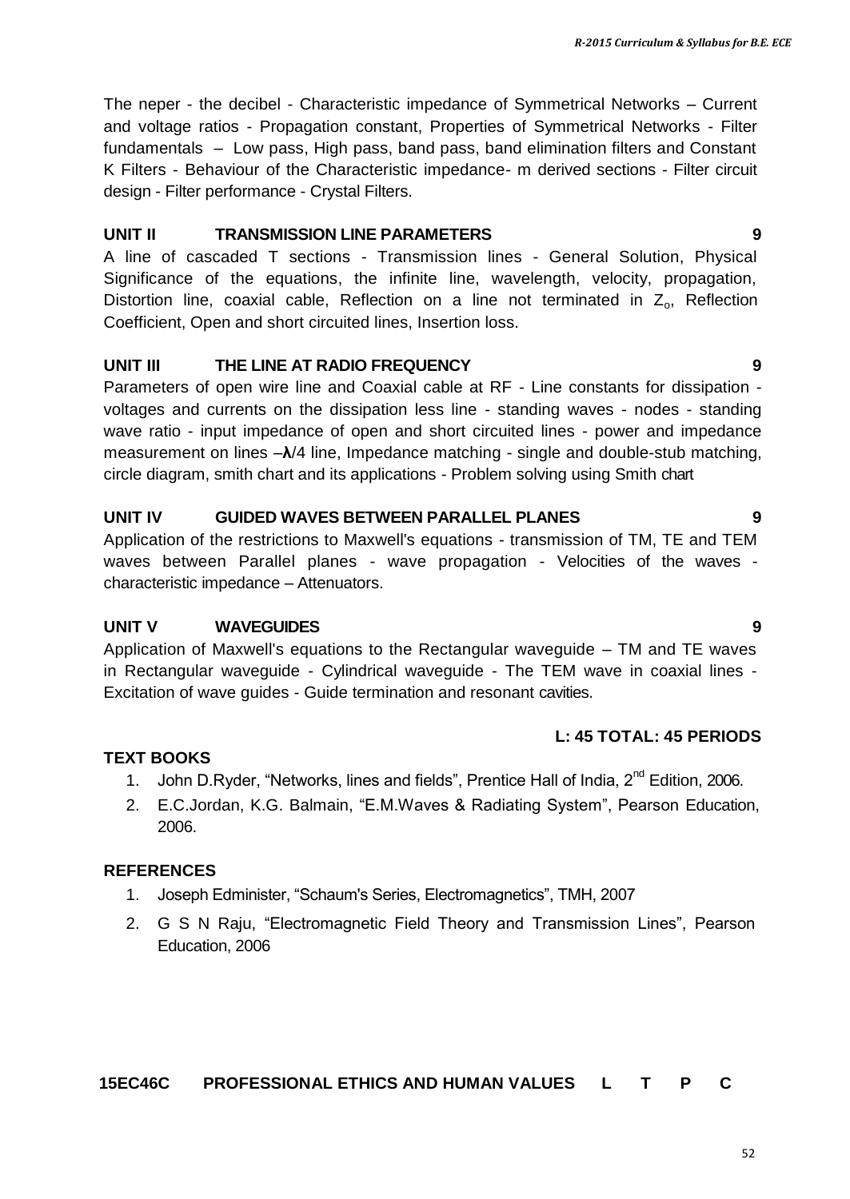The neper - the decibel - Characteristic impedance of Symmetrical Networks – Current and voltage ratios - Propagation constant, Properties of Symmetrical Networks - Filter fundamentals – Low pass, High pass, band pass, band elimination filters and Constant K Filters - Behaviour of the Characteristic impedance- m derived sections - Filter circuit design - Filter performance - Crystal Filters.

**UNIT II TRANSMISSION LINE PARAMETERS 9**

A line of cascaded T sections - Transmission lines - General Solution, Physical Significance of the equations, the infinite line, wavelength, velocity, propagation, Distortion line, coaxial cable, Reflection on a line not terminated in $Z_o$, Reflection Coefficient, Open and short circuited lines, Insertion loss.

**UNIT III THE LINE AT RADIO FREQUENCY 9**

Parameters of open wire line and Coaxial cable at RF - Line constants for dissipation - voltages and currents on the dissipation less line - standing waves - nodes - standing wave ratio - input impedance of open and short circuited lines - power and impedance measurement on lines –$\lambda$/4 line, Impedance matching - single and double-stub matching, circle diagram, smith chart and its applications - Problem solving using Smith chart

**UNIT IV GUIDED WAVES BETWEEN PARALLEL PLANES 9**

Application of the restrictions to Maxwell's equations - transmission of TM, TE and TEM waves between Parallel planes - wave propagation - Velocities of the waves - characteristic impedance – Attenuators.

**UNIT V WAVEGUIDES 9**

Application of Maxwell's equations to the Rectangular waveguide – TM and TE waves in Rectangular waveguide - Cylindrical waveguide - The TEM wave in coaxial lines - Excitation of wave guides - Guide termination and resonant cavities.

**L: 45 TOTAL: 45 PERIODS**

**TEXT BOOKS**

1. John D.Ryder, "Networks, lines and fields", Prentice Hall of India, 2nd Edition, 2006.
2. E.C.Jordan, K.G. Balmain, "E.M.Waves & Radiating System", Pearson Education, 2006.

**REFERENCES**

1. Joseph Edminister, "Schaum's Series, Electromagnetics", TMH, 2007
2. G S N Raju, "Electromagnetic Field Theory and Transmission Lines", Pearson Education, 2006

**15EC46C PROFESSIONAL ETHICS AND HUMAN VALUES L T P C**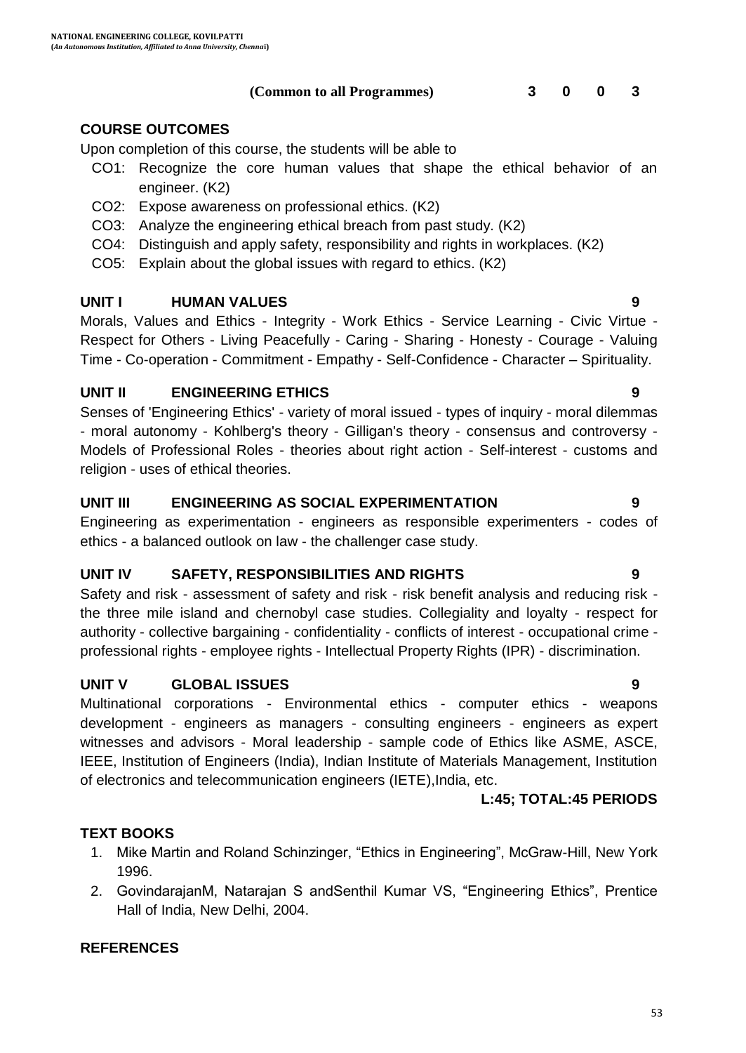**(Common to all Programmes)** **3 0 0 3**

## COURSE OUTCOMES

Upon completion of this course, the students will be able to

- CO1: Recognize the core human values that shape the ethical behavior of an engineer. (K2)
- CO2: Expose awareness on professional ethics. (K2)
- CO3: Analyze the engineering ethical breach from past study. (K2)
- CO4: Distinguish and apply safety, responsibility and rights in workplaces. (K2)
- CO5: Explain about the global issues with regard to ethics. (K2)

## UNIT I HUMAN VALUES 9

Morals, Values and Ethics - Integrity - Work Ethics - Service Learning - Civic Virtue - Respect for Others - Living Peacefully - Caring - Sharing - Honesty - Courage - Valuing Time - Co-operation - Commitment - Empathy - Self-Confidence - Character – Spirituality.

## UNIT II ENGINEERING ETHICS 9

Senses of 'Engineering Ethics' - variety of moral issued - types of inquiry - moral dilemmas - moral autonomy - Kohlberg's theory - Gilligan's theory - consensus and controversy - Models of Professional Roles - theories about right action - Self-interest - customs and religion - uses of ethical theories.

## UNIT III ENGINEERING AS SOCIAL EXPERIMENTATION 9

Engineering as experimentation - engineers as responsible experimenters - codes of ethics - a balanced outlook on law - the challenger case study.

## UNIT IV SAFETY, RESPONSIBILITIES AND RIGHTS 9

Safety and risk - assessment of safety and risk - risk benefit analysis and reducing risk - the three mile island and chernobyl case studies. Collegiality and loyalty - respect for authority - collective bargaining - confidentiality - conflicts of interest - occupational crime - professional rights - employee rights - Intellectual Property Rights (IPR) - discrimination.

## UNIT V GLOBAL ISSUES 9

Multinational corporations - Environmental ethics - computer ethics - weapons development - engineers as managers - consulting engineers - engineers as expert witnesses and advisors - Moral leadership - sample code of Ethics like ASME, ASCE, IEEE, Institution of Engineers (India), Indian Institute of Materials Management, Institution of electronics and telecommunication engineers (IETE),India, etc.

**L:45; TOTAL:45 PERIODS**

## TEXT BOOKS

1. Mike Martin and Roland Schinzinger, "Ethics in Engineering", McGraw-Hill, New York 1996.
2. GovindarajanM, Natarajan S andSenthil Kumar VS, "Engineering Ethics", Prentice Hall of India, New Delhi, 2004.

## REFERENCES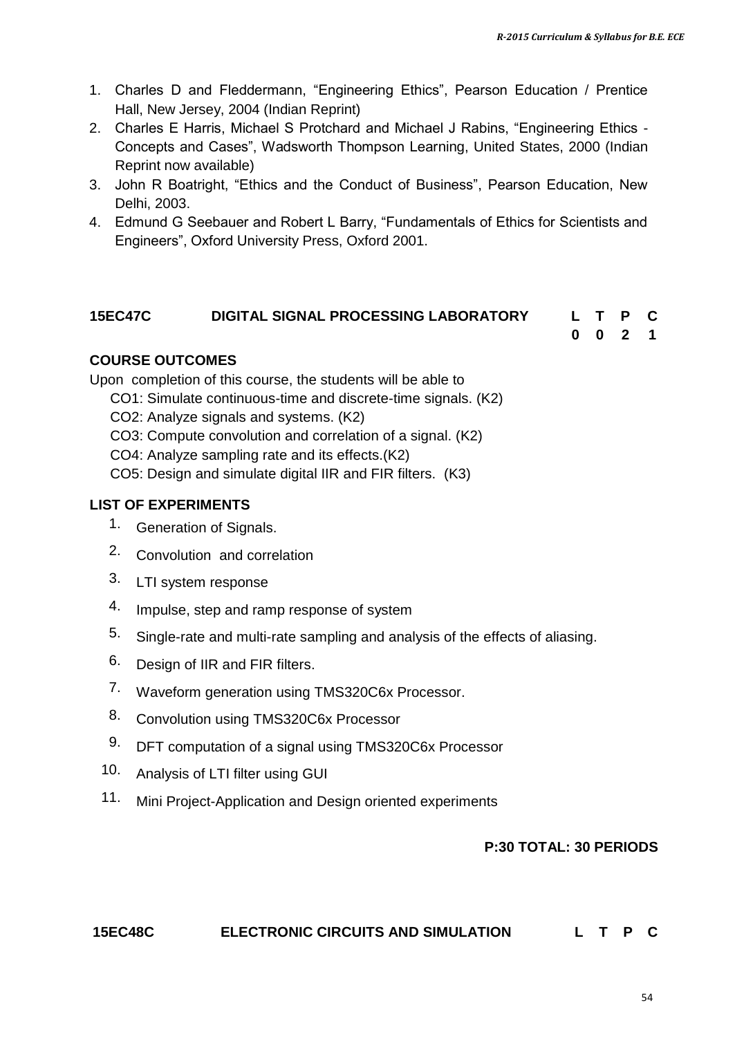1. Charles D and Fleddermann, “Engineering Ethics”, Pearson Education / Prentice Hall, New Jersey, 2004 (Indian Reprint)
2. Charles E Harris, Michael S Protchard and Michael J Rabins, “Engineering Ethics - Concepts and Cases”, Wadsworth Thompson Learning, United States, 2000 (Indian Reprint now available)
3. John R Boatright, “Ethics and the Conduct of Business”, Pearson Education, New Delhi, 2003.
4. Edmund G Seebauer and Robert L Barry, “Fundamentals of Ethics for Scientists and Engineers”, Oxford University Press, Oxford 2001.

| **15EC47C** | **DIGITAL SIGNAL PROCESSING LABORATORY** | **L** | **T** | **P** | **C** |
|---|---|---|---|---|---|
| | | **0** | **0** | **2** | **1** |

**COURSE OUTCOMES**

Upon completion of this course, the students will be able to

CO1: Simulate continuous-time and discrete-time signals. (K2)

CO2: Analyze signals and systems. (K2)

CO3: Compute convolution and correlation of a signal. (K2)

CO4: Analyze sampling rate and its effects.(K2)

CO5: Design and simulate digital IIR and FIR filters. (K3)

**LIST OF EXPERIMENTS**

1. Generation of Signals.
2. Convolution and correlation
3. LTI system response
4. Impulse, step and ramp response of system
5. Single-rate and multi-rate sampling and analysis of the effects of aliasing.
6. Design of IIR and FIR filters.
7. Waveform generation using TMS320C6x Processor.
8. Convolution using TMS320C6x Processor
9. DFT computation of a signal using TMS320C6x Processor
10. Analysis of LTI filter using GUI
11. Mini Project-Application and Design oriented experiments

**P:30 TOTAL: 30 PERIODS**

| **15EC48C** | **ELECTRONIC CIRCUITS AND SIMULATION** | **L** | **T** | **P** | **C** |
|---|---|---|---|---|---|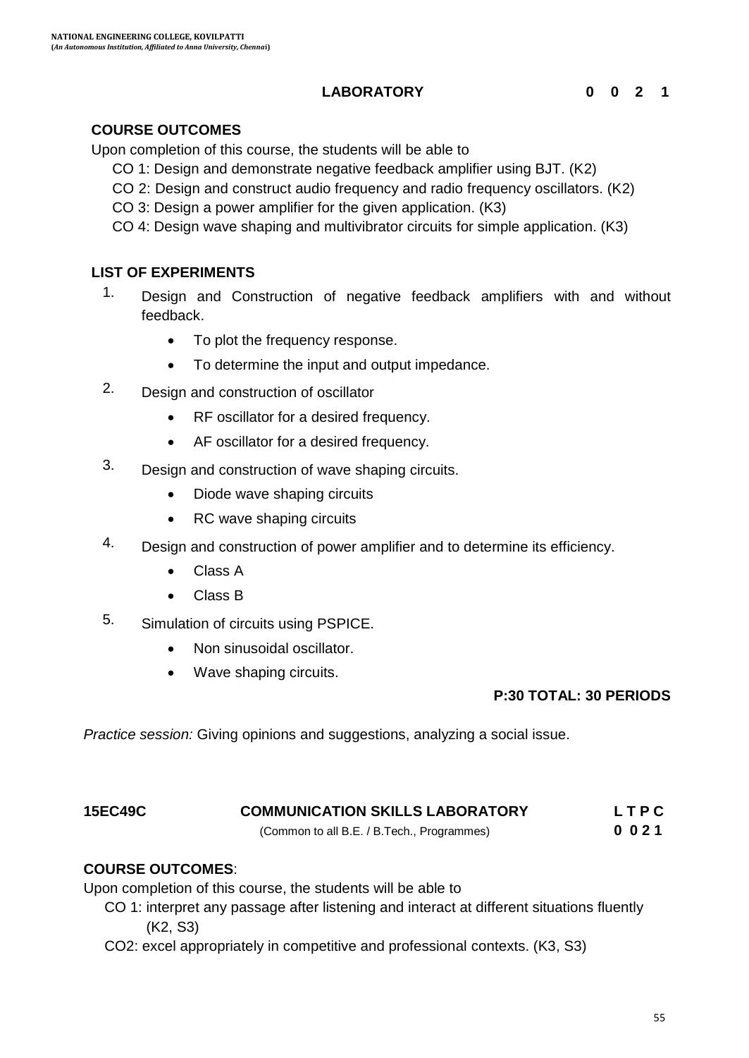**LABORATORY** **0 0 2 1**

**COURSE OUTCOMES**

Upon completion of this course, the students will be able to

- CO 1: Design and demonstrate negative feedback amplifier using BJT. (K2)
- CO 2: Design and construct audio frequency and radio frequency oscillators. (K2)
- CO 3: Design a power amplifier for the given application. (K3)
- CO 4: Design wave shaping and multivibrator circuits for simple application. (K3)

**LIST OF EXPERIMENTS**

1. Design and Construction of negative feedback amplifiers with and without feedback.
   - To plot the frequency response.
   - To determine the input and output impedance.
2. Design and construction of oscillator
   - RF oscillator for a desired frequency.
   - AF oscillator for a desired frequency.
3. Design and construction of wave shaping circuits.
   - Diode wave shaping circuits
   - RC wave shaping circuits
4. Design and construction of power amplifier and to determine its efficiency.
   - Class A
   - Class B
5. Simulation of circuits using PSPICE.
   - Non sinusoidal oscillator.
   - Wave shaping circuits.

**P:30 TOTAL: 30 PERIODS**

*Practice session:* Giving opinions and suggestions, analyzing a social issue.

| **15EC49C** | **COMMUNICATION SKILLS LABORATORY** | **L T P C** |
|---|---|---|
| | (Common to all B.E. / B.Tech., Programmes) | **0 0 2 1** |

**COURSE OUTCOMES**:

Upon completion of this course, the students will be able to

- CO 1: interpret any passage after listening and interact at different situations fluently (K2, S3)
- CO2: excel appropriately in competitive and professional contexts. (K3, S3)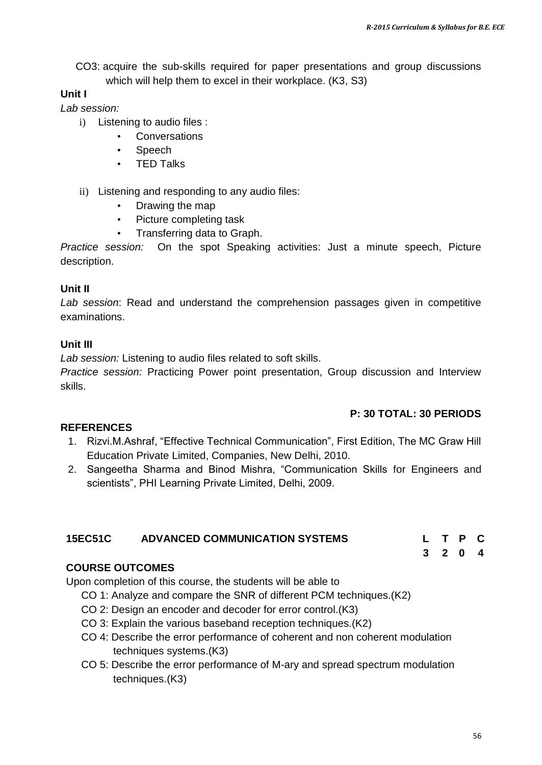CO3: acquire the sub-skills required for paper presentations and group discussions which will help them to excel in their workplace. (K3, S3)

**Unit I**

*Lab session:*

i) Listening to audio files :
   - Conversations
   - Speech
   - TED Talks

ii) Listening and responding to any audio files:
   - Drawing the map
   - Picture completing task
   - Transferring data to Graph.

*Practice session:* On the spot Speaking activities: Just a minute speech, Picture description.

**Unit II**

*Lab session*: Read and understand the comprehension passages given in competitive examinations.

**Unit III**

*Lab session:* Listening to audio files related to soft skills.

*Practice session:* Practicing Power point presentation, Group discussion and Interview skills.

**P: 30 TOTAL: 30 PERIODS**

**REFERENCES**

1. Rizvi.M.Ashraf, "Effective Technical Communication", First Edition, The MC Graw Hill Education Private Limited, Companies, New Delhi, 2010.
2. Sangeetha Sharma and Binod Mishra, "Communication Skills for Engineers and scientists", PHI Learning Private Limited, Delhi, 2009.

## 15EC51C ADVANCED COMMUNICATION SYSTEMS

| L | T | P | C |
|---|---|---|---|
| 3 | 2 | 0 | 4 |

**COURSE OUTCOMES**

Upon completion of this course, the students will be able to

- CO 1: Analyze and compare the SNR of different PCM techniques.(K2)
- CO 2: Design an encoder and decoder for error control.(K3)
- CO 3: Explain the various baseband reception techniques.(K2)
- CO 4: Describe the error performance of coherent and non coherent modulation techniques systems.(K3)
- CO 5: Describe the error performance of M-ary and spread spectrum modulation techniques.(K3)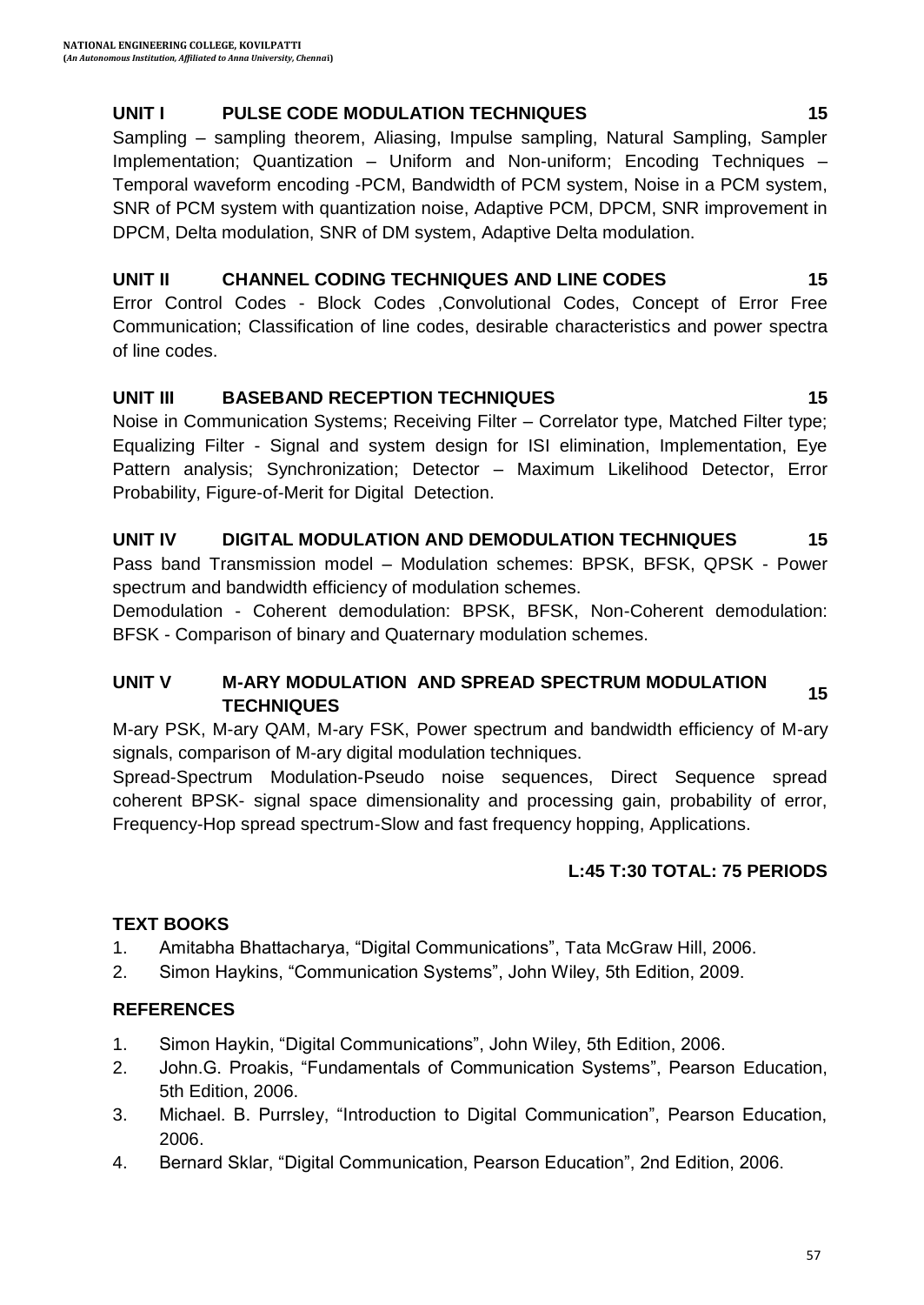### UNIT I PULSE CODE MODULATION TECHNIQUES 15

Sampling – sampling theorem, Aliasing, Impulse sampling, Natural Sampling, Sampler Implementation; Quantization – Uniform and Non-uniform; Encoding Techniques – Temporal waveform encoding -PCM, Bandwidth of PCM system, Noise in a PCM system, SNR of PCM system with quantization noise, Adaptive PCM, DPCM, SNR improvement in DPCM, Delta modulation, SNR of DM system, Adaptive Delta modulation.

### UNIT II CHANNEL CODING TECHNIQUES AND LINE CODES 15

Error Control Codes - Block Codes ,Convolutional Codes, Concept of Error Free Communication; Classification of line codes, desirable characteristics and power spectra of line codes.

### UNIT III BASEBAND RECEPTION TECHNIQUES 15

Noise in Communication Systems; Receiving Filter – Correlator type, Matched Filter type; Equalizing Filter - Signal and system design for ISI elimination, Implementation, Eye Pattern analysis; Synchronization; Detector – Maximum Likelihood Detector, Error Probability, Figure-of-Merit for Digital Detection.

### UNIT IV DIGITAL MODULATION AND DEMODULATION TECHNIQUES 15

Pass band Transmission model – Modulation schemes: BPSK, BFSK, QPSK - Power spectrum and bandwidth efficiency of modulation schemes.

Demodulation - Coherent demodulation: BPSK, BFSK, Non-Coherent demodulation: BFSK - Comparison of binary and Quaternary modulation schemes.

### UNIT V M-ARY MODULATION AND SPREAD SPECTRUM MODULATION TECHNIQUES 15

M-ary PSK, M-ary QAM, M-ary FSK, Power spectrum and bandwidth efficiency of M-ary signals, comparison of M-ary digital modulation techniques.

Spread-Spectrum Modulation-Pseudo noise sequences, Direct Sequence spread coherent BPSK- signal space dimensionality and processing gain, probability of error, Frequency-Hop spread spectrum-Slow and fast frequency hopping, Applications.

**L:45 T:30 TOTAL: 75 PERIODS**

### TEXT BOOKS

1. Amitabha Bhattacharya, "Digital Communications", Tata McGraw Hill, 2006.
2. Simon Haykins, "Communication Systems", John Wiley, 5th Edition, 2009.

### REFERENCES

1. Simon Haykin, "Digital Communications", John Wiley, 5th Edition, 2006.
2. John.G. Proakis, "Fundamentals of Communication Systems", Pearson Education, 5th Edition, 2006.
3. Michael. B. Purrsley, "Introduction to Digital Communication", Pearson Education, 2006.
4. Bernard Sklar, "Digital Communication, Pearson Education", 2nd Edition, 2006.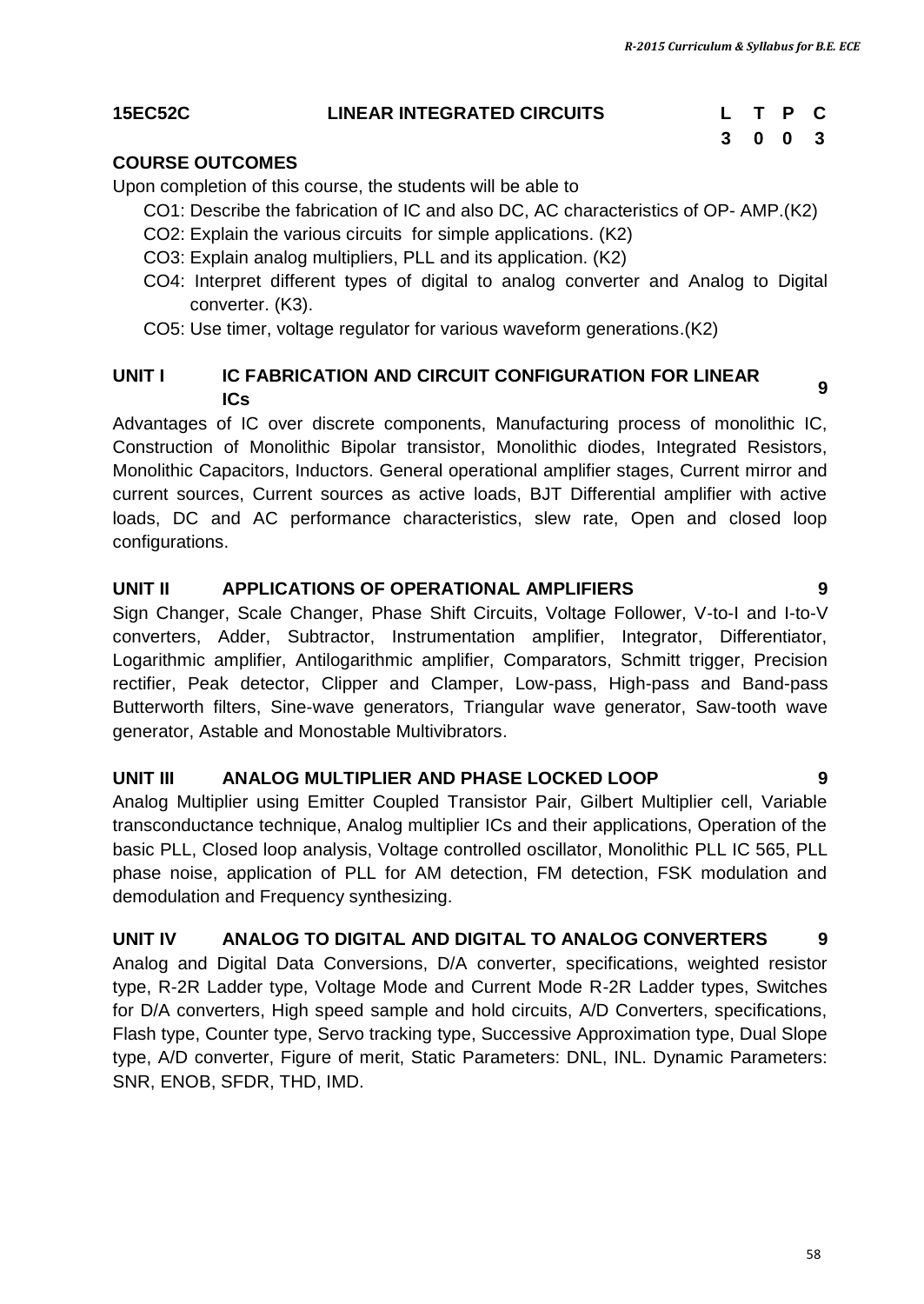| 15EC52C | LINEAR INTEGRATED CIRCUITS | L | T | P | C |
|---|---|---|---|---|---|
| | | 3 | 0 | 0 | 3 |

**COURSE OUTCOMES**

Upon completion of this course, the students will be able to

- CO1: Describe the fabrication of IC and also DC, AC characteristics of OP- AMP.(K2)
- CO2: Explain the various circuits for simple applications. (K2)
- CO3: Explain analog multipliers, PLL and its application. (K2)
- CO4: Interpret different types of digital to analog converter and Analog to Digital converter. (K3).
- CO5: Use timer, voltage regulator for various waveform generations.(K2)

**UNIT I IC FABRICATION AND CIRCUIT CONFIGURATION FOR LINEAR ICs 9**

Advantages of IC over discrete components, Manufacturing process of monolithic IC, Construction of Monolithic Bipolar transistor, Monolithic diodes, Integrated Resistors, Monolithic Capacitors, Inductors. General operational amplifier stages, Current mirror and current sources, Current sources as active loads, BJT Differential amplifier with active loads, DC and AC performance characteristics, slew rate, Open and closed loop configurations.

**UNIT II APPLICATIONS OF OPERATIONAL AMPLIFIERS 9**

Sign Changer, Scale Changer, Phase Shift Circuits, Voltage Follower, V-to-I and I-to-V converters, Adder, Subtractor, Instrumentation amplifier, Integrator, Differentiator, Logarithmic amplifier, Antilogarithmic amplifier, Comparators, Schmitt trigger, Precision rectifier, Peak detector, Clipper and Clamper, Low-pass, High-pass and Band-pass Butterworth filters, Sine-wave generators, Triangular wave generator, Saw-tooth wave generator, Astable and Monostable Multivibrators.

**UNIT III ANALOG MULTIPLIER AND PHASE LOCKED LOOP 9**

Analog Multiplier using Emitter Coupled Transistor Pair, Gilbert Multiplier cell, Variable transconductance technique, Analog multiplier ICs and their applications, Operation of the basic PLL, Closed loop analysis, Voltage controlled oscillator, Monolithic PLL IC 565, PLL phase noise, application of PLL for AM detection, FM detection, FSK modulation and demodulation and Frequency synthesizing.

**UNIT IV ANALOG TO DIGITAL AND DIGITAL TO ANALOG CONVERTERS 9**

Analog and Digital Data Conversions, D/A converter, specifications, weighted resistor type, R-2R Ladder type, Voltage Mode and Current Mode R-2R Ladder types, Switches for D/A converters, High speed sample and hold circuits, A/D Converters, specifications, Flash type, Counter type, Servo tracking type, Successive Approximation type, Dual Slope type, A/D converter, Figure of merit, Static Parameters: DNL, INL. Dynamic Parameters: SNR, ENOB, SFDR, THD, IMD.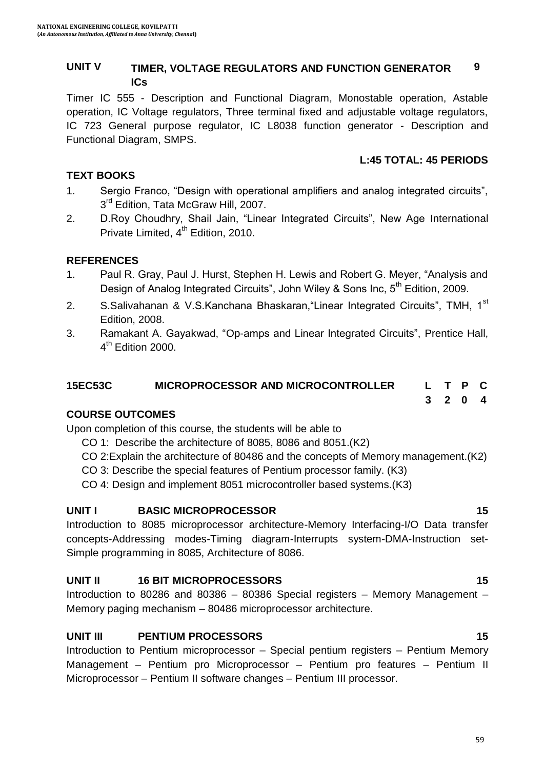### UNIT V TIMER, VOLTAGE REGULATORS AND FUNCTION GENERATOR ICs 9

Timer IC 555 - Description and Functional Diagram, Monostable operation, Astable operation, IC Voltage regulators, Three terminal fixed and adjustable voltage regulators, IC 723 General purpose regulator, IC L8038 function generator - Description and Functional Diagram, SMPS.

**L:45 TOTAL: 45 PERIODS**

### TEXT BOOKS

1. Sergio Franco, "Design with operational amplifiers and analog integrated circuits", 3rd Edition, Tata McGraw Hill, 2007.
2. D.Roy Choudhry, Shail Jain, "Linear Integrated Circuits", New Age International Private Limited, 4th Edition, 2010.

### REFERENCES

1. Paul R. Gray, Paul J. Hurst, Stephen H. Lewis and Robert G. Meyer, "Analysis and Design of Analog Integrated Circuits", John Wiley & Sons Inc, 5th Edition, 2009.
2. S.Salivahanan & V.S.Kanchana Bhaskaran,"Linear Integrated Circuits", TMH, 1st Edition, 2008.
3. Ramakant A. Gayakwad, "Op-amps and Linear Integrated Circuits", Prentice Hall, 4th Edition 2000.

## 15EC53C MICROPROCESSOR AND MICROCONTROLLER

| L | T | P | C |
|---|---|---|---|
| 3 | 2 | 0 | 4 |

### COURSE OUTCOMES

Upon completion of this course, the students will be able to

- CO 1: Describe the architecture of 8085, 8086 and 8051.(K2)
- CO 2:Explain the architecture of 80486 and the concepts of Memory management.(K2)
- CO 3: Describe the special features of Pentium processor family. (K3)
- CO 4: Design and implement 8051 microcontroller based systems.(K3)

### UNIT I BASIC MICROPROCESSOR 15

Introduction to 8085 microprocessor architecture-Memory Interfacing-I/O Data transfer concepts-Addressing modes-Timing diagram-Interrupts system-DMA-Instruction set-Simple programming in 8085, Architecture of 8086.

### UNIT II 16 BIT MICROPROCESSORS 15

Introduction to 80286 and 80386 – 80386 Special registers – Memory Management – Memory paging mechanism – 80486 microprocessor architecture.

### UNIT III PENTIUM PROCESSORS 15

Introduction to Pentium microprocessor – Special pentium registers – Pentium Memory Management – Pentium pro Microprocessor – Pentium pro features – Pentium II Microprocessor – Pentium II software changes – Pentium III processor.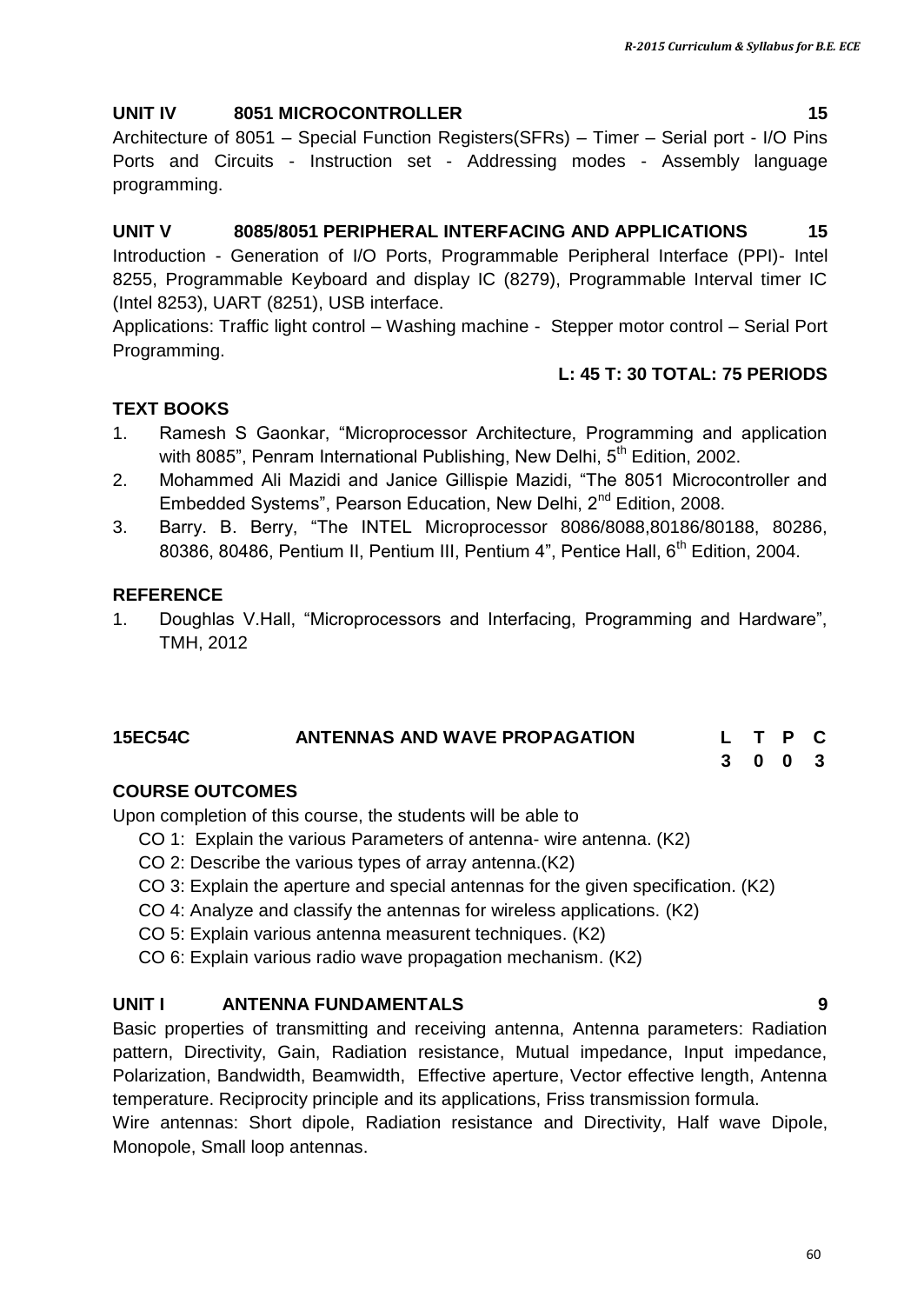### UNIT IV 8051 MICROCONTROLLER 15

Architecture of 8051 – Special Function Registers(SFRs) – Timer – Serial port - I/O Pins Ports and Circuits - Instruction set - Addressing modes - Assembly language programming.

### UNIT V 8085/8051 PERIPHERAL INTERFACING AND APPLICATIONS 15

Introduction - Generation of I/O Ports, Programmable Peripheral Interface (PPI)- Intel 8255, Programmable Keyboard and display IC (8279), Programmable Interval timer IC (Intel 8253), UART (8251), USB interface.

Applications: Traffic light control – Washing machine - Stepper motor control – Serial Port Programming.

**L: 45 T: 30 TOTAL: 75 PERIODS**

### TEXT BOOKS

1. Ramesh S Gaonkar, "Microprocessor Architecture, Programming and application with 8085", Penram International Publishing, New Delhi, 5th Edition, 2002.
2. Mohammed Ali Mazidi and Janice Gillispie Mazidi, "The 8051 Microcontroller and Embedded Systems", Pearson Education, New Delhi, 2nd Edition, 2008.
3. Barry. B. Berry, "The INTEL Microprocessor 8086/8088,80186/80188, 80286, 80386, 80486, Pentium II, Pentium III, Pentium 4", Pentice Hall, 6th Edition, 2004.

### REFERENCE

1. Doughlas V.Hall, "Microprocessors and Interfacing, Programming and Hardware", TMH, 2012

## 15EC54C ANTENNAS AND WAVE PROPAGATION

| L | T | P | C |
|---|---|---|---|
| 3 | 0 | 0 | 3 |

### COURSE OUTCOMES

Upon completion of this course, the students will be able to

- CO 1: Explain the various Parameters of antenna- wire antenna. (K2)
- CO 2: Describe the various types of array antenna.(K2)
- CO 3: Explain the aperture and special antennas for the given specification. (K2)
- CO 4: Analyze and classify the antennas for wireless applications. (K2)
- CO 5: Explain various antenna measurent techniques. (K2)
- CO 6: Explain various radio wave propagation mechanism. (K2)

### UNIT I ANTENNA FUNDAMENTALS 9

Basic properties of transmitting and receiving antenna, Antenna parameters: Radiation pattern, Directivity, Gain, Radiation resistance, Mutual impedance, Input impedance, Polarization, Bandwidth, Beamwidth, Effective aperture, Vector effective length, Antenna temperature. Reciprocity principle and its applications, Friss transmission formula.

Wire antennas: Short dipole, Radiation resistance and Directivity, Half wave Dipole, Monopole, Small loop antennas.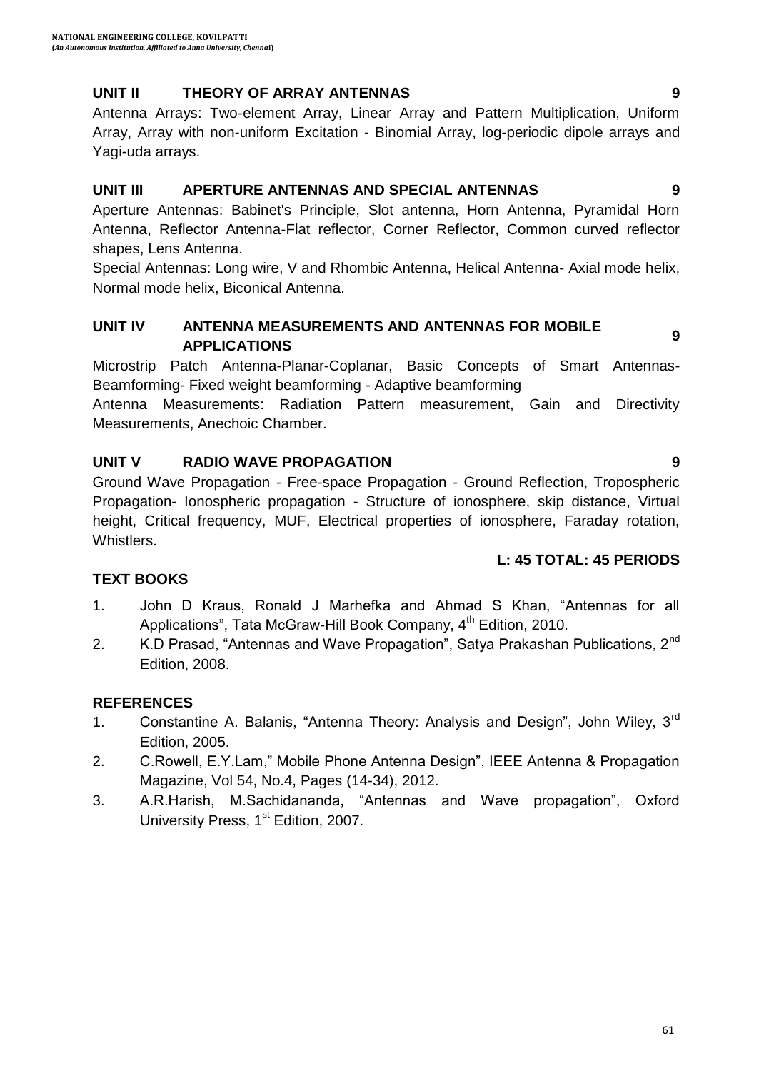### UNIT II THEORY OF ARRAY ANTENNAS 9

Antenna Arrays: Two-element Array, Linear Array and Pattern Multiplication, Uniform Array, Array with non-uniform Excitation - Binomial Array, log-periodic dipole arrays and Yagi-uda arrays.

### UNIT III APERTURE ANTENNAS AND SPECIAL ANTENNAS 9

Aperture Antennas: Babinet's Principle, Slot antenna, Horn Antenna, Pyramidal Horn Antenna, Reflector Antenna-Flat reflector, Corner Reflector, Common curved reflector shapes, Lens Antenna.

Special Antennas: Long wire, V and Rhombic Antenna, Helical Antenna- Axial mode helix, Normal mode helix, Biconical Antenna.

### UNIT IV ANTENNA MEASUREMENTS AND ANTENNAS FOR MOBILE APPLICATIONS 9

Microstrip Patch Antenna-Planar-Coplanar, Basic Concepts of Smart Antennas-Beamforming- Fixed weight beamforming - Adaptive beamforming

Antenna Measurements: Radiation Pattern measurement, Gain and Directivity Measurements, Anechoic Chamber.

### UNIT V RADIO WAVE PROPAGATION 9

Ground Wave Propagation - Free-space Propagation - Ground Reflection, Tropospheric Propagation- Ionospheric propagation - Structure of ionosphere, skip distance, Virtual height, Critical frequency, MUF, Electrical properties of ionosphere, Faraday rotation, Whistlers.

**L: 45 TOTAL: 45 PERIODS**

### TEXT BOOKS

1. John D Kraus, Ronald J Marhefka and Ahmad S Khan, "Antennas for all Applications", Tata McGraw-Hill Book Company, 4th Edition, 2010.
2. K.D Prasad, "Antennas and Wave Propagation", Satya Prakashan Publications, 2nd Edition, 2008.

### REFERENCES

1. Constantine A. Balanis, "Antenna Theory: Analysis and Design", John Wiley, 3rd Edition, 2005.
2. C.Rowell, E.Y.Lam," Mobile Phone Antenna Design", IEEE Antenna & Propagation Magazine, Vol 54, No.4, Pages (14-34), 2012.
3. A.R.Harish, M.Sachidananda, "Antennas and Wave propagation", Oxford University Press, 1st Edition, 2007.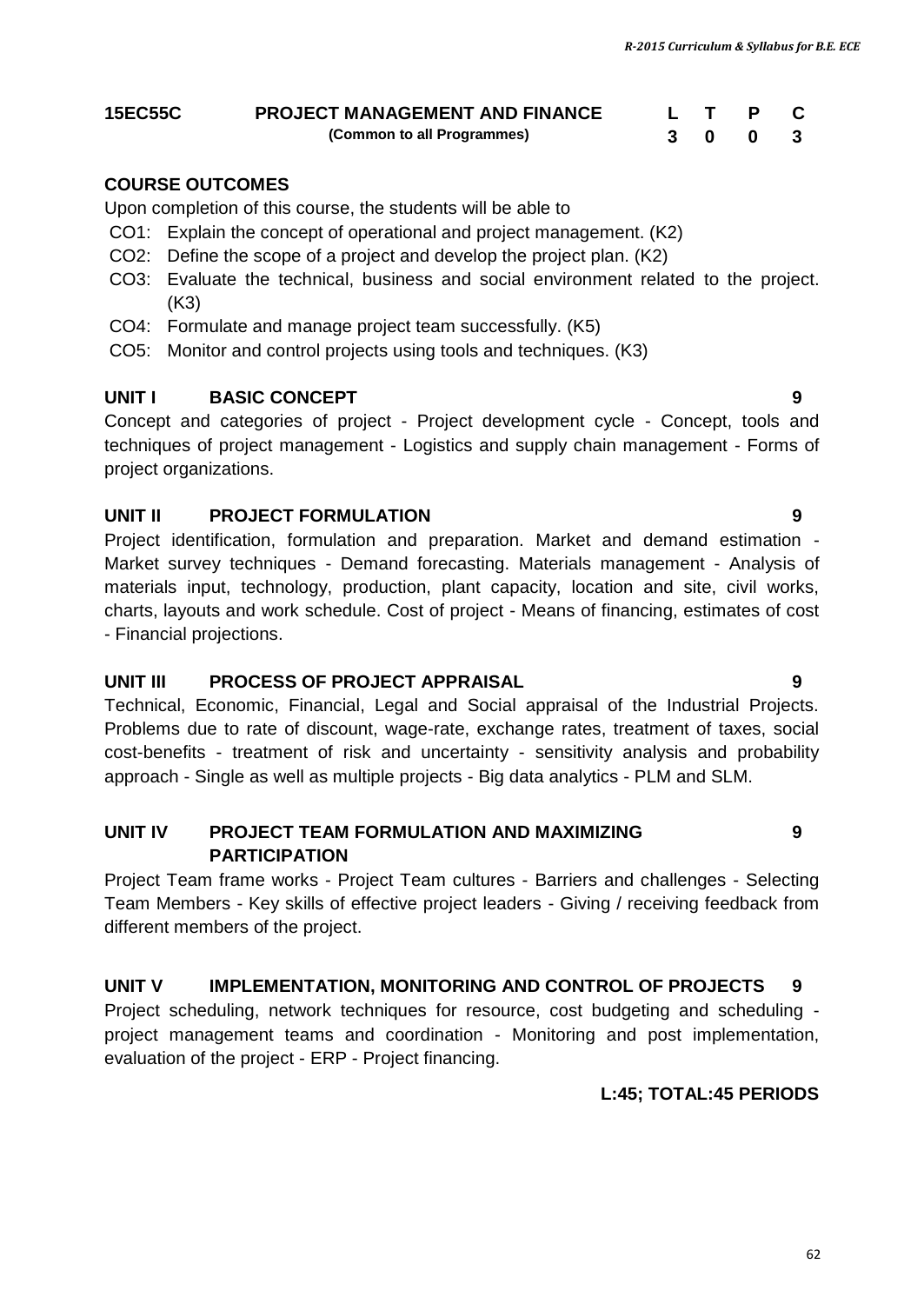| 15EC55C | PROJECT MANAGEMENT AND FINANCE | L | T | P | C |
|---|---|---|---|---|---|
| | (Common to all Programmes) | 3 | 0 | 0 | 3 |

**COURSE OUTCOMES**

Upon completion of this course, the students will be able to

- CO1: Explain the concept of operational and project management. (K2)
- CO2: Define the scope of a project and develop the project plan. (K2)
- CO3: Evaluate the technical, business and social environment related to the project. (K3)
- CO4: Formulate and manage project team successfully. (K5)
- CO5: Monitor and control projects using tools and techniques. (K3)

**UNIT I BASIC CONCEPT 9**

Concept and categories of project - Project development cycle - Concept, tools and techniques of project management - Logistics and supply chain management - Forms of project organizations.

**UNIT II PROJECT FORMULATION 9**

Project identification, formulation and preparation. Market and demand estimation - Market survey techniques - Demand forecasting. Materials management - Analysis of materials input, technology, production, plant capacity, location and site, civil works, charts, layouts and work schedule. Cost of project - Means of financing, estimates of cost - Financial projections.

**UNIT III PROCESS OF PROJECT APPRAISAL 9**

Technical, Economic, Financial, Legal and Social appraisal of the Industrial Projects. Problems due to rate of discount, wage-rate, exchange rates, treatment of taxes, social cost-benefits - treatment of risk and uncertainty - sensitivity analysis and probability approach - Single as well as multiple projects - Big data analytics - PLM and SLM.

**UNIT IV PROJECT TEAM FORMULATION AND MAXIMIZING PARTICIPATION 9**

Project Team frame works - Project Team cultures - Barriers and challenges - Selecting Team Members - Key skills of effective project leaders - Giving / receiving feedback from different members of the project.

**UNIT V IMPLEMENTATION, MONITORING AND CONTROL OF PROJECTS 9**

Project scheduling, network techniques for resource, cost budgeting and scheduling - project management teams and coordination - Monitoring and post implementation, evaluation of the project - ERP - Project financing.

**L:45; TOTAL:45 PERIODS**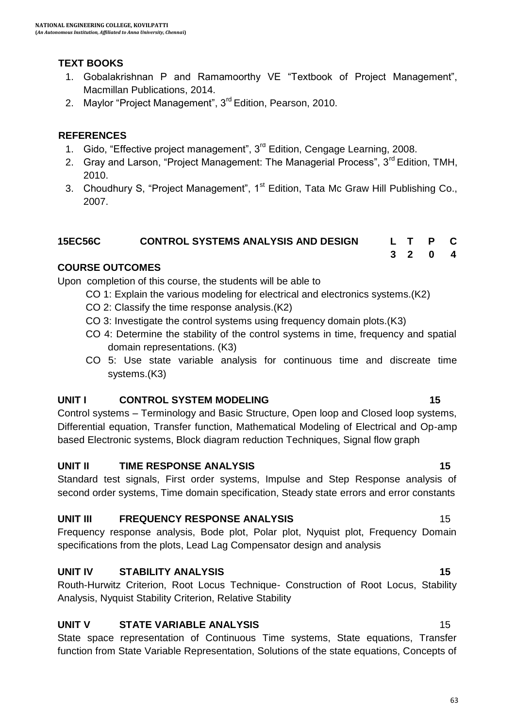### TEXT BOOKS

1. Gobalakrishnan P and Ramamoorthy VE "Textbook of Project Management", Macmillan Publications, 2014.
2. Maylor "Project Management", 3rd Edition, Pearson, 2010.

### REFERENCES

1. Gido, "Effective project management", 3rd Edition, Cengage Learning, 2008.
2. Gray and Larson, "Project Management: The Managerial Process", 3rd Edition, TMH, 2010.
3. Choudhury S, "Project Management", 1st Edition, Tata Mc Graw Hill Publishing Co., 2007.

## 15EC56C CONTROL SYSTEMS ANALYSIS AND DESIGN

| L | T | P | C |
|---|---|---|---|
| 3 | 2 | 0 | 4 |

### COURSE OUTCOMES

Upon completion of this course, the students will be able to

- CO 1: Explain the various modeling for electrical and electronics systems.(K2)
- CO 2: Classify the time response analysis.(K2)
- CO 3: Investigate the control systems using frequency domain plots.(K3)
- CO 4: Determine the stability of the control systems in time, frequency and spatial domain representations. (K3)
- CO 5: Use state variable analysis for continuous time and discreate time systems.(K3)

### UNIT I CONTROL SYSTEM MODELING 15

Control systems – Terminology and Basic Structure, Open loop and Closed loop systems, Differential equation, Transfer function, Mathematical Modeling of Electrical and Op-amp based Electronic systems, Block diagram reduction Techniques, Signal flow graph

### UNIT II TIME RESPONSE ANALYSIS 15

Standard test signals, First order systems, Impulse and Step Response analysis of second order systems, Time domain specification, Steady state errors and error constants

### UNIT III FREQUENCY RESPONSE ANALYSIS 15

Frequency response analysis, Bode plot, Polar plot, Nyquist plot, Frequency Domain specifications from the plots, Lead Lag Compensator design and analysis

### UNIT IV STABILITY ANALYSIS 15

Routh-Hurwitz Criterion, Root Locus Technique- Construction of Root Locus, Stability Analysis, Nyquist Stability Criterion, Relative Stability

### UNIT V STATE VARIABLE ANALYSIS 15

State space representation of Continuous Time systems, State equations, Transfer function from State Variable Representation, Solutions of the state equations, Concepts of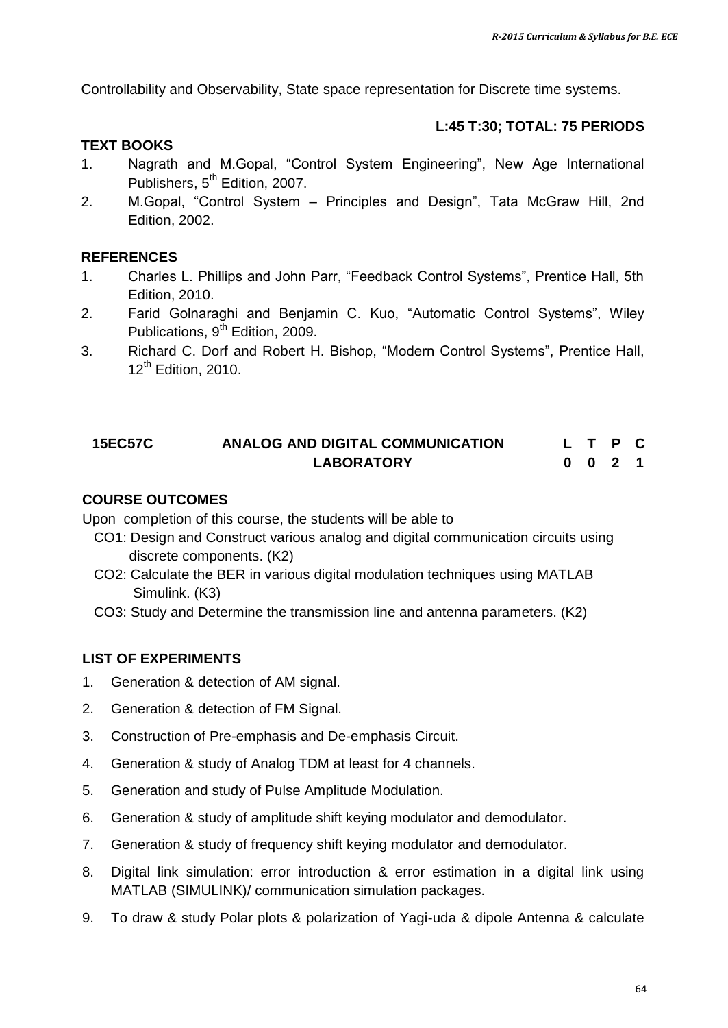Controllability and Observability, State space representation for Discrete time systems.

**L:45 T:30; TOTAL: 75 PERIODS**

**TEXT BOOKS**

1. Nagrath and M.Gopal, "Control System Engineering", New Age International Publishers, 5th Edition, 2007.
2. M.Gopal, "Control System – Principles and Design", Tata McGraw Hill, 2nd Edition, 2002.

**REFERENCES**

1. Charles L. Phillips and John Parr, "Feedback Control Systems", Prentice Hall, 5th Edition, 2010.
2. Farid Golnaraghi and Benjamin C. Kuo, "Automatic Control Systems", Wiley Publications, 9th Edition, 2009.
3. Richard C. Dorf and Robert H. Bishop, "Modern Control Systems", Prentice Hall, 12th Edition, 2010.

| **15EC57C** | **ANALOG AND DIGITAL COMMUNICATION LABORATORY** | **L** | **T** | **P** | **C** |
|---|---|---|---|---|---|
| | | **0** | **0** | **2** | **1** |

**COURSE OUTCOMES**

Upon completion of this course, the students will be able to

CO1: Design and Construct various analog and digital communication circuits using discrete components. (K2)

CO2: Calculate the BER in various digital modulation techniques using MATLAB Simulink. (K3)

CO3: Study and Determine the transmission line and antenna parameters. (K2)

**LIST OF EXPERIMENTS**

1. Generation & detection of AM signal.
2. Generation & detection of FM Signal.
3. Construction of Pre-emphasis and De-emphasis Circuit.
4. Generation & study of Analog TDM at least for 4 channels.
5. Generation and study of Pulse Amplitude Modulation.
6. Generation & study of amplitude shift keying modulator and demodulator.
7. Generation & study of frequency shift keying modulator and demodulator.
8. Digital link simulation: error introduction & error estimation in a digital link using MATLAB (SIMULINK)/ communication simulation packages.
9. To draw & study Polar plots & polarization of Yagi-uda & dipole Antenna & calculate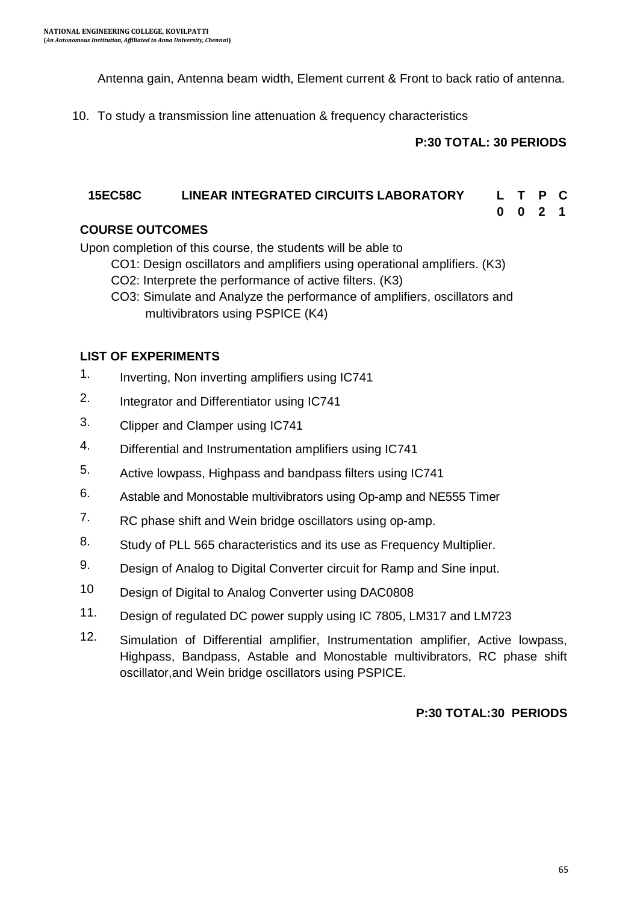Antenna gain, Antenna beam width, Element current & Front to back ratio of antenna.

10. To study a transmission line attenuation & frequency characteristics

**P:30 TOTAL: 30 PERIODS**

| **15EC58C** | **LINEAR INTEGRATED CIRCUITS LABORATORY** | **L** | **T** | **P** | **C** |
|---|---|---|---|---|---|
| | | **0** | **0** | **2** | **1** |

**COURSE OUTCOMES**

Upon completion of this course, the students will be able to

CO1: Design oscillators and amplifiers using operational amplifiers. (K3)

CO2: Interprete the performance of active filters. (K3)

CO3: Simulate and Analyze the performance of amplifiers, oscillators and multivibrators using PSPICE (K4)

**LIST OF EXPERIMENTS**

1. Inverting, Non inverting amplifiers using IC741
2. Integrator and Differentiator using IC741
3. Clipper and Clamper using IC741
4. Differential and Instrumentation amplifiers using IC741
5. Active lowpass, Highpass and bandpass filters using IC741
6. Astable and Monostable multivibrators using Op-amp and NE555 Timer
7. RC phase shift and Wein bridge oscillators using op-amp.
8. Study of PLL 565 characteristics and its use as Frequency Multiplier.
9. Design of Analog to Digital Converter circuit for Ramp and Sine input.
10. Design of Digital to Analog Converter using DAC0808
11. Design of regulated DC power supply using IC 7805, LM317 and LM723
12. Simulation of Differential amplifier, Instrumentation amplifier, Active lowpass, Highpass, Bandpass, Astable and Monostable multivibrators, RC phase shift oscillator,and Wein bridge oscillators using PSPICE.

**P:30 TOTAL:30 PERIODS**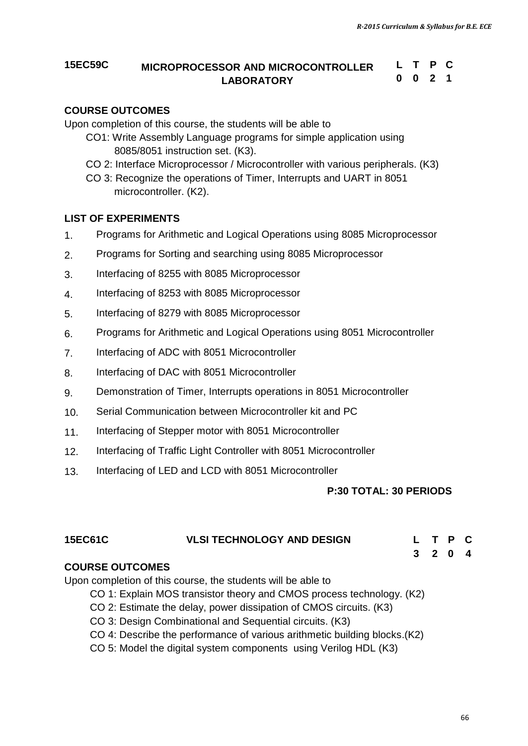## 15EC59C MICROPROCESSOR AND MICROCONTROLLER LABORATORY

| L | T | P | C |
|---|---|---|---|
| 0 | 0 | 2 | 1 |

### COURSE OUTCOMES

Upon completion of this course, the students will be able to

- CO1: Write Assembly Language programs for simple application using 8085/8051 instruction set. (K3).
- CO 2: Interface Microprocessor / Microcontroller with various peripherals. (K3)
- CO 3: Recognize the operations of Timer, Interrupts and UART in 8051 microcontroller. (K2).

### LIST OF EXPERIMENTS

1. Programs for Arithmetic and Logical Operations using 8085 Microprocessor
2. Programs for Sorting and searching using 8085 Microprocessor
3. Interfacing of 8255 with 8085 Microprocessor
4. Interfacing of 8253 with 8085 Microprocessor
5. Interfacing of 8279 with 8085 Microprocessor
6. Programs for Arithmetic and Logical Operations using 8051 Microcontroller
7. Interfacing of ADC with 8051 Microcontroller
8. Interfacing of DAC with 8051 Microcontroller
9. Demonstration of Timer, Interrupts operations in 8051 Microcontroller
10. Serial Communication between Microcontroller kit and PC
11. Interfacing of Stepper motor with 8051 Microcontroller
12. Interfacing of Traffic Light Controller with 8051 Microcontroller
13. Interfacing of LED and LCD with 8051 Microcontroller

**P:30 TOTAL: 30 PERIODS**

## 15EC61C VLSI TECHNOLOGY AND DESIGN

| L | T | P | C |
|---|---|---|---|
| 3 | 2 | 0 | 4 |

### COURSE OUTCOMES

Upon completion of this course, the students will be able to

- CO 1: Explain MOS transistor theory and CMOS process technology. (K2)
- CO 2: Estimate the delay, power dissipation of CMOS circuits. (K3)
- CO 3: Design Combinational and Sequential circuits. (K3)
- CO 4: Describe the performance of various arithmetic building blocks.(K2)
- CO 5: Model the digital system components using Verilog HDL (K3)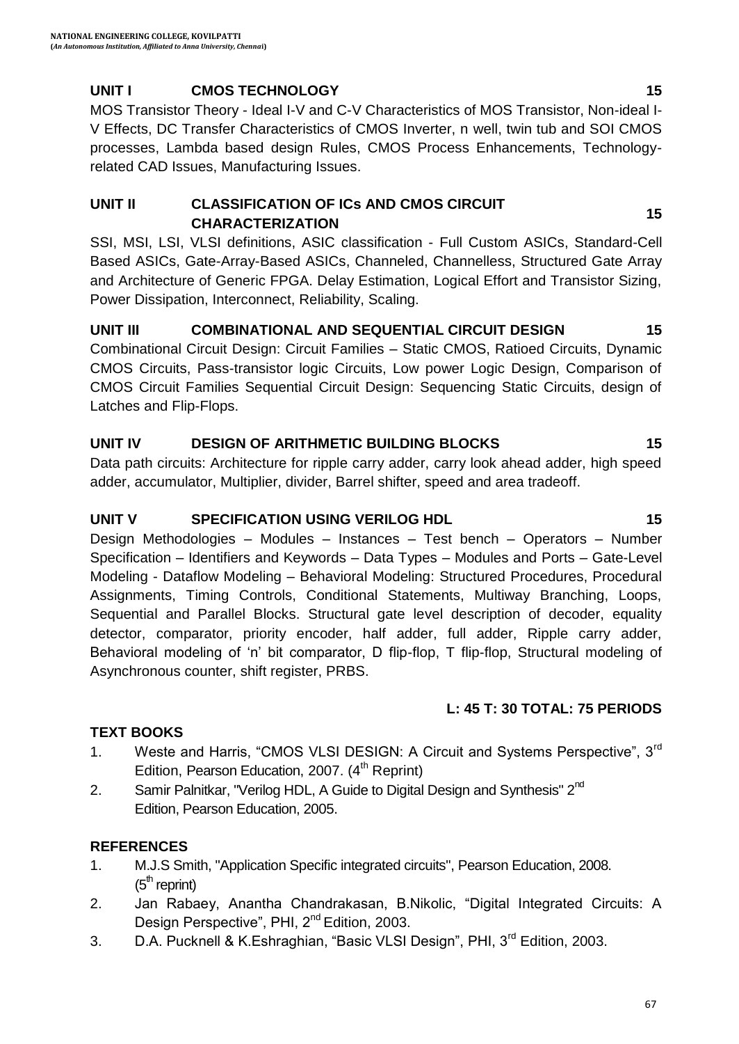## UNIT I CMOS TECHNOLOGY 15

MOS Transistor Theory - Ideal I-V and C-V Characteristics of MOS Transistor, Non-ideal I-V Effects, DC Transfer Characteristics of CMOS Inverter, n well, twin tub and SOI CMOS processes, Lambda based design Rules, CMOS Process Enhancements, Technology-related CAD Issues, Manufacturing Issues.

## UNIT II CLASSIFICATION OF ICs AND CMOS CIRCUIT CHARACTERIZATION 15

SSI, MSI, LSI, VLSI definitions, ASIC classification - Full Custom ASICs, Standard-Cell Based ASICs, Gate-Array-Based ASICs, Channeled, Channelless, Structured Gate Array and Architecture of Generic FPGA. Delay Estimation, Logical Effort and Transistor Sizing, Power Dissipation, Interconnect, Reliability, Scaling.

## UNIT III COMBINATIONAL AND SEQUENTIAL CIRCUIT DESIGN 15

Combinational Circuit Design: Circuit Families – Static CMOS, Ratioed Circuits, Dynamic CMOS Circuits, Pass-transistor logic Circuits, Low power Logic Design, Comparison of CMOS Circuit Families Sequential Circuit Design: Sequencing Static Circuits, design of Latches and Flip-Flops.

## UNIT IV DESIGN OF ARITHMETIC BUILDING BLOCKS 15

Data path circuits: Architecture for ripple carry adder, carry look ahead adder, high speed adder, accumulator, Multiplier, divider, Barrel shifter, speed and area tradeoff.

## UNIT V SPECIFICATION USING VERILOG HDL 15

Design Methodologies – Modules – Instances – Test bench – Operators – Number Specification – Identifiers and Keywords – Data Types – Modules and Ports – Gate-Level Modeling - Dataflow Modeling – Behavioral Modeling: Structured Procedures, Procedural Assignments, Timing Controls, Conditional Statements, Multiway Branching, Loops, Sequential and Parallel Blocks. Structural gate level description of decoder, equality detector, comparator, priority encoder, half adder, full adder, Ripple carry adder, Behavioral modeling of 'n' bit comparator, D flip-flop, T flip-flop, Structural modeling of Asynchronous counter, shift register, PRBS.

**L: 45 T: 30 TOTAL: 75 PERIODS**

### TEXT BOOKS

1. Weste and Harris, "CMOS VLSI DESIGN: A Circuit and Systems Perspective", 3rd Edition, Pearson Education, 2007. (4th Reprint)
2. Samir Palnitkar, "Verilog HDL, A Guide to Digital Design and Synthesis" 2nd Edition, Pearson Education, 2005.

### REFERENCES

1. M.J.S Smith, "Application Specific integrated circuits", Pearson Education, 2008. (5th reprint)
2. Jan Rabaey, Anantha Chandrakasan, B.Nikolic, "Digital Integrated Circuits: A Design Perspective", PHI, 2nd Edition, 2003.
3. D.A. Pucknell & K.Eshraghian, "Basic VLSI Design", PHI, 3rd Edition, 2003.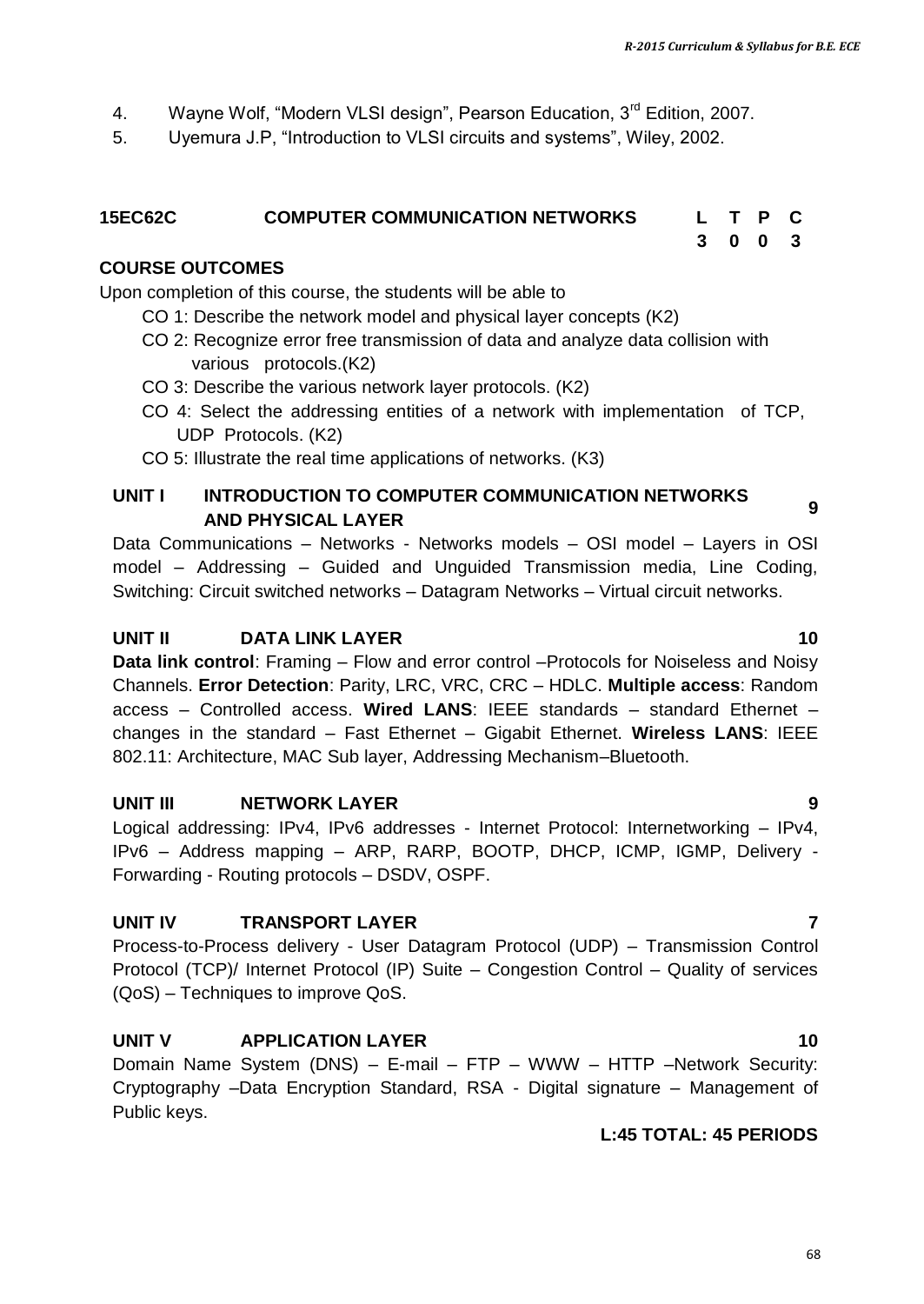4. Wayne Wolf, "Modern VLSI design", Pearson Education, 3rd Edition, 2007.
5. Uyemura J.P, "Introduction to VLSI circuits and systems", Wiley, 2002.

## 15EC62C COMPUTER COMMUNICATION NETWORKS

| L | T | P | C |
|---|---|---|---|
| 3 | 0 | 0 | 3 |

**COURSE OUTCOMES**

Upon completion of this course, the students will be able to

- CO 1: Describe the network model and physical layer concepts (K2)
- CO 2: Recognize error free transmission of data and analyze data collision with various protocols.(K2)
- CO 3: Describe the various network layer protocols. (K2)
- CO 4: Select the addressing entities of a network with implementation of TCP, UDP Protocols. (K2)
- CO 5: Illustrate the real time applications of networks. (K3)

**UNIT I INTRODUCTION TO COMPUTER COMMUNICATION NETWORKS AND PHYSICAL LAYER — 9**

Data Communications – Networks - Networks models – OSI model – Layers in OSI model – Addressing – Guided and Unguided Transmission media, Line Coding, Switching: Circuit switched networks – Datagram Networks – Virtual circuit networks.

**UNIT II DATA LINK LAYER — 10**

**Data link control**: Framing – Flow and error control –Protocols for Noiseless and Noisy Channels. **Error Detection**: Parity, LRC, VRC, CRC – HDLC. **Multiple access**: Random access – Controlled access. **Wired LANS**: IEEE standards – standard Ethernet – changes in the standard – Fast Ethernet – Gigabit Ethernet. **Wireless LANS**: IEEE 802.11: Architecture, MAC Sub layer, Addressing Mechanism–Bluetooth.

**UNIT III NETWORK LAYER — 9**

Logical addressing: IPv4, IPv6 addresses - Internet Protocol: Internetworking – IPv4, IPv6 – Address mapping – ARP, RARP, BOOTP, DHCP, ICMP, IGMP, Delivery - Forwarding - Routing protocols – DSDV, OSPF.

**UNIT IV TRANSPORT LAYER — 7**

Process-to-Process delivery - User Datagram Protocol (UDP) – Transmission Control Protocol (TCP)/ Internet Protocol (IP) Suite – Congestion Control – Quality of services (QoS) – Techniques to improve QoS.

**UNIT V APPLICATION LAYER — 10**

Domain Name System (DNS) – E-mail – FTP – WWW – HTTP –Network Security: Cryptography –Data Encryption Standard, RSA - Digital signature – Management of Public keys.

**L:45 TOTAL: 45 PERIODS**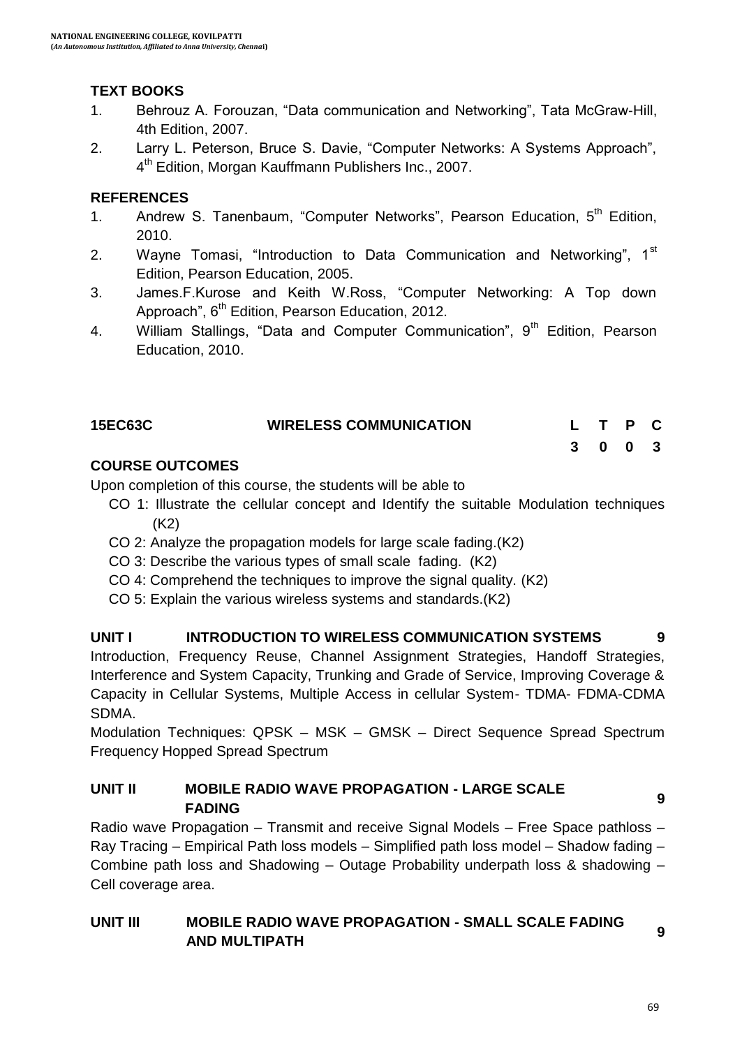## TEXT BOOKS

1. Behrouz A. Forouzan, "Data communication and Networking", Tata McGraw-Hill, 4th Edition, 2007.
2. Larry L. Peterson, Bruce S. Davie, "Computer Networks: A Systems Approach", 4th Edition, Morgan Kauffmann Publishers Inc., 2007.

## REFERENCES

1. Andrew S. Tanenbaum, "Computer Networks", Pearson Education, 5th Edition, 2010.
2. Wayne Tomasi, "Introduction to Data Communication and Networking", 1st Edition, Pearson Education, 2005.
3. James.F.Kurose and Keith W.Ross, "Computer Networking: A Top down Approach", 6th Edition, Pearson Education, 2012.
4. William Stallings, "Data and Computer Communication", 9th Edition, Pearson Education, 2010.

| 15EC63C | WIRELESS COMMUNICATION | L | T | P | C |
|---|---|---|---|---|---|
| | | 3 | 0 | 0 | 3 |

## COURSE OUTCOMES

Upon completion of this course, the students will be able to

- CO 1: Illustrate the cellular concept and Identify the suitable Modulation techniques (K2)
- CO 2: Analyze the propagation models for large scale fading.(K2)
- CO 3: Describe the various types of small scale fading. (K2)
- CO 4: Comprehend the techniques to improve the signal quality. (K2)
- CO 5: Explain the various wireless systems and standards.(K2)

## UNIT I INTRODUCTION TO WIRELESS COMMUNICATION SYSTEMS 9

Introduction, Frequency Reuse, Channel Assignment Strategies, Handoff Strategies, Interference and System Capacity, Trunking and Grade of Service, Improving Coverage & Capacity in Cellular Systems, Multiple Access in cellular System- TDMA- FDMA-CDMA SDMA.

Modulation Techniques: QPSK – MSK – GMSK – Direct Sequence Spread Spectrum Frequency Hopped Spread Spectrum

## UNIT II MOBILE RADIO WAVE PROPAGATION - LARGE SCALE FADING 9

Radio wave Propagation – Transmit and receive Signal Models – Free Space pathloss – Ray Tracing – Empirical Path loss models – Simplified path loss model – Shadow fading – Combine path loss and Shadowing – Outage Probability underpath loss & shadowing – Cell coverage area.

## UNIT III MOBILE RADIO WAVE PROPAGATION - SMALL SCALE FADING AND MULTIPATH 9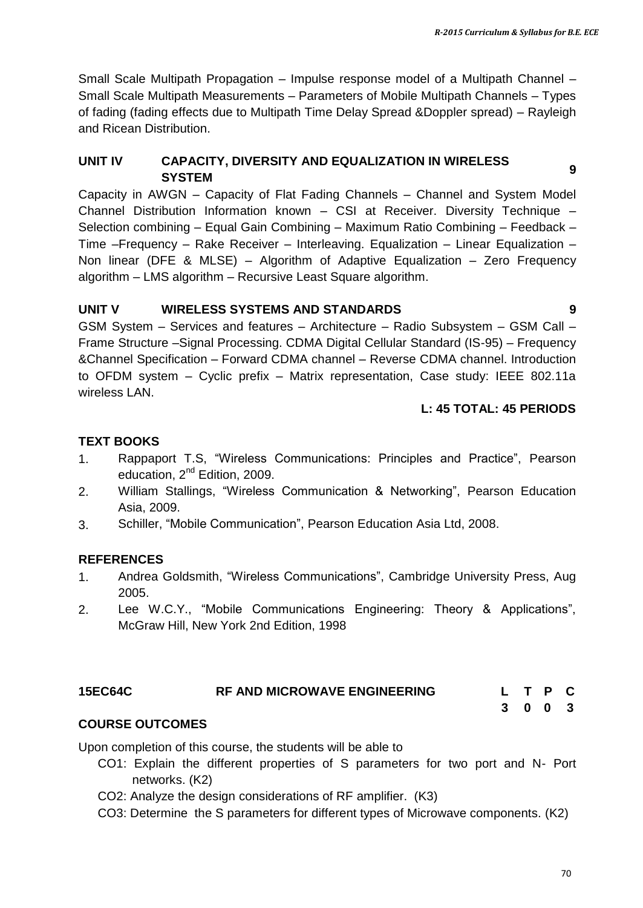Small Scale Multipath Propagation – Impulse response model of a Multipath Channel – Small Scale Multipath Measurements – Parameters of Mobile Multipath Channels – Types of fading (fading effects due to Multipath Time Delay Spread &Doppler spread) – Rayleigh and Ricean Distribution.

### UNIT IV CAPACITY, DIVERSITY AND EQUALIZATION IN WIRELESS SYSTEM 9

Capacity in AWGN – Capacity of Flat Fading Channels – Channel and System Model Channel Distribution Information known – CSI at Receiver. Diversity Technique – Selection combining – Equal Gain Combining – Maximum Ratio Combining – Feedback – Time –Frequency – Rake Receiver – Interleaving. Equalization – Linear Equalization – Non linear (DFE & MLSE) – Algorithm of Adaptive Equalization – Zero Frequency algorithm – LMS algorithm – Recursive Least Square algorithm.

### UNIT V WIRELESS SYSTEMS AND STANDARDS 9

GSM System – Services and features – Architecture – Radio Subsystem – GSM Call – Frame Structure –Signal Processing. CDMA Digital Cellular Standard (IS-95) – Frequency &Channel Specification – Forward CDMA channel – Reverse CDMA channel. Introduction to OFDM system – Cyclic prefix – Matrix representation, Case study: IEEE 802.11a wireless LAN.

**L: 45 TOTAL: 45 PERIODS**

### TEXT BOOKS

1. Rappaport T.S, "Wireless Communications: Principles and Practice", Pearson education, 2nd Edition, 2009.
2. William Stallings, "Wireless Communication & Networking", Pearson Education Asia, 2009.
3. Schiller, "Mobile Communication", Pearson Education Asia Ltd, 2008.

### REFERENCES

1. Andrea Goldsmith, "Wireless Communications", Cambridge University Press, Aug 2005.
2. Lee W.C.Y., "Mobile Communications Engineering: Theory & Applications", McGraw Hill, New York 2nd Edition, 1998

## 15EC64C RF AND MICROWAVE ENGINEERING

| L | T | P | C |
|---|---|---|---|
| 3 | 0 | 0 | 3 |

### COURSE OUTCOMES

Upon completion of this course, the students will be able to

- CO1: Explain the different properties of S parameters for two port and N- Port networks. (K2)
- CO2: Analyze the design considerations of RF amplifier. (K3)
- CO3: Determine the S parameters for different types of Microwave components. (K2)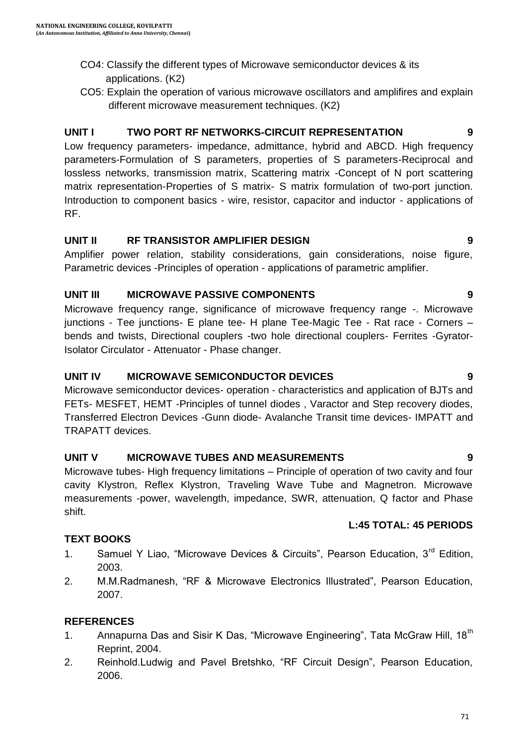CO4: Classify the different types of Microwave semiconductor devices & its applications. (K2)

CO5: Explain the operation of various microwave oscillators and amplifires and explain different microwave measurement techniques. (K2)

**UNIT I TWO PORT RF NETWORKS-CIRCUIT REPRESENTATION 9**

Low frequency parameters- impedance, admittance, hybrid and ABCD. High frequency parameters-Formulation of S parameters, properties of S parameters-Reciprocal and lossless networks, transmission matrix, Scattering matrix -Concept of N port scattering matrix representation-Properties of S matrix- S matrix formulation of two-port junction. Introduction to component basics - wire, resistor, capacitor and inductor - applications of RF.

**UNIT II RF TRANSISTOR AMPLIFIER DESIGN 9**

Amplifier power relation, stability considerations, gain considerations, noise figure, Parametric devices -Principles of operation - applications of parametric amplifier.

**UNIT III MICROWAVE PASSIVE COMPONENTS 9**

Microwave frequency range, significance of microwave frequency range -. Microwave junctions - Tee junctions- E plane tee- H plane Tee-Magic Tee - Rat race - Corners – bends and twists, Directional couplers -two hole directional couplers- Ferrites -Gyrator-Isolator Circulator - Attenuator - Phase changer.

**UNIT IV MICROWAVE SEMICONDUCTOR DEVICES 9**

Microwave semiconductor devices- operation - characteristics and application of BJTs and FETs- MESFET, HEMT -Principles of tunnel diodes , Varactor and Step recovery diodes, Transferred Electron Devices -Gunn diode- Avalanche Transit time devices- IMPATT and TRAPATT devices.

**UNIT V MICROWAVE TUBES AND MEASUREMENTS 9**

Microwave tubes- High frequency limitations – Principle of operation of two cavity and four cavity Klystron, Reflex Klystron, Traveling Wave Tube and Magnetron. Microwave measurements -power, wavelength, impedance, SWR, attenuation, Q factor and Phase shift.

**L:45 TOTAL: 45 PERIODS**

**TEXT BOOKS**

1. Samuel Y Liao, "Microwave Devices & Circuits", Pearson Education, 3rd Edition, 2003.
2. M.M.Radmanesh, "RF & Microwave Electronics Illustrated", Pearson Education, 2007.

**REFERENCES**

1. Annapurna Das and Sisir K Das, "Microwave Engineering", Tata McGraw Hill, 18th Reprint, 2004.
2. Reinhold.Ludwig and Pavel Bretshko, "RF Circuit Design", Pearson Education, 2006.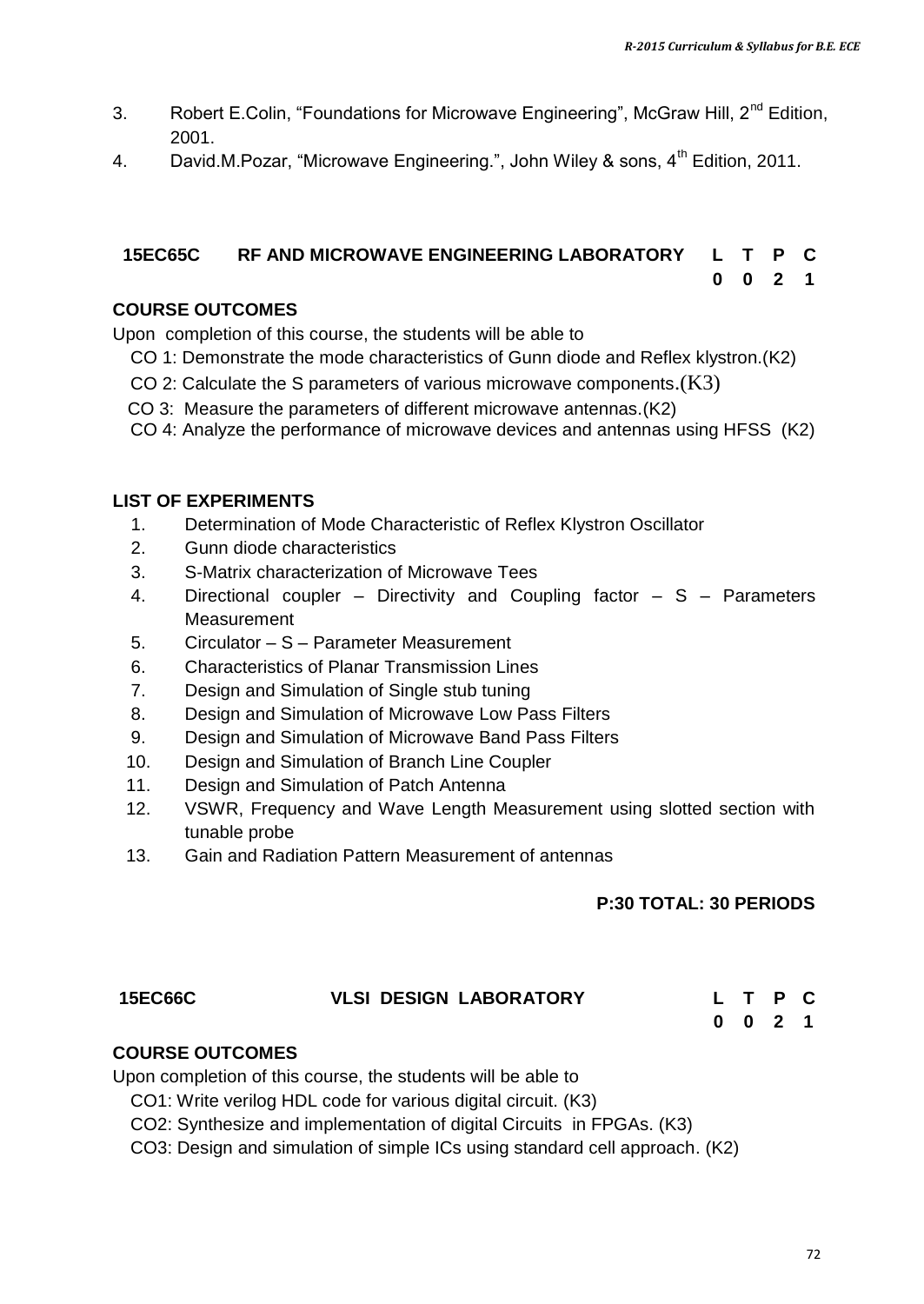3. Robert E.Colin, "Foundations for Microwave Engineering", McGraw Hill, 2nd Edition, 2001.
4. David.M.Pozar, "Microwave Engineering.", John Wiley & sons, 4th Edition, 2011.

## 15EC65C RF AND MICROWAVE ENGINEERING LABORATORY

| L | T | P | C |
|---|---|---|---|
| 0 | 0 | 2 | 1 |

**COURSE OUTCOMES**

Upon completion of this course, the students will be able to

CO 1: Demonstrate the mode characteristics of Gunn diode and Reflex klystron.(K2)

CO 2: Calculate the S parameters of various microwave components.(K3)

CO 3: Measure the parameters of different microwave antennas.(K2)

CO 4: Analyze the performance of microwave devices and antennas using HFSS (K2)

**LIST OF EXPERIMENTS**

1. Determination of Mode Characteristic of Reflex Klystron Oscillator
2. Gunn diode characteristics
3. S-Matrix characterization of Microwave Tees
4. Directional coupler – Directivity and Coupling factor – S – Parameters Measurement
5. Circulator – S – Parameter Measurement
6. Characteristics of Planar Transmission Lines
7. Design and Simulation of Single stub tuning
8. Design and Simulation of Microwave Low Pass Filters
9. Design and Simulation of Microwave Band Pass Filters
10. Design and Simulation of Branch Line Coupler
11. Design and Simulation of Patch Antenna
12. VSWR, Frequency and Wave Length Measurement using slotted section with tunable probe
13. Gain and Radiation Pattern Measurement of antennas

**P:30 TOTAL: 30 PERIODS**

## 15EC66C VLSI DESIGN LABORATORY

| L | T | P | C |
|---|---|---|---|
| 0 | 0 | 2 | 1 |

**COURSE OUTCOMES**

Upon completion of this course, the students will be able to

CO1: Write verilog HDL code for various digital circuit. (K3)

CO2: Synthesize and implementation of digital Circuits in FPGAs. (K3)

CO3: Design and simulation of simple ICs using standard cell approach. (K2)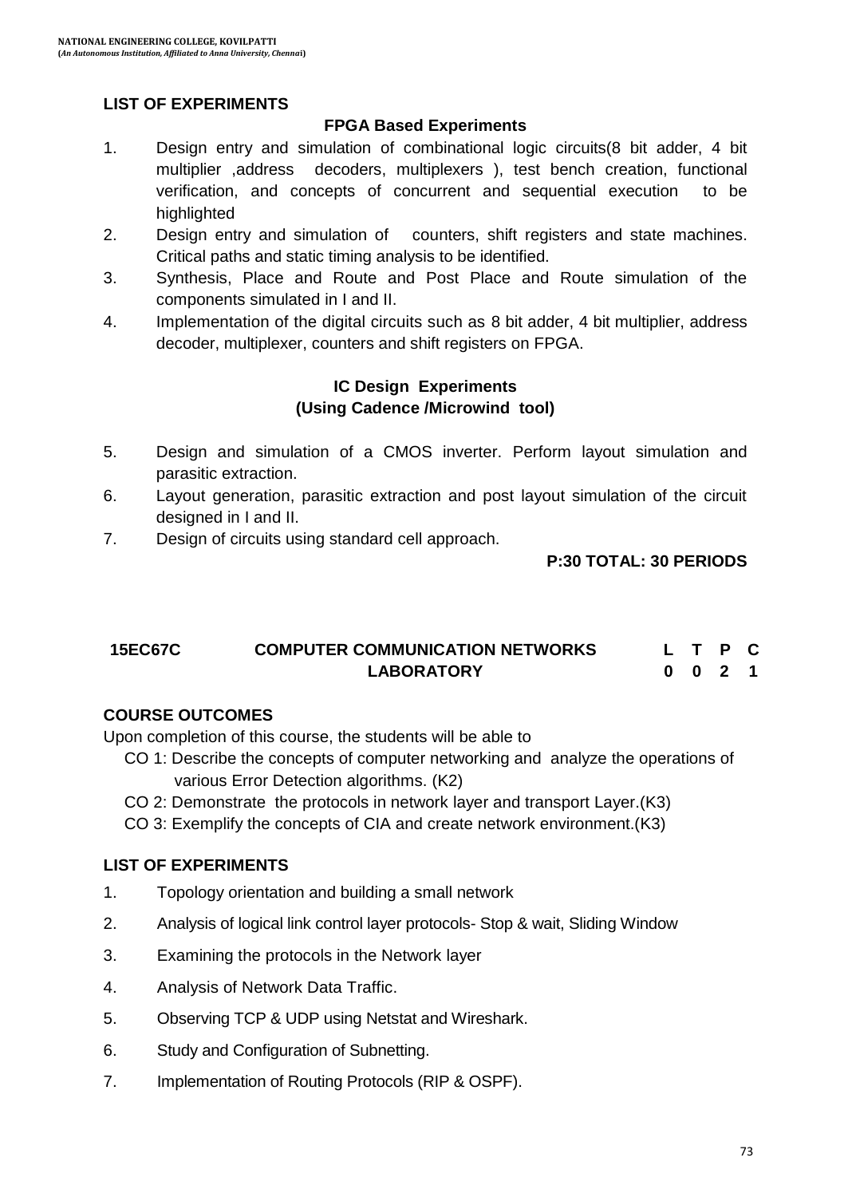## LIST OF EXPERIMENTS

### FPGA Based Experiments

1. Design entry and simulation of combinational logic circuits(8 bit adder, 4 bit multiplier ,address decoders, multiplexers ), test bench creation, functional verification, and concepts of concurrent and sequential execution to be highlighted
2. Design entry and simulation of counters, shift registers and state machines. Critical paths and static timing analysis to be identified.
3. Synthesis, Place and Route and Post Place and Route simulation of the components simulated in I and II.
4. Implementation of the digital circuits such as 8 bit adder, 4 bit multiplier, address decoder, multiplexer, counters and shift registers on FPGA.

### IC Design Experiments (Using Cadence /Microwind tool)

5. Design and simulation of a CMOS inverter. Perform layout simulation and parasitic extraction.
6. Layout generation, parasitic extraction and post layout simulation of the circuit designed in I and II.
7. Design of circuits using standard cell approach.

**P:30 TOTAL: 30 PERIODS**

| 15EC67C | COMPUTER COMMUNICATION NETWORKS LABORATORY | L | T | P | C |
|---|---|---|---|---|---|
| | | 0 | 0 | 2 | 1 |

## COURSE OUTCOMES

Upon completion of this course, the students will be able to

- CO 1: Describe the concepts of computer networking and analyze the operations of various Error Detection algorithms. (K2)
- CO 2: Demonstrate the protocols in network layer and transport Layer.(K3)
- CO 3: Exemplify the concepts of CIA and create network environment.(K3)

## LIST OF EXPERIMENTS

1. Topology orientation and building a small network
2. Analysis of logical link control layer protocols- Stop & wait, Sliding Window
3. Examining the protocols in the Network layer
4. Analysis of Network Data Traffic.
5. Observing TCP & UDP using Netstat and Wireshark.
6. Study and Configuration of Subnetting.
7. Implementation of Routing Protocols (RIP & OSPF).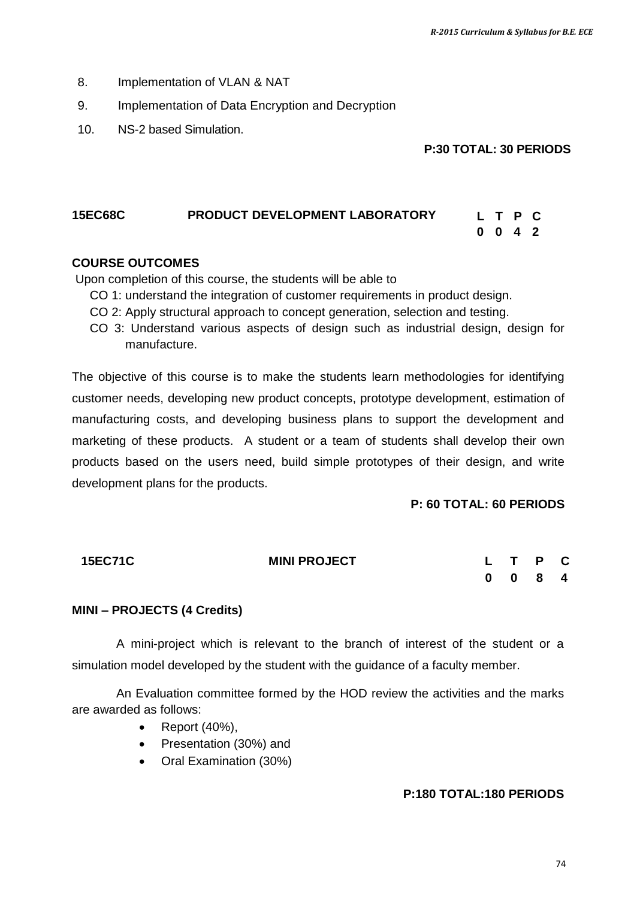8. Implementation of VLAN & NAT
9. Implementation of Data Encryption and Decryption
10. NS-2 based Simulation.

**P:30 TOTAL: 30 PERIODS**

## 15EC68C PRODUCT DEVELOPMENT LABORATORY

| L | T | P | C |
|---|---|---|---|
| 0 | 0 | 4 | 2 |

**COURSE OUTCOMES**

Upon completion of this course, the students will be able to

- CO 1: understand the integration of customer requirements in product design.
- CO 2: Apply structural approach to concept generation, selection and testing.
- CO 3: Understand various aspects of design such as industrial design, design for manufacture.

The objective of this course is to make the students learn methodologies for identifying customer needs, developing new product concepts, prototype development, estimation of manufacturing costs, and developing business plans to support the development and marketing of these products. A student or a team of students shall develop their own products based on the users need, build simple prototypes of their design, and write development plans for the products.

**P: 60 TOTAL: 60 PERIODS**

## 15EC71C MINI PROJECT

| L | T | P | C |
|---|---|---|---|
| 0 | 0 | 8 | 4 |

**MINI – PROJECTS (4 Credits)**

A mini-project which is relevant to the branch of interest of the student or a simulation model developed by the student with the guidance of a faculty member.

An Evaluation committee formed by the HOD review the activities and the marks are awarded as follows:

- Report (40%),
- Presentation (30%) and
- Oral Examination (30%)

**P:180 TOTAL:180 PERIODS**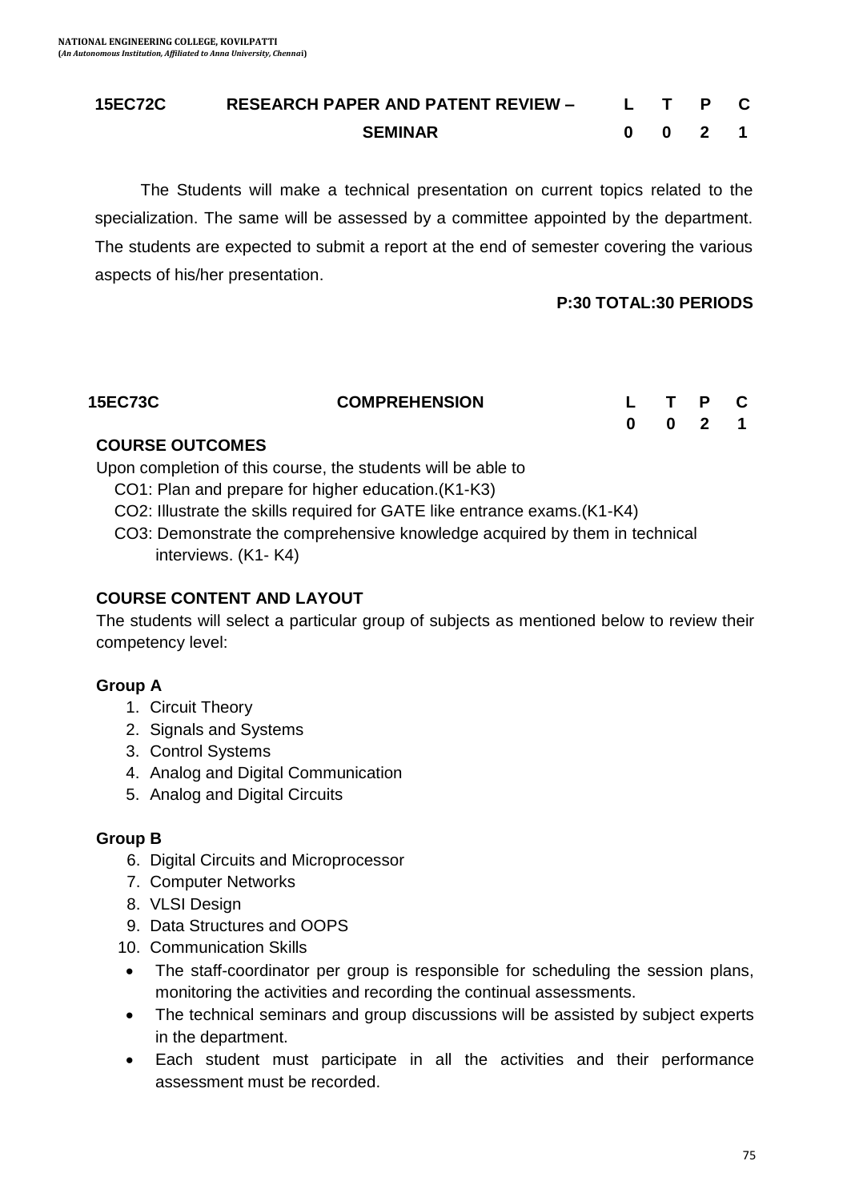## 15EC72C RESEARCH PAPER AND PATENT REVIEW – SEMINAR

| L | T | P | C |
|---|---|---|---|
| 0 | 0 | 2 | 1 |

The Students will make a technical presentation on current topics related to the specialization. The same will be assessed by a committee appointed by the department. The students are expected to submit a report at the end of semester covering the various aspects of his/her presentation.

**P:30 TOTAL:30 PERIODS**

## 15EC73C COMPREHENSION

| L | T | P | C |
|---|---|---|---|
| 0 | 0 | 2 | 1 |

### COURSE OUTCOMES

Upon completion of this course, the students will be able to

CO1: Plan and prepare for higher education.(K1-K3)

CO2: Illustrate the skills required for GATE like entrance exams.(K1-K4)

CO3: Demonstrate the comprehensive knowledge acquired by them in technical interviews. (K1- K4)

### COURSE CONTENT AND LAYOUT

The students will select a particular group of subjects as mentioned below to review their competency level:

**Group A**

1. Circuit Theory
2. Signals and Systems
3. Control Systems
4. Analog and Digital Communication
5. Analog and Digital Circuits

**Group B**

6. Digital Circuits and Microprocessor
7. Computer Networks
8. VLSI Design
9. Data Structures and OOPS
10. Communication Skills

- The staff-coordinator per group is responsible for scheduling the session plans, monitoring the activities and recording the continual assessments.
- The technical seminars and group discussions will be assisted by subject experts in the department.
- Each student must participate in all the activities and their performance assessment must be recorded.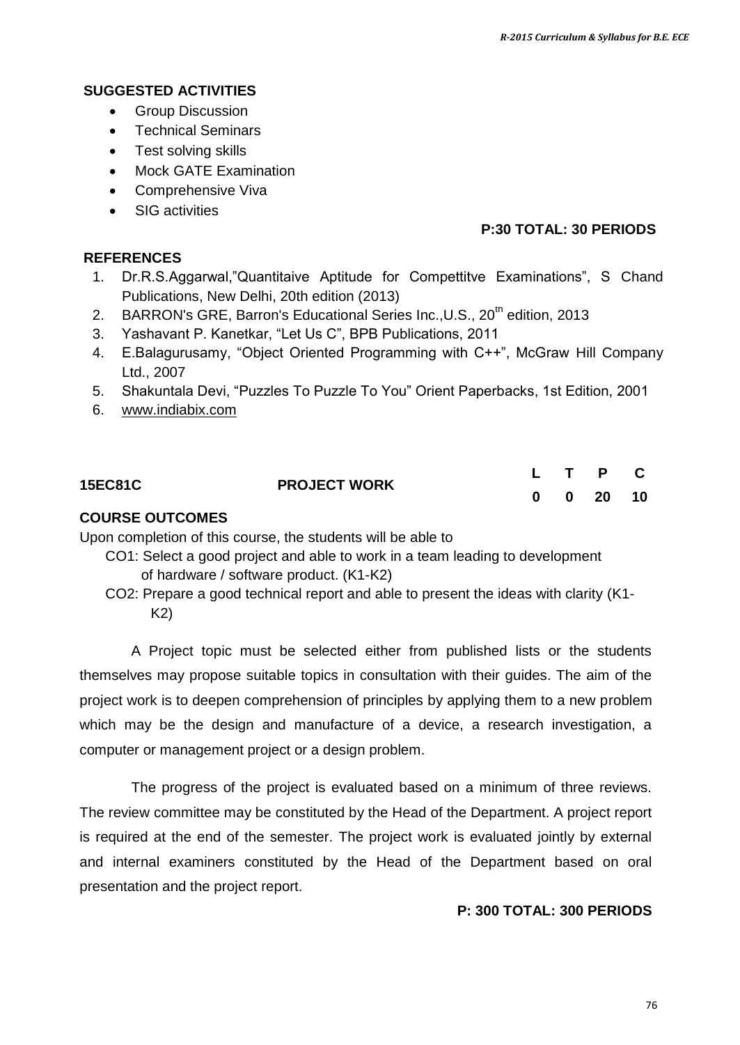## SUGGESTED ACTIVITIES

- Group Discussion
- Technical Seminars
- Test solving skills
- Mock GATE Examination
- Comprehensive Viva
- SIG activities

**P:30 TOTAL: 30 PERIODS**

## REFERENCES

1. Dr.R.S.Aggarwal,"Quantitaive Aptitude for Compettitve Examinations", S Chand Publications, New Delhi, 20th edition (2013)
2. BARRON's GRE, Barron's Educational Series Inc.,U.S., 20th edition, 2013
3. Yashavant P. Kanetkar, "Let Us C", BPB Publications, 2011
4. E.Balagurusamy, "Object Oriented Programming with C++", McGraw Hill Company Ltd., 2007
5. Shakuntala Devi, "Puzzles To Puzzle To You" Orient Paperbacks, 1st Edition, 2001
6. www.indiabix.com

| **15EC81C** | **PROJECT WORK** | **L** | **T** | **P** | **C** |
|---|---|---|---|---|---|
| | | **0** | **0** | **20** | **10** |

## COURSE OUTCOMES

Upon completion of this course, the students will be able to

CO1: Select a good project and able to work in a team leading to development of hardware / software product. (K1-K2)

CO2: Prepare a good technical report and able to present the ideas with clarity (K1-K2)

A Project topic must be selected either from published lists or the students themselves may propose suitable topics in consultation with their guides. The aim of the project work is to deepen comprehension of principles by applying them to a new problem which may be the design and manufacture of a device, a research investigation, a computer or management project or a design problem.

The progress of the project is evaluated based on a minimum of three reviews. The review committee may be constituted by the Head of the Department. A project report is required at the end of the semester. The project work is evaluated jointly by external and internal examiners constituted by the Head of the Department based on oral presentation and the project report.

**P: 300 TOTAL: 300 PERIODS**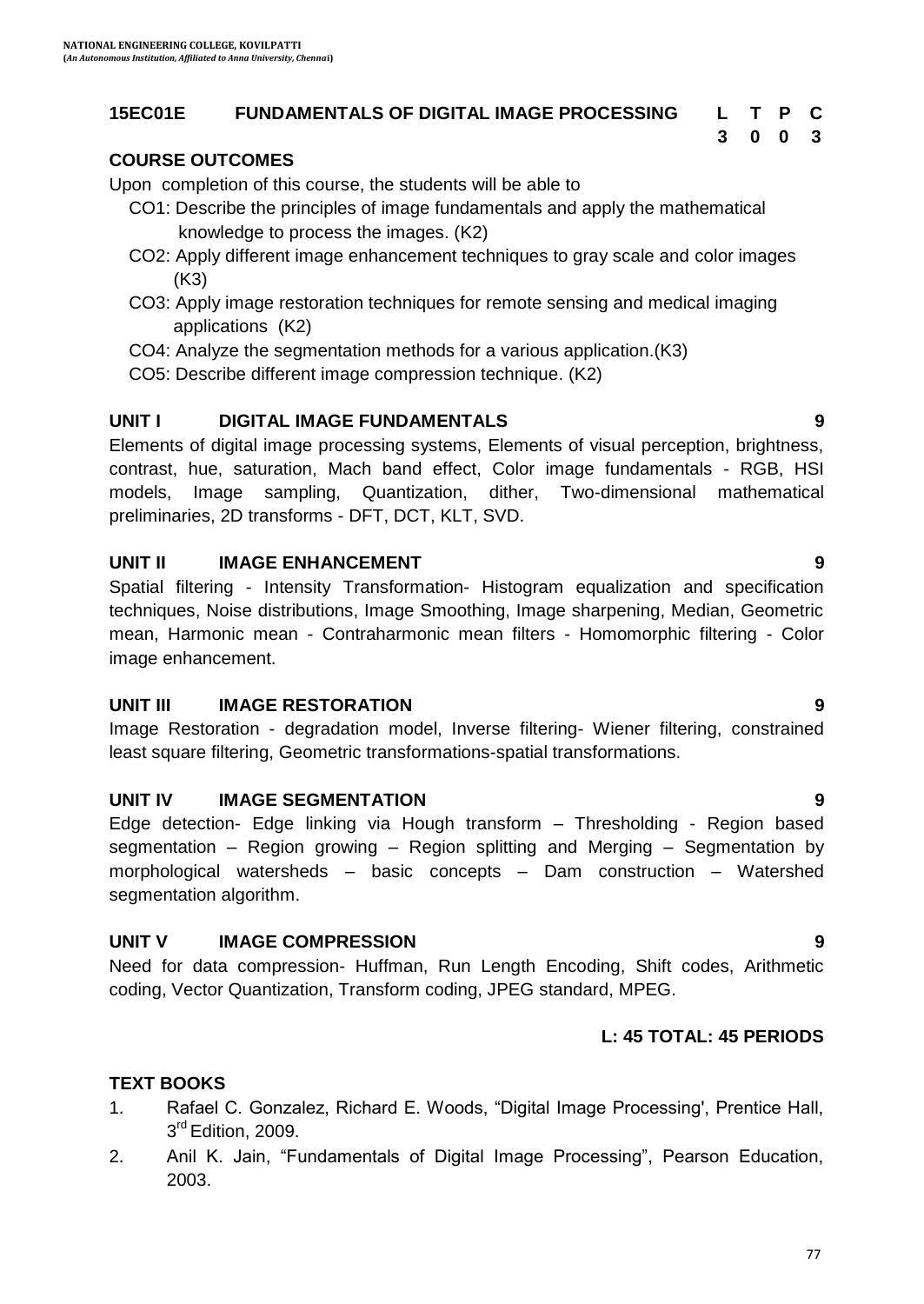## 15EC01E FUNDAMENTALS OF DIGITAL IMAGE PROCESSING

| L | T | P | C |
|---|---|---|---|
| 3 | 0 | 0 | 3 |

### COURSE OUTCOMES

Upon completion of this course, the students will be able to

- CO1: Describe the principles of image fundamentals and apply the mathematical knowledge to process the images. (K2)
- CO2: Apply different image enhancement techniques to gray scale and color images (K3)
- CO3: Apply image restoration techniques for remote sensing and medical imaging applications (K2)
- CO4: Analyze the segmentation methods for a various application.(K3)
- CO5: Describe different image compression technique. (K2)

### UNIT I DIGITAL IMAGE FUNDAMENTALS 9

Elements of digital image processing systems, Elements of visual perception, brightness, contrast, hue, saturation, Mach band effect, Color image fundamentals - RGB, HSI models, Image sampling, Quantization, dither, Two-dimensional mathematical preliminaries, 2D transforms - DFT, DCT, KLT, SVD.

### UNIT II IMAGE ENHANCEMENT 9

Spatial filtering - Intensity Transformation- Histogram equalization and specification techniques, Noise distributions, Image Smoothing, Image sharpening, Median, Geometric mean, Harmonic mean - Contraharmonic mean filters - Homomorphic filtering - Color image enhancement.

### UNIT III IMAGE RESTORATION 9

Image Restoration - degradation model, Inverse filtering- Wiener filtering, constrained least square filtering, Geometric transformations-spatial transformations.

### UNIT IV IMAGE SEGMENTATION 9

Edge detection- Edge linking via Hough transform – Thresholding - Region based segmentation – Region growing – Region splitting and Merging – Segmentation by morphological watersheds – basic concepts – Dam construction – Watershed segmentation algorithm.

### UNIT V IMAGE COMPRESSION 9

Need for data compression- Huffman, Run Length Encoding, Shift codes, Arithmetic coding, Vector Quantization, Transform coding, JPEG standard, MPEG.

**L: 45 TOTAL: 45 PERIODS**

### TEXT BOOKS

1. Rafael C. Gonzalez, Richard E. Woods, "Digital Image Processing', Prentice Hall, 3rd Edition, 2009.
2. Anil K. Jain, "Fundamentals of Digital Image Processing", Pearson Education, 2003.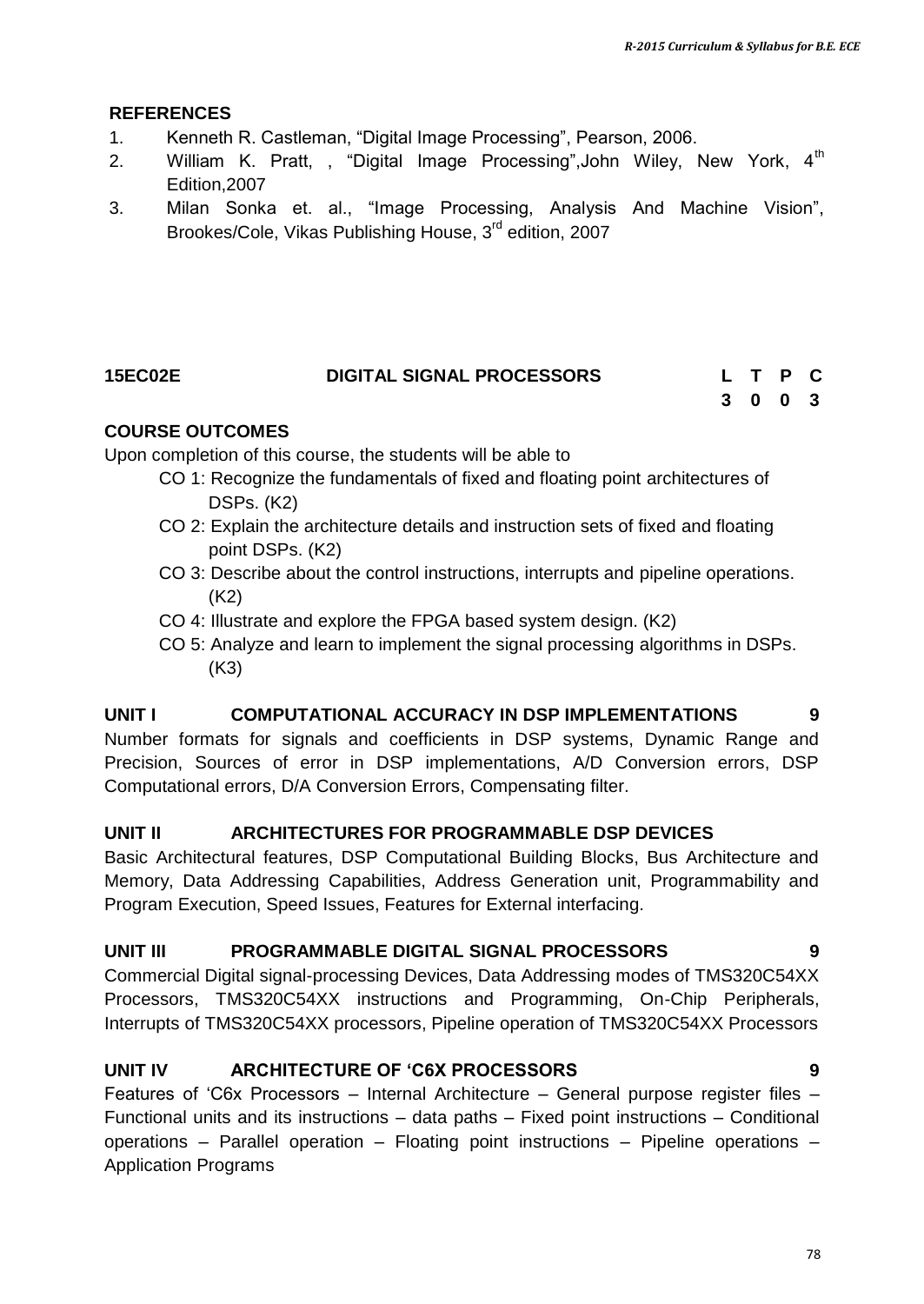**REFERENCES**

1. Kenneth R. Castleman, “Digital Image Processing”, Pearson, 2006.
2. William K. Pratt, , “Digital Image Processing”,John Wiley, New York, 4th Edition,2007
3. Milan Sonka et. al., “Image Processing, Analysis And Machine Vision”, Brookes/Cole, Vikas Publishing House, 3rd edition, 2007

| **15EC02E** | **DIGITAL SIGNAL PROCESSORS** | **L** | **T** | **P** | **C** |
|---|---|---|---|---|---|
| | | **3** | **0** | **0** | **3** |

**COURSE OUTCOMES**

Upon completion of this course, the students will be able to

- CO 1: Recognize the fundamentals of fixed and floating point architectures of DSPs. (K2)
- CO 2: Explain the architecture details and instruction sets of fixed and floating point DSPs. (K2)
- CO 3: Describe about the control instructions, interrupts and pipeline operations. (K2)
- CO 4: Illustrate and explore the FPGA based system design. (K2)
- CO 5: Analyze and learn to implement the signal processing algorithms in DSPs. (K3)

**UNIT I COMPUTATIONAL ACCURACY IN DSP IMPLEMENTATIONS 9**

Number formats for signals and coefficients in DSP systems, Dynamic Range and Precision, Sources of error in DSP implementations, A/D Conversion errors, DSP Computational errors, D/A Conversion Errors, Compensating filter.

**UNIT II ARCHITECTURES FOR PROGRAMMABLE DSP DEVICES**

Basic Architectural features, DSP Computational Building Blocks, Bus Architecture and Memory, Data Addressing Capabilities, Address Generation unit, Programmability and Program Execution, Speed Issues, Features for External interfacing.

**UNIT III PROGRAMMABLE DIGITAL SIGNAL PROCESSORS 9**

Commercial Digital signal-processing Devices, Data Addressing modes of TMS320C54XX Processors, TMS320C54XX instructions and Programming, On-Chip Peripherals, Interrupts of TMS320C54XX processors, Pipeline operation of TMS320C54XX Processors

**UNIT IV ARCHITECTURE OF ‘C6X PROCESSORS 9**

Features of ‘C6x Processors – Internal Architecture – General purpose register files – Functional units and its instructions – data paths – Fixed point instructions – Conditional operations – Parallel operation – Floating point instructions – Pipeline operations – Application Programs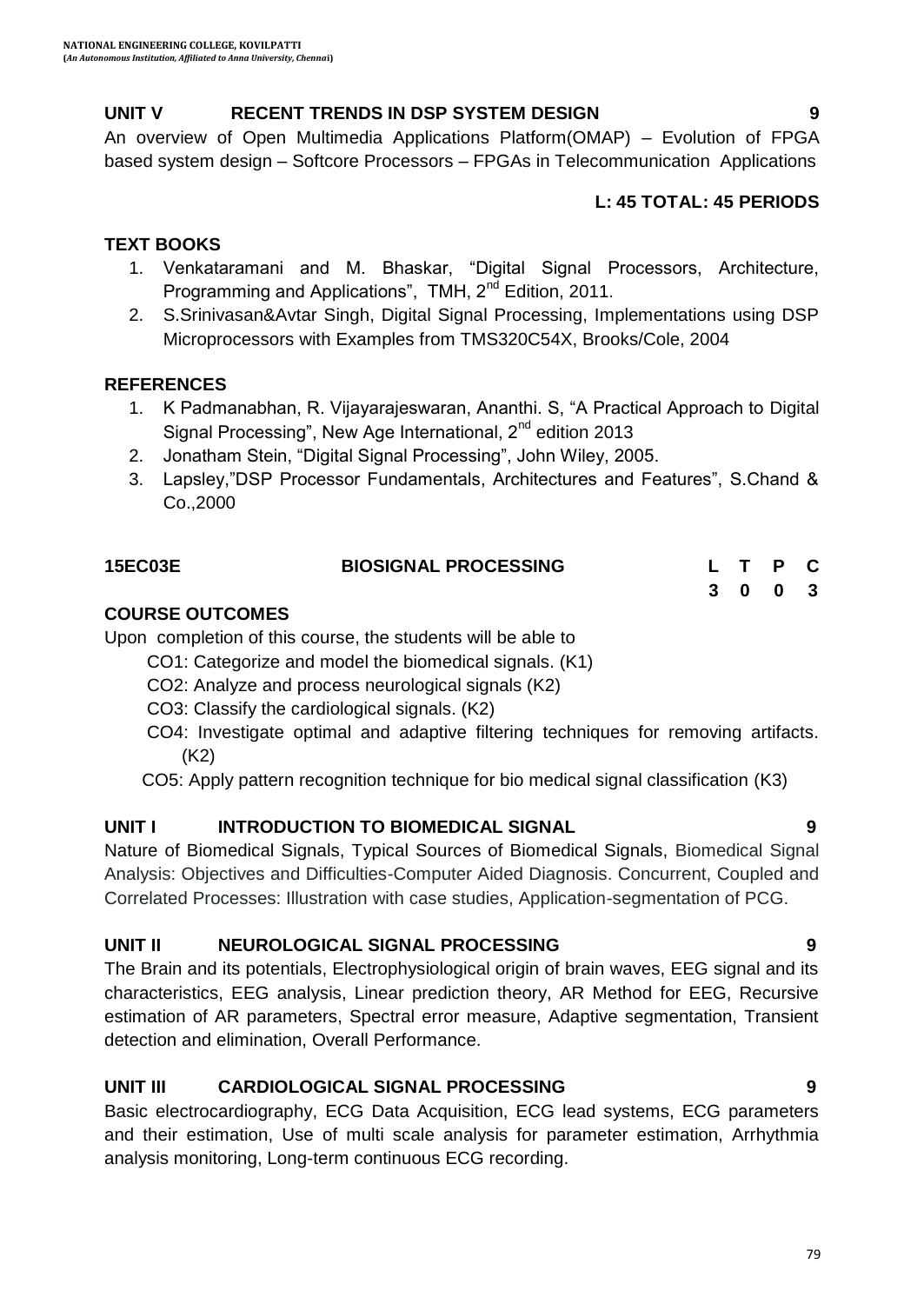### UNIT V RECENT TRENDS IN DSP SYSTEM DESIGN 9

An overview of Open Multimedia Applications Platform(OMAP) – Evolution of FPGA based system design – Softcore Processors – FPGAs in Telecommunication Applications

**L: 45 TOTAL: 45 PERIODS**

### TEXT BOOKS

1. Venkataramani and M. Bhaskar, "Digital Signal Processors, Architecture, Programming and Applications", TMH, 2nd Edition, 2011.
2. S.Srinivasan&Avtar Singh, Digital Signal Processing, Implementations using DSP Microprocessors with Examples from TMS320C54X, Brooks/Cole, 2004

### REFERENCES

1. K Padmanabhan, R. Vijayarajeswaran, Ananthi. S, "A Practical Approach to Digital Signal Processing", New Age International, 2nd edition 2013
2. Jonatham Stein, "Digital Signal Processing", John Wiley, 2005.
3. Lapsley,"DSP Processor Fundamentals, Architectures and Features", S.Chand & Co.,2000

## 15EC03E BIOSIGNAL PROCESSING

| L | T | P | C |
|---|---|---|---|
| 3 | 0 | 0 | 3 |

### COURSE OUTCOMES

Upon completion of this course, the students will be able to

- CO1: Categorize and model the biomedical signals. (K1)
- CO2: Analyze and process neurological signals (K2)
- CO3: Classify the cardiological signals. (K2)
- CO4: Investigate optimal and adaptive filtering techniques for removing artifacts. (K2)
- CO5: Apply pattern recognition technique for bio medical signal classification (K3)

### UNIT I INTRODUCTION TO BIOMEDICAL SIGNAL 9

Nature of Biomedical Signals, Typical Sources of Biomedical Signals, Biomedical Signal Analysis: Objectives and Difficulties-Computer Aided Diagnosis. Concurrent, Coupled and Correlated Processes: Illustration with case studies, Application-segmentation of PCG.

### UNIT II NEUROLOGICAL SIGNAL PROCESSING 9

The Brain and its potentials, Electrophysiological origin of brain waves, EEG signal and its characteristics, EEG analysis, Linear prediction theory, AR Method for EEG, Recursive estimation of AR parameters, Spectral error measure, Adaptive segmentation, Transient detection and elimination, Overall Performance.

### UNIT III CARDIOLOGICAL SIGNAL PROCESSING 9

Basic electrocardiography, ECG Data Acquisition, ECG lead systems, ECG parameters and their estimation, Use of multi scale analysis for parameter estimation, Arrhythmia analysis monitoring, Long-term continuous ECG recording.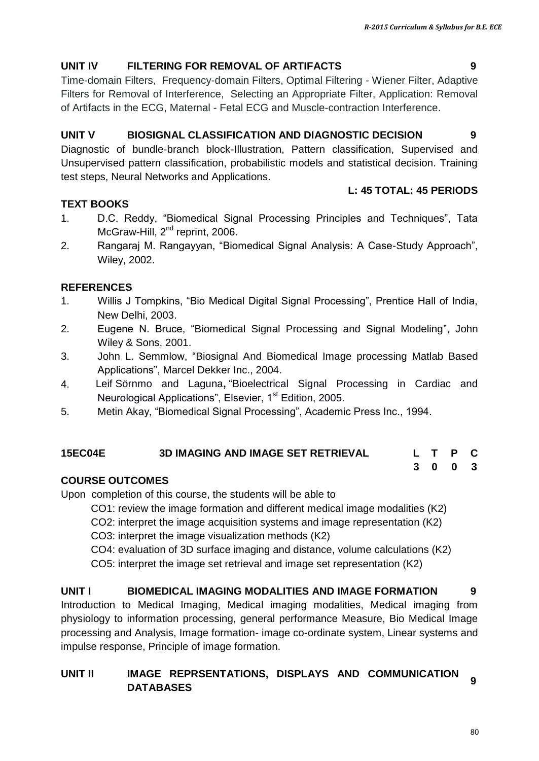## UNIT IV FILTERING FOR REMOVAL OF ARTIFACTS 9

Time-domain Filters, Frequency-domain Filters, Optimal Filtering - Wiener Filter, Adaptive Filters for Removal of Interference, Selecting an Appropriate Filter, Application: Removal of Artifacts in the ECG, Maternal - Fetal ECG and Muscle-contraction Interference.

## UNIT V BIOSIGNAL CLASSIFICATION AND DIAGNOSTIC DECISION 9

Diagnostic of bundle-branch block-Illustration, Pattern classification, Supervised and Unsupervised pattern classification, probabilistic models and statistical decision. Training test steps, Neural Networks and Applications.

**L: 45 TOTAL: 45 PERIODS**

### TEXT BOOKS

1. D.C. Reddy, "Biomedical Signal Processing Principles and Techniques", Tata McGraw-Hill, 2nd reprint, 2006.
2. Rangaraj M. Rangayyan, "Biomedical Signal Analysis: A Case-Study Approach", Wiley, 2002.

### REFERENCES

1. Willis J Tompkins, "Bio Medical Digital Signal Processing", Prentice Hall of India, New Delhi, 2003.
2. Eugene N. Bruce, "Biomedical Signal Processing and Signal Modeling", John Wiley & Sons, 2001.
3. John L. Semmlow, "Biosignal And Biomedical Image processing Matlab Based Applications", Marcel Dekker Inc., 2004.
4. Leif Sörnmo and Laguna**,** "Bioelectrical Signal Processing in Cardiac and Neurological Applications", Elsevier, 1st Edition, 2005.
5. Metin Akay, "Biomedical Signal Processing", Academic Press Inc., 1994.

## 15EC04E 3D IMAGING AND IMAGE SET RETRIEVAL

| L | T | P | C |
|---|---|---|---|
| 3 | 0 | 0 | 3 |

### COURSE OUTCOMES

Upon completion of this course, the students will be able to

- CO1: review the image formation and different medical image modalities (K2)
- CO2: interpret the image acquisition systems and image representation (K2)
- CO3: interpret the image visualization methods (K2)
- CO4: evaluation of 3D surface imaging and distance, volume calculations (K2)
- CO5: interpret the image set retrieval and image set representation (K2)

## UNIT I BIOMEDICAL IMAGING MODALITIES AND IMAGE FORMATION 9

Introduction to Medical Imaging, Medical imaging modalities, Medical imaging from physiology to information processing, general performance Measure, Bio Medical Image processing and Analysis, Image formation- image co-ordinate system, Linear systems and impulse response, Principle of image formation.

## UNIT II IMAGE REPRSENTATIONS, DISPLAYS AND COMMUNICATION DATABASES 9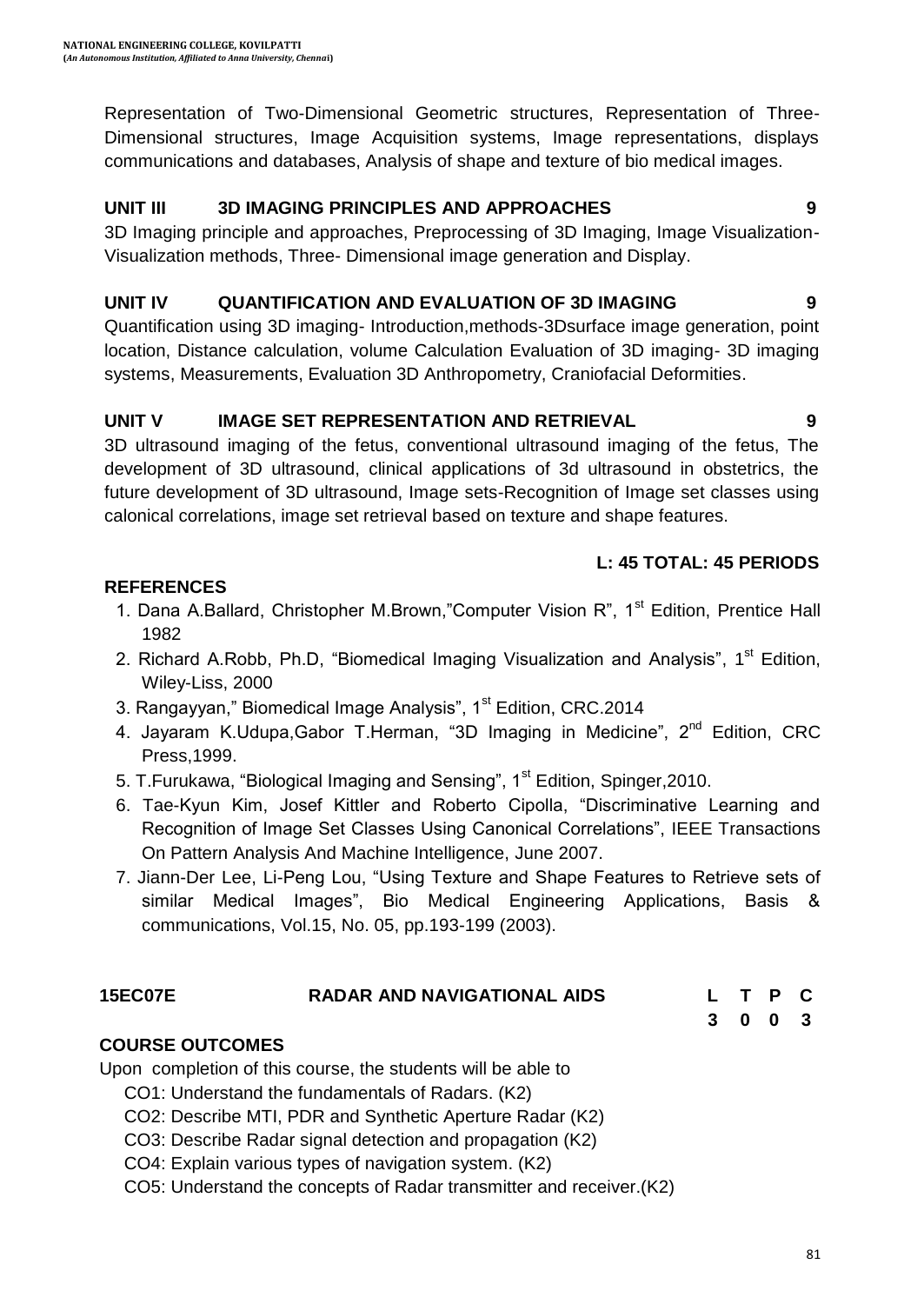Representation of Two-Dimensional Geometric structures, Representation of Three-Dimensional structures, Image Acquisition systems, Image representations, displays communications and databases, Analysis of shape and texture of bio medical images.

**UNIT III 3D IMAGING PRINCIPLES AND APPROACHES 9**

3D Imaging principle and approaches, Preprocessing of 3D Imaging, Image Visualization-Visualization methods, Three- Dimensional image generation and Display.

**UNIT IV QUANTIFICATION AND EVALUATION OF 3D IMAGING 9**

Quantification using 3D imaging- Introduction,methods-3Dsurface image generation, point location, Distance calculation, volume Calculation Evaluation of 3D imaging- 3D imaging systems, Measurements, Evaluation 3D Anthropometry, Craniofacial Deformities.

**UNIT V IMAGE SET REPRESENTATION AND RETRIEVAL 9**

3D ultrasound imaging of the fetus, conventional ultrasound imaging of the fetus, The development of 3D ultrasound, clinical applications of 3d ultrasound in obstetrics, the future development of 3D ultrasound, Image sets-Recognition of Image set classes using calonical correlations, image set retrieval based on texture and shape features.

**L: 45 TOTAL: 45 PERIODS**

**REFERENCES**

1. Dana A.Ballard, Christopher M.Brown,"Computer Vision R", 1st Edition, Prentice Hall 1982
2. Richard A.Robb, Ph.D, "Biomedical Imaging Visualization and Analysis", 1st Edition, Wiley-Liss, 2000
3. Rangayyan," Biomedical Image Analysis", 1st Edition, CRC.2014
4. Jayaram K.Udupa,Gabor T.Herman, "3D Imaging in Medicine", 2nd Edition, CRC Press,1999.
5. T.Furukawa, "Biological Imaging and Sensing", 1st Edition, Spinger,2010.
6. Tae-Kyun Kim, Josef Kittler and Roberto Cipolla, "Discriminative Learning and Recognition of Image Set Classes Using Canonical Correlations", IEEE Transactions On Pattern Analysis And Machine Intelligence, June 2007.
7. Jiann-Der Lee, Li-Peng Lou, "Using Texture and Shape Features to Retrieve sets of similar Medical Images", Bio Medical Engineering Applications, Basis & communications, Vol.15, No. 05, pp.193-199 (2003).

## 15EC07E RADAR AND NAVIGATIONAL AIDS

| L | T | P | C |
|---|---|---|---|
| 3 | 0 | 0 | 3 |

**COURSE OUTCOMES**

Upon completion of this course, the students will be able to

- CO1: Understand the fundamentals of Radars. (K2)
- CO2: Describe MTI, PDR and Synthetic Aperture Radar (K2)
- CO3: Describe Radar signal detection and propagation (K2)
- CO4: Explain various types of navigation system. (K2)
- CO5: Understand the concepts of Radar transmitter and receiver.(K2)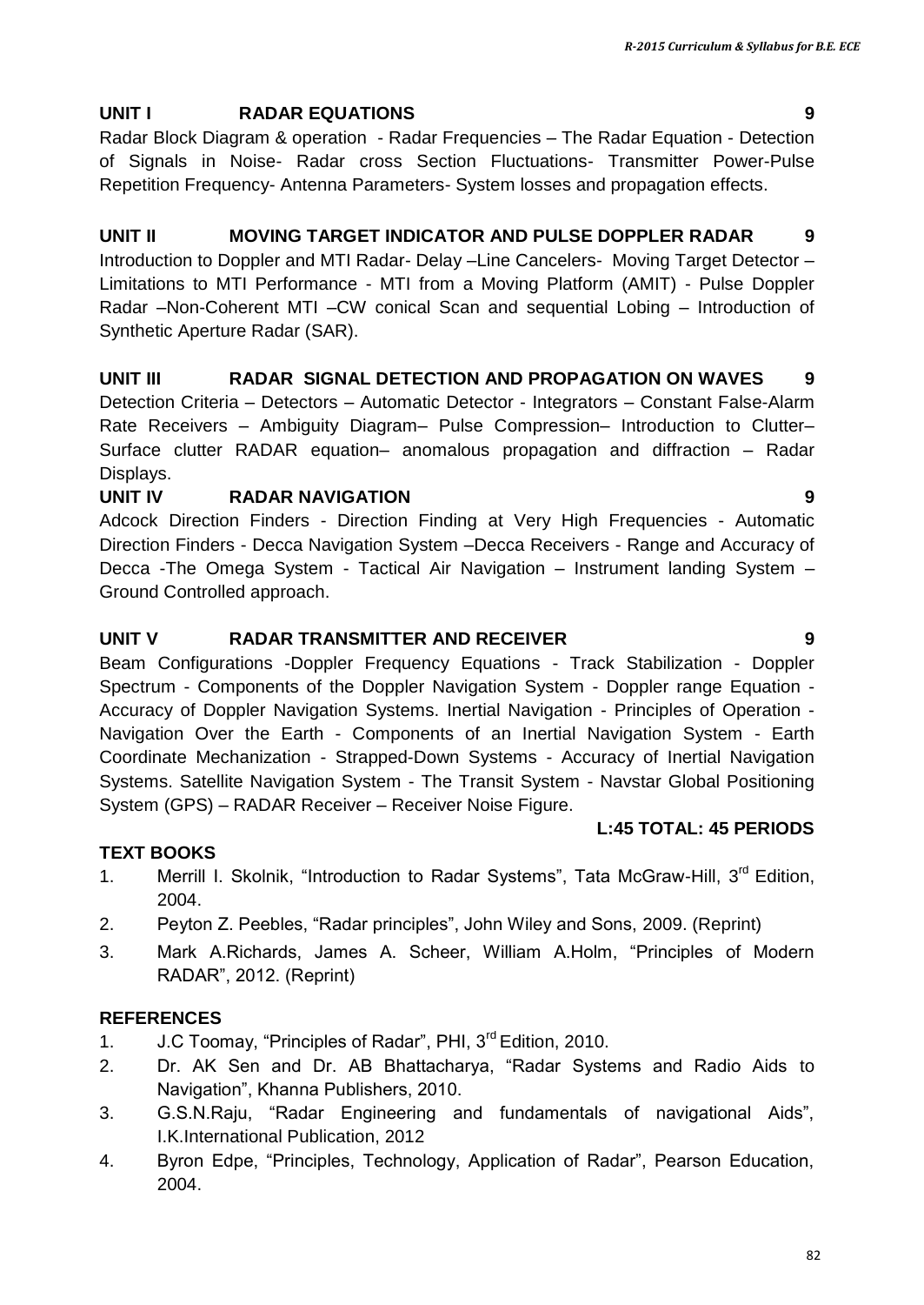**UNIT I RADAR EQUATIONS 9**

Radar Block Diagram & operation - Radar Frequencies – The Radar Equation - Detection of Signals in Noise- Radar cross Section Fluctuations- Transmitter Power-Pulse Repetition Frequency- Antenna Parameters- System losses and propagation effects.

**UNIT II MOVING TARGET INDICATOR AND PULSE DOPPLER RADAR 9**

Introduction to Doppler and MTI Radar- Delay –Line Cancelers- Moving Target Detector – Limitations to MTI Performance - MTI from a Moving Platform (AMIT) - Pulse Doppler Radar –Non-Coherent MTI –CW conical Scan and sequential Lobing – Introduction of Synthetic Aperture Radar (SAR).

**UNIT III RADAR SIGNAL DETECTION AND PROPAGATION ON WAVES 9**

Detection Criteria – Detectors – Automatic Detector - Integrators – Constant False-Alarm Rate Receivers – Ambiguity Diagram– Pulse Compression– Introduction to Clutter– Surface clutter RADAR equation– anomalous propagation and diffraction – Radar Displays.

**UNIT IV RADAR NAVIGATION 9**

Adcock Direction Finders - Direction Finding at Very High Frequencies - Automatic Direction Finders - Decca Navigation System –Decca Receivers - Range and Accuracy of Decca -The Omega System - Tactical Air Navigation – Instrument landing System – Ground Controlled approach.

**UNIT V RADAR TRANSMITTER AND RECEIVER 9**

Beam Configurations -Doppler Frequency Equations - Track Stabilization - Doppler Spectrum - Components of the Doppler Navigation System - Doppler range Equation - Accuracy of Doppler Navigation Systems. Inertial Navigation - Principles of Operation - Navigation Over the Earth - Components of an Inertial Navigation System - Earth Coordinate Mechanization - Strapped-Down Systems - Accuracy of Inertial Navigation Systems. Satellite Navigation System - The Transit System - Navstar Global Positioning System (GPS) – RADAR Receiver – Receiver Noise Figure.

**L:45 TOTAL: 45 PERIODS**

**TEXT BOOKS**

1. Merrill I. Skolnik, "Introduction to Radar Systems", Tata McGraw-Hill, 3rd Edition, 2004.
2. Peyton Z. Peebles, "Radar principles", John Wiley and Sons, 2009. (Reprint)
3. Mark A.Richards, James A. Scheer, William A.Holm, "Principles of Modern RADAR", 2012. (Reprint)

**REFERENCES**

1. J.C Toomay, "Principles of Radar", PHI, 3rd Edition, 2010.
2. Dr. AK Sen and Dr. AB Bhattacharya, "Radar Systems and Radio Aids to Navigation", Khanna Publishers, 2010.
3. G.S.N.Raju, "Radar Engineering and fundamentals of navigational Aids", I.K.International Publication, 2012
4. Byron Edpe, "Principles, Technology, Application of Radar", Pearson Education, 2004.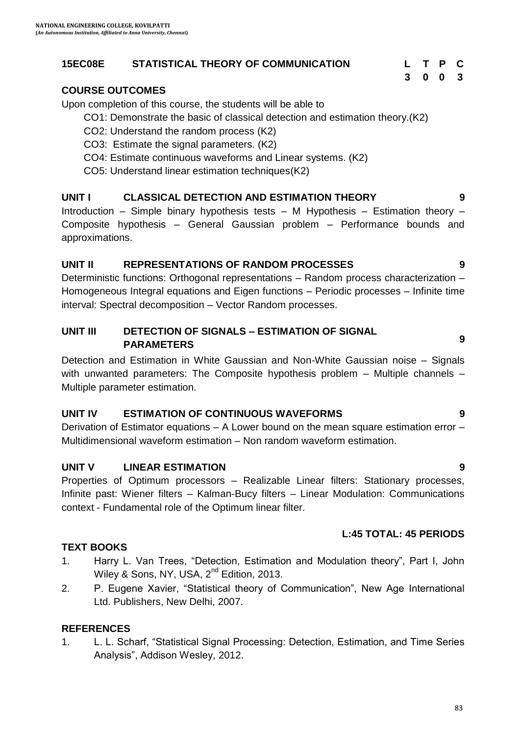## 15EC08E STATISTICAL THEORY OF COMMUNICATION

| L | T | P | C |
|---|---|---|---|
| 3 | 0 | 0 | 3 |

### COURSE OUTCOMES

Upon completion of this course, the students will be able to

- CO1: Demonstrate the basic of classical detection and estimation theory.(K2)
- CO2: Understand the random process (K2)
- CO3: Estimate the signal parameters. (K2)
- CO4: Estimate continuous waveforms and Linear systems. (K2)
- CO5: Understand linear estimation techniques(K2)

### UNIT I CLASSICAL DETECTION AND ESTIMATION THEORY 9

Introduction – Simple binary hypothesis tests – M Hypothesis – Estimation theory – Composite hypothesis – General Gaussian problem – Performance bounds and approximations.

### UNIT II REPRESENTATIONS OF RANDOM PROCESSES 9

Deterministic functions: Orthogonal representations – Random process characterization – Homogeneous Integral equations and Eigen functions – Periodic processes – Infinite time interval: Spectral decomposition – Vector Random processes.

### UNIT III DETECTION OF SIGNALS – ESTIMATION OF SIGNAL PARAMETERS 9

Detection and Estimation in White Gaussian and Non-White Gaussian noise – Signals with unwanted parameters: The Composite hypothesis problem – Multiple channels – Multiple parameter estimation.

### UNIT IV ESTIMATION OF CONTINUOUS WAVEFORMS 9

Derivation of Estimator equations – A Lower bound on the mean square estimation error – Multidimensional waveform estimation – Non random waveform estimation.

### UNIT V LINEAR ESTIMATION 9

Properties of Optimum processors – Realizable Linear filters: Stationary processes, Infinite past: Wiener filters – Kalman-Bucy filters – Linear Modulation: Communications context - Fundamental role of the Optimum linear filter.

**L:45 TOTAL: 45 PERIODS**

### TEXT BOOKS

1. Harry L. Van Trees, "Detection, Estimation and Modulation theory", Part I, John Wiley & Sons, NY, USA, 2nd Edition, 2013.
2. P. Eugene Xavier, "Statistical theory of Communication", New Age International Ltd. Publishers, New Delhi, 2007.

### REFERENCES

1. L. L. Scharf, "Statistical Signal Processing: Detection, Estimation, and Time Series Analysis", Addison Wesley, 2012.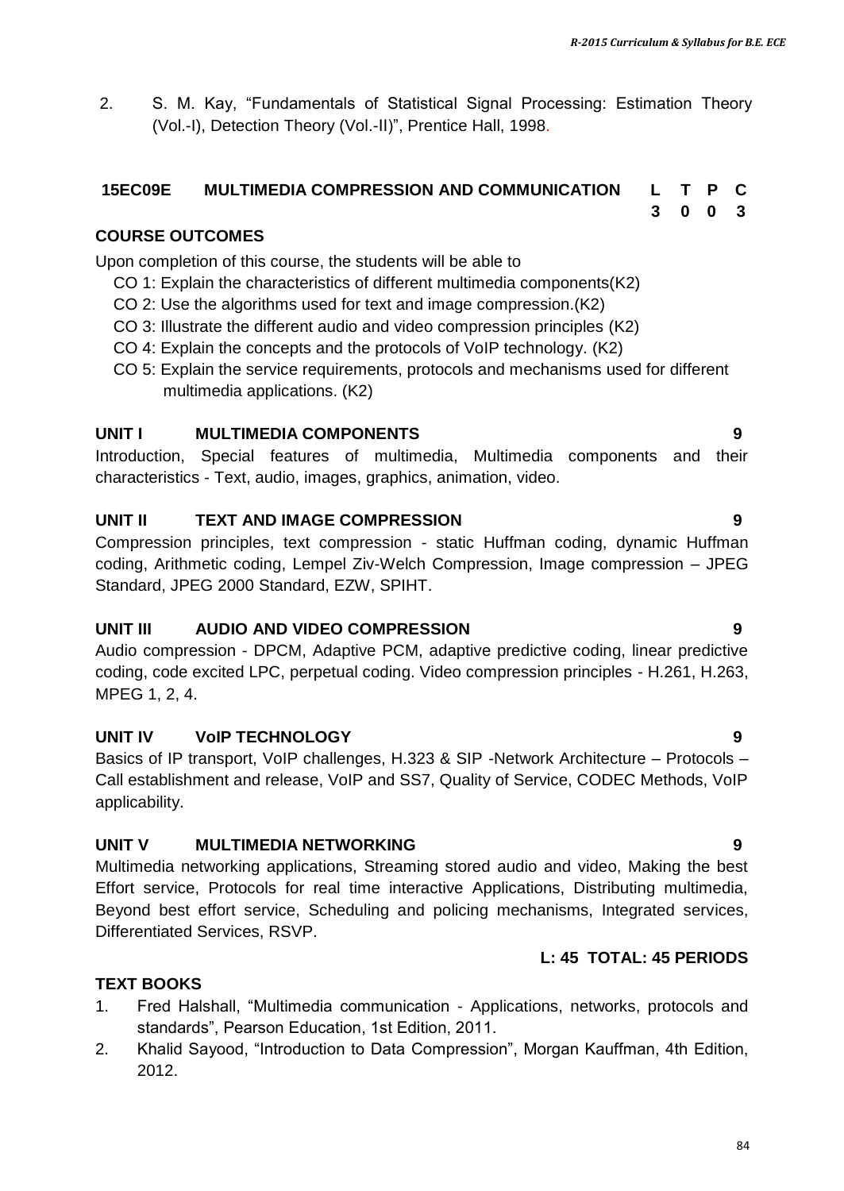2. S. M. Kay, "Fundamentals of Statistical Signal Processing: Estimation Theory (Vol.-I), Detection Theory (Vol.-II)", Prentice Hall, 1998.

## 15EC09E MULTIMEDIA COMPRESSION AND COMMUNICATION

| L | T | P | C |
|---|---|---|---|
| 3 | 0 | 0 | 3 |

**COURSE OUTCOMES**

Upon completion of this course, the students will be able to

- CO 1: Explain the characteristics of different multimedia components(K2)
- CO 2: Use the algorithms used for text and image compression.(K2)
- CO 3: Illustrate the different audio and video compression principles (K2)
- CO 4: Explain the concepts and the protocols of VoIP technology. (K2)
- CO 5: Explain the service requirements, protocols and mechanisms used for different multimedia applications. (K2)

**UNIT I MULTIMEDIA COMPONENTS 9**

Introduction, Special features of multimedia, Multimedia components and their characteristics - Text, audio, images, graphics, animation, video.

**UNIT II TEXT AND IMAGE COMPRESSION 9**

Compression principles, text compression - static Huffman coding, dynamic Huffman coding, Arithmetic coding, Lempel Ziv-Welch Compression, Image compression – JPEG Standard, JPEG 2000 Standard, EZW, SPIHT.

**UNIT III AUDIO AND VIDEO COMPRESSION 9**

Audio compression - DPCM, Adaptive PCM, adaptive predictive coding, linear predictive coding, code excited LPC, perpetual coding. Video compression principles - H.261, H.263, MPEG 1, 2, 4.

**UNIT IV VoIP TECHNOLOGY 9**

Basics of IP transport, VoIP challenges, H.323 & SIP -Network Architecture – Protocols – Call establishment and release, VoIP and SS7, Quality of Service, CODEC Methods, VoIP applicability.

**UNIT V MULTIMEDIA NETWORKING 9**

Multimedia networking applications, Streaming stored audio and video, Making the best Effort service, Protocols for real time interactive Applications, Distributing multimedia, Beyond best effort service, Scheduling and policing mechanisms, Integrated services, Differentiated Services, RSVP.

**L: 45 TOTAL: 45 PERIODS**

**TEXT BOOKS**

1. Fred Halshall, "Multimedia communication - Applications, networks, protocols and standards", Pearson Education, 1st Edition, 2011.
2. Khalid Sayood, "Introduction to Data Compression", Morgan Kauffman, 4th Edition, 2012.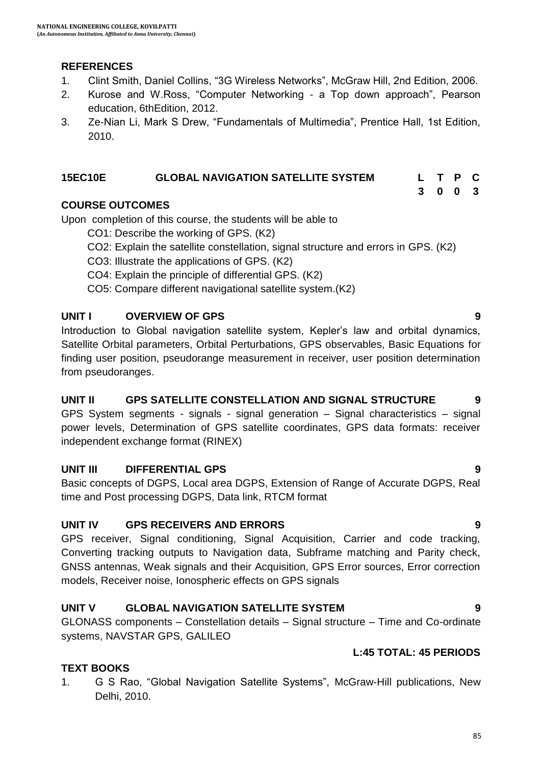## REFERENCES

1. Clint Smith, Daniel Collins, "3G Wireless Networks", McGraw Hill, 2nd Edition, 2006.
2. Kurose and W.Ross, "Computer Networking - a Top down approach", Pearson education, 6thEdition, 2012.
3. Ze-Nian Li, Mark S Drew, "Fundamentals of Multimedia", Prentice Hall, 1st Edition, 2010.

## 15EC10E GLOBAL NAVIGATION SATELLITE SYSTEM

| L | T | P | C |
|---|---|---|---|
| 3 | 0 | 0 | 3 |

### COURSE OUTCOMES

Upon completion of this course, the students will be able to

- CO1: Describe the working of GPS. (K2)
- CO2: Explain the satellite constellation, signal structure and errors in GPS. (K2)
- CO3: Illustrate the applications of GPS. (K2)
- CO4: Explain the principle of differential GPS. (K2)
- CO5: Compare different navigational satellite system.(K2)

### UNIT I OVERVIEW OF GPS — 9

Introduction to Global navigation satellite system, Kepler's law and orbital dynamics, Satellite Orbital parameters, Orbital Perturbations, GPS observables, Basic Equations for finding user position, pseudorange measurement in receiver, user position determination from pseudoranges.

### UNIT II GPS SATELLITE CONSTELLATION AND SIGNAL STRUCTURE — 9

GPS System segments - signals - signal generation – Signal characteristics – signal power levels, Determination of GPS satellite coordinates, GPS data formats: receiver independent exchange format (RINEX)

### UNIT III DIFFERENTIAL GPS — 9

Basic concepts of DGPS, Local area DGPS, Extension of Range of Accurate DGPS, Real time and Post processing DGPS, Data link, RTCM format

### UNIT IV GPS RECEIVERS AND ERRORS — 9

GPS receiver, Signal conditioning, Signal Acquisition, Carrier and code tracking, Converting tracking outputs to Navigation data, Subframe matching and Parity check, GNSS antennas, Weak signals and their Acquisition, GPS Error sources, Error correction models, Receiver noise, Ionospheric effects on GPS signals

### UNIT V GLOBAL NAVIGATION SATELLITE SYSTEM — 9

GLONASS components – Constellation details – Signal structure – Time and Co-ordinate systems, NAVSTAR GPS, GALILEO

**L:45 TOTAL: 45 PERIODS**

### TEXT BOOKS

1. G S Rao, "Global Navigation Satellite Systems", McGraw-Hill publications, New Delhi, 2010.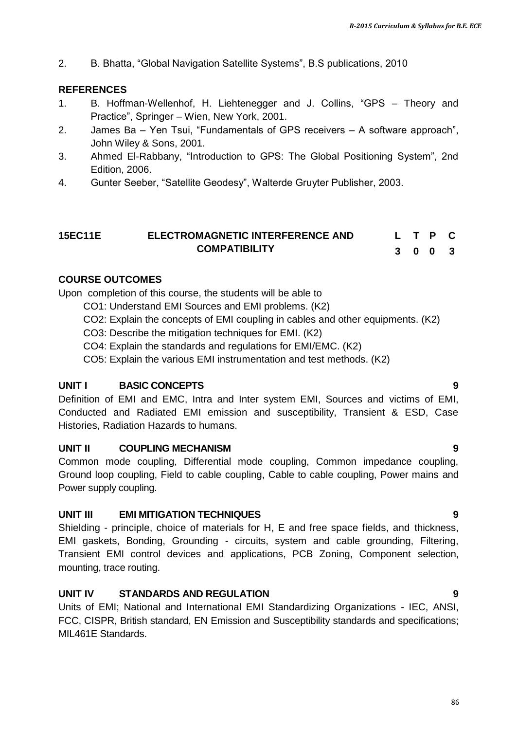2. B. Bhatta, "Global Navigation Satellite Systems", B.S publications, 2010

**REFERENCES**

1. B. Hoffman-Wellenhof, H. Liehtenegger and J. Collins, "GPS – Theory and Practice", Springer – Wien, New York, 2001.
2. James Ba – Yen Tsui, "Fundamentals of GPS receivers – A software approach", John Wiley & Sons, 2001.
3. Ahmed El-Rabbany, "Introduction to GPS: The Global Positioning System", 2nd Edition, 2006.
4. Gunter Seeber, "Satellite Geodesy", Walterde Gruyter Publisher, 2003.

| **15EC11E** | **ELECTROMAGNETIC INTERFERENCE AND COMPATIBILITY** | **L** | **T** | **P** | **C** |
|---|---|---|---|---|---|
| | | **3** | **0** | **0** | **3** |

**COURSE OUTCOMES**

Upon completion of this course, the students will be able to

CO1: Understand EMI Sources and EMI problems. (K2)

CO2: Explain the concepts of EMI coupling in cables and other equipments. (K2)

CO3: Describe the mitigation techniques for EMI. (K2)

CO4: Explain the standards and regulations for EMI/EMC. (K2)

CO5: Explain the various EMI instrumentation and test methods. (K2)

**UNIT I BASIC CONCEPTS 9**

Definition of EMI and EMC, Intra and Inter system EMI, Sources and victims of EMI, Conducted and Radiated EMI emission and susceptibility, Transient & ESD, Case Histories, Radiation Hazards to humans.

**UNIT II COUPLING MECHANISM 9**

Common mode coupling, Differential mode coupling, Common impedance coupling, Ground loop coupling, Field to cable coupling, Cable to cable coupling, Power mains and Power supply coupling.

**UNIT III EMI MITIGATION TECHNIQUES 9**

Shielding - principle, choice of materials for H, E and free space fields, and thickness, EMI gaskets, Bonding, Grounding - circuits, system and cable grounding, Filtering, Transient EMI control devices and applications, PCB Zoning, Component selection, mounting, trace routing.

**UNIT IV STANDARDS AND REGULATION 9**

Units of EMI; National and International EMI Standardizing Organizations - IEC, ANSI, FCC, CISPR, British standard, EN Emission and Susceptibility standards and specifications; MIL461E Standards.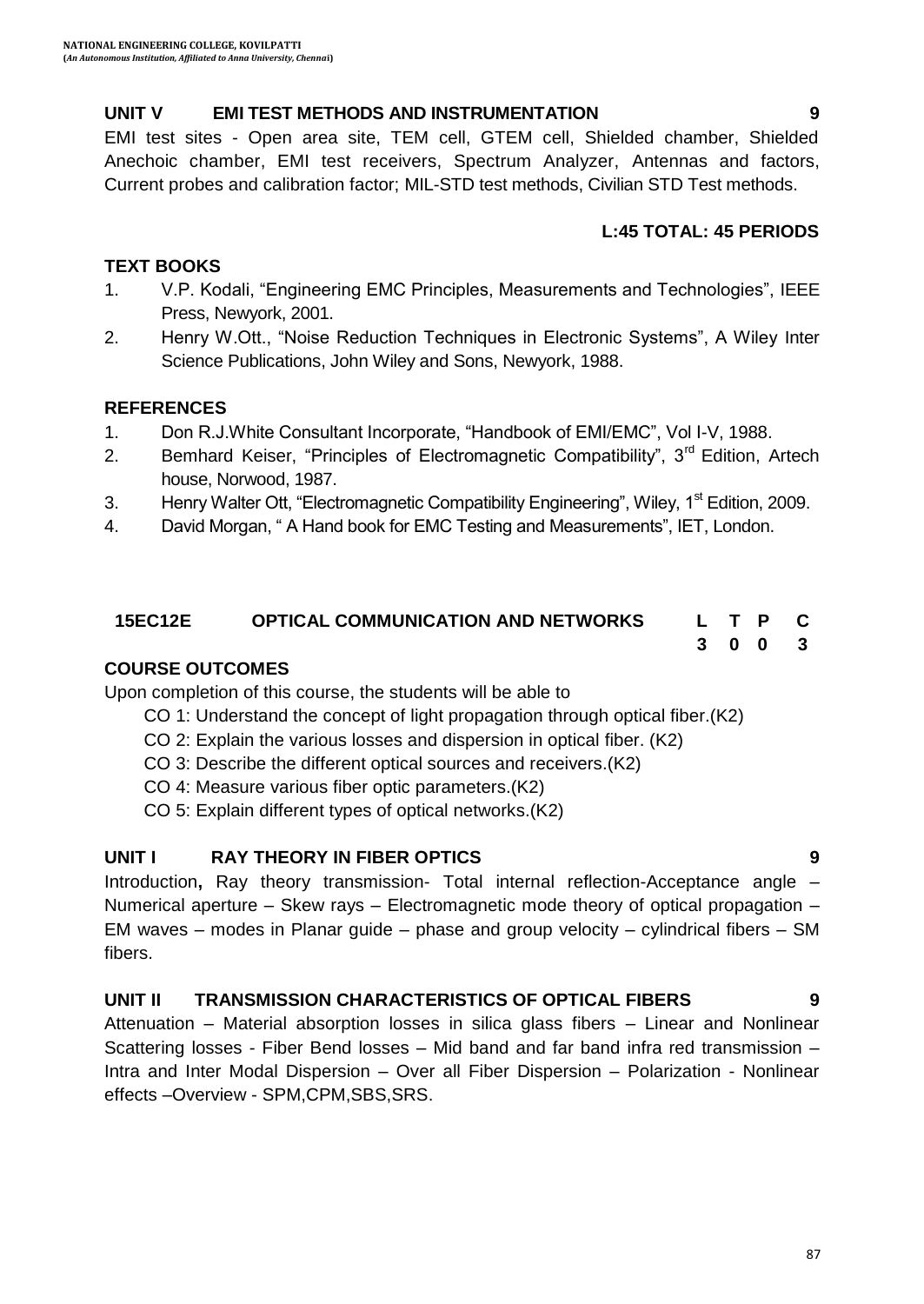### UNIT V EMI TEST METHODS AND INSTRUMENTATION 9

EMI test sites - Open area site, TEM cell, GTEM cell, Shielded chamber, Shielded Anechoic chamber, EMI test receivers, Spectrum Analyzer, Antennas and factors, Current probes and calibration factor; MIL-STD test methods, Civilian STD Test methods.

**L:45 TOTAL: 45 PERIODS**

### TEXT BOOKS

1. V.P. Kodali, "Engineering EMC Principles, Measurements and Technologies", IEEE Press, Newyork, 2001.
2. Henry W.Ott., "Noise Reduction Techniques in Electronic Systems", A Wiley Inter Science Publications, John Wiley and Sons, Newyork, 1988.

### REFERENCES

1. Don R.J.White Consultant Incorporate, "Handbook of EMI/EMC", Vol I-V, 1988.
2. Bemhard Keiser, "Principles of Electromagnetic Compatibility", 3rd Edition, Artech house, Norwood, 1987.
3. Henry Walter Ott, "Electromagnetic Compatibility Engineering", Wiley, 1st Edition, 2009.
4. David Morgan, " A Hand book for EMC Testing and Measurements", IET, London.

## 15EC12E OPTICAL COMMUNICATION AND NETWORKS

| L | T | P | C |
|---|---|---|---|
| 3 | 0 | 0 | 3 |

### COURSE OUTCOMES

Upon completion of this course, the students will be able to

- CO 1: Understand the concept of light propagation through optical fiber.(K2)
- CO 2: Explain the various losses and dispersion in optical fiber. (K2)
- CO 3: Describe the different optical sources and receivers.(K2)
- CO 4: Measure various fiber optic parameters.(K2)
- CO 5: Explain different types of optical networks.(K2)

### UNIT I RAY THEORY IN FIBER OPTICS 9

Introduction**,** Ray theory transmission- Total internal reflection-Acceptance angle – Numerical aperture – Skew rays – Electromagnetic mode theory of optical propagation – EM waves – modes in Planar guide – phase and group velocity – cylindrical fibers – SM fibers.

### UNIT II TRANSMISSION CHARACTERISTICS OF OPTICAL FIBERS 9

Attenuation – Material absorption losses in silica glass fibers – Linear and Nonlinear Scattering losses - Fiber Bend losses – Mid band and far band infra red transmission – Intra and Inter Modal Dispersion – Over all Fiber Dispersion – Polarization - Nonlinear effects –Overview - SPM,CPM,SBS,SRS.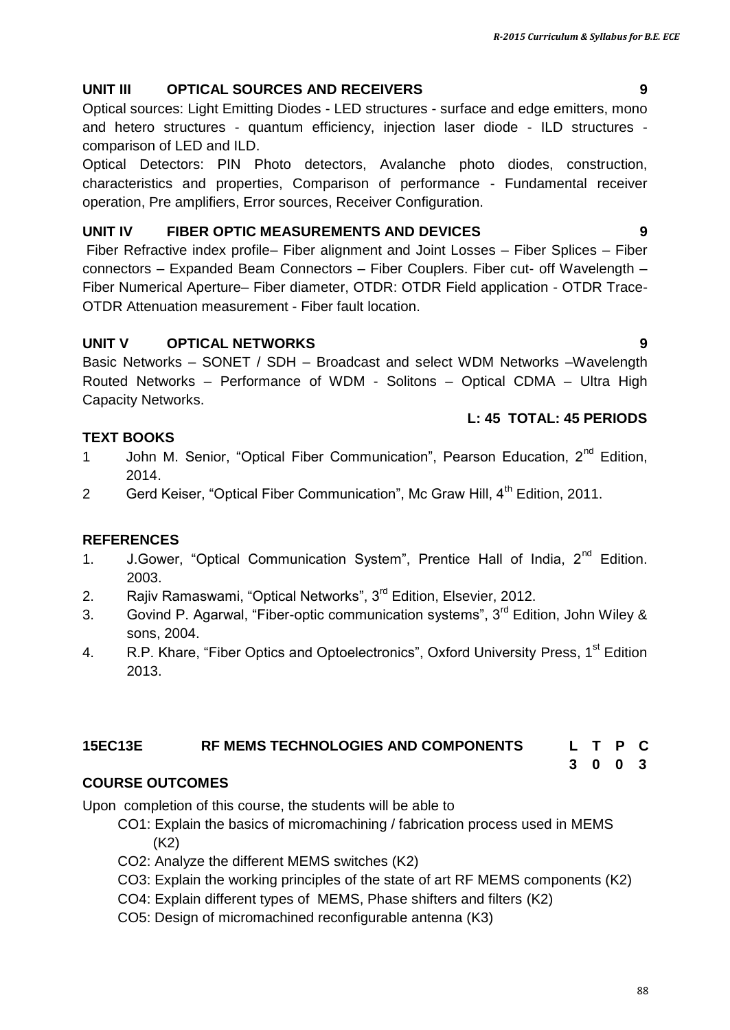### UNIT III OPTICAL SOURCES AND RECEIVERS 9

Optical sources: Light Emitting Diodes - LED structures - surface and edge emitters, mono and hetero structures - quantum efficiency, injection laser diode - ILD structures - comparison of LED and ILD.

Optical Detectors: PIN Photo detectors, Avalanche photo diodes, construction, characteristics and properties, Comparison of performance - Fundamental receiver operation, Pre amplifiers, Error sources, Receiver Configuration.

### UNIT IV FIBER OPTIC MEASUREMENTS AND DEVICES 9

Fiber Refractive index profile– Fiber alignment and Joint Losses – Fiber Splices – Fiber connectors – Expanded Beam Connectors – Fiber Couplers. Fiber cut- off Wavelength – Fiber Numerical Aperture– Fiber diameter, OTDR: OTDR Field application - OTDR Trace-OTDR Attenuation measurement - Fiber fault location.

### UNIT V OPTICAL NETWORKS 9

Basic Networks – SONET / SDH – Broadcast and select WDM Networks –Wavelength Routed Networks – Performance of WDM - Solitons – Optical CDMA – Ultra High Capacity Networks.

**L: 45 TOTAL: 45 PERIODS**

### TEXT BOOKS

1. John M. Senior, "Optical Fiber Communication", Pearson Education, 2nd Edition, 2014.
2. Gerd Keiser, "Optical Fiber Communication", Mc Graw Hill, 4th Edition, 2011.

### REFERENCES

1. J.Gower, "Optical Communication System", Prentice Hall of India, 2nd Edition. 2003.
2. Rajiv Ramaswami, "Optical Networks", 3rd Edition, Elsevier, 2012.
3. Govind P. Agarwal, "Fiber-optic communication systems", 3rd Edition, John Wiley & sons, 2004.
4. R.P. Khare, "Fiber Optics and Optoelectronics", Oxford University Press, 1st Edition 2013.

## 15EC13E RF MEMS TECHNOLOGIES AND COMPONENTS

| L | T | P | C |
|---|---|---|---|
| 3 | 0 | 0 | 3 |

### COURSE OUTCOMES

Upon completion of this course, the students will be able to

- CO1: Explain the basics of micromachining / fabrication process used in MEMS (K2)
- CO2: Analyze the different MEMS switches (K2)
- CO3: Explain the working principles of the state of art RF MEMS components (K2)
- CO4: Explain different types of MEMS, Phase shifters and filters (K2)
- CO5: Design of micromachined reconfigurable antenna (K3)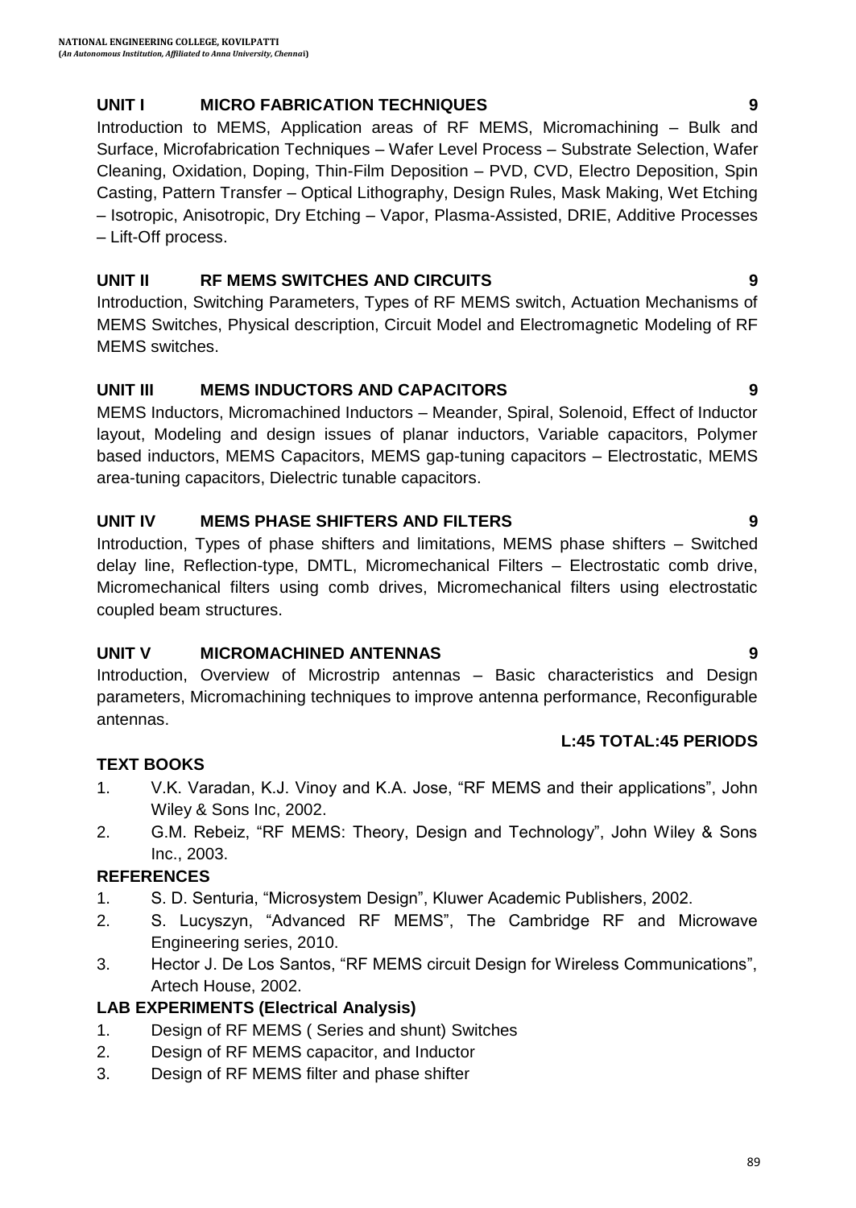## UNIT I MICRO FABRICATION TECHNIQUES 9

Introduction to MEMS, Application areas of RF MEMS, Micromachining – Bulk and Surface, Microfabrication Techniques – Wafer Level Process – Substrate Selection, Wafer Cleaning, Oxidation, Doping, Thin-Film Deposition – PVD, CVD, Electro Deposition, Spin Casting, Pattern Transfer – Optical Lithography, Design Rules, Mask Making, Wet Etching – Isotropic, Anisotropic, Dry Etching – Vapor, Plasma-Assisted, DRIE, Additive Processes – Lift-Off process.

## UNIT II RF MEMS SWITCHES AND CIRCUITS 9

Introduction, Switching Parameters, Types of RF MEMS switch, Actuation Mechanisms of MEMS Switches, Physical description, Circuit Model and Electromagnetic Modeling of RF MEMS switches.

## UNIT III MEMS INDUCTORS AND CAPACITORS 9

MEMS Inductors, Micromachined Inductors – Meander, Spiral, Solenoid, Effect of Inductor layout, Modeling and design issues of planar inductors, Variable capacitors, Polymer based inductors, MEMS Capacitors, MEMS gap-tuning capacitors – Electrostatic, MEMS area-tuning capacitors, Dielectric tunable capacitors.

## UNIT IV MEMS PHASE SHIFTERS AND FILTERS 9

Introduction, Types of phase shifters and limitations, MEMS phase shifters – Switched delay line, Reflection-type, DMTL, Micromechanical Filters – Electrostatic comb drive, Micromechanical filters using comb drives, Micromechanical filters using electrostatic coupled beam structures.

## UNIT V MICROMACHINED ANTENNAS 9

Introduction, Overview of Microstrip antennas – Basic characteristics and Design parameters, Micromachining techniques to improve antenna performance, Reconfigurable antennas.

**L:45 TOTAL:45 PERIODS**

### TEXT BOOKS

1. V.K. Varadan, K.J. Vinoy and K.A. Jose, "RF MEMS and their applications", John Wiley & Sons Inc, 2002.
2. G.M. Rebeiz, "RF MEMS: Theory, Design and Technology", John Wiley & Sons Inc., 2003.

### REFERENCES

1. S. D. Senturia, "Microsystem Design", Kluwer Academic Publishers, 2002.
2. S. Lucyszyn, "Advanced RF MEMS", The Cambridge RF and Microwave Engineering series, 2010.
3. Hector J. De Los Santos, "RF MEMS circuit Design for Wireless Communications", Artech House, 2002.

### LAB EXPERIMENTS (Electrical Analysis)

1. Design of RF MEMS ( Series and shunt) Switches
2. Design of RF MEMS capacitor, and Inductor
3. Design of RF MEMS filter and phase shifter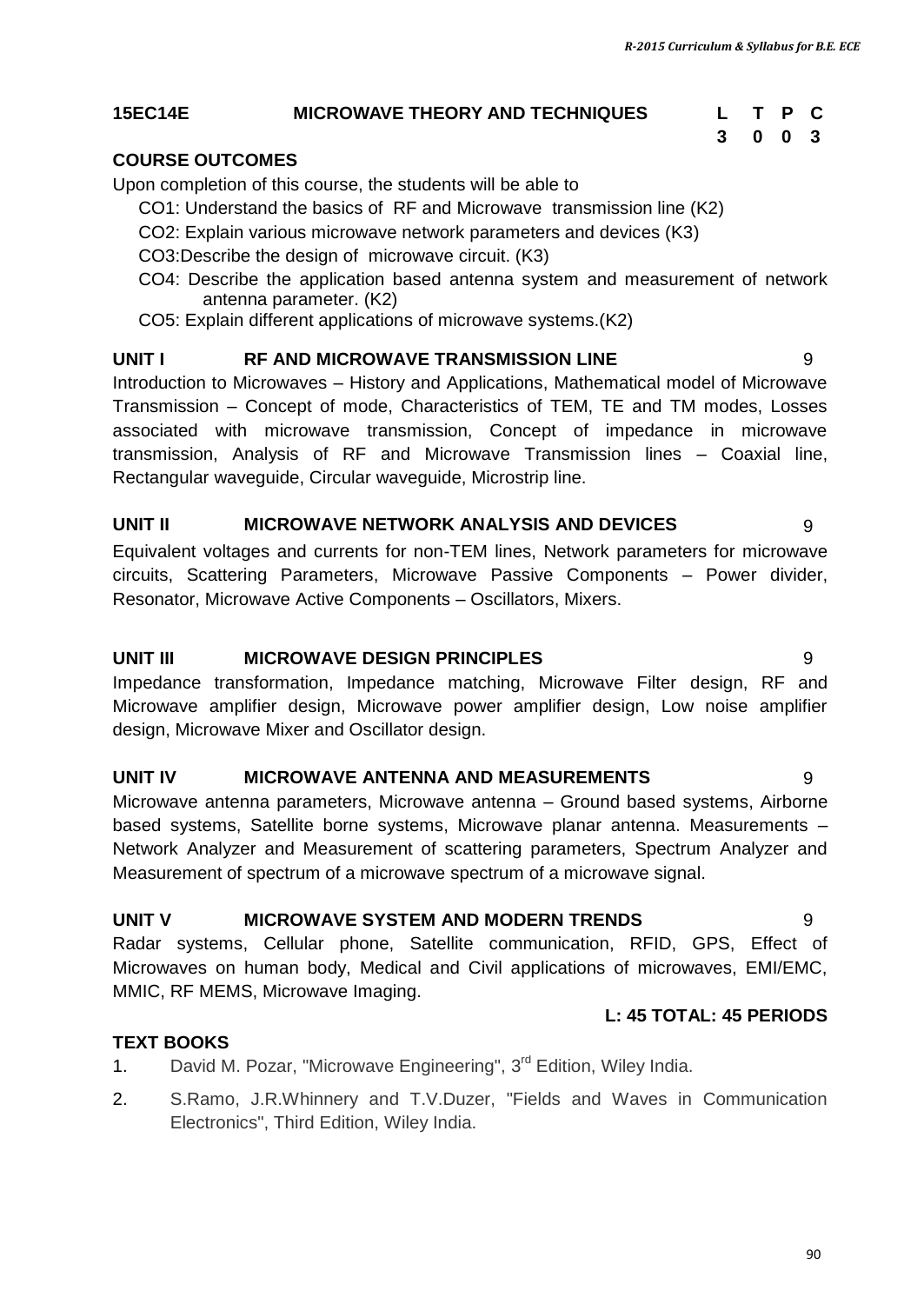## 15EC14E MICROWAVE THEORY AND TECHNIQUES

| L | T | P | C |
|---|---|---|---|
| 3 | 0 | 0 | 3 |

**COURSE OUTCOMES**

Upon completion of this course, the students will be able to

- CO1: Understand the basics of RF and Microwave transmission line (K2)
- CO2: Explain various microwave network parameters and devices (K3)
- CO3:Describe the design of microwave circuit. (K3)
- CO4: Describe the application based antenna system and measurement of network antenna parameter. (K2)
- CO5: Explain different applications of microwave systems.(K2)

**UNIT I RF AND MICROWAVE TRANSMISSION LINE** 9

Introduction to Microwaves – History and Applications, Mathematical model of Microwave Transmission – Concept of mode, Characteristics of TEM, TE and TM modes, Losses associated with microwave transmission, Concept of impedance in microwave transmission, Analysis of RF and Microwave Transmission lines – Coaxial line, Rectangular waveguide, Circular waveguide, Microstrip line.

**UNIT II MICROWAVE NETWORK ANALYSIS AND DEVICES** 9

Equivalent voltages and currents for non-TEM lines, Network parameters for microwave circuits, Scattering Parameters, Microwave Passive Components – Power divider, Resonator, Microwave Active Components – Oscillators, Mixers.

**UNIT III MICROWAVE DESIGN PRINCIPLES** 9

Impedance transformation, Impedance matching, Microwave Filter design, RF and Microwave amplifier design, Microwave power amplifier design, Low noise amplifier design, Microwave Mixer and Oscillator design.

**UNIT IV MICROWAVE ANTENNA AND MEASUREMENTS** 9

Microwave antenna parameters, Microwave antenna – Ground based systems, Airborne based systems, Satellite borne systems, Microwave planar antenna. Measurements – Network Analyzer and Measurement of scattering parameters, Spectrum Analyzer and Measurement of spectrum of a microwave spectrum of a microwave signal.

**UNIT V MICROWAVE SYSTEM AND MODERN TRENDS** 9

Radar systems, Cellular phone, Satellite communication, RFID, GPS, Effect of Microwaves on human body, Medical and Civil applications of microwaves, EMI/EMC, MMIC, RF MEMS, Microwave Imaging.

**L: 45 TOTAL: 45 PERIODS**

**TEXT BOOKS**

1. David M. Pozar, "Microwave Engineering", 3rd Edition, Wiley India.
2. S.Ramo, J.R.Whinnery and T.V.Duzer, "Fields and Waves in Communication Electronics", Third Edition, Wiley India.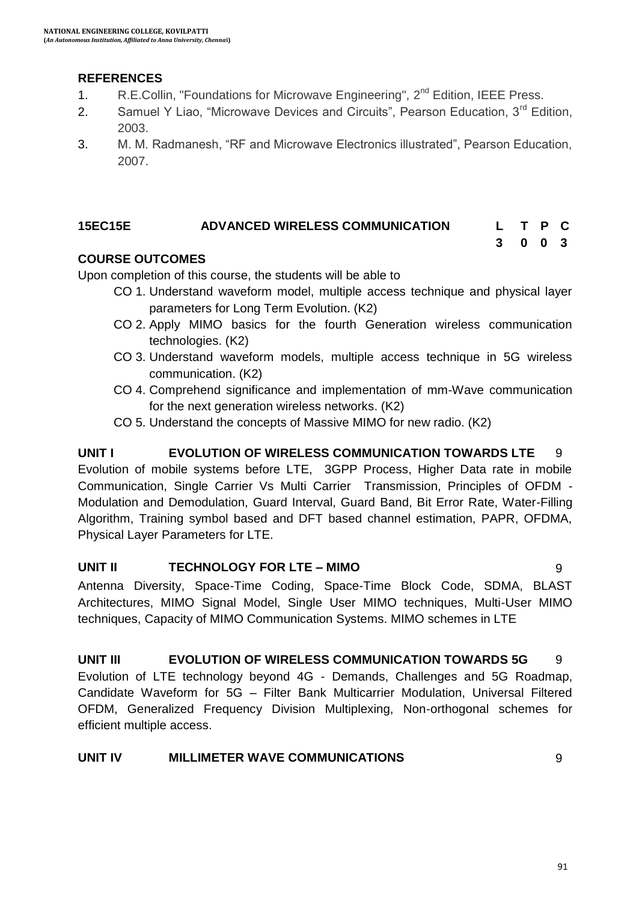## REFERENCES

1. R.E.Collin, "Foundations for Microwave Engineering", 2nd Edition, IEEE Press.
2. Samuel Y Liao, "Microwave Devices and Circuits", Pearson Education, 3rd Edition, 2003.
3. M. M. Radmanesh, "RF and Microwave Electronics illustrated", Pearson Education, 2007.

## 15EC15E ADVANCED WIRELESS COMMUNICATION

| L | T | P | C |
|---|---|---|---|
| 3 | 0 | 0 | 3 |

### COURSE OUTCOMES

Upon completion of this course, the students will be able to

- CO 1. Understand waveform model, multiple access technique and physical layer parameters for Long Term Evolution. (K2)
- CO 2. Apply MIMO basics for the fourth Generation wireless communication technologies. (K2)
- CO 3. Understand waveform models, multiple access technique in 5G wireless communication. (K2)
- CO 4. Comprehend significance and implementation of mm-Wave communication for the next generation wireless networks. (K2)
- CO 5. Understand the concepts of Massive MIMO for new radio. (K2)

### UNIT I EVOLUTION OF WIRELESS COMMUNICATION TOWARDS LTE 9

Evolution of mobile systems before LTE, 3GPP Process, Higher Data rate in mobile Communication, Single Carrier Vs Multi Carrier Transmission, Principles of OFDM - Modulation and Demodulation, Guard Interval, Guard Band, Bit Error Rate, Water-Filling Algorithm, Training symbol based and DFT based channel estimation, PAPR, OFDMA, Physical Layer Parameters for LTE.

### UNIT II TECHNOLOGY FOR LTE – MIMO 9

Antenna Diversity, Space-Time Coding, Space-Time Block Code, SDMA, BLAST Architectures, MIMO Signal Model, Single User MIMO techniques, Multi-User MIMO techniques, Capacity of MIMO Communication Systems. MIMO schemes in LTE

### UNIT III EVOLUTION OF WIRELESS COMMUNICATION TOWARDS 5G 9

Evolution of LTE technology beyond 4G - Demands, Challenges and 5G Roadmap, Candidate Waveform for 5G – Filter Bank Multicarrier Modulation, Universal Filtered OFDM, Generalized Frequency Division Multiplexing, Non-orthogonal schemes for efficient multiple access.

### UNIT IV MILLIMETER WAVE COMMUNICATIONS 9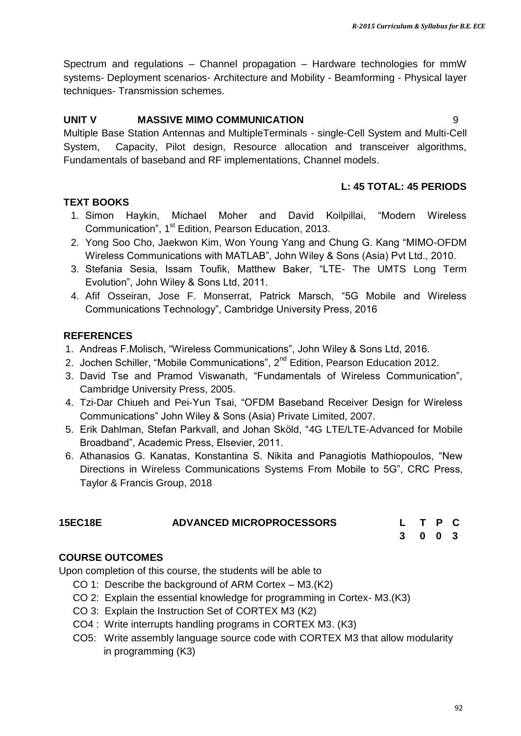Spectrum and regulations – Channel propagation – Hardware technologies for mmW systems- Deployment scenarios- Architecture and Mobility - Beamforming - Physical layer techniques- Transmission schemes.

### UNIT V MASSIVE MIMO COMMUNICATION 9

Multiple Base Station Antennas and MultipleTerminals - single-Cell System and Multi-Cell System, Capacity, Pilot design, Resource allocation and transceiver algorithms, Fundamentals of baseband and RF implementations, Channel models.

**L: 45 TOTAL: 45 PERIODS**

### TEXT BOOKS

1. Simon Haykin, Michael Moher and David Koilpillai, "Modern Wireless Communication", 1st Edition, Pearson Education, 2013.
2. Yong Soo Cho, Jaekwon Kim, Won Young Yang and Chung G. Kang "MIMO-OFDM Wireless Communications with MATLAB", John Wiley & Sons (Asia) Pvt Ltd., 2010.
3. Stefania Sesia, Issam Toufik, Matthew Baker, "LTE- The UMTS Long Term Evolution", John Wiley & Sons Ltd, 2011.
4. Afif Osseiran, Jose F. Monserrat, Patrick Marsch, "5G Mobile and Wireless Communications Technology", Cambridge University Press, 2016

### REFERENCES

1. Andreas F.Molisch, "Wireless Communications", John Wiley & Sons Ltd, 2016.
2. Jochen Schiller, "Mobile Communications", 2nd Edition, Pearson Education 2012.
3. David Tse and Pramod Viswanath, "Fundamentals of Wireless Communication", Cambridge University Press, 2005.
4. Tzi-Dar Chiueh and Pei-Yun Tsai, "OFDM Baseband Receiver Design for Wireless Communications" John Wiley & Sons (Asia) Private Limited, 2007.
5. Erik Dahlman, Stefan Parkvall, and Johan Sköld, "4G LTE/LTE-Advanced for Mobile Broadband", Academic Press, Elsevier, 2011.
6. Athanasios G. Kanatas, Konstantina S. Nikita and Panagiotis Mathiopoulos, "New Directions in Wireless Communications Systems From Mobile to 5G", CRC Press, Taylor & Francis Group, 2018

## 15EC18E ADVANCED MICROPROCESSORS

| L | T | P | C |
|---|---|---|---|
| 3 | 0 | 0 | 3 |

### COURSE OUTCOMES

Upon completion of this course, the students will be able to

- CO 1: Describe the background of ARM Cortex – M3.(K2)
- CO 2: Explain the essential knowledge for programming in Cortex- M3.(K3)
- CO 3: Explain the Instruction Set of CORTEX M3 (K2)
- CO4 : Write interrupts handling programs in CORTEX M3. (K3)
- CO5: Write assembly language source code with CORTEX M3 that allow modularity in programming (K3)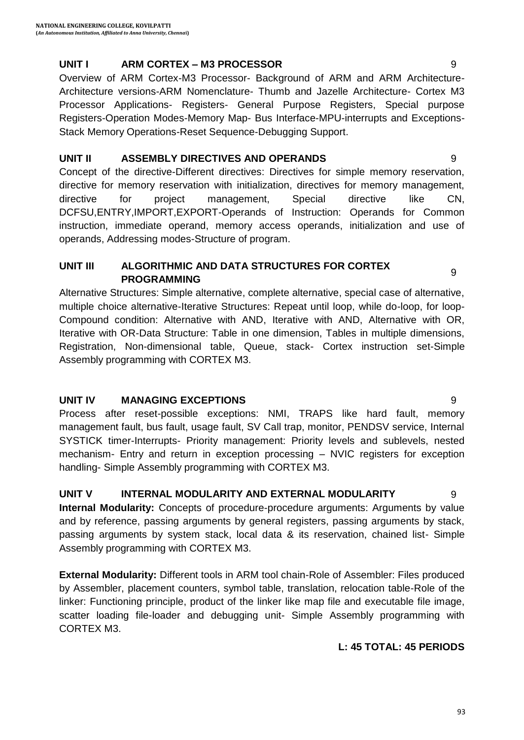### UNIT I ARM CORTEX – M3 PROCESSOR 9

Overview of ARM Cortex-M3 Processor- Background of ARM and ARM Architecture-Architecture versions-ARM Nomenclature- Thumb and Jazelle Architecture- Cortex M3 Processor Applications- Registers- General Purpose Registers, Special purpose Registers-Operation Modes-Memory Map- Bus Interface-MPU-interrupts and Exceptions-Stack Memory Operations-Reset Sequence-Debugging Support.

### UNIT II ASSEMBLY DIRECTIVES AND OPERANDS 9

Concept of the directive-Different directives: Directives for simple memory reservation, directive for memory reservation with initialization, directives for memory management, directive for project management, Special directive like CN, DCFSU,ENTRY,IMPORT,EXPORT-Operands of Instruction: Operands for Common instruction, immediate operand, memory access operands, initialization and use of operands, Addressing modes-Structure of program.

### UNIT III ALGORITHMIC AND DATA STRUCTURES FOR CORTEX PROGRAMMING 9

Alternative Structures: Simple alternative, complete alternative, special case of alternative, multiple choice alternative-Iterative Structures: Repeat until loop, while do-loop, for loop-Compound condition: Alternative with AND, Iterative with AND, Alternative with OR, Iterative with OR-Data Structure: Table in one dimension, Tables in multiple dimensions, Registration, Non-dimensional table, Queue, stack- Cortex instruction set-Simple Assembly programming with CORTEX M3.

### UNIT IV MANAGING EXCEPTIONS 9

Process after reset-possible exceptions: NMI, TRAPS like hard fault, memory management fault, bus fault, usage fault, SV Call trap, monitor, PENDSV service, Internal SYSTICK timer-Interrupts- Priority management: Priority levels and sublevels, nested mechanism- Entry and return in exception processing – NVIC registers for exception handling- Simple Assembly programming with CORTEX M3.

### UNIT V INTERNAL MODULARITY AND EXTERNAL MODULARITY 9

**Internal Modularity:** Concepts of procedure-procedure arguments: Arguments by value and by reference, passing arguments by general registers, passing arguments by stack, passing arguments by system stack, local data & its reservation, chained list- Simple Assembly programming with CORTEX M3.

**External Modularity:** Different tools in ARM tool chain-Role of Assembler: Files produced by Assembler, placement counters, symbol table, translation, relocation table-Role of the linker: Functioning principle, product of the linker like map file and executable file image, scatter loading file-loader and debugging unit- Simple Assembly programming with CORTEX M3.

**L: 45 TOTAL: 45 PERIODS**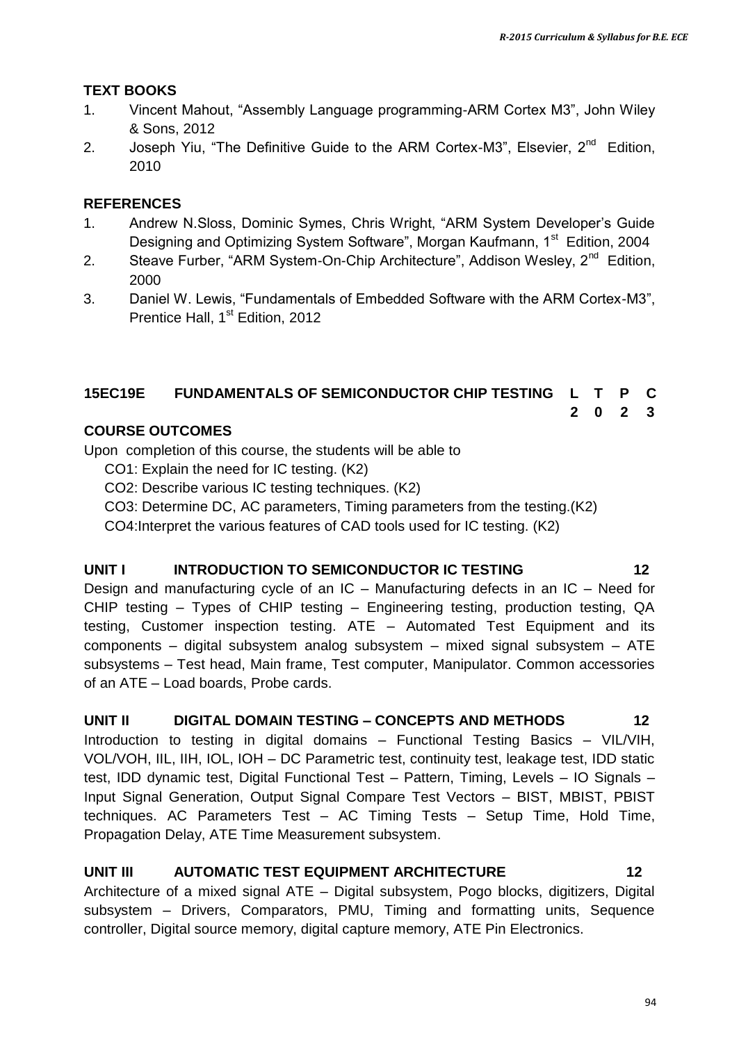### TEXT BOOKS

1. Vincent Mahout, "Assembly Language programming-ARM Cortex M3", John Wiley & Sons, 2012
2. Joseph Yiu, "The Definitive Guide to the ARM Cortex-M3", Elsevier, 2nd Edition, 2010

### REFERENCES

1. Andrew N.Sloss, Dominic Symes, Chris Wright, "ARM System Developer's Guide Designing and Optimizing System Software", Morgan Kaufmann, 1st Edition, 2004
2. Steave Furber, "ARM System-On-Chip Architecture", Addison Wesley, 2nd Edition, 2000
3. Daniel W. Lewis, "Fundamentals of Embedded Software with the ARM Cortex-M3", Prentice Hall, 1st Edition, 2012

## 15EC19E FUNDAMENTALS OF SEMICONDUCTOR CHIP TESTING

| L | T | P | C |
|---|---|---|---|
| 2 | 0 | 2 | 3 |

### COURSE OUTCOMES

Upon completion of this course, the students will be able to

CO1: Explain the need for IC testing. (K2)

CO2: Describe various IC testing techniques. (K2)

CO3: Determine DC, AC parameters, Timing parameters from the testing.(K2)

CO4:Interpret the various features of CAD tools used for IC testing. (K2)

### UNIT I INTRODUCTION TO SEMICONDUCTOR IC TESTING 12

Design and manufacturing cycle of an IC – Manufacturing defects in an IC – Need for CHIP testing – Types of CHIP testing – Engineering testing, production testing, QA testing, Customer inspection testing. ATE – Automated Test Equipment and its components – digital subsystem analog subsystem – mixed signal subsystem – ATE subsystems – Test head, Main frame, Test computer, Manipulator. Common accessories of an ATE – Load boards, Probe cards.

### UNIT II DIGITAL DOMAIN TESTING – CONCEPTS AND METHODS 12

Introduction to testing in digital domains – Functional Testing Basics – VIL/VIH, VOL/VOH, IIL, IIH, IOL, IOH – DC Parametric test, continuity test, leakage test, IDD static test, IDD dynamic test, Digital Functional Test – Pattern, Timing, Levels – IO Signals – Input Signal Generation, Output Signal Compare Test Vectors – BIST, MBIST, PBIST techniques. AC Parameters Test – AC Timing Tests – Setup Time, Hold Time, Propagation Delay, ATE Time Measurement subsystem.

### UNIT III AUTOMATIC TEST EQUIPMENT ARCHITECTURE 12

Architecture of a mixed signal ATE – Digital subsystem, Pogo blocks, digitizers, Digital subsystem – Drivers, Comparators, PMU, Timing and formatting units, Sequence controller, Digital source memory, digital capture memory, ATE Pin Electronics.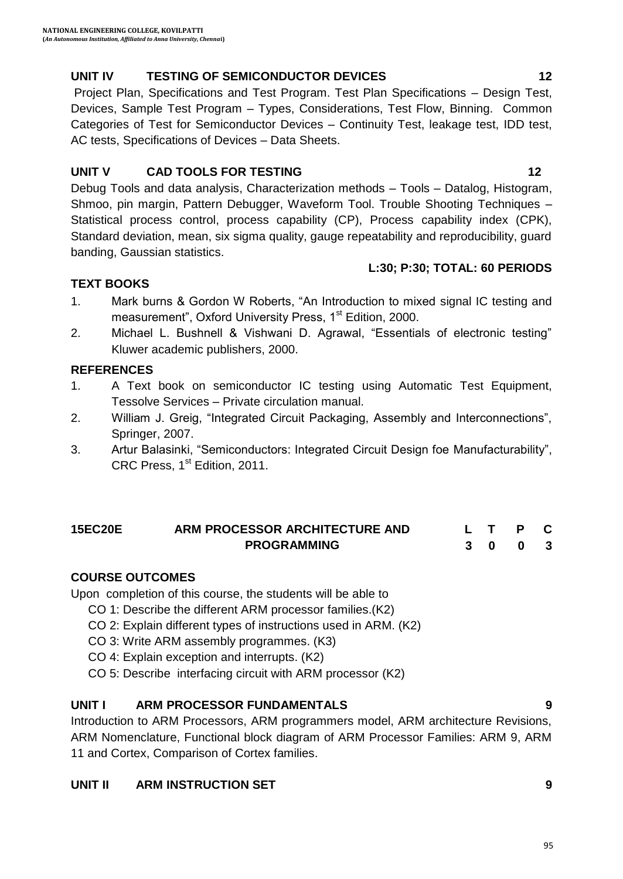## UNIT IV TESTING OF SEMICONDUCTOR DEVICES 12

Project Plan, Specifications and Test Program. Test Plan Specifications – Design Test, Devices, Sample Test Program – Types, Considerations, Test Flow, Binning. Common Categories of Test for Semiconductor Devices – Continuity Test, leakage test, IDD test, AC tests, Specifications of Devices – Data Sheets.

## UNIT V CAD TOOLS FOR TESTING 12

Debug Tools and data analysis, Characterization methods – Tools – Datalog, Histogram, Shmoo, pin margin, Pattern Debugger, Waveform Tool. Trouble Shooting Techniques – Statistical process control, process capability (CP), Process capability index (CPK), Standard deviation, mean, six sigma quality, gauge repeatability and reproducibility, guard banding, Gaussian statistics.

**L:30; P:30; TOTAL: 60 PERIODS**

**TEXT BOOKS**

1. Mark burns & Gordon W Roberts, "An Introduction to mixed signal IC testing and measurement", Oxford University Press, 1st Edition, 2000.
2. Michael L. Bushnell & Vishwani D. Agrawal, "Essentials of electronic testing" Kluwer academic publishers, 2000.

**REFERENCES**

1. A Text book on semiconductor IC testing using Automatic Test Equipment, Tessolve Services – Private circulation manual.
2. William J. Greig, "Integrated Circuit Packaging, Assembly and Interconnections", Springer, 2007.
3. Artur Balasinki, "Semiconductors: Integrated Circuit Design foe Manufacturability", CRC Press, 1st Edition, 2011.

## 15EC20E ARM PROCESSOR ARCHITECTURE AND PROGRAMMING

| L | T | P | C |
|---|---|---|---|
| 3 | 0 | 0 | 3 |

**COURSE OUTCOMES**

Upon completion of this course, the students will be able to

- CO 1: Describe the different ARM processor families.(K2)
- CO 2: Explain different types of instructions used in ARM. (K2)
- CO 3: Write ARM assembly programmes. (K3)
- CO 4: Explain exception and interrupts. (K2)
- CO 5: Describe interfacing circuit with ARM processor (K2)

## UNIT I ARM PROCESSOR FUNDAMENTALS 9

Introduction to ARM Processors, ARM programmers model, ARM architecture Revisions, ARM Nomenclature, Functional block diagram of ARM Processor Families: ARM 9, ARM 11 and Cortex, Comparison of Cortex families.

## UNIT II ARM INSTRUCTION SET 9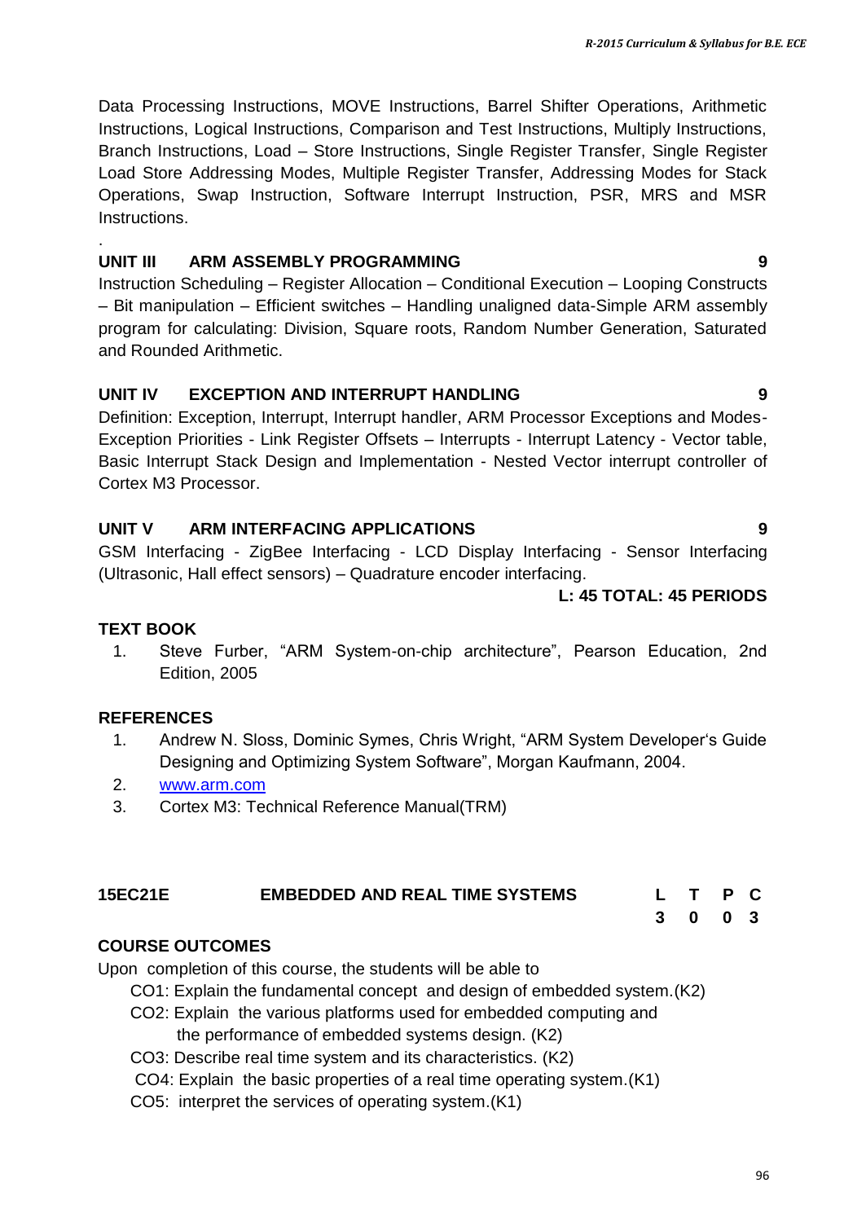Data Processing Instructions, MOVE Instructions, Barrel Shifter Operations, Arithmetic Instructions, Logical Instructions, Comparison and Test Instructions, Multiply Instructions, Branch Instructions, Load – Store Instructions, Single Register Transfer, Single Register Load Store Addressing Modes, Multiple Register Transfer, Addressing Modes for Stack Operations, Swap Instruction, Software Interrupt Instruction, PSR, MRS and MSR Instructions.

.

### UNIT III ARM ASSEMBLY PROGRAMMING 9

Instruction Scheduling – Register Allocation – Conditional Execution – Looping Constructs – Bit manipulation – Efficient switches – Handling unaligned data-Simple ARM assembly program for calculating: Division, Square roots, Random Number Generation, Saturated and Rounded Arithmetic.

### UNIT IV EXCEPTION AND INTERRUPT HANDLING 9

Definition: Exception, Interrupt, Interrupt handler, ARM Processor Exceptions and Modes-Exception Priorities - Link Register Offsets – Interrupts - Interrupt Latency - Vector table, Basic Interrupt Stack Design and Implementation - Nested Vector interrupt controller of Cortex M3 Processor.

### UNIT V ARM INTERFACING APPLICATIONS 9

GSM Interfacing - ZigBee Interfacing - LCD Display Interfacing - Sensor Interfacing (Ultrasonic, Hall effect sensors) – Quadrature encoder interfacing.

**L: 45 TOTAL: 45 PERIODS**

### TEXT BOOK

1. Steve Furber, "ARM System-on-chip architecture", Pearson Education, 2nd Edition, 2005

### REFERENCES

1. Andrew N. Sloss, Dominic Symes, Chris Wright, "ARM System Developer's Guide Designing and Optimizing System Software", Morgan Kaufmann, 2004.
2. www.arm.com
3. Cortex M3: Technical Reference Manual(TRM)

## 15EC21E EMBEDDED AND REAL TIME SYSTEMS

| L | T | P | C |
|---|---|---|---|
| 3 | 0 | 0 | 3 |

### COURSE OUTCOMES

Upon completion of this course, the students will be able to

- CO1: Explain the fundamental concept and design of embedded system.(K2)
- CO2: Explain the various platforms used for embedded computing and the performance of embedded systems design. (K2)
- CO3: Describe real time system and its characteristics. (K2)
- CO4: Explain the basic properties of a real time operating system.(K1)
- CO5: interpret the services of operating system.(K1)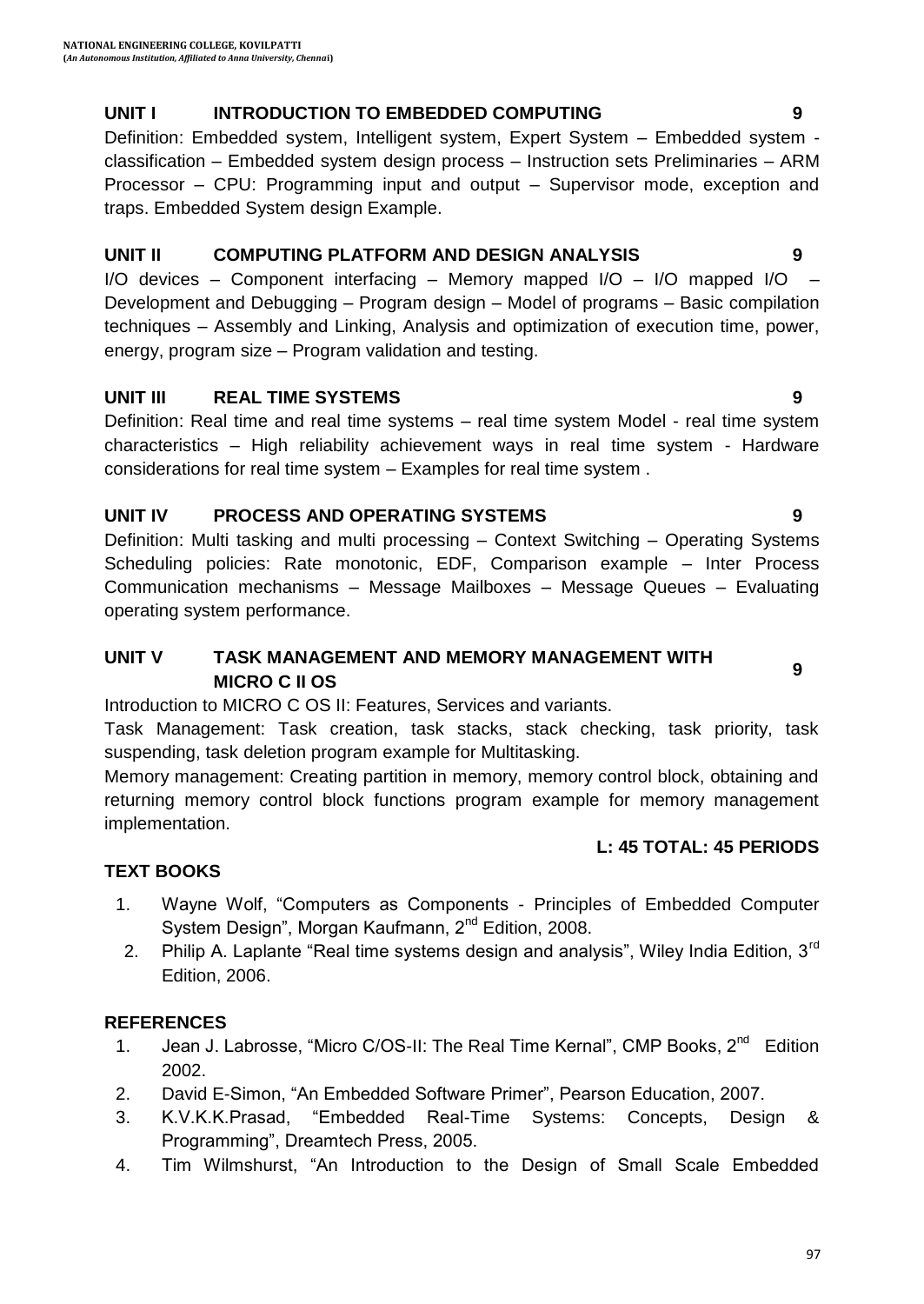### UNIT I INTRODUCTION TO EMBEDDED COMPUTING 9

Definition: Embedded system, Intelligent system, Expert System – Embedded system - classification – Embedded system design process – Instruction sets Preliminaries – ARM Processor – CPU: Programming input and output – Supervisor mode, exception and traps. Embedded System design Example.

### UNIT II COMPUTING PLATFORM AND DESIGN ANALYSIS 9

I/O devices – Component interfacing – Memory mapped I/O – I/O mapped I/O – Development and Debugging – Program design – Model of programs – Basic compilation techniques – Assembly and Linking, Analysis and optimization of execution time, power, energy, program size – Program validation and testing.

### UNIT III REAL TIME SYSTEMS 9

Definition: Real time and real time systems – real time system Model - real time system characteristics – High reliability achievement ways in real time system - Hardware considerations for real time system – Examples for real time system .

### UNIT IV PROCESS AND OPERATING SYSTEMS 9

Definition: Multi tasking and multi processing – Context Switching – Operating Systems Scheduling policies: Rate monotonic, EDF, Comparison example – Inter Process Communication mechanisms – Message Mailboxes – Message Queues – Evaluating operating system performance.

### UNIT V TASK MANAGEMENT AND MEMORY MANAGEMENT WITH MICRO C II OS 9

Introduction to MICRO C OS II: Features, Services and variants.

Task Management: Task creation, task stacks, stack checking, task priority, task suspending, task deletion program example for Multitasking.

Memory management: Creating partition in memory, memory control block, obtaining and returning memory control block functions program example for memory management implementation.

**L: 45 TOTAL: 45 PERIODS**

### TEXT BOOKS

1. Wayne Wolf, "Computers as Components - Principles of Embedded Computer System Design", Morgan Kaufmann, 2nd Edition, 2008.
2. Philip A. Laplante "Real time systems design and analysis", Wiley India Edition, 3rd Edition, 2006.

### REFERENCES

1. Jean J. Labrosse, "Micro C/OS-II: The Real Time Kernal", CMP Books, 2nd Edition 2002.
2. David E-Simon, "An Embedded Software Primer", Pearson Education, 2007.
3. K.V.K.K.Prasad, "Embedded Real-Time Systems: Concepts, Design & Programming", Dreamtech Press, 2005.
4. Tim Wilmshurst, "An Introduction to the Design of Small Scale Embedded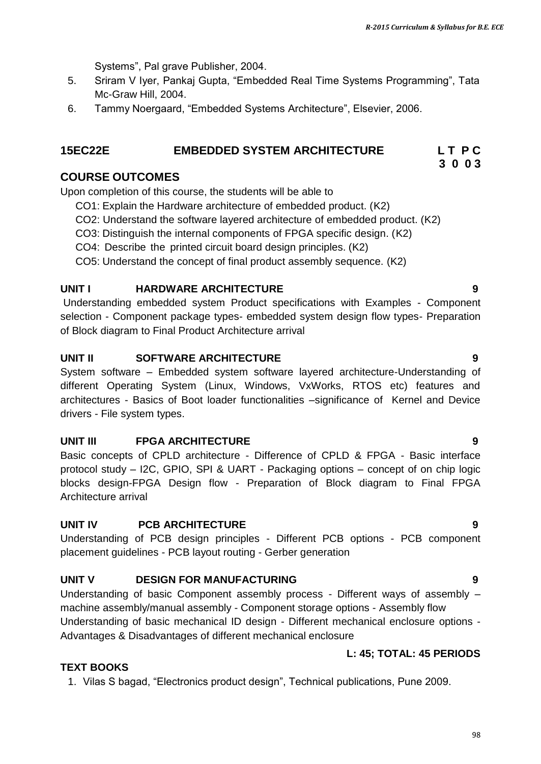Systems", Pal grave Publisher, 2004.

5. Sriram V Iyer, Pankaj Gupta, "Embedded Real Time Systems Programming", Tata Mc-Graw Hill, 2004.
6. Tammy Noergaard, "Embedded Systems Architecture", Elsevier, 2006.

## 15EC22E EMBEDDED SYSTEM ARCHITECTURE

**L T P C**
**3 0 0 3**

### COURSE OUTCOMES

Upon completion of this course, the students will be able to

CO1: Explain the Hardware architecture of embedded product. (K2)

CO2: Understand the software layered architecture of embedded product. (K2)

CO3: Distinguish the internal components of FPGA specific design. (K2)

CO4: Describe the printed circuit board design principles. (K2)

CO5: Understand the concept of final product assembly sequence. (K2)

### UNIT I HARDWARE ARCHITECTURE 9

Understanding embedded system Product specifications with Examples - Component selection - Component package types- embedded system design flow types- Preparation of Block diagram to Final Product Architecture arrival

### UNIT II SOFTWARE ARCHITECTURE 9

System software – Embedded system software layered architecture-Understanding of different Operating System (Linux, Windows, VxWorks, RTOS etc) features and architectures - Basics of Boot loader functionalities –significance of Kernel and Device drivers - File system types.

### UNIT III FPGA ARCHITECTURE 9

Basic concepts of CPLD architecture - Difference of CPLD & FPGA - Basic interface protocol study – I2C, GPIO, SPI & UART - Packaging options – concept of on chip logic blocks design-FPGA Design flow - Preparation of Block diagram to Final FPGA Architecture arrival

### UNIT IV PCB ARCHITECTURE 9

Understanding of PCB design principles - Different PCB options - PCB component placement guidelines - PCB layout routing - Gerber generation

### UNIT V DESIGN FOR MANUFACTURING 9

Understanding of basic Component assembly process - Different ways of assembly – machine assembly/manual assembly - Component storage options - Assembly flow
Understanding of basic mechanical ID design - Different mechanical enclosure options - Advantages & Disadvantages of different mechanical enclosure

**L: 45; TOTAL: 45 PERIODS**

### TEXT BOOKS

1. Vilas S bagad, "Electronics product design", Technical publications, Pune 2009.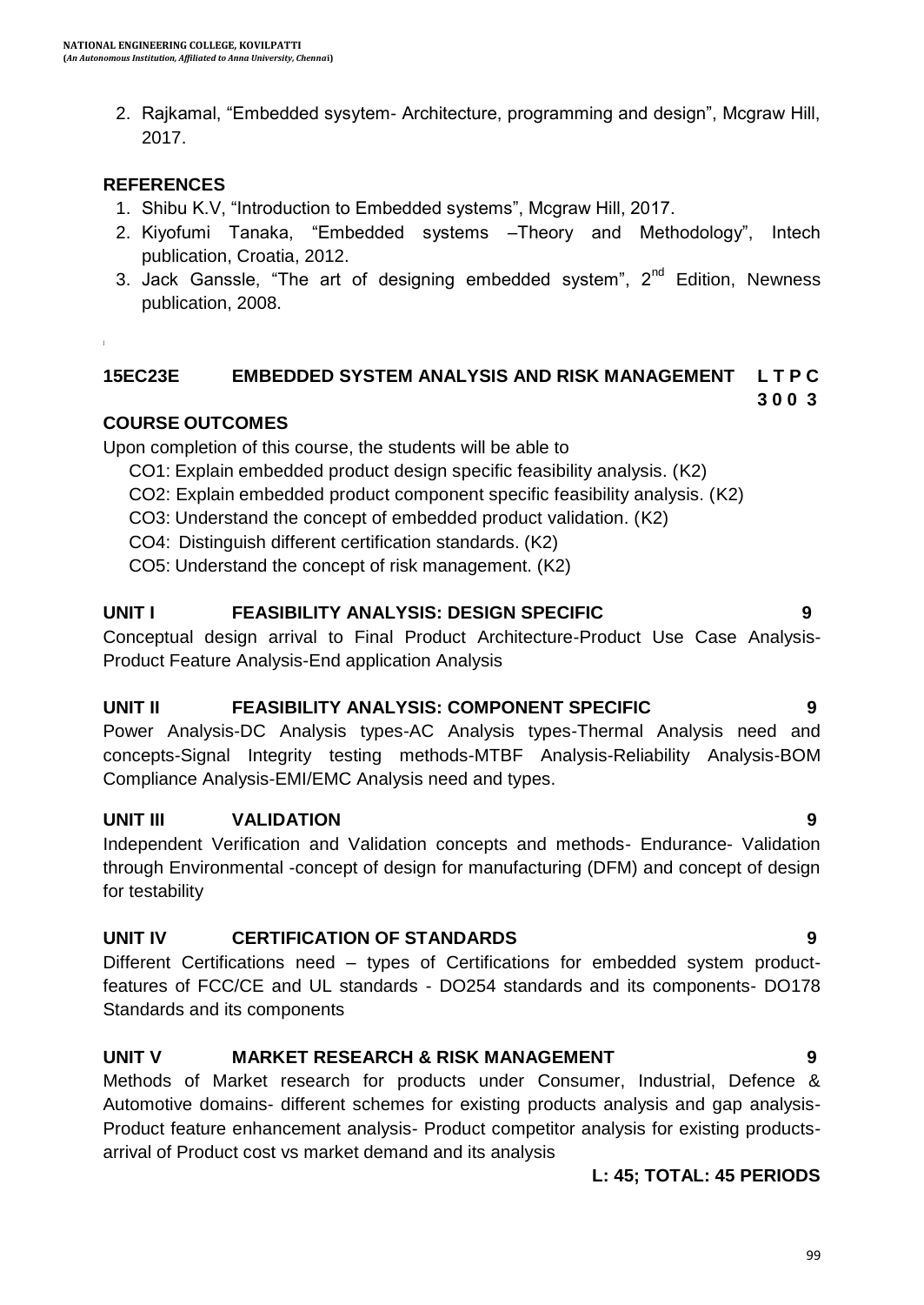2. Rajkamal, "Embedded sysytem- Architecture, programming and design", Mcgraw Hill, 2017.

### REFERENCES

1. Shibu K.V, "Introduction to Embedded systems", Mcgraw Hill, 2017.
2. Kiyofumi Tanaka, "Embedded systems –Theory and Methodology", Intech publication, Croatia, 2012.
3. Jack Ganssle, "The art of designing embedded system", $2^{nd}$ Edition, Newness publication, 2008.

## 15EC23E EMBEDDED SYSTEM ANALYSIS AND RISK MANAGEMENT

**L T P C**
**3 0 0 3**

### COURSE OUTCOMES

Upon completion of this course, the students will be able to

CO1: Explain embedded product design specific feasibility analysis. (K2)

CO2: Explain embedded product component specific feasibility analysis. (K2)

CO3: Understand the concept of embedded product validation. (K2)

CO4: Distinguish different certification standards. (K2)

CO5: Understand the concept of risk management. (K2)

### UNIT I FEASIBILITY ANALYSIS: DESIGN SPECIFIC 9

Conceptual design arrival to Final Product Architecture-Product Use Case Analysis-Product Feature Analysis-End application Analysis

### UNIT II FEASIBILITY ANALYSIS: COMPONENT SPECIFIC 9

Power Analysis-DC Analysis types-AC Analysis types-Thermal Analysis need and concepts-Signal Integrity testing methods-MTBF Analysis-Reliability Analysis-BOM Compliance Analysis-EMI/EMC Analysis need and types.

### UNIT III VALIDATION 9

Independent Verification and Validation concepts and methods- Endurance- Validation through Environmental -concept of design for manufacturing (DFM) and concept of design for testability

### UNIT IV CERTIFICATION OF STANDARDS 9

Different Certifications need – types of Certifications for embedded system product-features of FCC/CE and UL standards - DO254 standards and its components- DO178 Standards and its components

### UNIT V MARKET RESEARCH & RISK MANAGEMENT 9

Methods of Market research for products under Consumer, Industrial, Defence & Automotive domains- different schemes for existing products analysis and gap analysis-Product feature enhancement analysis- Product competitor analysis for existing products-arrival of Product cost vs market demand and its analysis

**L: 45; TOTAL: 45 PERIODS**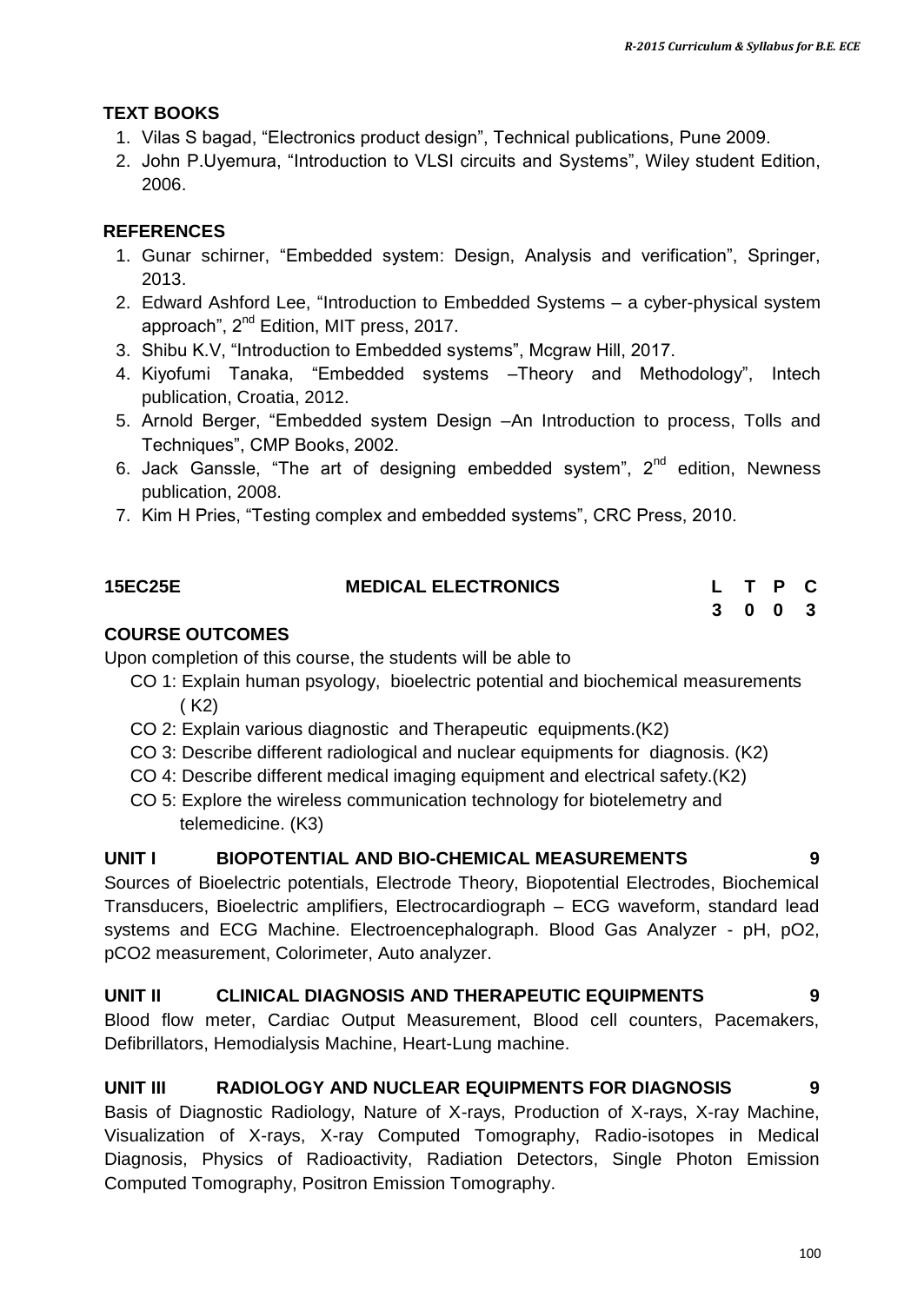## TEXT BOOKS

1. Vilas S bagad, "Electronics product design", Technical publications, Pune 2009.
2. John P.Uyemura, "Introduction to VLSI circuits and Systems", Wiley student Edition, 2006.

## REFERENCES

1. Gunar schirner, "Embedded system: Design, Analysis and verification", Springer, 2013.
2. Edward Ashford Lee, "Introduction to Embedded Systems – a cyber-physical system approach", 2nd Edition, MIT press, 2017.
3. Shibu K.V, "Introduction to Embedded systems", Mcgraw Hill, 2017.
4. Kiyofumi Tanaka, "Embedded systems –Theory and Methodology", Intech publication, Croatia, 2012.
5. Arnold Berger, "Embedded system Design –An Introduction to process, Tolls and Techniques", CMP Books, 2002.
6. Jack Ganssle, "The art of designing embedded system", 2nd edition, Newness publication, 2008.
7. Kim H Pries, "Testing complex and embedded systems", CRC Press, 2010.

| 15EC25E | MEDICAL ELECTRONICS | L | T | P | C |
|---|---|---|---|---|---|
| | | 3 | 0 | 0 | 3 |

## COURSE OUTCOMES

Upon completion of this course, the students will be able to

- CO 1: Explain human psyology, bioelectric potential and biochemical measurements ( K2)
- CO 2: Explain various diagnostic and Therapeutic equipments.(K2)
- CO 3: Describe different radiological and nuclear equipments for diagnosis. (K2)
- CO 4: Describe different medical imaging equipment and electrical safety.(K2)
- CO 5: Explore the wireless communication technology for biotelemetry and telemedicine. (K3)

## UNIT I BIOPOTENTIAL AND BIO-CHEMICAL MEASUREMENTS 9

Sources of Bioelectric potentials, Electrode Theory, Biopotential Electrodes, Biochemical Transducers, Bioelectric amplifiers, Electrocardiograph – ECG waveform, standard lead systems and ECG Machine. Electroencephalograph. Blood Gas Analyzer - pH, $pO_2$, $pCO_2$ measurement, Colorimeter, Auto analyzer.

## UNIT II CLINICAL DIAGNOSIS AND THERAPEUTIC EQUIPMENTS 9

Blood flow meter, Cardiac Output Measurement, Blood cell counters, Pacemakers, Defibrillators, Hemodialysis Machine, Heart-Lung machine.

## UNIT III RADIOLOGY AND NUCLEAR EQUIPMENTS FOR DIAGNOSIS 9

Basis of Diagnostic Radiology, Nature of X-rays, Production of X-rays, X-ray Machine, Visualization of X-rays, X-ray Computed Tomography, Radio-isotopes in Medical Diagnosis, Physics of Radioactivity, Radiation Detectors, Single Photon Emission Computed Tomography, Positron Emission Tomography.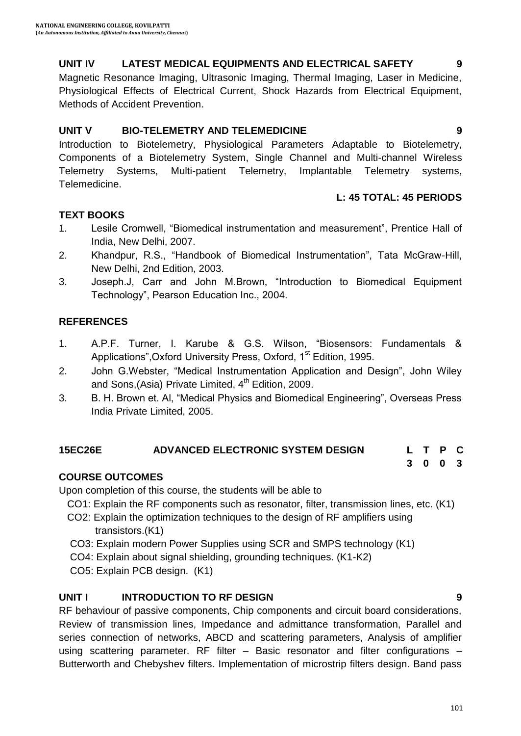**UNIT IV LATEST MEDICAL EQUIPMENTS AND ELECTRICAL SAFETY 9**

Magnetic Resonance Imaging, Ultrasonic Imaging, Thermal Imaging, Laser in Medicine, Physiological Effects of Electrical Current, Shock Hazards from Electrical Equipment, Methods of Accident Prevention.

**UNIT V BIO-TELEMETRY AND TELEMEDICINE 9**

Introduction to Biotelemetry, Physiological Parameters Adaptable to Biotelemetry, Components of a Biotelemetry System, Single Channel and Multi-channel Wireless Telemetry Systems, Multi-patient Telemetry, Implantable Telemetry systems, Telemedicine.

**L: 45 TOTAL: 45 PERIODS**

**TEXT BOOKS**

1. Lesile Cromwell, "Biomedical instrumentation and measurement", Prentice Hall of India, New Delhi, 2007.
2. Khandpur, R.S., "Handbook of Biomedical Instrumentation", Tata McGraw-Hill, New Delhi, 2nd Edition, 2003.
3. Joseph.J, Carr and John M.Brown, "Introduction to Biomedical Equipment Technology", Pearson Education Inc., 2004.

**REFERENCES**

1. A.P.F. Turner, I. Karube & G.S. Wilson, "Biosensors: Fundamentals & Applications",Oxford University Press, Oxford, 1st Edition, 1995.
2. John G.Webster, "Medical Instrumentation Application and Design", John Wiley and Sons,(Asia) Private Limited, 4th Edition, 2009.
3. B. H. Brown et. Al, "Medical Physics and Biomedical Engineering", Overseas Press India Private Limited, 2005.

## 15EC26E ADVANCED ELECTRONIC SYSTEM DESIGN

| L | T | P | C |
|---|---|---|---|
| 3 | 0 | 0 | 3 |

**COURSE OUTCOMES**

Upon completion of this course, the students will be able to

- CO1: Explain the RF components such as resonator, filter, transmission lines, etc. (K1)
- CO2: Explain the optimization techniques to the design of RF amplifiers using transistors.(K1)
- CO3: Explain modern Power Supplies using SCR and SMPS technology (K1)
- CO4: Explain about signal shielding, grounding techniques. (K1-K2)
- CO5: Explain PCB design. (K1)

**UNIT I INTRODUCTION TO RF DESIGN 9**

RF behaviour of passive components, Chip components and circuit board considerations, Review of transmission lines, Impedance and admittance transformation, Parallel and series connection of networks, ABCD and scattering parameters, Analysis of amplifier using scattering parameter. RF filter – Basic resonator and filter configurations – Butterworth and Chebyshev filters. Implementation of microstrip filters design. Band pass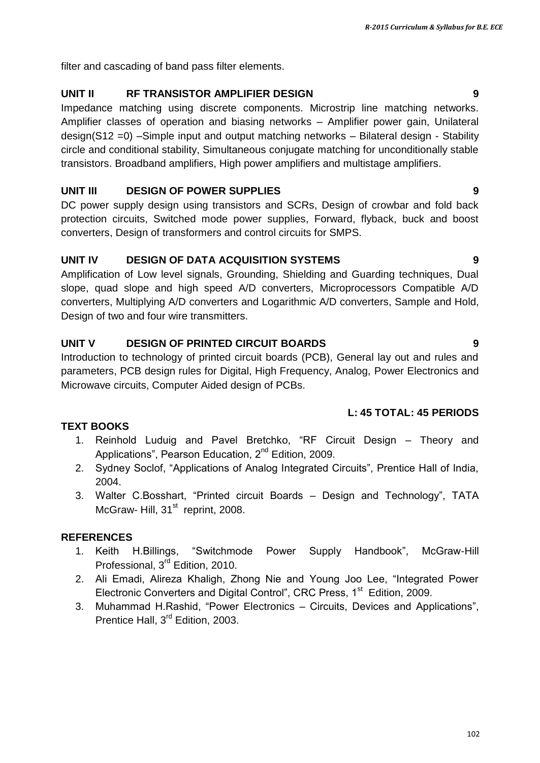filter and cascading of band pass filter elements.

**UNIT II RF TRANSISTOR AMPLIFIER DESIGN 9**

Impedance matching using discrete components. Microstrip line matching networks. Amplifier classes of operation and biasing networks – Amplifier power gain, Unilateral design($S_{12}$ =0) –Simple input and output matching networks – Bilateral design - Stability circle and conditional stability, Simultaneous conjugate matching for unconditionally stable transistors. Broadband amplifiers, High power amplifiers and multistage amplifiers.

**UNIT III DESIGN OF POWER SUPPLIES 9**

DC power supply design using transistors and SCRs, Design of crowbar and fold back protection circuits, Switched mode power supplies, Forward, flyback, buck and boost converters, Design of transformers and control circuits for SMPS.

**UNIT IV DESIGN OF DATA ACQUISITION SYSTEMS 9**

Amplification of Low level signals, Grounding, Shielding and Guarding techniques, Dual slope, quad slope and high speed A/D converters, Microprocessors Compatible A/D converters, Multiplying A/D converters and Logarithmic A/D converters, Sample and Hold, Design of two and four wire transmitters.

**UNIT V DESIGN OF PRINTED CIRCUIT BOARDS 9**

Introduction to technology of printed circuit boards (PCB), General lay out and rules and parameters, PCB design rules for Digital, High Frequency, Analog, Power Electronics and Microwave circuits, Computer Aided design of PCBs.

**L: 45 TOTAL: 45 PERIODS**

**TEXT BOOKS**

1. Reinhold Luduig and Pavel Bretchko, "RF Circuit Design – Theory and Applications", Pearson Education, 2nd Edition, 2009.
2. Sydney Soclof, "Applications of Analog Integrated Circuits", Prentice Hall of India, 2004.
3. Walter C.Bosshart, "Printed circuit Boards – Design and Technology", TATA McGraw- Hill, 31st reprint, 2008.

**REFERENCES**

1. Keith H.Billings, "Switchmode Power Supply Handbook", McGraw-Hill Professional, 3rd Edition, 2010.
2. Ali Emadi, Alireza Khaligh, Zhong Nie and Young Joo Lee, "Integrated Power Electronic Converters and Digital Control", CRC Press, 1st Edition, 2009.
3. Muhammad H.Rashid, "Power Electronics – Circuits, Devices and Applications", Prentice Hall, 3rd Edition, 2003.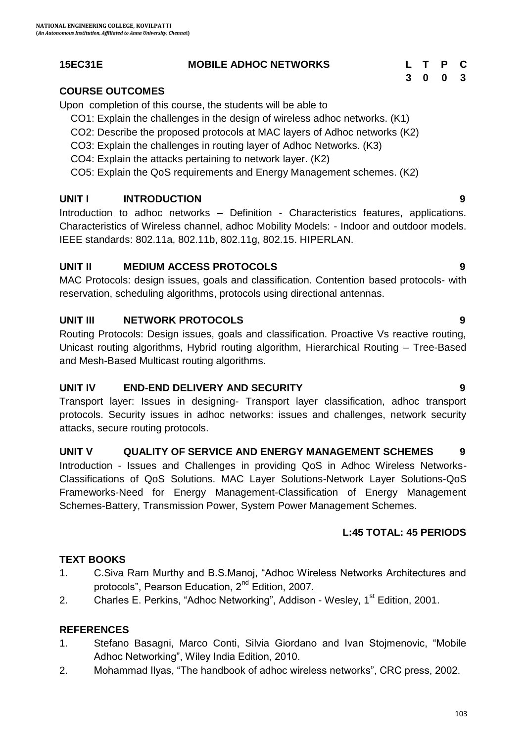**15EC31E MOBILE ADHOC NETWORKS**

| L | T | P | C |
|---|---|---|---|
| 3 | 0 | 0 | 3 |

**COURSE OUTCOMES**

Upon completion of this course, the students will be able to

- CO1: Explain the challenges in the design of wireless adhoc networks. (K1)
- CO2: Describe the proposed protocols at MAC layers of Adhoc networks (K2)
- CO3: Explain the challenges in routing layer of Adhoc Networks. (K3)
- CO4: Explain the attacks pertaining to network layer. (K2)
- CO5: Explain the QoS requirements and Energy Management schemes. (K2)

**UNIT I INTRODUCTION 9**

Introduction to adhoc networks – Definition - Characteristics features, applications. Characteristics of Wireless channel, adhoc Mobility Models: - Indoor and outdoor models. IEEE standards: 802.11a, 802.11b, 802.11g, 802.15. HIPERLAN.

**UNIT II MEDIUM ACCESS PROTOCOLS 9**

MAC Protocols: design issues, goals and classification. Contention based protocols- with reservation, scheduling algorithms, protocols using directional antennas.

**UNIT III NETWORK PROTOCOLS 9**

Routing Protocols: Design issues, goals and classification. Proactive Vs reactive routing, Unicast routing algorithms, Hybrid routing algorithm, Hierarchical Routing – Tree-Based and Mesh-Based Multicast routing algorithms.

**UNIT IV END-END DELIVERY AND SECURITY 9**

Transport layer: Issues in designing- Transport layer classification, adhoc transport protocols. Security issues in adhoc networks: issues and challenges, network security attacks, secure routing protocols.

**UNIT V QUALITY OF SERVICE AND ENERGY MANAGEMENT SCHEMES 9**

Introduction - Issues and Challenges in providing QoS in Adhoc Wireless Networks- Classifications of QoS Solutions. MAC Layer Solutions-Network Layer Solutions-QoS Frameworks-Need for Energy Management-Classification of Energy Management Schemes-Battery, Transmission Power, System Power Management Schemes.

**L:45 TOTAL: 45 PERIODS**

**TEXT BOOKS**

1. C.Siva Ram Murthy and B.S.Manoj, "Adhoc Wireless Networks Architectures and protocols", Pearson Education, 2nd Edition, 2007.
2. Charles E. Perkins, "Adhoc Networking", Addison - Wesley, 1st Edition, 2001.

**REFERENCES**

1. Stefano Basagni, Marco Conti, Silvia Giordano and Ivan Stojmenovic, "Mobile Adhoc Networking", Wiley India Edition, 2010.
2. Mohammad Ilyas, "The handbook of adhoc wireless networks", CRC press, 2002.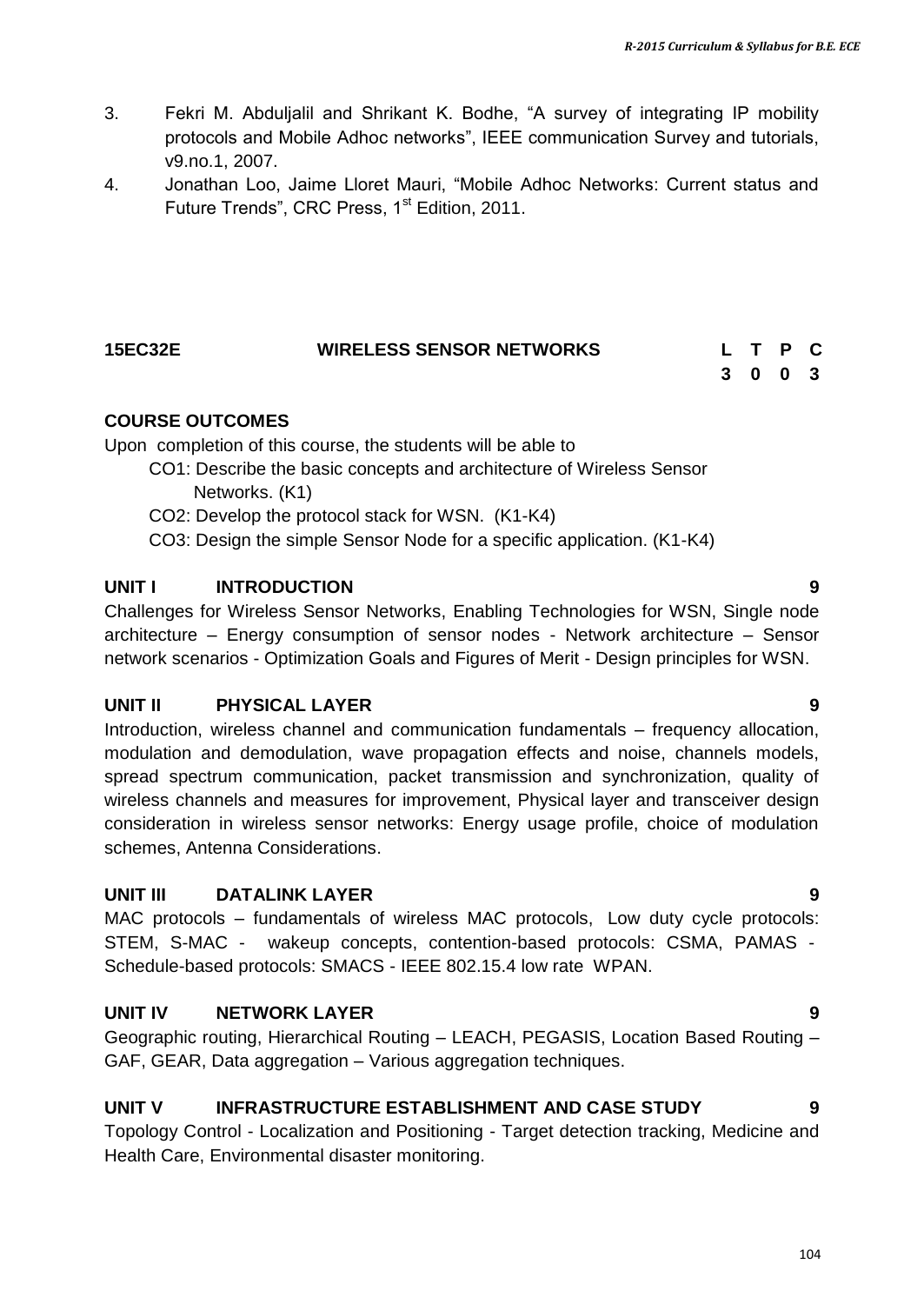3. Fekri M. Abduljalil and Shrikant K. Bodhe, "A survey of integrating IP mobility protocols and Mobile Adhoc networks", IEEE communication Survey and tutorials, v9.no.1, 2007.
4. Jonathan Loo, Jaime Lloret Mauri, "Mobile Adhoc Networks: Current status and Future Trends", CRC Press, 1st Edition, 2011.

## 15EC32E WIRELESS SENSOR NETWORKS

| L | T | P | C |
|---|---|---|---|
| 3 | 0 | 0 | 3 |

### COURSE OUTCOMES

Upon completion of this course, the students will be able to

- CO1: Describe the basic concepts and architecture of Wireless Sensor Networks. (K1)
- CO2: Develop the protocol stack for WSN. (K1-K4)
- CO3: Design the simple Sensor Node for a specific application. (K1-K4)

### UNIT I INTRODUCTION 9

Challenges for Wireless Sensor Networks, Enabling Technologies for WSN, Single node architecture – Energy consumption of sensor nodes - Network architecture – Sensor network scenarios - Optimization Goals and Figures of Merit - Design principles for WSN.

### UNIT II PHYSICAL LAYER 9

Introduction, wireless channel and communication fundamentals – frequency allocation, modulation and demodulation, wave propagation effects and noise, channels models, spread spectrum communication, packet transmission and synchronization, quality of wireless channels and measures for improvement, Physical layer and transceiver design consideration in wireless sensor networks: Energy usage profile, choice of modulation schemes, Antenna Considerations.

### UNIT III DATALINK LAYER 9

MAC protocols – fundamentals of wireless MAC protocols, Low duty cycle protocols: STEM, S-MAC - wakeup concepts, contention-based protocols: CSMA, PAMAS - Schedule-based protocols: SMACS - IEEE 802.15.4 low rate WPAN.

### UNIT IV NETWORK LAYER 9

Geographic routing, Hierarchical Routing – LEACH, PEGASIS, Location Based Routing – GAF, GEAR, Data aggregation – Various aggregation techniques.

### UNIT V INFRASTRUCTURE ESTABLISHMENT AND CASE STUDY 9

Topology Control - Localization and Positioning - Target detection tracking, Medicine and Health Care, Environmental disaster monitoring.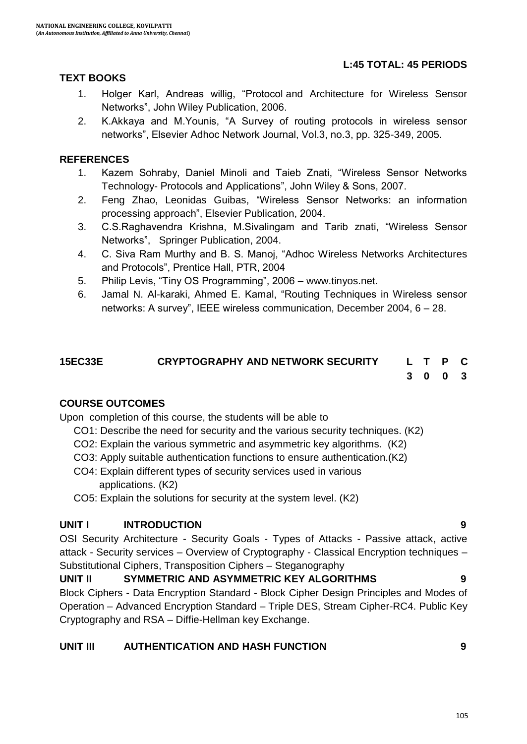**L:45 TOTAL: 45 PERIODS**

**TEXT BOOKS**

1. Holger Karl, Andreas willig, "Protocol and Architecture for Wireless Sensor Networks", John Wiley Publication, 2006.
2. K.Akkaya and M.Younis, "A Survey of routing protocols in wireless sensor networks", Elsevier Adhoc Network Journal, Vol.3, no.3, pp. 325-349, 2005.

**REFERENCES**

1. Kazem Sohraby, Daniel Minoli and Taieb Znati, "Wireless Sensor Networks Technology- Protocols and Applications", John Wiley & Sons, 2007.
2. Feng Zhao, Leonidas Guibas, "Wireless Sensor Networks: an information processing approach", Elsevier Publication, 2004.
3. C.S.Raghavendra Krishna, M.Sivalingam and Tarib znati, "Wireless Sensor Networks", Springer Publication, 2004.
4. C. Siva Ram Murthy and B. S. Manoj, "Adhoc Wireless Networks Architectures and Protocols", Prentice Hall, PTR, 2004
5. Philip Levis, "Tiny OS Programming", 2006 – www.tinyos.net.
6. Jamal N. Al-karaki, Ahmed E. Kamal, "Routing Techniques in Wireless sensor networks: A survey", IEEE wireless communication, December 2004, 6 – 28.

| **15EC33E** | **CRYPTOGRAPHY AND NETWORK SECURITY** | **L** | **T** | **P** | **C** |
|---|---|---|---|---|---|
| | | **3** | **0** | **0** | **3** |

**COURSE OUTCOMES**

Upon completion of this course, the students will be able to

- CO1: Describe the need for security and the various security techniques. (K2)
- CO2: Explain the various symmetric and asymmetric key algorithms. (K2)
- CO3: Apply suitable authentication functions to ensure authentication.(K2)
- CO4: Explain different types of security services used in various applications. (K2)
- CO5: Explain the solutions for security at the system level. (K2)

**UNIT I INTRODUCTION 9**

OSI Security Architecture - Security Goals - Types of Attacks - Passive attack, active attack - Security services – Overview of Cryptography - Classical Encryption techniques – Substitutional Ciphers, Transposition Ciphers – Steganography

**UNIT II SYMMETRIC AND ASYMMETRIC KEY ALGORITHMS 9**

Block Ciphers - Data Encryption Standard - Block Cipher Design Principles and Modes of Operation – Advanced Encryption Standard – Triple DES, Stream Cipher-RC4. Public Key Cryptography and RSA – Diffie-Hellman key Exchange.

**UNIT III AUTHENTICATION AND HASH FUNCTION 9**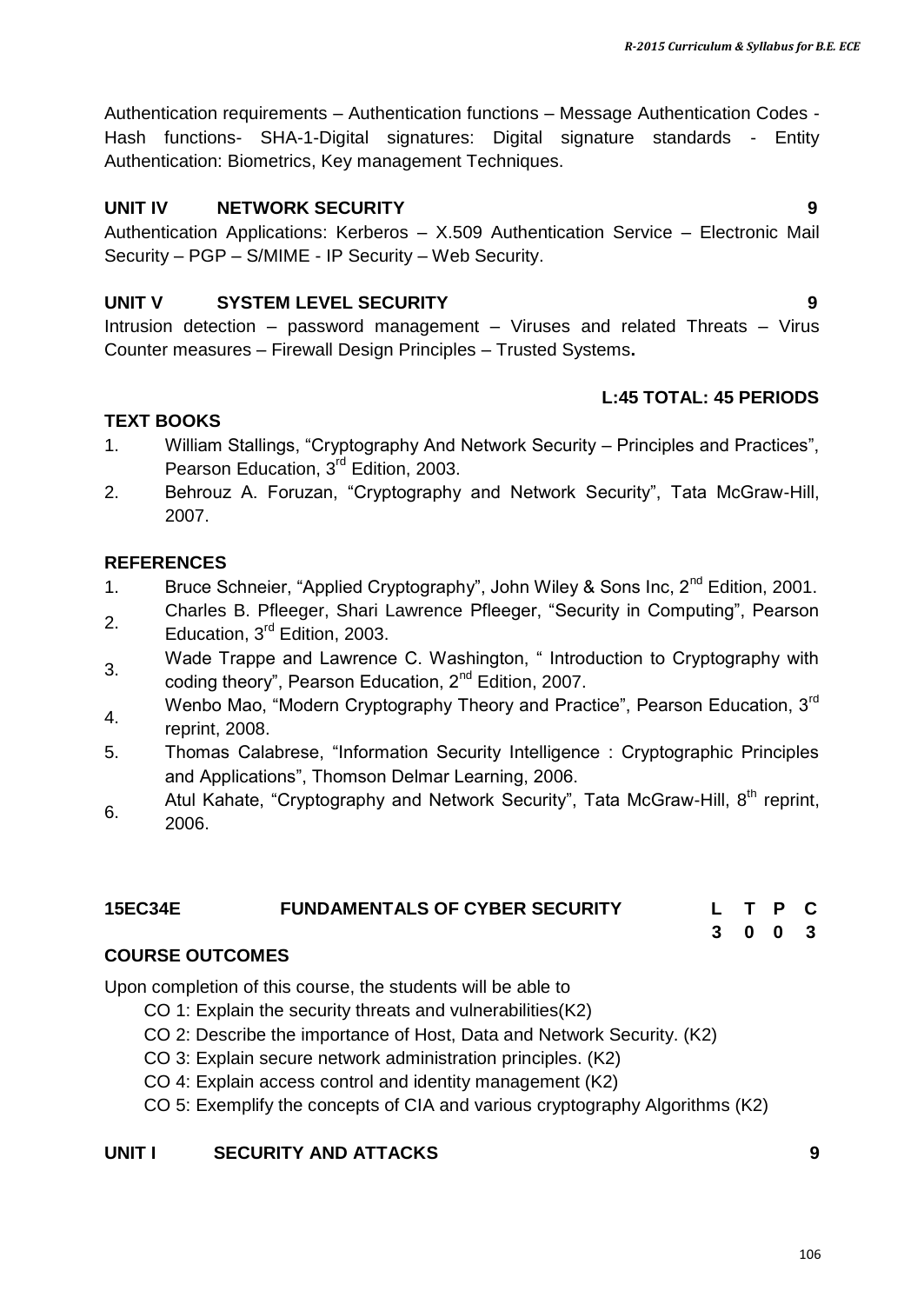Authentication requirements – Authentication functions – Message Authentication Codes - Hash functions- SHA-1-Digital signatures: Digital signature standards - Entity Authentication: Biometrics, Key management Techniques.

### UNIT IV NETWORK SECURITY 9

Authentication Applications: Kerberos – X.509 Authentication Service – Electronic Mail Security – PGP – S/MIME - IP Security – Web Security.

### UNIT V SYSTEM LEVEL SECURITY 9

Intrusion detection – password management – Viruses and related Threats – Virus Counter measures – Firewall Design Principles – Trusted Systems**.**

**L:45 TOTAL: 45 PERIODS**

### TEXT BOOKS

1. William Stallings, “Cryptography And Network Security – Principles and Practices”, Pearson Education, 3rd Edition, 2003.
2. Behrouz A. Foruzan, “Cryptography and Network Security”, Tata McGraw-Hill, 2007.

### REFERENCES

1. Bruce Schneier, “Applied Cryptography”, John Wiley & Sons Inc, 2nd Edition, 2001.
2. Charles B. Pfleeger, Shari Lawrence Pfleeger, “Security in Computing”, Pearson Education, 3rd Edition, 2003.
3. Wade Trappe and Lawrence C. Washington, “ Introduction to Cryptography with coding theory”, Pearson Education, 2nd Edition, 2007.
4. Wenbo Mao, “Modern Cryptography Theory and Practice”, Pearson Education, 3rd reprint, 2008.
5. Thomas Calabrese, “Information Security Intelligence : Cryptographic Principles and Applications”, Thomson Delmar Learning, 2006.
6. Atul Kahate, “Cryptography and Network Security”, Tata McGraw-Hill, 8th reprint, 2006.

## 15EC34E FUNDAMENTALS OF CYBER SECURITY

| L | T | P | C |
|---|---|---|---|
| 3 | 0 | 0 | 3 |

### COURSE OUTCOMES

Upon completion of this course, the students will be able to

- CO 1: Explain the security threats and vulnerabilities(K2)
- CO 2: Describe the importance of Host, Data and Network Security. (K2)
- CO 3: Explain secure network administration principles. (K2)
- CO 4: Explain access control and identity management (K2)
- CO 5: Exemplify the concepts of CIA and various cryptography Algorithms (K2)

### UNIT I SECURITY AND ATTACKS 9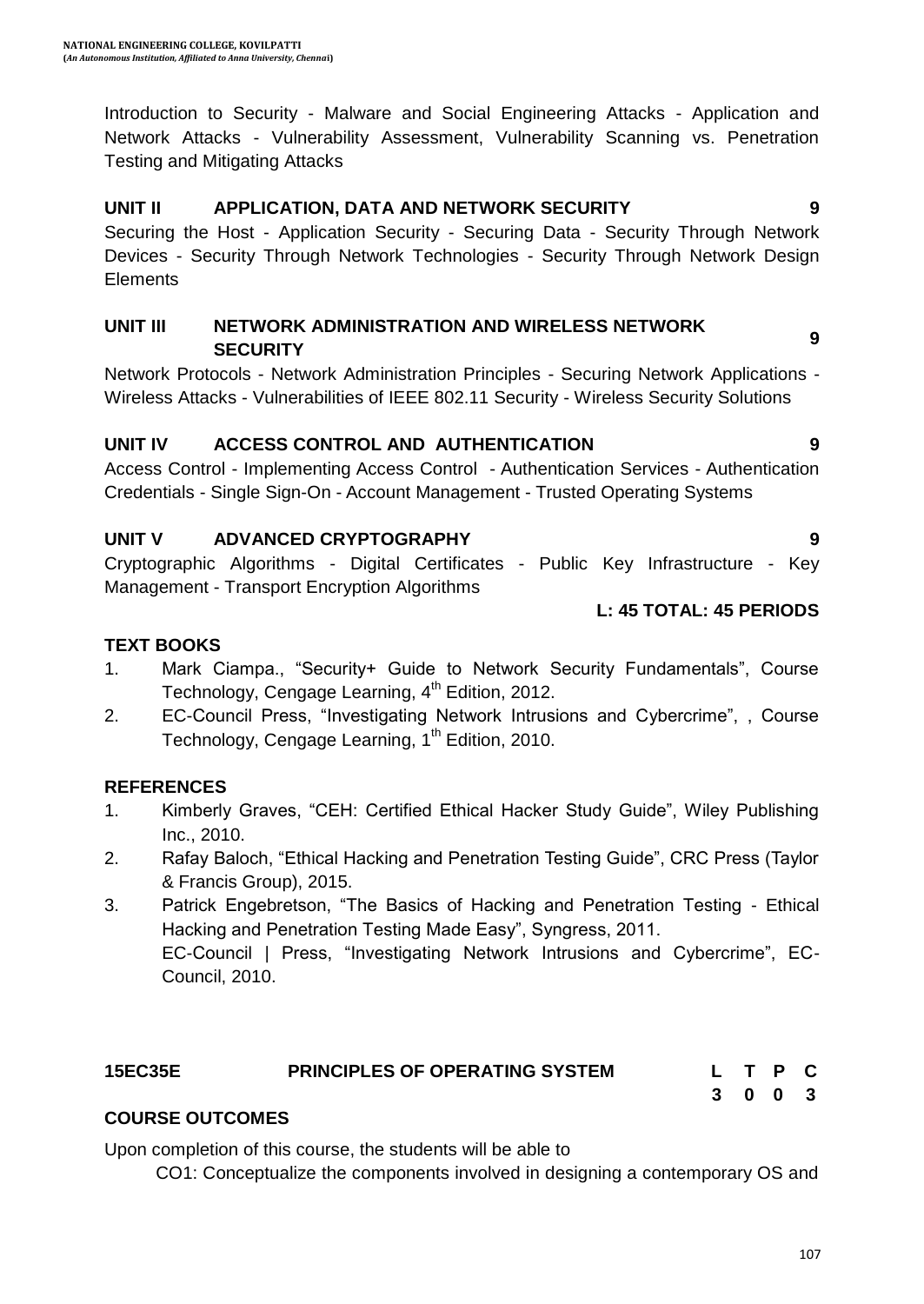Introduction to Security - Malware and Social Engineering Attacks - Application and Network Attacks - Vulnerability Assessment, Vulnerability Scanning vs. Penetration Testing and Mitigating Attacks

**UNIT II APPLICATION, DATA AND NETWORK SECURITY 9**

Securing the Host - Application Security - Securing Data - Security Through Network Devices - Security Through Network Technologies - Security Through Network Design Elements

**UNIT III NETWORK ADMINISTRATION AND WIRELESS NETWORK SECURITY 9**

Network Protocols - Network Administration Principles - Securing Network Applications - Wireless Attacks - Vulnerabilities of IEEE 802.11 Security - Wireless Security Solutions

**UNIT IV ACCESS CONTROL AND AUTHENTICATION 9**

Access Control - Implementing Access Control - Authentication Services - Authentication Credentials - Single Sign-On - Account Management - Trusted Operating Systems

**UNIT V ADVANCED CRYPTOGRAPHY 9**

Cryptographic Algorithms - Digital Certificates - Public Key Infrastructure - Key Management - Transport Encryption Algorithms

**L: 45 TOTAL: 45 PERIODS**

**TEXT BOOKS**

1. Mark Ciampa., "Security+ Guide to Network Security Fundamentals", Course Technology, Cengage Learning, 4th Edition, 2012.
2. EC-Council Press, "Investigating Network Intrusions and Cybercrime", , Course Technology, Cengage Learning, 1th Edition, 2010.

**REFERENCES**

1. Kimberly Graves, "CEH: Certified Ethical Hacker Study Guide", Wiley Publishing Inc., 2010.
2. Rafay Baloch, "Ethical Hacking and Penetration Testing Guide", CRC Press (Taylor & Francis Group), 2015.
3. Patrick Engebretson, "The Basics of Hacking and Penetration Testing - Ethical Hacking and Penetration Testing Made Easy", Syngress, 2011.
   EC-Council | Press, "Investigating Network Intrusions and Cybercrime", EC-Council, 2010.

| **15EC35E** | **PRINCIPLES OF OPERATING SYSTEM** | **L** | **T** | **P** | **C** |
|---|---|---|---|---|---|
| | | **3** | **0** | **0** | **3** |

**COURSE OUTCOMES**

Upon completion of this course, the students will be able to

CO1: Conceptualize the components involved in designing a contemporary OS and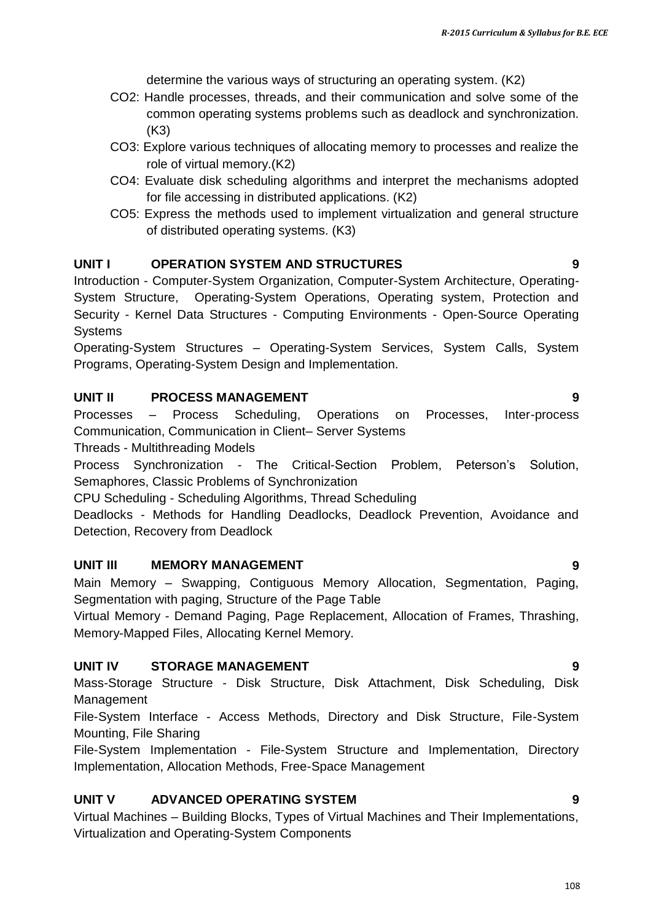determine the various ways of structuring an operating system. (K2)

CO2: Handle processes, threads, and their communication and solve some of the common operating systems problems such as deadlock and synchronization. (K3)

CO3: Explore various techniques of allocating memory to processes and realize the role of virtual memory.(K2)

CO4: Evaluate disk scheduling algorithms and interpret the mechanisms adopted for file accessing in distributed applications. (K2)

CO5: Express the methods used to implement virtualization and general structure of distributed operating systems. (K3)

**UNIT I OPERATION SYSTEM AND STRUCTURES 9**

Introduction - Computer-System Organization, Computer-System Architecture, Operating-System Structure, Operating-System Operations, Operating system, Protection and Security - Kernel Data Structures - Computing Environments - Open-Source Operating Systems

Operating-System Structures – Operating-System Services, System Calls, System Programs, Operating-System Design and Implementation.

**UNIT II PROCESS MANAGEMENT 9**

Processes – Process Scheduling, Operations on Processes, Inter-process Communication, Communication in Client– Server Systems

Threads - Multithreading Models

Process Synchronization - The Critical-Section Problem, Peterson's Solution, Semaphores, Classic Problems of Synchronization

CPU Scheduling - Scheduling Algorithms, Thread Scheduling

Deadlocks - Methods for Handling Deadlocks, Deadlock Prevention, Avoidance and Detection, Recovery from Deadlock

**UNIT III MEMORY MANAGEMENT 9**

Main Memory – Swapping, Contiguous Memory Allocation, Segmentation, Paging, Segmentation with paging, Structure of the Page Table

Virtual Memory - Demand Paging, Page Replacement, Allocation of Frames, Thrashing, Memory-Mapped Files, Allocating Kernel Memory.

**UNIT IV STORAGE MANAGEMENT 9**

Mass-Storage Structure - Disk Structure, Disk Attachment, Disk Scheduling, Disk Management

File-System Interface - Access Methods, Directory and Disk Structure, File-System Mounting, File Sharing

File-System Implementation - File-System Structure and Implementation, Directory Implementation, Allocation Methods, Free-Space Management

**UNIT V ADVANCED OPERATING SYSTEM 9**

Virtual Machines – Building Blocks, Types of Virtual Machines and Their Implementations, Virtualization and Operating-System Components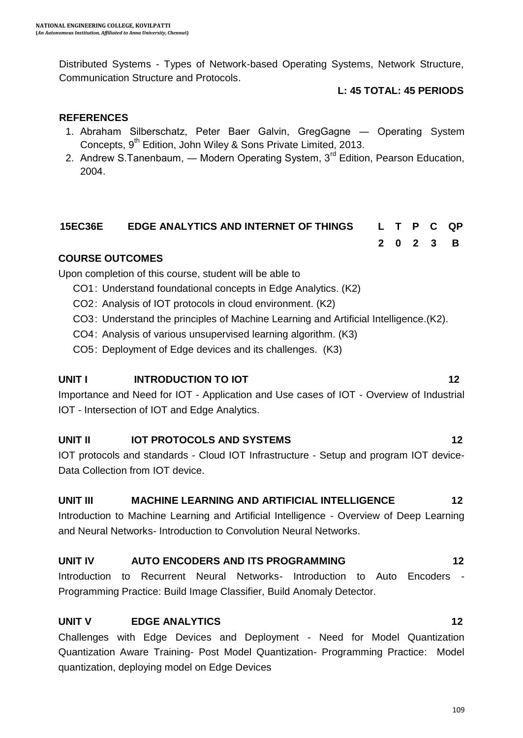Distributed Systems - Types of Network-based Operating Systems, Network Structure, Communication Structure and Protocols.

**L: 45 TOTAL: 45 PERIODS**

**REFERENCES**

1. Abraham Silberschatz, Peter Baer Galvin, GregGagne — Operating System Concepts, 9th Edition, John Wiley & Sons Private Limited, 2013.
2. Andrew S.Tanenbaum, — Modern Operating System, 3rd Edition, Pearson Education, 2004.

| **15EC36E** | **EDGE ANALYTICS AND INTERNET OF THINGS** | **L** | **T** | **P** | **C** | **QP** |
|---|---|---|---|---|---|---|
| | | **2** | **0** | **2** | **3** | **B** |

**COURSE OUTCOMES**

Upon completion of this course, student will be able to

- CO1: Understand foundational concepts in Edge Analytics. (K2)
- CO2: Analysis of IOT protocols in cloud environment. (K2)
- CO3: Understand the principles of Machine Learning and Artificial Intelligence.(K2).
- CO4: Analysis of various unsupervised learning algorithm. (K3)
- CO5: Deployment of Edge devices and its challenges. (K3)

**UNIT I INTRODUCTION TO IOT 12**

Importance and Need for IOT - Application and Use cases of IOT - Overview of Industrial IOT - Intersection of IOT and Edge Analytics.

**UNIT II IOT PROTOCOLS AND SYSTEMS 12**

IOT protocols and standards - Cloud IOT Infrastructure - Setup and program IOT device- Data Collection from IOT device.

**UNIT III MACHINE LEARNING AND ARTIFICIAL INTELLIGENCE 12**

Introduction to Machine Learning and Artificial Intelligence - Overview of Deep Learning and Neural Networks- Introduction to Convolution Neural Networks.

**UNIT IV AUTO ENCODERS AND ITS PROGRAMMING 12**

Introduction to Recurrent Neural Networks- Introduction to Auto Encoders - Programming Practice: Build Image Classifier, Build Anomaly Detector.

**UNIT V EDGE ANALYTICS 12**

Challenges with Edge Devices and Deployment - Need for Model Quantization Quantization Aware Training- Post Model Quantization- Programming Practice: Model quantization, deploying model on Edge Devices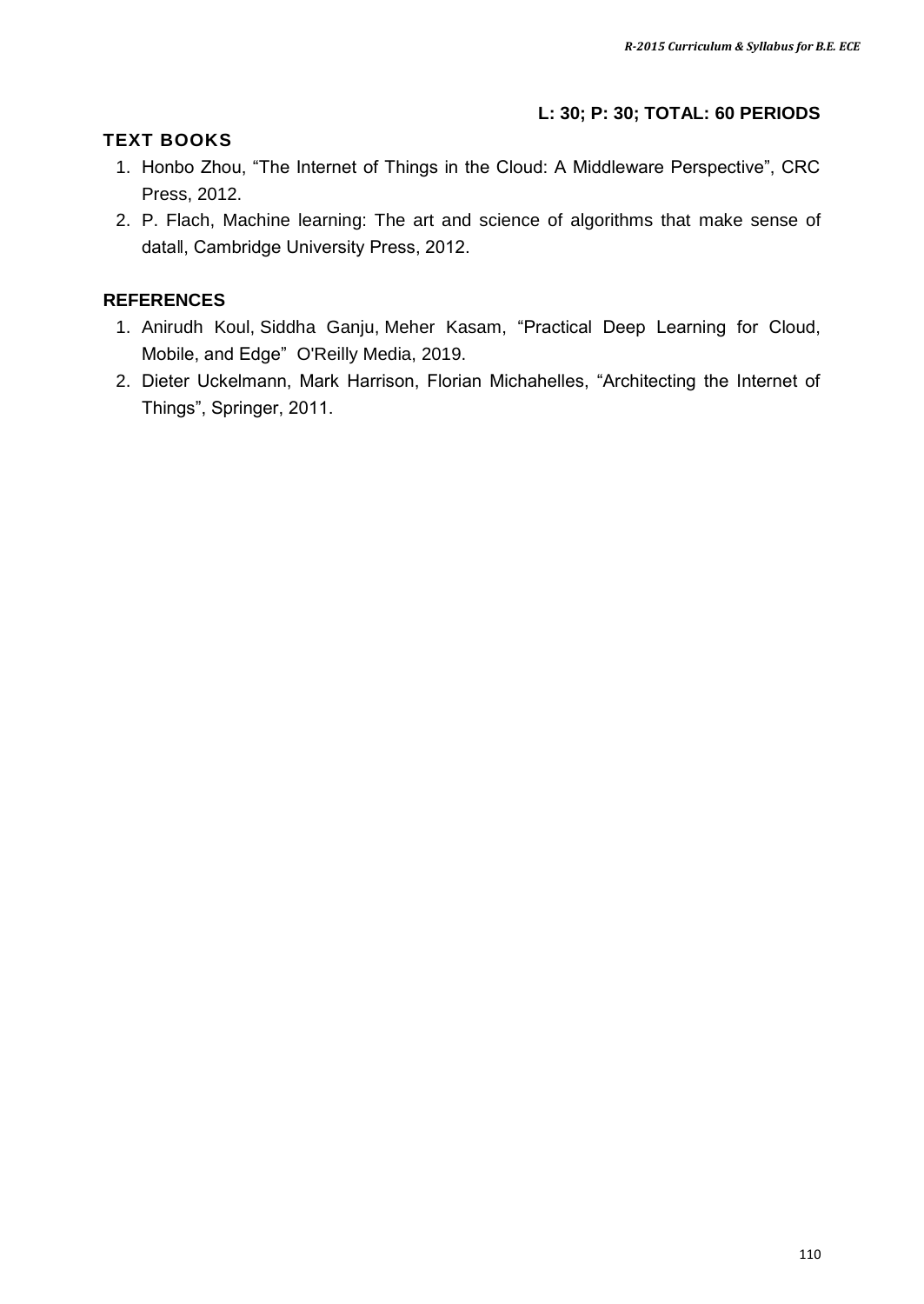**L: 30; P: 30; TOTAL: 60 PERIODS**

## TEXT BOOKS

1. Honbo Zhou, “The Internet of Things in the Cloud: A Middleware Perspective”, CRC Press, 2012.
2. P. Flach, Machine learning: The art and science of algorithms that make sense of datall, Cambridge University Press, 2012.

## REFERENCES

1. Anirudh Koul, Siddha Ganju, Meher Kasam, “Practical Deep Learning for Cloud, Mobile, and Edge” O'Reilly Media, 2019.
2. Dieter Uckelmann, Mark Harrison, Florian Michahelles, “Architecting the Internet of Things”, Springer, 2011.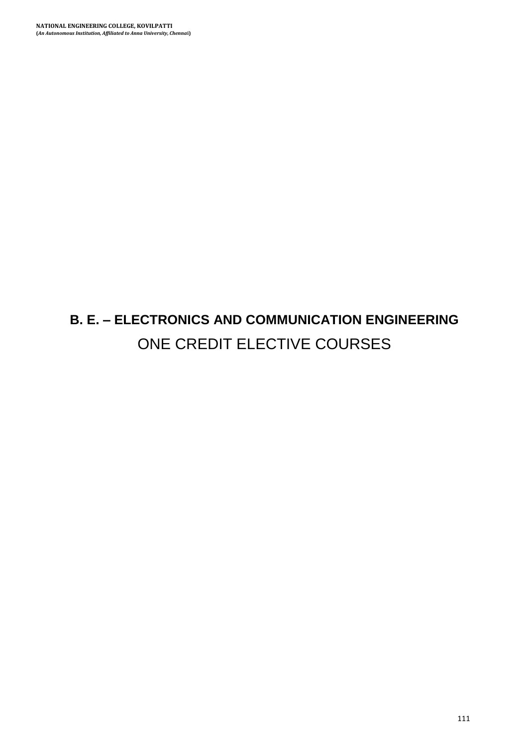# B. E. – ELECTRONICS AND COMMUNICATION ENGINEERING

## ONE CREDIT ELECTIVE COURSES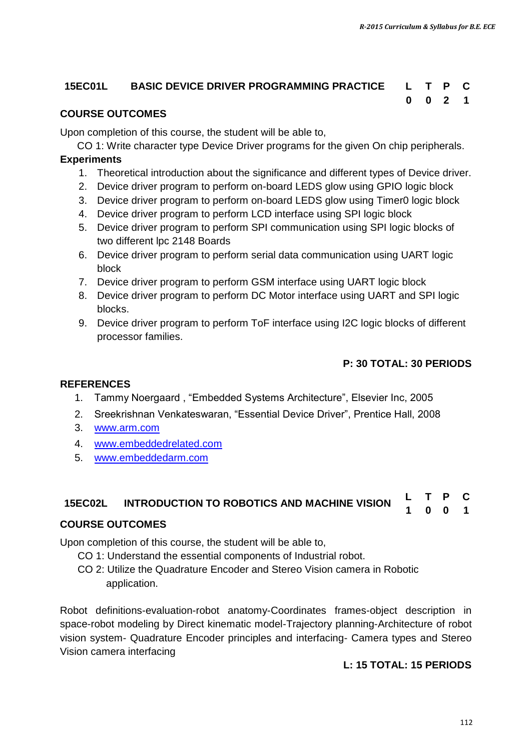## 15EC01L BASIC DEVICE DRIVER PROGRAMMING PRACTICE

| L | T | P | C |
|---|---|---|---|
| 0 | 0 | 2 | 1 |

**COURSE OUTCOMES**

Upon completion of this course, the student will be able to,

CO 1: Write character type Device Driver programs for the given On chip peripherals.

**Experiments**

1. Theoretical introduction about the significance and different types of Device driver.
2. Device driver program to perform on-board LEDS glow using GPIO logic block
3. Device driver program to perform on-board LEDS glow using Timer0 logic block
4. Device driver program to perform LCD interface using SPI logic block
5. Device driver program to perform SPI communication using SPI logic blocks of two different lpc 2148 Boards
6. Device driver program to perform serial data communication using UART logic block
7. Device driver program to perform GSM interface using UART logic block
8. Device driver program to perform DC Motor interface using UART and SPI logic blocks.
9. Device driver program to perform ToF interface using I2C logic blocks of different processor families.

**P: 30 TOTAL: 30 PERIODS**

**REFERENCES**

1. Tammy Noergaard , "Embedded Systems Architecture", Elsevier Inc, 2005
2. Sreekrishnan Venkateswaran, "Essential Device Driver", Prentice Hall, 2008
3. www.arm.com
4. www.embeddedrelated.com
5. www.embeddedarm.com

## 15EC02L INTRODUCTION TO ROBOTICS AND MACHINE VISION

| L | T | P | C |
|---|---|---|---|
| 1 | 0 | 0 | 1 |

**COURSE OUTCOMES**

Upon completion of this course, the student will be able to,

CO 1: Understand the essential components of Industrial robot.

CO 2: Utilize the Quadrature Encoder and Stereo Vision camera in Robotic application.

Robot definitions-evaluation-robot anatomy-Coordinates frames-object description in space-robot modeling by Direct kinematic model-Trajectory planning-Architecture of robot vision system- Quadrature Encoder principles and interfacing- Camera types and Stereo Vision camera interfacing

**L: 15 TOTAL: 15 PERIODS**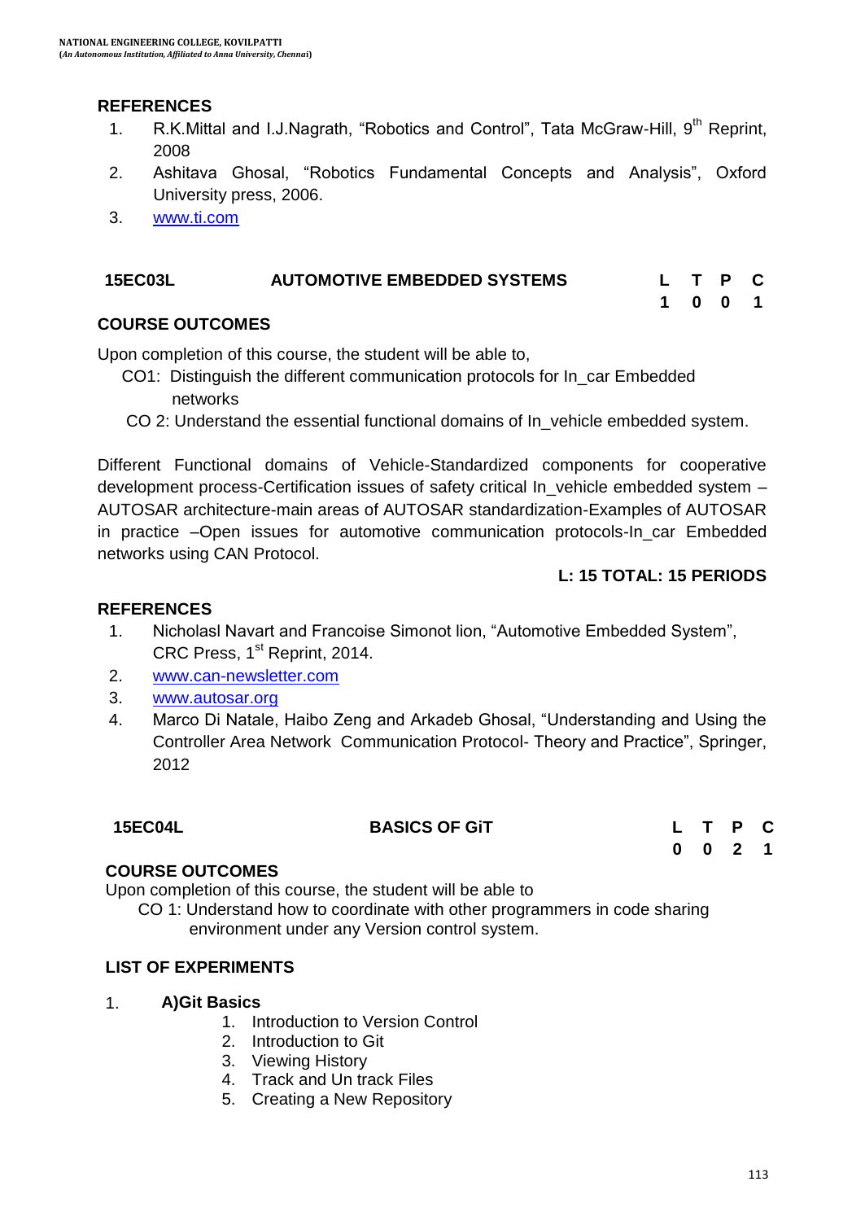### REFERENCES

1. R.K.Mittal and I.J.Nagrath, “Robotics and Control”, Tata McGraw-Hill, 9th Reprint, 2008
2. Ashitava Ghosal, “Robotics Fundamental Concepts and Analysis”, Oxford University press, 2006.
3. www.ti.com

| 15EC03L | AUTOMOTIVE EMBEDDED SYSTEMS | L | T | P | C |
|---|---|---|---|---|---|
| | | 1 | 0 | 0 | 1 |

### COURSE OUTCOMES

Upon completion of this course, the student will be able to,

CO1: Distinguish the different communication protocols for In_car Embedded networks

CO 2: Understand the essential functional domains of In_vehicle embedded system.

Different Functional domains of Vehicle-Standardized components for cooperative development process-Certification issues of safety critical In_vehicle embedded system – AUTOSAR architecture-main areas of AUTOSAR standardization-Examples of AUTOSAR in practice –Open issues for automotive communication protocols-In_car Embedded networks using CAN Protocol.

**L: 15 TOTAL: 15 PERIODS**

### REFERENCES

1. Nicholasl Navart and Francoise Simonot lion, “Automotive Embedded System”, CRC Press, 1st Reprint, 2014.
2. www.can-newsletter.com
3. www.autosar.org
4. Marco Di Natale, Haibo Zeng and Arkadeb Ghosal, “Understanding and Using the Controller Area Network Communication Protocol- Theory and Practice”, Springer, 2012

| 15EC04L | BASICS OF GiT | L | T | P | C |
|---|---|---|---|---|---|
| | | 0 | 0 | 2 | 1 |

### COURSE OUTCOMES

Upon completion of this course, the student will be able to

CO 1: Understand how to coordinate with other programmers in code sharing environment under any Version control system.

### LIST OF EXPERIMENTS

1. **A)Git Basics**
   1. Introduction to Version Control
   2. Introduction to Git
   3. Viewing History
   4. Track and Un track Files
   5. Creating a New Repository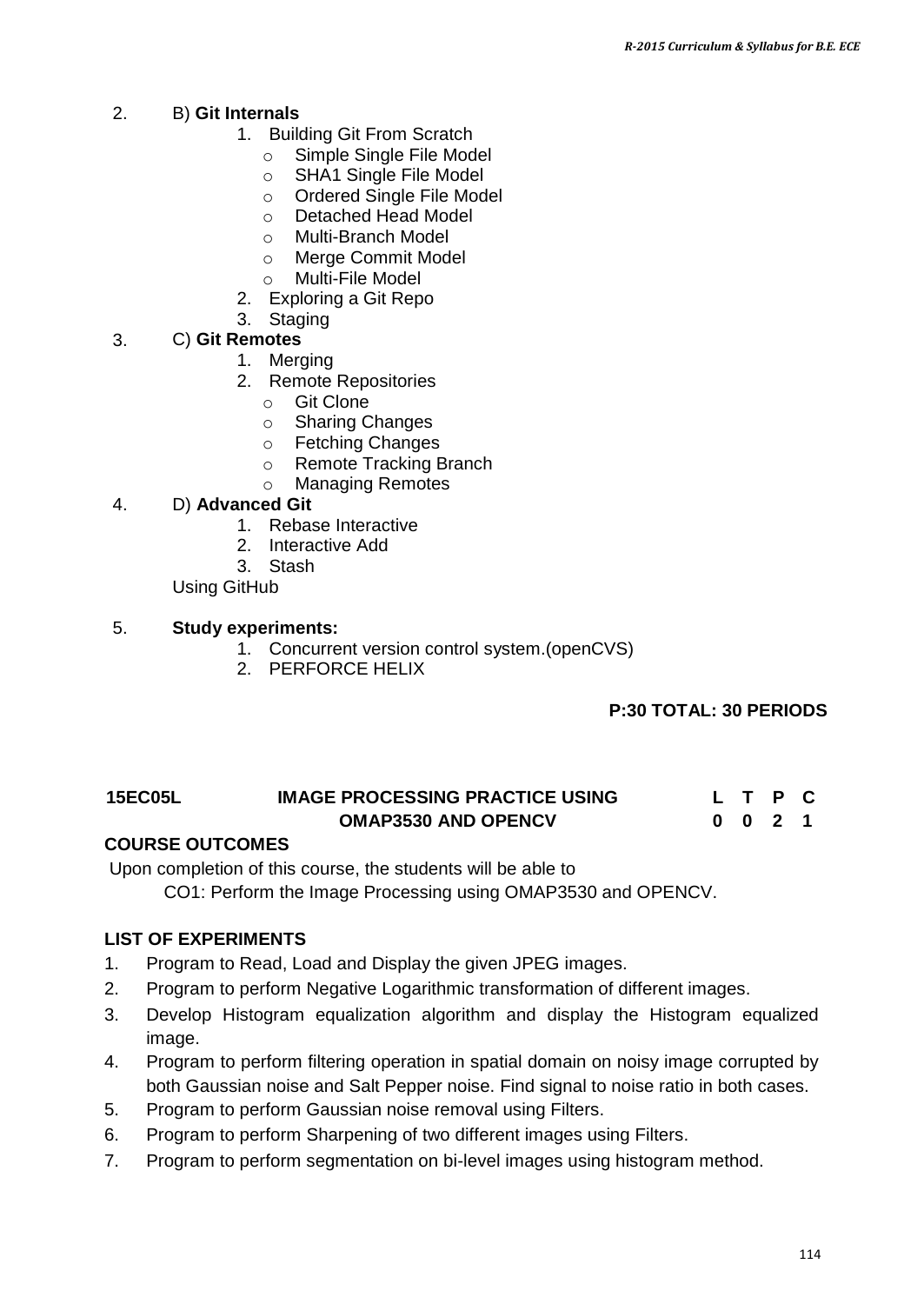2. B) **Git Internals**
   1. Building Git From Scratch
      - Simple Single File Model
      - SHA1 Single File Model
      - Ordered Single File Model
      - Detached Head Model
      - Multi-Branch Model
      - Merge Commit Model
      - Multi-File Model
   2. Exploring a Git Repo
   3. Staging
3. C) **Git Remotes**
   1. Merging
   2. Remote Repositories
      - Git Clone
      - Sharing Changes
      - Fetching Changes
      - Remote Tracking Branch
      - Managing Remotes
4. D) **Advanced Git**
   1. Rebase Interactive
   2. Interactive Add
   3. Stash

   Using GitHub
5. **Study experiments:**
   1. Concurrent version control system.(openCVS)
   2. PERFORCE HELIX

**P:30 TOTAL: 30 PERIODS**

| **15EC05L** | **IMAGE PROCESSING PRACTICE USING OMAP3530 AND OPENCV** | **L** | **T** | **P** | **C** |
|---|---|---|---|---|---|
| | | **0** | **0** | **2** | **1** |

**COURSE OUTCOMES**

Upon completion of this course, the students will be able to

CO1: Perform the Image Processing using OMAP3530 and OPENCV.

**LIST OF EXPERIMENTS**

1. Program to Read, Load and Display the given JPEG images.
2. Program to perform Negative Logarithmic transformation of different images.
3. Develop Histogram equalization algorithm and display the Histogram equalized image.
4. Program to perform filtering operation in spatial domain on noisy image corrupted by both Gaussian noise and Salt Pepper noise. Find signal to noise ratio in both cases.
5. Program to perform Gaussian noise removal using Filters.
6. Program to perform Sharpening of two different images using Filters.
7. Program to perform segmentation on bi-level images using histogram method.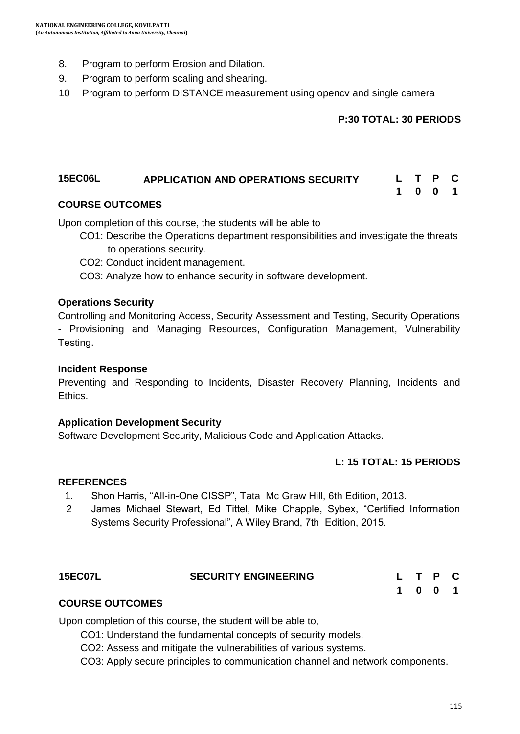8. Program to perform Erosion and Dilation.
9. Program to perform scaling and shearing.
10 Program to perform DISTANCE measurement using opencv and single camera

**P:30 TOTAL: 30 PERIODS**

| **15EC06L** | **APPLICATION AND OPERATIONS SECURITY** | **L** | **T** | **P** | **C** |
|---|---|---|---|---|---|
| | | **1** | **0** | **0** | **1** |

**COURSE OUTCOMES**

Upon completion of this course, the students will be able to

CO1: Describe the Operations department responsibilities and investigate the threats to operations security.

CO2: Conduct incident management.

CO3: Analyze how to enhance security in software development.

**Operations Security**

Controlling and Monitoring Access, Security Assessment and Testing, Security Operations - Provisioning and Managing Resources, Configuration Management, Vulnerability Testing.

**Incident Response**

Preventing and Responding to Incidents, Disaster Recovery Planning, Incidents and Ethics.

**Application Development Security**

Software Development Security, Malicious Code and Application Attacks.

**L: 15 TOTAL: 15 PERIODS**

**REFERENCES**

1. Shon Harris, "All-in-One CISSP", Tata Mc Graw Hill, 6th Edition, 2013.
2 James Michael Stewart, Ed Tittel, Mike Chapple, Sybex, "Certified Information Systems Security Professional", A Wiley Brand, 7th Edition, 2015.

| **15EC07L** | **SECURITY ENGINEERING** | **L** | **T** | **P** | **C** |
|---|---|---|---|---|---|
| | | **1** | **0** | **0** | **1** |

**COURSE OUTCOMES**

Upon completion of this course, the student will be able to,

CO1: Understand the fundamental concepts of security models.

CO2: Assess and mitigate the vulnerabilities of various systems.

CO3: Apply secure principles to communication channel and network components.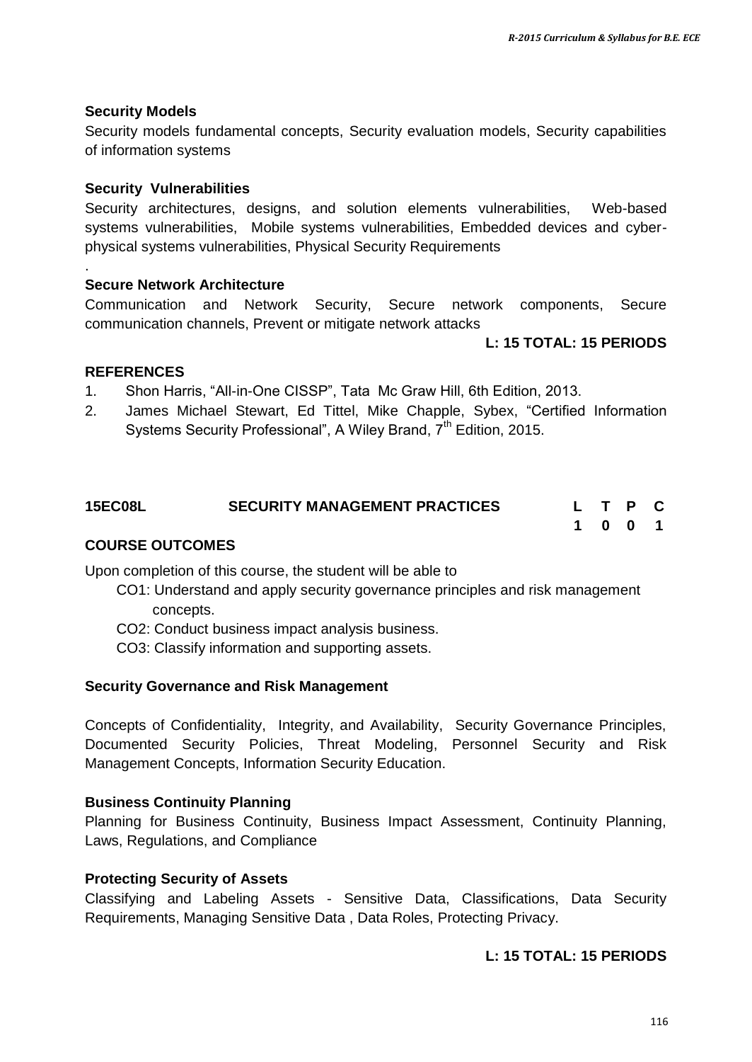**Security Models**

Security models fundamental concepts, Security evaluation models, Security capabilities of information systems

**Security Vulnerabilities**

Security architectures, designs, and solution elements vulnerabilities, Web-based systems vulnerabilities, Mobile systems vulnerabilities, Embedded devices and cyber-physical systems vulnerabilities, Physical Security Requirements

.

**Secure Network Architecture**

Communication and Network Security, Secure network components, Secure communication channels, Prevent or mitigate network attacks

**L: 15 TOTAL: 15 PERIODS**

**REFERENCES**

1. Shon Harris, "All-in-One CISSP", Tata Mc Graw Hill, 6th Edition, 2013.
2. James Michael Stewart, Ed Tittel, Mike Chapple, Sybex, "Certified Information Systems Security Professional", A Wiley Brand, $7^{th}$ Edition, 2015.

| **15EC08L** | **SECURITY MANAGEMENT PRACTICES** | **L** | **T** | **P** | **C** |
|---|---|---|---|---|---|
| | | **1** | **0** | **0** | **1** |

**COURSE OUTCOMES**

Upon completion of this course, the student will be able to

- CO1: Understand and apply security governance principles and risk management concepts.
- CO2: Conduct business impact analysis business.
- CO3: Classify information and supporting assets.

**Security Governance and Risk Management**

Concepts of Confidentiality, Integrity, and Availability, Security Governance Principles, Documented Security Policies, Threat Modeling, Personnel Security and Risk Management Concepts, Information Security Education.

**Business Continuity Planning**

Planning for Business Continuity, Business Impact Assessment, Continuity Planning, Laws, Regulations, and Compliance

**Protecting Security of Assets**

Classifying and Labeling Assets - Sensitive Data, Classifications, Data Security Requirements, Managing Sensitive Data , Data Roles, Protecting Privacy.

**L: 15 TOTAL: 15 PERIODS**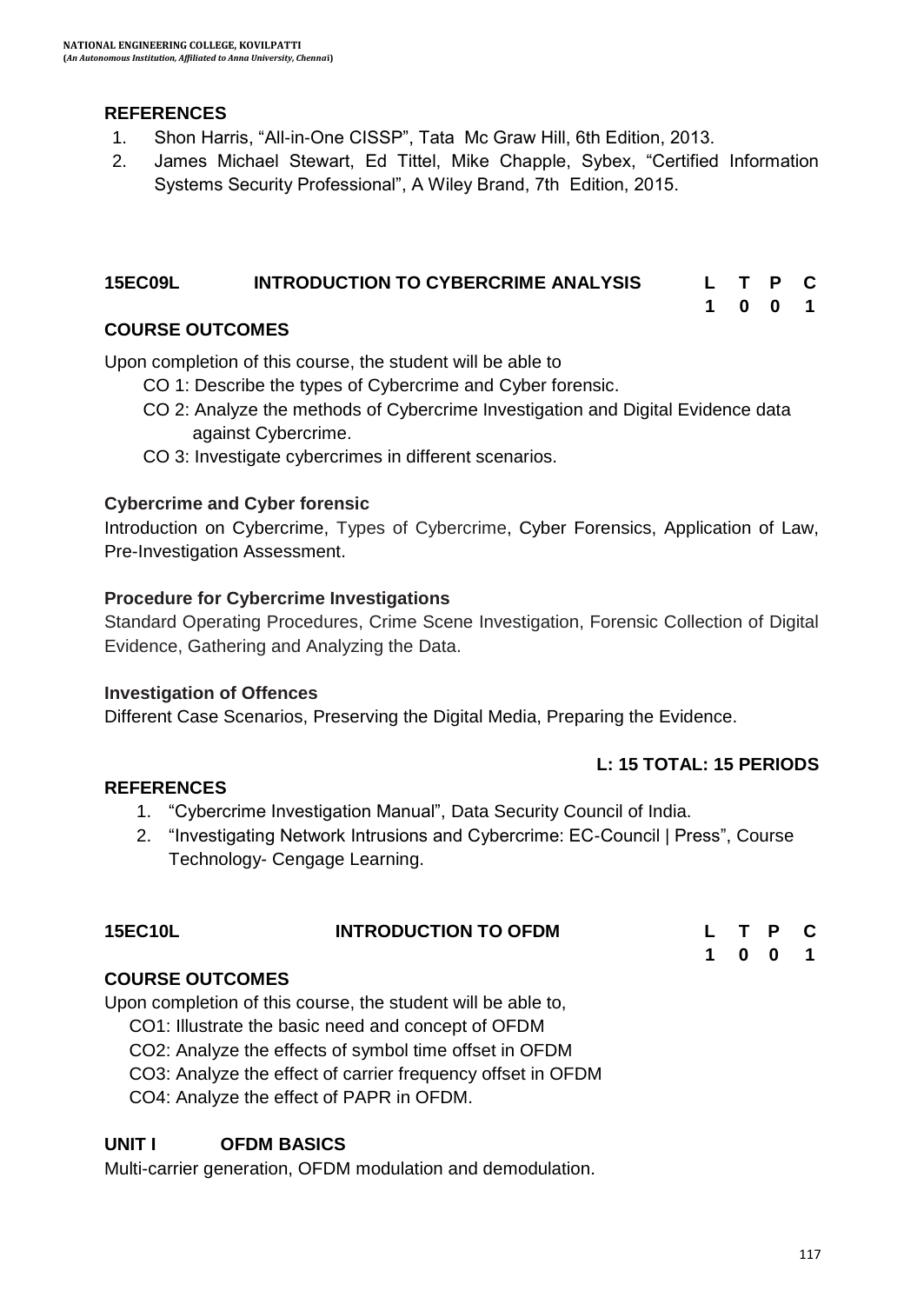## REFERENCES

1. Shon Harris, “All-in-One CISSP”, Tata Mc Graw Hill, 6th Edition, 2013.
2. James Michael Stewart, Ed Tittel, Mike Chapple, Sybex, “Certified Information Systems Security Professional”, A Wiley Brand, 7th Edition, 2015.

## 15EC09L INTRODUCTION TO CYBERCRIME ANALYSIS

| L | T | P | C |
|---|---|---|---|
| 1 | 0 | 0 | 1 |

### COURSE OUTCOMES

Upon completion of this course, the student will be able to

- CO 1: Describe the types of Cybercrime and Cyber forensic.
- CO 2: Analyze the methods of Cybercrime Investigation and Digital Evidence data against Cybercrime.
- CO 3: Investigate cybercrimes in different scenarios.

### Cybercrime and Cyber forensic

Introduction on Cybercrime, Types of Cybercrime, Cyber Forensics, Application of Law, Pre-Investigation Assessment.

### Procedure for Cybercrime Investigations

Standard Operating Procedures, Crime Scene Investigation, Forensic Collection of Digital Evidence, Gathering and Analyzing the Data.

### Investigation of Offences

Different Case Scenarios, Preserving the Digital Media, Preparing the Evidence.

**L: 15 TOTAL: 15 PERIODS**

### REFERENCES

1. “Cybercrime Investigation Manual”, Data Security Council of India.
2. “Investigating Network Intrusions and Cybercrime: EC-Council | Press”, Course Technology- Cengage Learning.

## 15EC10L INTRODUCTION TO OFDM

| L | T | P | C |
|---|---|---|---|
| 1 | 0 | 0 | 1 |

### COURSE OUTCOMES

Upon completion of this course, the student will be able to,

- CO1: Illustrate the basic need and concept of OFDM
- CO2: Analyze the effects of symbol time offset in OFDM
- CO3: Analyze the effect of carrier frequency offset in OFDM
- CO4: Analyze the effect of PAPR in OFDM.

### UNIT I OFDM BASICS

Multi-carrier generation, OFDM modulation and demodulation.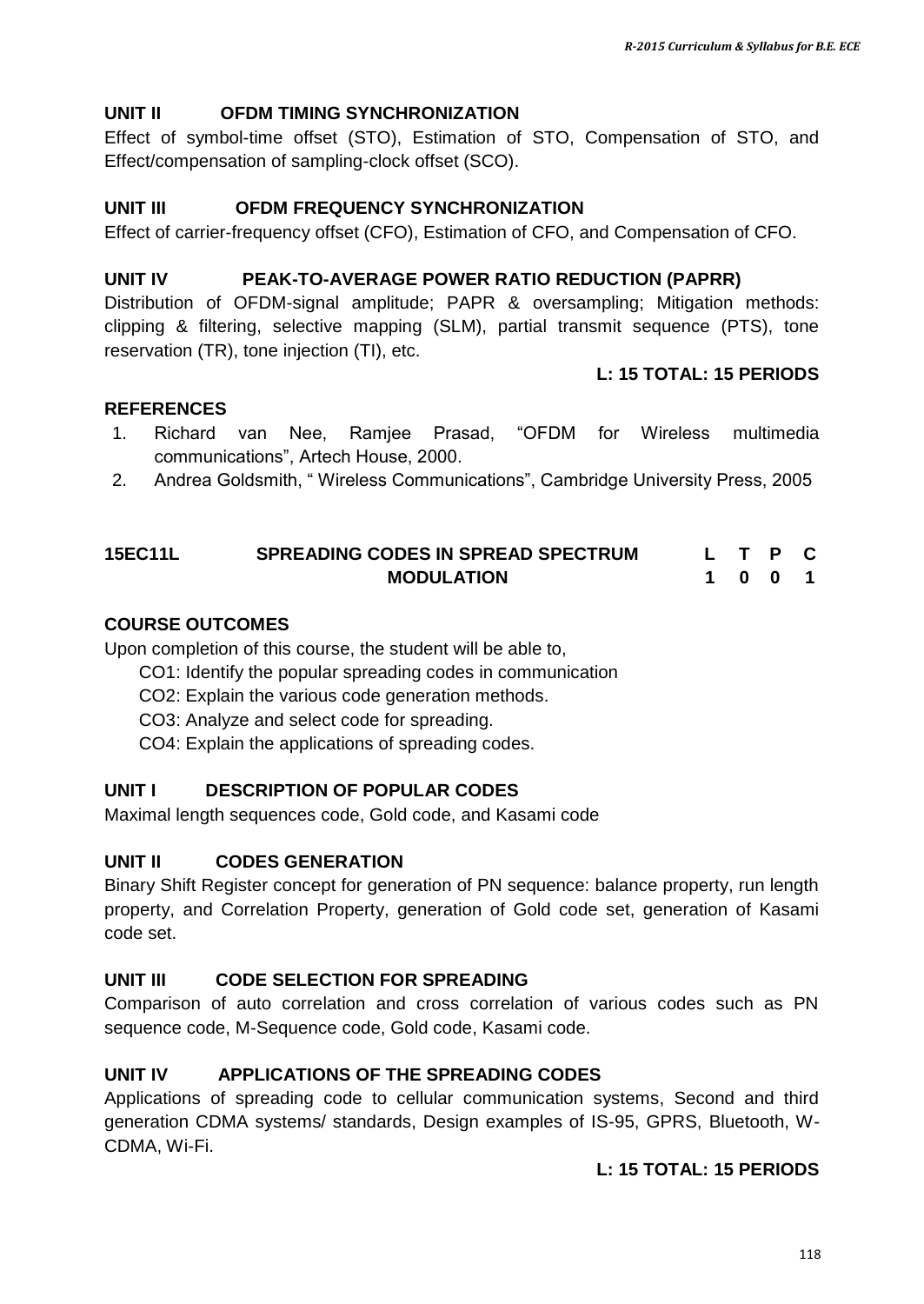### UNIT II OFDM TIMING SYNCHRONIZATION

Effect of symbol-time offset (STO), Estimation of STO, Compensation of STO, and Effect/compensation of sampling-clock offset (SCO).

### UNIT III OFDM FREQUENCY SYNCHRONIZATION

Effect of carrier-frequency offset (CFO), Estimation of CFO, and Compensation of CFO.

### UNIT IV PEAK-TO-AVERAGE POWER RATIO REDUCTION (PAPRR)

Distribution of OFDM-signal amplitude; PAPR & oversampling; Mitigation methods: clipping & filtering, selective mapping (SLM), partial transmit sequence (PTS), tone reservation (TR), tone injection (TI), etc.

**L: 15 TOTAL: 15 PERIODS**

### REFERENCES

1. Richard van Nee, Ramjee Prasad, “OFDM for Wireless multimedia communications”, Artech House, 2000.
2. Andrea Goldsmith, “ Wireless Communications”, Cambridge University Press, 2005

## 15EC11L SPREADING CODES IN SPREAD SPECTRUM MODULATION

| L | T | P | C |
|---|---|---|---|
| 1 | 0 | 0 | 1 |

### COURSE OUTCOMES

Upon completion of this course, the student will be able to,

- CO1: Identify the popular spreading codes in communication
- CO2: Explain the various code generation methods.
- CO3: Analyze and select code for spreading.
- CO4: Explain the applications of spreading codes.

### UNIT I DESCRIPTION OF POPULAR CODES

Maximal length sequences code, Gold code, and Kasami code

### UNIT II CODES GENERATION

Binary Shift Register concept for generation of PN sequence: balance property, run length property, and Correlation Property, generation of Gold code set, generation of Kasami code set.

### UNIT III CODE SELECTION FOR SPREADING

Comparison of auto correlation and cross correlation of various codes such as PN sequence code, M-Sequence code, Gold code, Kasami code.

### UNIT IV APPLICATIONS OF THE SPREADING CODES

Applications of spreading code to cellular communication systems, Second and third generation CDMA systems/ standards, Design examples of IS-95, GPRS, Bluetooth, W-CDMA, Wi-Fi.

**L: 15 TOTAL: 15 PERIODS**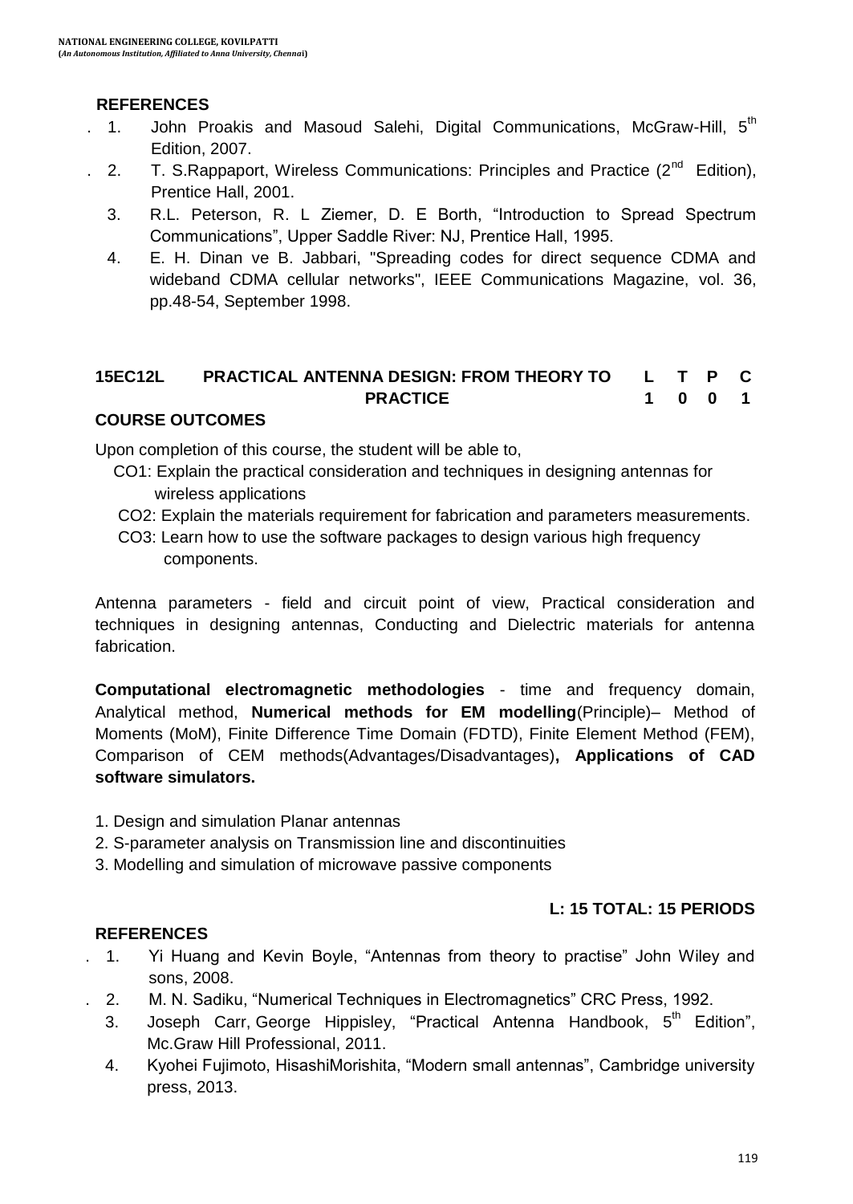**REFERENCES**

1. John Proakis and Masoud Salehi, Digital Communications, McGraw-Hill, 5th Edition, 2007.
2. T. S.Rappaport, Wireless Communications: Principles and Practice (2nd Edition), Prentice Hall, 2001.
3. R.L. Peterson, R. L Ziemer, D. E Borth, "Introduction to Spread Spectrum Communications", Upper Saddle River: NJ, Prentice Hall, 1995.
4. E. H. Dinan ve B. Jabbari, "Spreading codes for direct sequence CDMA and wideband CDMA cellular networks", IEEE Communications Magazine, vol. 36, pp.48-54, September 1998.

| **15EC12L** | **PRACTICAL ANTENNA DESIGN: FROM THEORY TO PRACTICE** | **L** | **T** | **P** | **C** |
|---|---|---|---|---|---|
| | | **1** | **0** | **0** | **1** |

**COURSE OUTCOMES**

Upon completion of this course, the student will be able to,

- CO1: Explain the practical consideration and techniques in designing antennas for wireless applications
- CO2: Explain the materials requirement for fabrication and parameters measurements.
- CO3: Learn how to use the software packages to design various high frequency components.

Antenna parameters - field and circuit point of view, Practical consideration and techniques in designing antennas, Conducting and Dielectric materials for antenna fabrication.

**Computational electromagnetic methodologies** - time and frequency domain, Analytical method, **Numerical methods for EM modelling**(Principle)– Method of Moments (MoM), Finite Difference Time Domain (FDTD), Finite Element Method (FEM), Comparison of CEM methods(Advantages/Disadvantages)**, Applications of CAD software simulators.**

1. Design and simulation Planar antennas
2. S-parameter analysis on Transmission line and discontinuities
3. Modelling and simulation of microwave passive components

**L: 15 TOTAL: 15 PERIODS**

**REFERENCES**

1. Yi Huang and Kevin Boyle, "Antennas from theory to practise" John Wiley and sons, 2008.
2. M. N. Sadiku, "Numerical Techniques in Electromagnetics" CRC Press, 1992.
3. Joseph Carr, George Hippisley, "Practical Antenna Handbook, 5th Edition", Mc.Graw Hill Professional, 2011.
4. Kyohei Fujimoto, HisashiMorishita, "Modern small antennas", Cambridge university press, 2013.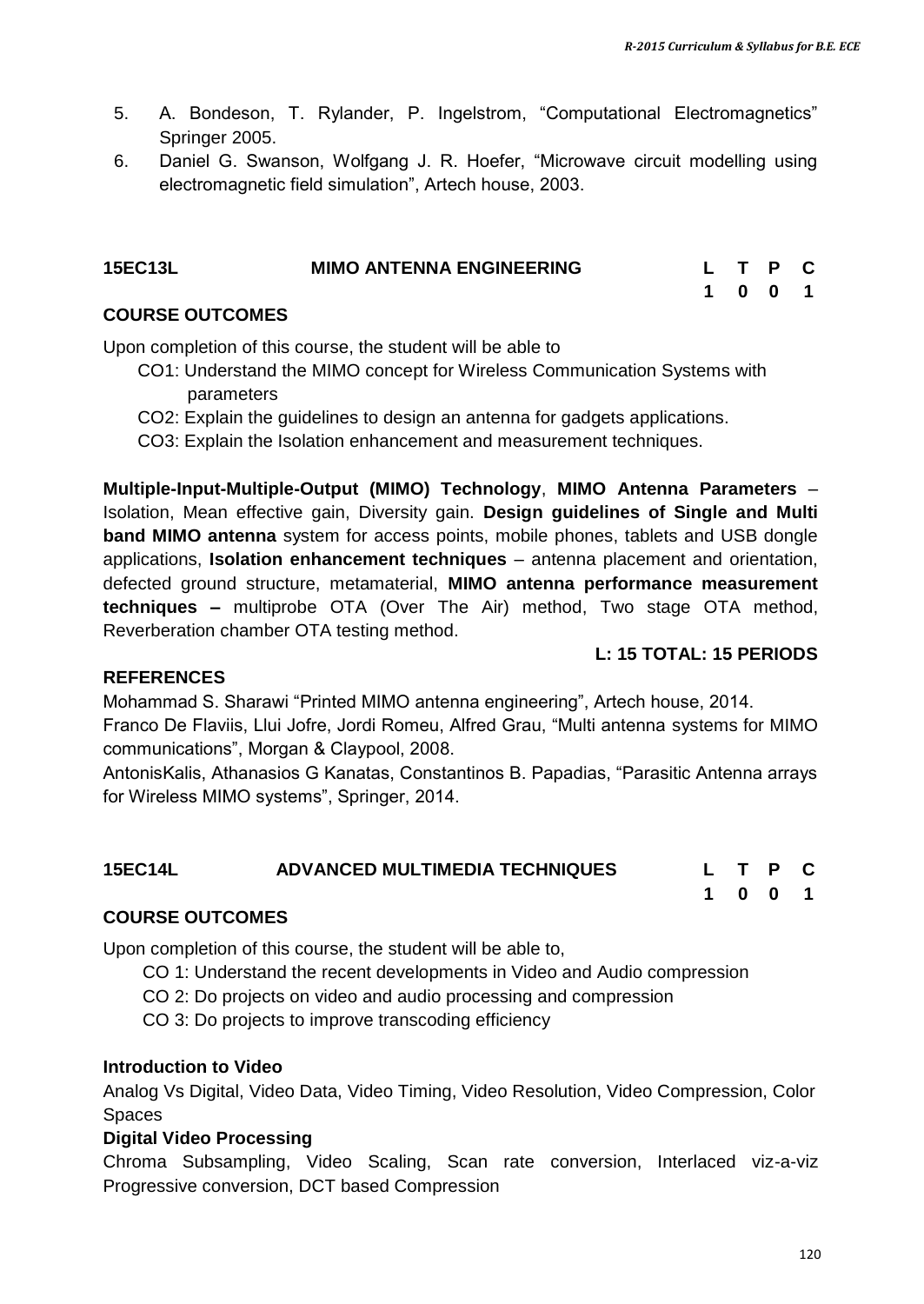5. A. Bondeson, T. Rylander, P. Ingelstrom, “Computational Electromagnetics” Springer 2005.
6. Daniel G. Swanson, Wolfgang J. R. Hoefer, “Microwave circuit modelling using electromagnetic field simulation”, Artech house, 2003.

## 15EC13L MIMO ANTENNA ENGINEERING

| L | T | P | C |
|---|---|---|---|
| 1 | 0 | 0 | 1 |

**COURSE OUTCOMES**

Upon completion of this course, the student will be able to

- CO1: Understand the MIMO concept for Wireless Communication Systems with parameters
- CO2: Explain the guidelines to design an antenna for gadgets applications.
- CO3: Explain the Isolation enhancement and measurement techniques.

**Multiple-Input-Multiple-Output (MIMO) Technology**, **MIMO Antenna Parameters** – Isolation, Mean effective gain, Diversity gain. **Design guidelines of Single and Multi band MIMO antenna** system for access points, mobile phones, tablets and USB dongle applications, **Isolation enhancement techniques** – antenna placement and orientation, defected ground structure, metamaterial, **MIMO antenna performance measurement techniques –** multiprobe OTA (Over The Air) method, Two stage OTA method, Reverberation chamber OTA testing method.

**L: 15 TOTAL: 15 PERIODS**

**REFERENCES**

Mohammad S. Sharawi “Printed MIMO antenna engineering”, Artech house, 2014.

Franco De Flaviis, Llui Jofre, Jordi Romeu, Alfred Grau, “Multi antenna systems for MIMO communications”, Morgan & Claypool, 2008.

AntonisKalis, Athanasios G Kanatas, Constantinos B. Papadias, “Parasitic Antenna arrays for Wireless MIMO systems”, Springer, 2014.

## 15EC14L ADVANCED MULTIMEDIA TECHNIQUES

| L | T | P | C |
|---|---|---|---|
| 1 | 0 | 0 | 1 |

**COURSE OUTCOMES**

Upon completion of this course, the student will be able to,

- CO 1: Understand the recent developments in Video and Audio compression
- CO 2: Do projects on video and audio processing and compression
- CO 3: Do projects to improve transcoding efficiency

**Introduction to Video**

Analog Vs Digital, Video Data, Video Timing, Video Resolution, Video Compression, Color Spaces

**Digital Video Processing**

Chroma Subsampling, Video Scaling, Scan rate conversion, Interlaced viz-a-viz Progressive conversion, DCT based Compression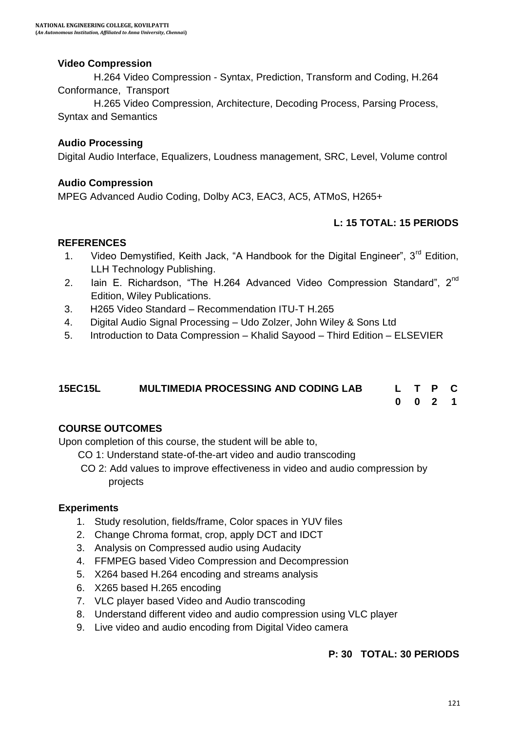### Video Compression

H.264 Video Compression - Syntax, Prediction, Transform and Coding, H.264 Conformance, Transport

H.265 Video Compression, Architecture, Decoding Process, Parsing Process, Syntax and Semantics

### Audio Processing

Digital Audio Interface, Equalizers, Loudness management, SRC, Level, Volume control

### Audio Compression

MPEG Advanced Audio Coding, Dolby AC3, EAC3, AC5, ATMoS, H265+

**L: 15 TOTAL: 15 PERIODS**

### REFERENCES

1. Video Demystified, Keith Jack, "A Handbook for the Digital Engineer", 3rd Edition, LLH Technology Publishing.
2. Iain E. Richardson, "The H.264 Advanced Video Compression Standard", 2nd Edition, Wiley Publications.
3. H265 Video Standard – Recommendation ITU-T H.265
4. Digital Audio Signal Processing – Udo Zolzer, John Wiley & Sons Ltd
5. Introduction to Data Compression – Khalid Sayood – Third Edition – ELSEVIER

## 15EC15L MULTIMEDIA PROCESSING AND CODING LAB

| L | T | P | C |
|---|---|---|---|
| 0 | 0 | 2 | 1 |

### COURSE OUTCOMES

Upon completion of this course, the student will be able to,

CO 1: Understand state-of-the-art video and audio transcoding

CO 2: Add values to improve effectiveness in video and audio compression by projects

### Experiments

1. Study resolution, fields/frame, Color spaces in YUV files
2. Change Chroma format, crop, apply DCT and IDCT
3. Analysis on Compressed audio using Audacity
4. FFMPEG based Video Compression and Decompression
5. X264 based H.264 encoding and streams analysis
6. X265 based H.265 encoding
7. VLC player based Video and Audio transcoding
8. Understand different video and audio compression using VLC player
9. Live video and audio encoding from Digital Video camera

**P: 30 TOTAL: 30 PERIODS**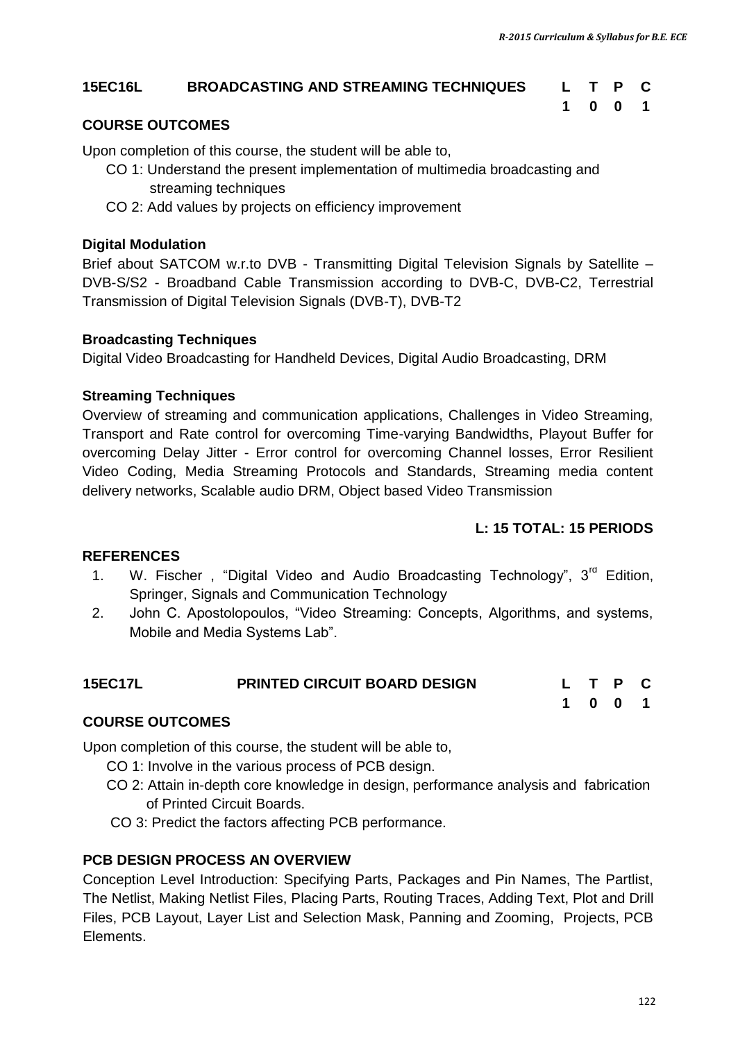## 15EC16L BROADCASTING AND STREAMING TECHNIQUES

| L | T | P | C |
|---|---|---|---|
| 1 | 0 | 0 | 1 |

### COURSE OUTCOMES

Upon completion of this course, the student will be able to,

- CO 1: Understand the present implementation of multimedia broadcasting and streaming techniques
- CO 2: Add values by projects on efficiency improvement

### Digital Modulation

Brief about SATCOM w.r.to DVB - Transmitting Digital Television Signals by Satellite – DVB-S/S2 - Broadband Cable Transmission according to DVB-C, DVB-C2, Terrestrial Transmission of Digital Television Signals (DVB-T), DVB-T2

### Broadcasting Techniques

Digital Video Broadcasting for Handheld Devices, Digital Audio Broadcasting, DRM

### Streaming Techniques

Overview of streaming and communication applications, Challenges in Video Streaming, Transport and Rate control for overcoming Time-varying Bandwidths, Playout Buffer for overcoming Delay Jitter - Error control for overcoming Channel losses, Error Resilient Video Coding, Media Streaming Protocols and Standards, Streaming media content delivery networks, Scalable audio DRM, Object based Video Transmission

**L: 15 TOTAL: 15 PERIODS**

### REFERENCES

1. W. Fischer , "Digital Video and Audio Broadcasting Technology", 3rd Edition, Springer, Signals and Communication Technology
2. John C. Apostolopoulos, "Video Streaming: Concepts, Algorithms, and systems, Mobile and Media Systems Lab".

## 15EC17L PRINTED CIRCUIT BOARD DESIGN

| L | T | P | C |
|---|---|---|---|
| 1 | 0 | 0 | 1 |

### COURSE OUTCOMES

Upon completion of this course, the student will be able to,

- CO 1: Involve in the various process of PCB design.
- CO 2: Attain in-depth core knowledge in design, performance analysis and fabrication of Printed Circuit Boards.
- CO 3: Predict the factors affecting PCB performance.

### PCB DESIGN PROCESS AN OVERVIEW

Conception Level Introduction: Specifying Parts, Packages and Pin Names, The Partlist, The Netlist, Making Netlist Files, Placing Parts, Routing Traces, Adding Text, Plot and Drill Files, PCB Layout, Layer List and Selection Mask, Panning and Zooming, Projects, PCB Elements.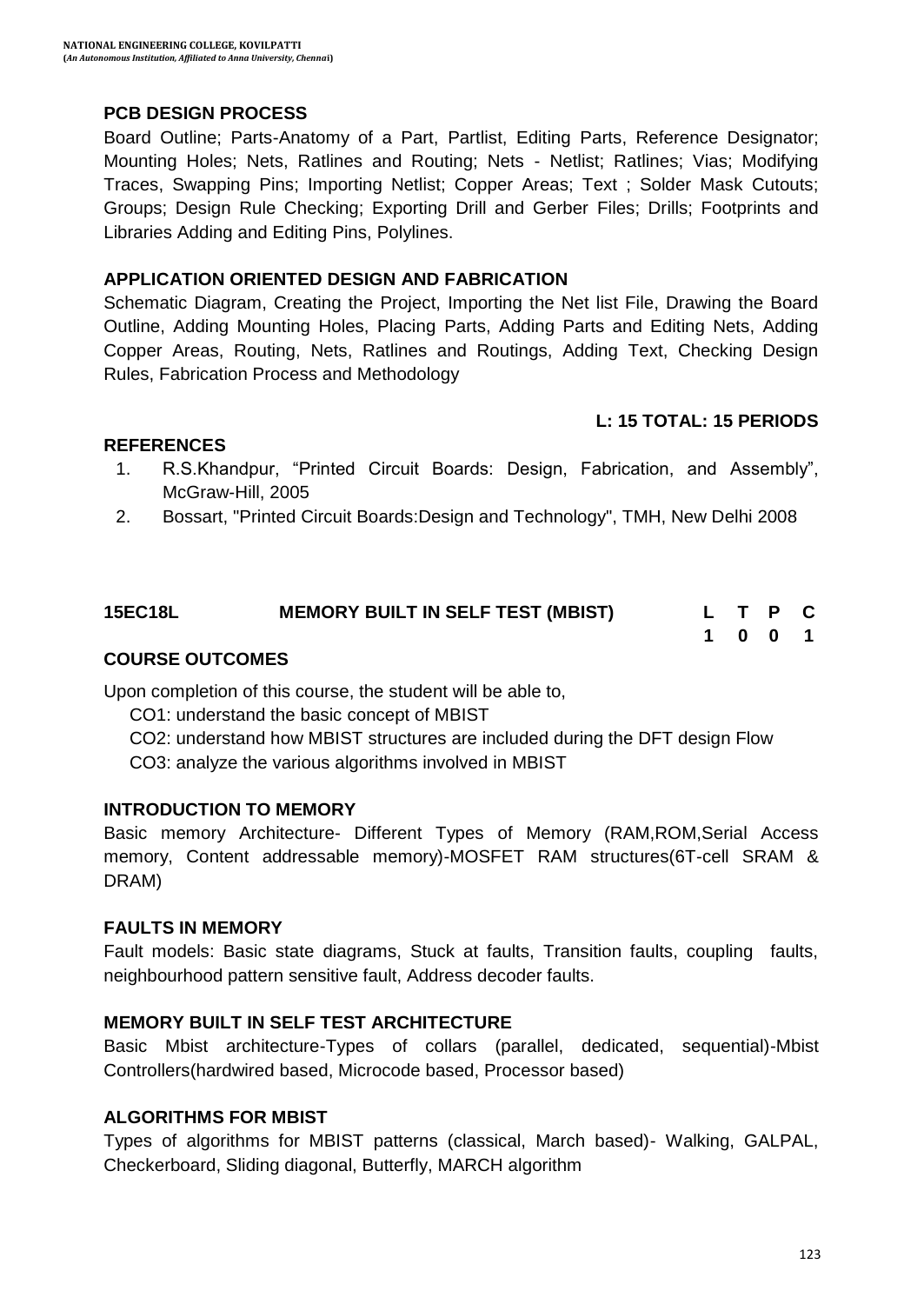### PCB DESIGN PROCESS

Board Outline; Parts-Anatomy of a Part, Partlist, Editing Parts, Reference Designator; Mounting Holes; Nets, Ratlines and Routing; Nets - Netlist; Ratlines; Vias; Modifying Traces, Swapping Pins; Importing Netlist; Copper Areas; Text ; Solder Mask Cutouts; Groups; Design Rule Checking; Exporting Drill and Gerber Files; Drills; Footprints and Libraries Adding and Editing Pins, Polylines.

### APPLICATION ORIENTED DESIGN AND FABRICATION

Schematic Diagram, Creating the Project, Importing the Net list File, Drawing the Board Outline, Adding Mounting Holes, Placing Parts, Adding Parts and Editing Nets, Adding Copper Areas, Routing, Nets, Ratlines and Routings, Adding Text, Checking Design Rules, Fabrication Process and Methodology

**L: 15 TOTAL: 15 PERIODS**

### REFERENCES

1. R.S.Khandpur, "Printed Circuit Boards: Design, Fabrication, and Assembly", McGraw-Hill, 2005
2. Bossart, "Printed Circuit Boards:Design and Technology", TMH, New Delhi 2008

| 15EC18L | MEMORY BUILT IN SELF TEST (MBIST) | L | T | P | C |
|---|---|---|---|---|---|
| | | 1 | 0 | 0 | 1 |

### COURSE OUTCOMES

Upon completion of this course, the student will be able to,

CO1: understand the basic concept of MBIST
CO2: understand how MBIST structures are included during the DFT design Flow
CO3: analyze the various algorithms involved in MBIST

### INTRODUCTION TO MEMORY

Basic memory Architecture- Different Types of Memory (RAM,ROM,Serial Access memory, Content addressable memory)-MOSFET RAM structures(6T-cell SRAM & DRAM)

### FAULTS IN MEMORY

Fault models: Basic state diagrams, Stuck at faults, Transition faults, coupling faults, neighbourhood pattern sensitive fault, Address decoder faults.

### MEMORY BUILT IN SELF TEST ARCHITECTURE

Basic Mbist architecture-Types of collars (parallel, dedicated, sequential)-Mbist Controllers(hardwired based, Microcode based, Processor based)

### ALGORITHMS FOR MBIST

Types of algorithms for MBIST patterns (classical, March based)- Walking, GALPAL, Checkerboard, Sliding diagonal, Butterfly, MARCH algorithm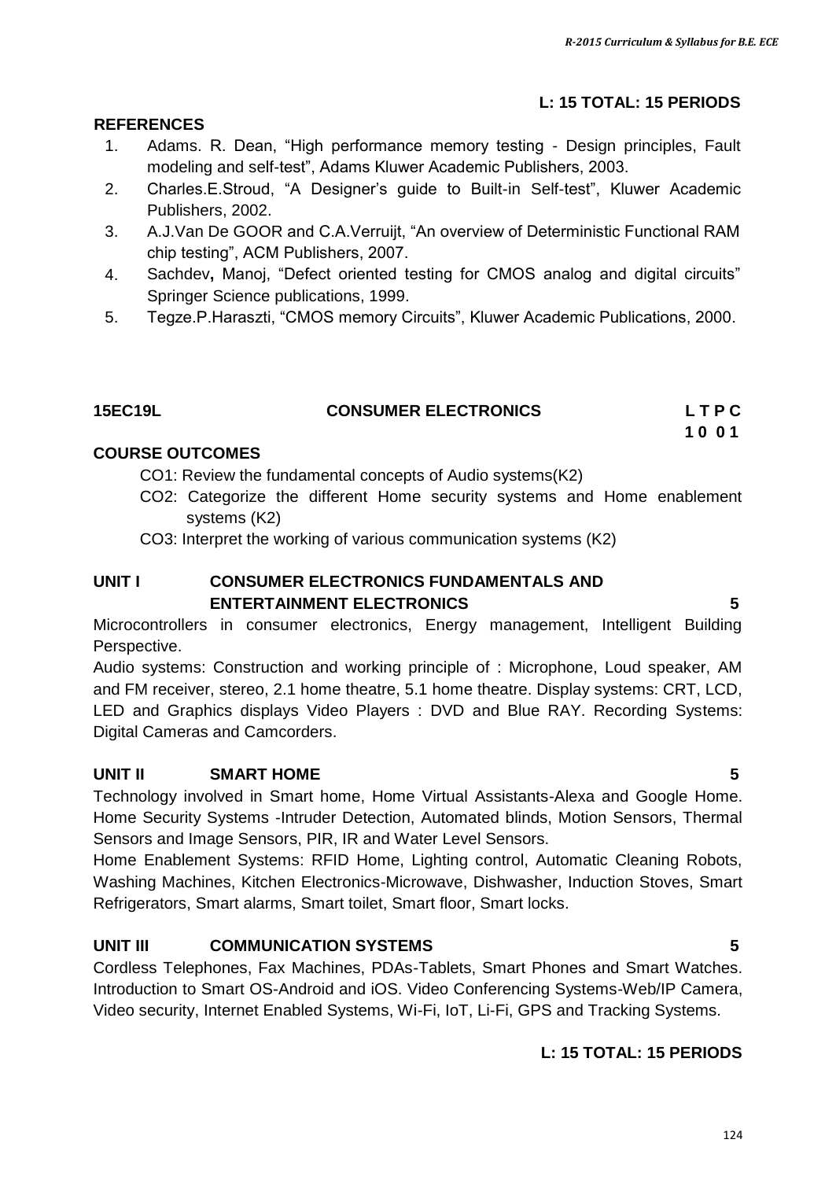**L: 15 TOTAL: 15 PERIODS**

**REFERENCES**

1. Adams. R. Dean, “High performance memory testing - Design principles, Fault modeling and self-test”, Adams Kluwer Academic Publishers, 2003.
2. Charles.E.Stroud, “A Designer’s guide to Built-in Self-test”, Kluwer Academic Publishers, 2002.
3. A.J.Van De GOOR and C.A.Verruijt, “An overview of Deterministic Functional RAM chip testing”, ACM Publishers, 2007.
4. Sachdev**,** Manoj, “Defect oriented testing for CMOS analog and digital circuits” Springer Science publications, 1999.
5. Tegze.P.Haraszti, “CMOS memory Circuits”, Kluwer Academic Publications, 2000.

| **15EC19L** | **CONSUMER ELECTRONICS** | **L T P C** |
|---|---|---|
| | | **1 0 0 1** |

**COURSE OUTCOMES**

CO1: Review the fundamental concepts of Audio systems(K2)

CO2: Categorize the different Home security systems and Home enablement systems (K2)

CO3: Interpret the working of various communication systems (K2)

**UNIT I CONSUMER ELECTRONICS FUNDAMENTALS AND ENTERTAINMENT ELECTRONICS 5**

Microcontrollers in consumer electronics, Energy management, Intelligent Building Perspective.

Audio systems: Construction and working principle of : Microphone, Loud speaker, AM and FM receiver, stereo, 2.1 home theatre, 5.1 home theatre. Display systems: CRT, LCD, LED and Graphics displays Video Players : DVD and Blue RAY. Recording Systems: Digital Cameras and Camcorders.

**UNIT II SMART HOME 5**

Technology involved in Smart home, Home Virtual Assistants-Alexa and Google Home. Home Security Systems -Intruder Detection, Automated blinds, Motion Sensors, Thermal Sensors and Image Sensors, PIR, IR and Water Level Sensors.

Home Enablement Systems: RFID Home, Lighting control, Automatic Cleaning Robots, Washing Machines, Kitchen Electronics-Microwave, Dishwasher, Induction Stoves, Smart Refrigerators, Smart alarms, Smart toilet, Smart floor, Smart locks.

**UNIT III COMMUNICATION SYSTEMS 5**

Cordless Telephones, Fax Machines, PDAs-Tablets, Smart Phones and Smart Watches. Introduction to Smart OS-Android and iOS. Video Conferencing Systems-Web/IP Camera, Video security, Internet Enabled Systems, Wi-Fi, IoT, Li-Fi, GPS and Tracking Systems.

**L: 15 TOTAL: 15 PERIODS**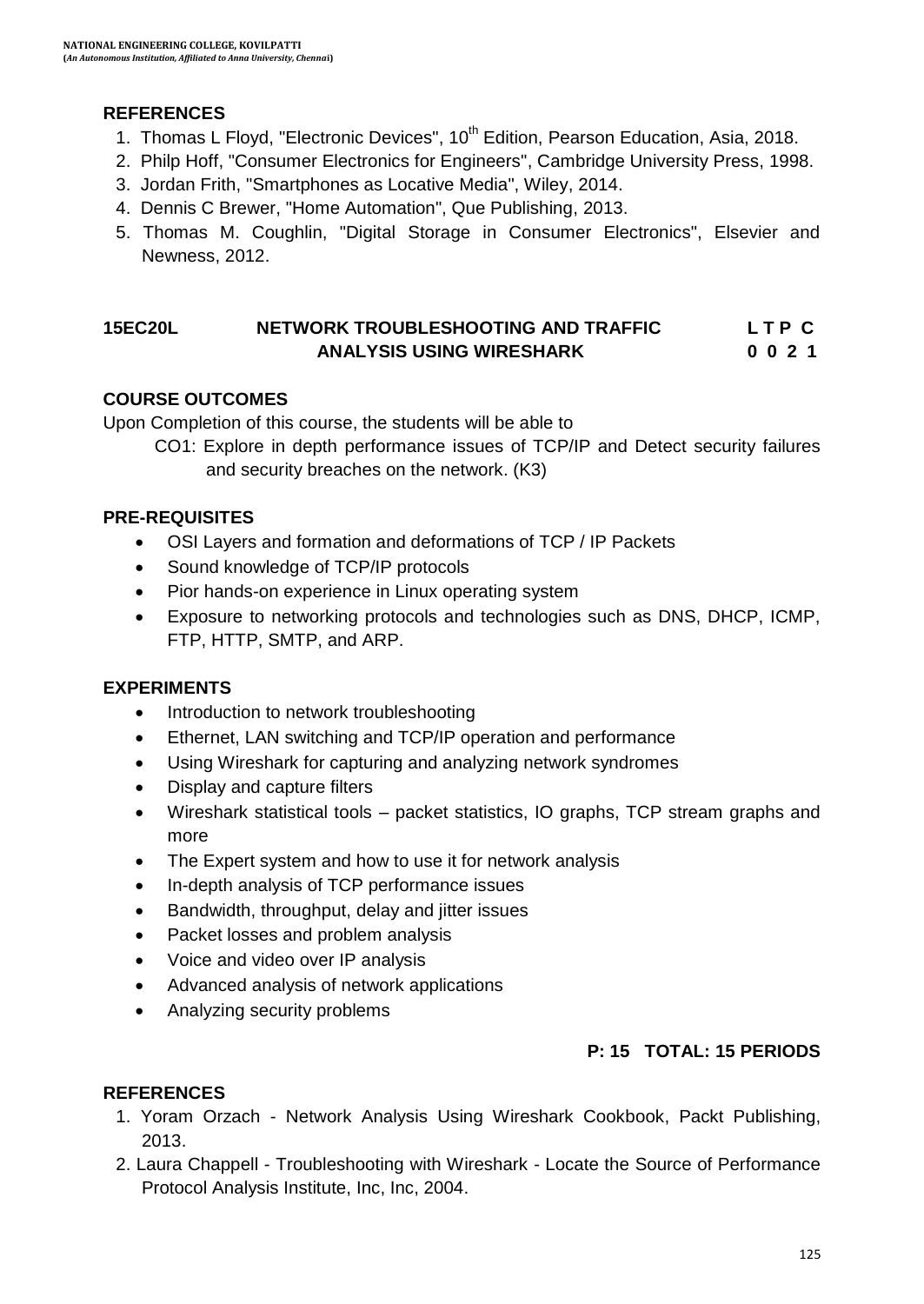### REFERENCES

1. Thomas L Floyd, "Electronic Devices", 10th Edition, Pearson Education, Asia, 2018.
2. Philp Hoff, "Consumer Electronics for Engineers", Cambridge University Press, 1998.
3. Jordan Frith, "Smartphones as Locative Media", Wiley, 2014.
4. Dennis C Brewer, "Home Automation", Que Publishing, 2013.
5. Thomas M. Coughlin, "Digital Storage in Consumer Electronics", Elsevier and Newness, 2012.

## 15EC20L NETWORK TROUBLESHOOTING AND TRAFFIC ANALYSIS USING WIRESHARK

| L | T | P | C |
|---|---|---|---|
| 0 | 0 | 2 | 1 |

### COURSE OUTCOMES

Upon Completion of this course, the students will be able to

CO1: Explore in depth performance issues of TCP/IP and Detect security failures and security breaches on the network. (K3)

### PRE-REQUISITES

- OSI Layers and formation and deformations of TCP / IP Packets
- Sound knowledge of TCP/IP protocols
- Pior hands-on experience in Linux operating system
- Exposure to networking protocols and technologies such as DNS, DHCP, ICMP, FTP, HTTP, SMTP, and ARP.

### EXPERIMENTS

- Introduction to network troubleshooting
- Ethernet, LAN switching and TCP/IP operation and performance
- Using Wireshark for capturing and analyzing network syndromes
- Display and capture filters
- Wireshark statistical tools – packet statistics, IO graphs, TCP stream graphs and more
- The Expert system and how to use it for network analysis
- In-depth analysis of TCP performance issues
- Bandwidth, throughput, delay and jitter issues
- Packet losses and problem analysis
- Voice and video over IP analysis
- Advanced analysis of network applications
- Analyzing security problems

**P: 15 TOTAL: 15 PERIODS**

### REFERENCES

1. Yoram Orzach - Network Analysis Using Wireshark Cookbook, Packt Publishing, 2013.
2. Laura Chappell - Troubleshooting with Wireshark - Locate the Source of Performance Protocol Analysis Institute, Inc, Inc, 2004.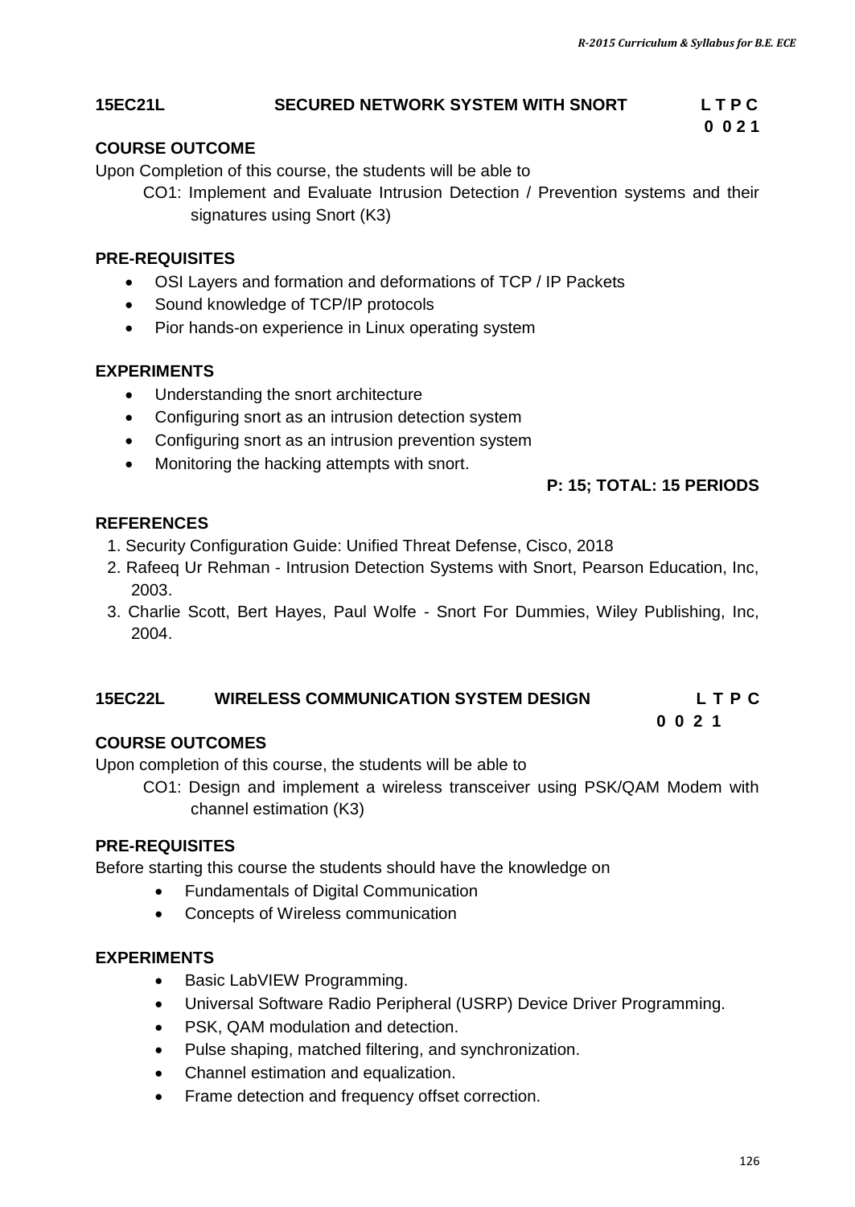## 15EC21L SECURED NETWORK SYSTEM WITH SNORT

**L T P C**
**0 0 2 1**

### COURSE OUTCOME

Upon Completion of this course, the students will be able to

CO1: Implement and Evaluate Intrusion Detection / Prevention systems and their signatures using Snort (K3)

### PRE-REQUISITES

- OSI Layers and formation and deformations of TCP / IP Packets
- Sound knowledge of TCP/IP protocols
- Pior hands-on experience in Linux operating system

### EXPERIMENTS

- Understanding the snort architecture
- Configuring snort as an intrusion detection system
- Configuring snort as an intrusion prevention system
- Monitoring the hacking attempts with snort.

**P: 15; TOTAL: 15 PERIODS**

### REFERENCES

1. Security Configuration Guide: Unified Threat Defense, Cisco, 2018
2. Rafeeq Ur Rehman - Intrusion Detection Systems with Snort, Pearson Education, Inc, 2003.
3. Charlie Scott, Bert Hayes, Paul Wolfe - Snort For Dummies, Wiley Publishing, Inc, 2004.

## 15EC22L WIRELESS COMMUNICATION SYSTEM DESIGN

**L T P C**
**0 0 2 1**

### COURSE OUTCOMES

Upon completion of this course, the students will be able to

CO1: Design and implement a wireless transceiver using PSK/QAM Modem with channel estimation (K3)

### PRE-REQUISITES

Before starting this course the students should have the knowledge on

- Fundamentals of Digital Communication
- Concepts of Wireless communication

### EXPERIMENTS

- Basic LabVIEW Programming.
- Universal Software Radio Peripheral (USRP) Device Driver Programming.
- PSK, QAM modulation and detection.
- Pulse shaping, matched filtering, and synchronization.
- Channel estimation and equalization.
- Frame detection and frequency offset correction.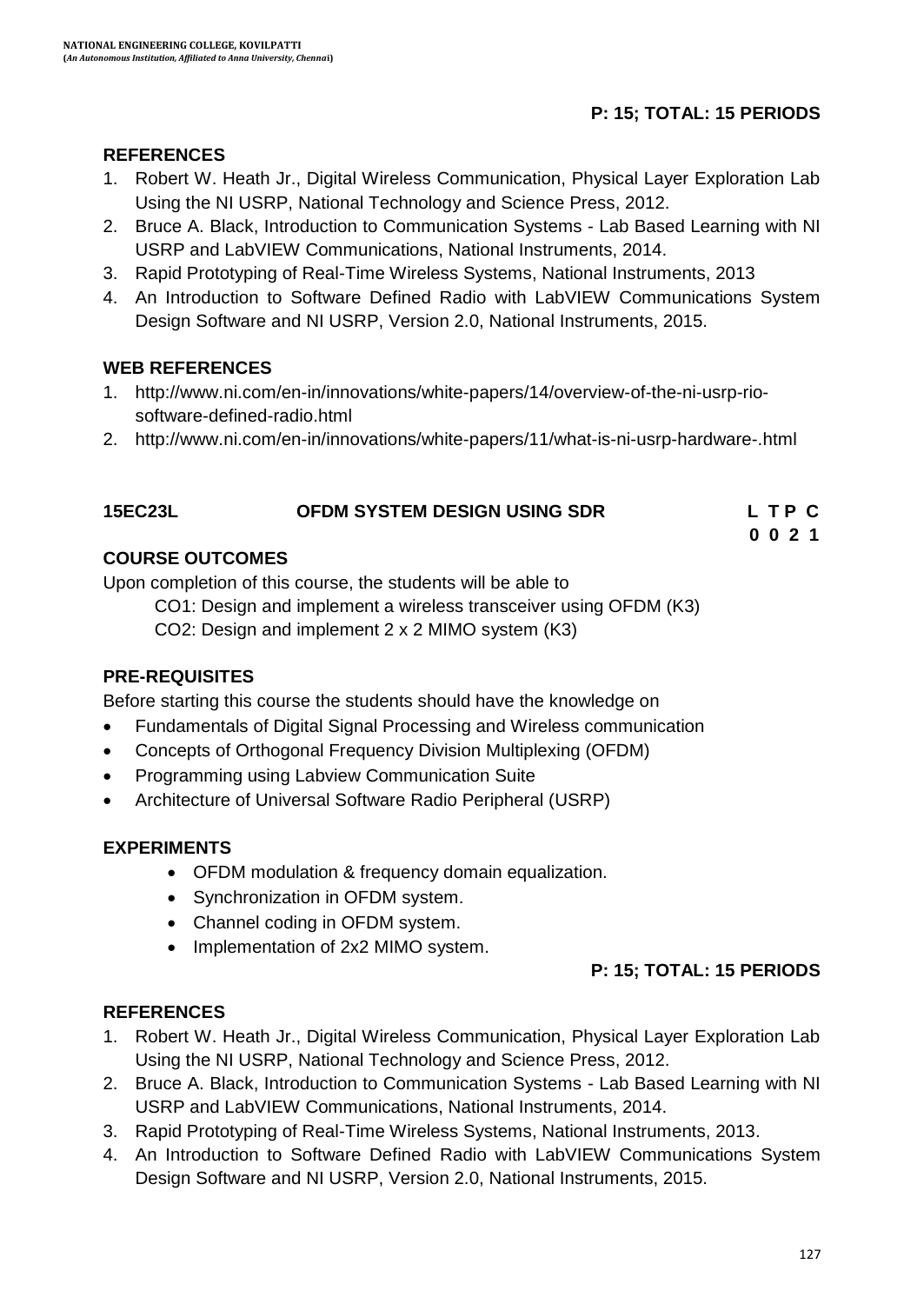**P: 15; TOTAL: 15 PERIODS**

### REFERENCES

1. Robert W. Heath Jr., Digital Wireless Communication, Physical Layer Exploration Lab Using the NI USRP, National Technology and Science Press, 2012.
2. Bruce A. Black, Introduction to Communication Systems - Lab Based Learning with NI USRP and LabVIEW Communications, National Instruments, 2014.
3. Rapid Prototyping of Real-Time Wireless Systems, National Instruments, 2013
4. An Introduction to Software Defined Radio with LabVIEW Communications System Design Software and NI USRP, Version 2.0, National Instruments, 2015.

### WEB REFERENCES

1. http://www.ni.com/en-in/innovations/white-papers/14/overview-of-the-ni-usrp-rio-software-defined-radio.html
2. http://www.ni.com/en-in/innovations/white-papers/11/what-is-ni-usrp-hardware-.html

## 15EC23L OFDM SYSTEM DESIGN USING SDR

| L | T | P | C |
|---|---|---|---|
| 0 | 0 | 2 | 1 |

### COURSE OUTCOMES

Upon completion of this course, the students will be able to

CO1: Design and implement a wireless transceiver using OFDM (K3)

CO2: Design and implement 2 x 2 MIMO system (K3)

### PRE-REQUISITES

Before starting this course the students should have the knowledge on

- Fundamentals of Digital Signal Processing and Wireless communication
- Concepts of Orthogonal Frequency Division Multiplexing (OFDM)
- Programming using Labview Communication Suite
- Architecture of Universal Software Radio Peripheral (USRP)

### EXPERIMENTS

- OFDM modulation & frequency domain equalization.
- Synchronization in OFDM system.
- Channel coding in OFDM system.
- Implementation of 2x2 MIMO system.

**P: 15; TOTAL: 15 PERIODS**

### REFERENCES

1. Robert W. Heath Jr., Digital Wireless Communication, Physical Layer Exploration Lab Using the NI USRP, National Technology and Science Press, 2012.
2. Bruce A. Black, Introduction to Communication Systems - Lab Based Learning with NI USRP and LabVIEW Communications, National Instruments, 2014.
3. Rapid Prototyping of Real-Time Wireless Systems, National Instruments, 2013.
4. An Introduction to Software Defined Radio with LabVIEW Communications System Design Software and NI USRP, Version 2.0, National Instruments, 2015.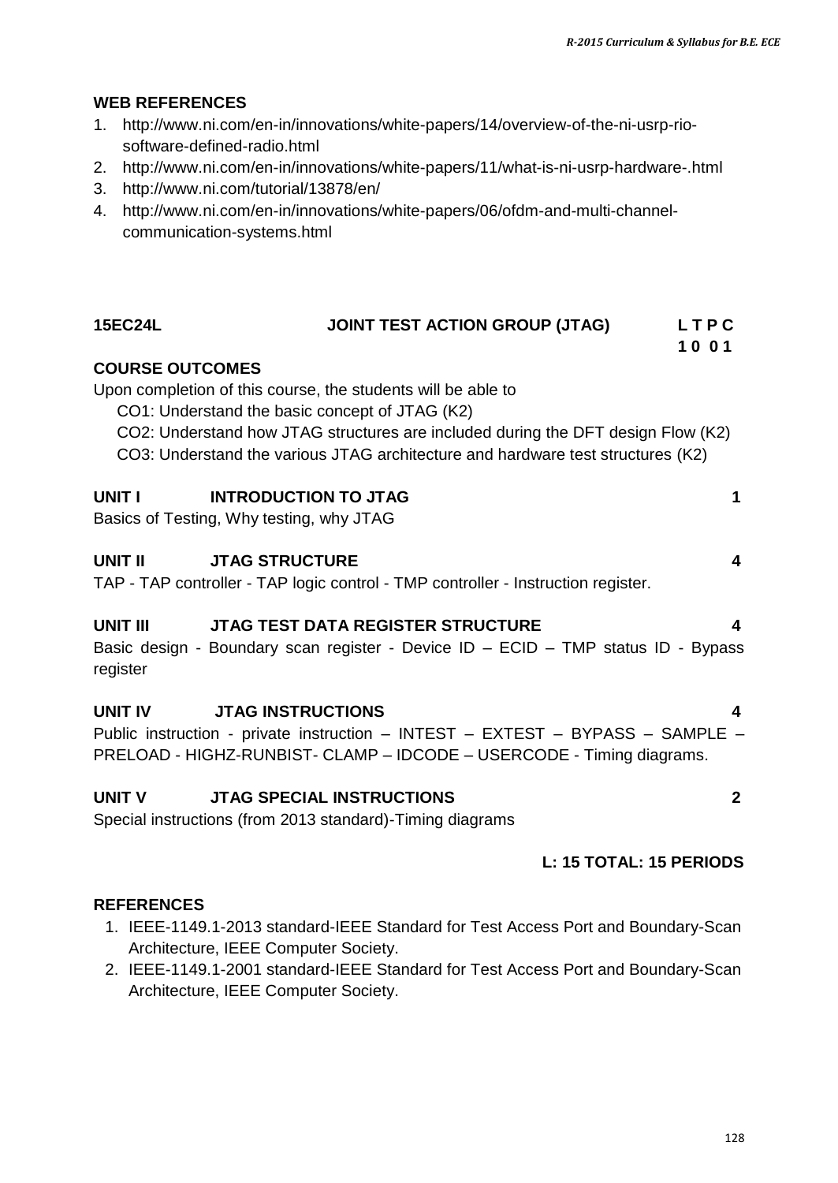### WEB REFERENCES

1. http://www.ni.com/en-in/innovations/white-papers/14/overview-of-the-ni-usrp-rio-software-defined-radio.html
2. http://www.ni.com/en-in/innovations/white-papers/11/what-is-ni-usrp-hardware-.html
3. http://www.ni.com/tutorial/13878/en/
4. http://www.ni.com/en-in/innovations/white-papers/06/ofdm-and-multi-channel-communication-systems.html

## 15EC24L JOINT TEST ACTION GROUP (JTAG)

| L | T | P | C |
|---|---|---|---|
| 1 | 0 | 0 | 1 |

### COURSE OUTCOMES

Upon completion of this course, the students will be able to

- CO1: Understand the basic concept of JTAG (K2)
- CO2: Understand how JTAG structures are included during the DFT design Flow (K2)
- CO3: Understand the various JTAG architecture and hardware test structures (K2)

### UNIT I INTRODUCTION TO JTAG — 1

Basics of Testing, Why testing, why JTAG

### UNIT II JTAG STRUCTURE — 4

TAP - TAP controller - TAP logic control - TMP controller - Instruction register.

### UNIT III JTAG TEST DATA REGISTER STRUCTURE — 4

Basic design - Boundary scan register - Device ID – ECID – TMP status ID - Bypass register

### UNIT IV JTAG INSTRUCTIONS — 4

Public instruction - private instruction – INTEST – EXTEST – BYPASS – SAMPLE – PRELOAD - HIGHZ-RUNBIST- CLAMP – IDCODE – USERCODE - Timing diagrams.

### UNIT V JTAG SPECIAL INSTRUCTIONS — 2

Special instructions (from 2013 standard)-Timing diagrams

**L: 15 TOTAL: 15 PERIODS**

### REFERENCES

1. IEEE-1149.1-2013 standard-IEEE Standard for Test Access Port and Boundary-Scan Architecture, IEEE Computer Society.
2. IEEE-1149.1-2001 standard-IEEE Standard for Test Access Port and Boundary-Scan Architecture, IEEE Computer Society.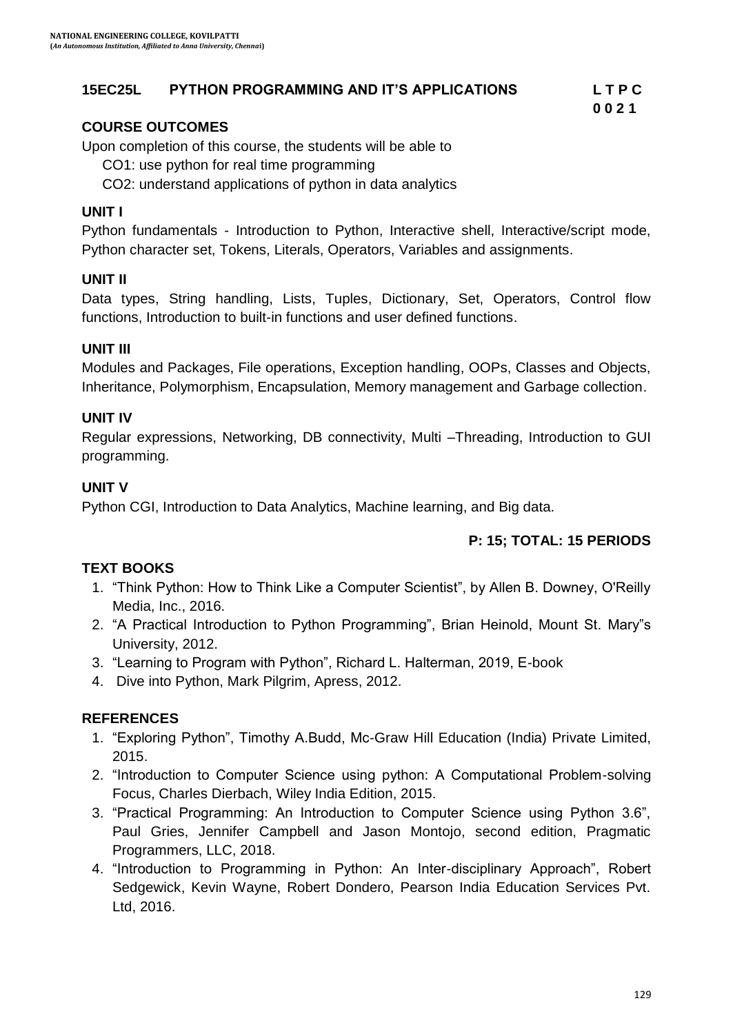**NATIONAL ENGINEERING COLLEGE, KOVILPATTI**
**(*An Autonomous Institution, Affiliated to Anna University, Chennai*)**

## 15EC25L PYTHON PROGRAMMING AND IT'S APPLICATIONS

| L | T | P | C |
|---|---|---|---|
| 0 | 0 | 2 | 1 |

### COURSE OUTCOMES

Upon completion of this course, the students will be able to

CO1: use python for real time programming

CO2: understand applications of python in data analytics

### UNIT I

Python fundamentals - Introduction to Python, Interactive shell, Interactive/script mode, Python character set, Tokens, Literals, Operators, Variables and assignments.

### UNIT II

Data types, String handling, Lists, Tuples, Dictionary, Set, Operators, Control flow functions, Introduction to built-in functions and user defined functions.

### UNIT III

Modules and Packages, File operations, Exception handling, OOPs, Classes and Objects, Inheritance, Polymorphism, Encapsulation, Memory management and Garbage collection.

### UNIT IV

Regular expressions, Networking, DB connectivity, Multi –Threading, Introduction to GUI programming.

### UNIT V

Python CGI, Introduction to Data Analytics, Machine learning, and Big data.

**P: 15; TOTAL: 15 PERIODS**

### TEXT BOOKS

1. "Think Python: How to Think Like a Computer Scientist", by Allen B. Downey, O'Reilly Media, Inc., 2016.
2. "A Practical Introduction to Python Programming", Brian Heinold, Mount St. Mary"s University, 2012.
3. "Learning to Program with Python", Richard L. Halterman, 2019, E-book
4. Dive into Python, Mark Pilgrim, Apress, 2012.

### REFERENCES

1. "Exploring Python", Timothy A.Budd, Mc-Graw Hill Education (India) Private Limited, 2015.
2. "Introduction to Computer Science using python: A Computational Problem-solving Focus, Charles Dierbach, Wiley India Edition, 2015.
3. "Practical Programming: An Introduction to Computer Science using Python 3.6", Paul Gries, Jennifer Campbell and Jason Montojo, second edition, Pragmatic Programmers, LLC, 2018.
4. "Introduction to Programming in Python: An Inter-disciplinary Approach", Robert Sedgewick, Kevin Wayne, Robert Dondero, Pearson India Education Services Pvt. Ltd, 2016.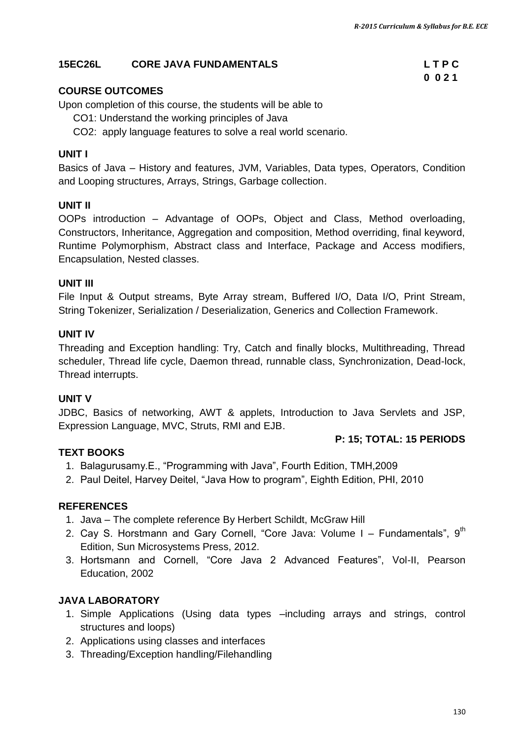## 15EC26L CORE JAVA FUNDAMENTALS

**L T P C**
**0 0 2 1**

### COURSE OUTCOMES

Upon completion of this course, the students will be able to

CO1: Understand the working principles of Java

CO2: apply language features to solve a real world scenario.

### UNIT I

Basics of Java – History and features, JVM, Variables, Data types, Operators, Condition and Looping structures, Arrays, Strings, Garbage collection.

### UNIT II

OOPs introduction – Advantage of OOPs, Object and Class, Method overloading, Constructors, Inheritance, Aggregation and composition, Method overriding, final keyword, Runtime Polymorphism, Abstract class and Interface, Package and Access modifiers, Encapsulation, Nested classes.

### UNIT III

File Input & Output streams, Byte Array stream, Buffered I/O, Data I/O, Print Stream, String Tokenizer, Serialization / Deserialization, Generics and Collection Framework.

### UNIT IV

Threading and Exception handling: Try, Catch and finally blocks, Multithreading, Thread scheduler, Thread life cycle, Daemon thread, runnable class, Synchronization, Dead-lock, Thread interrupts.

### UNIT V

JDBC, Basics of networking, AWT & applets, Introduction to Java Servlets and JSP, Expression Language, MVC, Struts, RMI and EJB.

**P: 15; TOTAL: 15 PERIODS**

### TEXT BOOKS

1. Balagurusamy.E., "Programming with Java", Fourth Edition, TMH,2009
2. Paul Deitel, Harvey Deitel, "Java How to program", Eighth Edition, PHI, 2010

### REFERENCES

1. Java – The complete reference By Herbert Schildt, McGraw Hill
2. Cay S. Horstmann and Gary Cornell, "Core Java: Volume I – Fundamentals", 9th Edition, Sun Microsystems Press, 2012.
3. Hortsmann and Cornell, "Core Java 2 Advanced Features", Vol-II, Pearson Education, 2002

### JAVA LABORATORY

1. Simple Applications (Using data types –including arrays and strings, control structures and loops)
2. Applications using classes and interfaces
3. Threading/Exception handling/Filehandling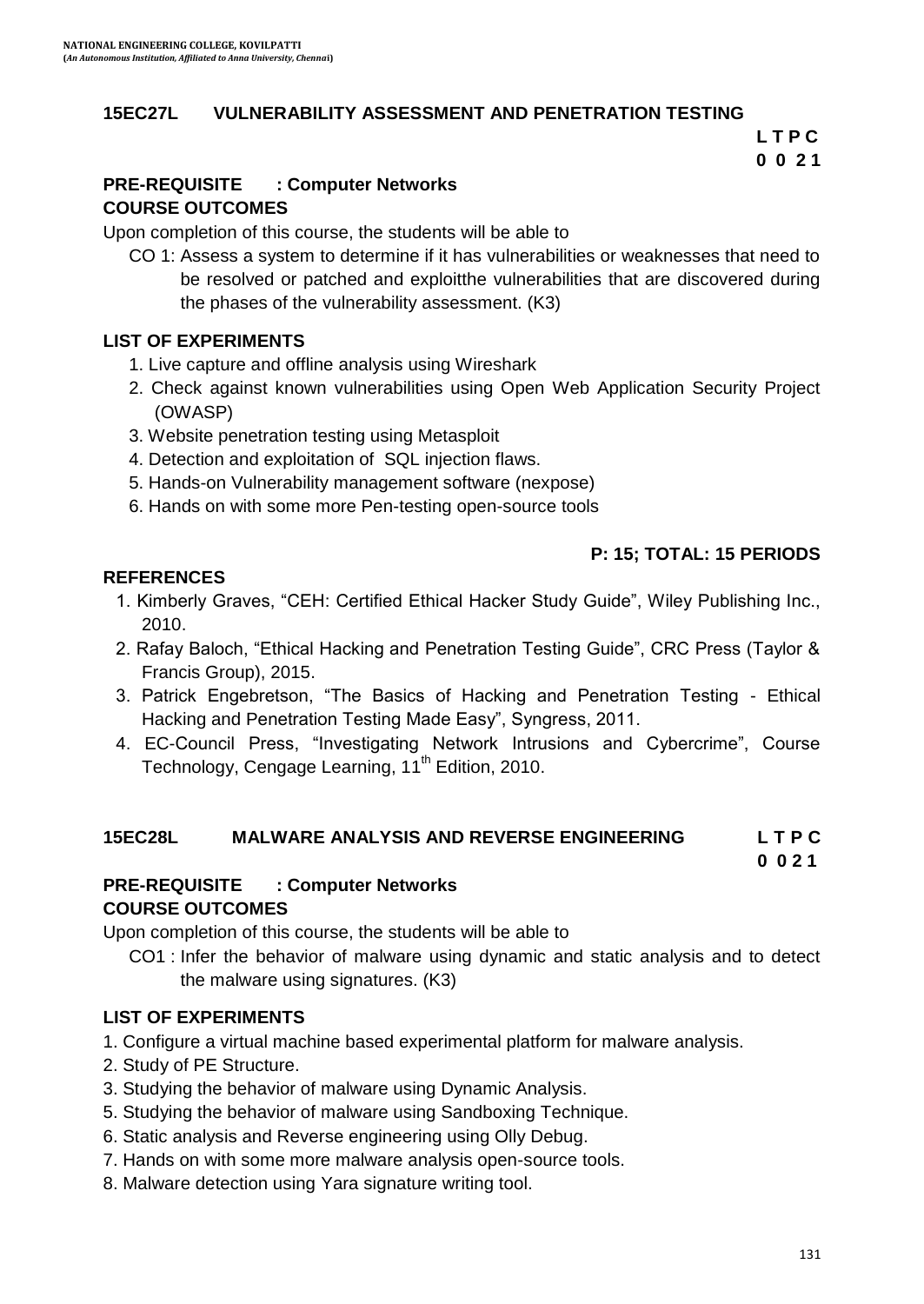## 15EC27L VULNERABILITY ASSESSMENT AND PENETRATION TESTING

**L T P C**
**0 0 2 1**

**PRE-REQUISITE : Computer Networks**

**COURSE OUTCOMES**

Upon completion of this course, the students will be able to

CO 1: Assess a system to determine if it has vulnerabilities or weaknesses that need to be resolved or patched and exploitthe vulnerabilities that are discovered during the phases of the vulnerability assessment. (K3)

**LIST OF EXPERIMENTS**

1. Live capture and offline analysis using Wireshark
2. Check against known vulnerabilities using Open Web Application Security Project (OWASP)
3. Website penetration testing using Metasploit
4. Detection and exploitation of SQL injection flaws.
5. Hands-on Vulnerability management software (nexpose)
6. Hands on with some more Pen-testing open-source tools

**P: 15; TOTAL: 15 PERIODS**

**REFERENCES**

1. Kimberly Graves, "CEH: Certified Ethical Hacker Study Guide", Wiley Publishing Inc., 2010.
2. Rafay Baloch, "Ethical Hacking and Penetration Testing Guide", CRC Press (Taylor & Francis Group), 2015.
3. Patrick Engebretson, "The Basics of Hacking and Penetration Testing - Ethical Hacking and Penetration Testing Made Easy", Syngress, 2011.
4. EC-Council Press, "Investigating Network Intrusions and Cybercrime", Course Technology, Cengage Learning, 11th Edition, 2010.

## 15EC28L MALWARE ANALYSIS AND REVERSE ENGINEERING

**L T P C**
**0 0 2 1**

**PRE-REQUISITE : Computer Networks**

**COURSE OUTCOMES**

Upon completion of this course, the students will be able to

CO1 : Infer the behavior of malware using dynamic and static analysis and to detect the malware using signatures. (K3)

**LIST OF EXPERIMENTS**

1. Configure a virtual machine based experimental platform for malware analysis.
2. Study of PE Structure.
3. Studying the behavior of malware using Dynamic Analysis.
5. Studying the behavior of malware using Sandboxing Technique.
6. Static analysis and Reverse engineering using Olly Debug.
7. Hands on with some more malware analysis open-source tools.
8. Malware detection using Yara signature writing tool.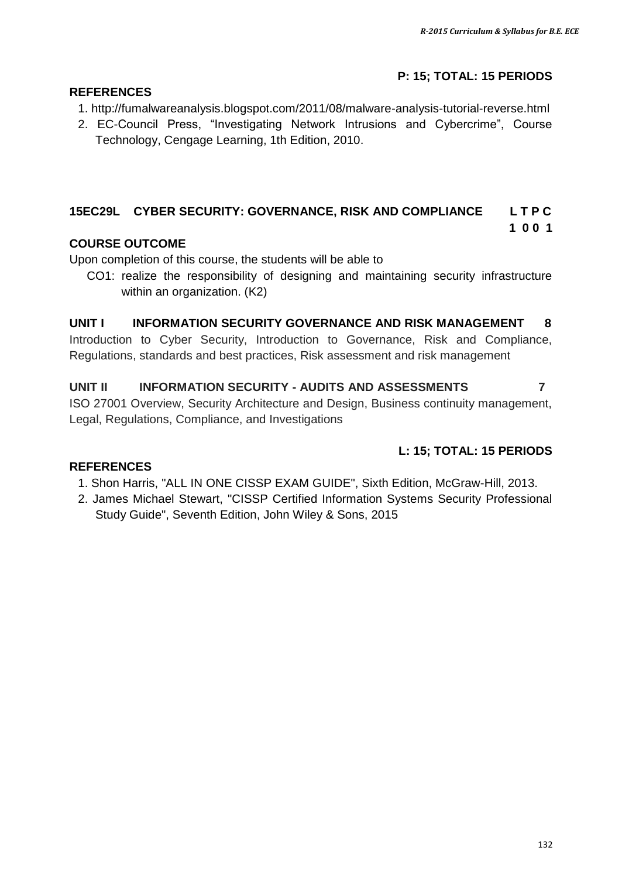**P: 15; TOTAL: 15 PERIODS**

**REFERENCES**

1. http://fumalwareanalysis.blogspot.com/2011/08/malware-analysis-tutorial-reverse.html
2. EC-Council Press, "Investigating Network Intrusions and Cybercrime", Course Technology, Cengage Learning, 1th Edition, 2010.

## 15EC29L CYBER SECURITY: GOVERNANCE, RISK AND COMPLIANCE

| L | T | P | C |
|---|---|---|---|
| 1 | 0 | 0 | 1 |

**COURSE OUTCOME**

Upon completion of this course, the students will be able to

CO1: realize the responsibility of designing and maintaining security infrastructure within an organization. (K2)

**UNIT I INFORMATION SECURITY GOVERNANCE AND RISK MANAGEMENT 8**

Introduction to Cyber Security, Introduction to Governance, Risk and Compliance, Regulations, standards and best practices, Risk assessment and risk management

**UNIT II INFORMATION SECURITY - AUDITS AND ASSESSMENTS 7**

ISO 27001 Overview, Security Architecture and Design, Business continuity management, Legal, Regulations, Compliance, and Investigations

**L: 15; TOTAL: 15 PERIODS**

**REFERENCES**

1. Shon Harris, "ALL IN ONE CISSP EXAM GUIDE", Sixth Edition, McGraw-Hill, 2013.
2. James Michael Stewart, "CISSP Certified Information Systems Security Professional Study Guide", Seventh Edition, John Wiley & Sons, 2015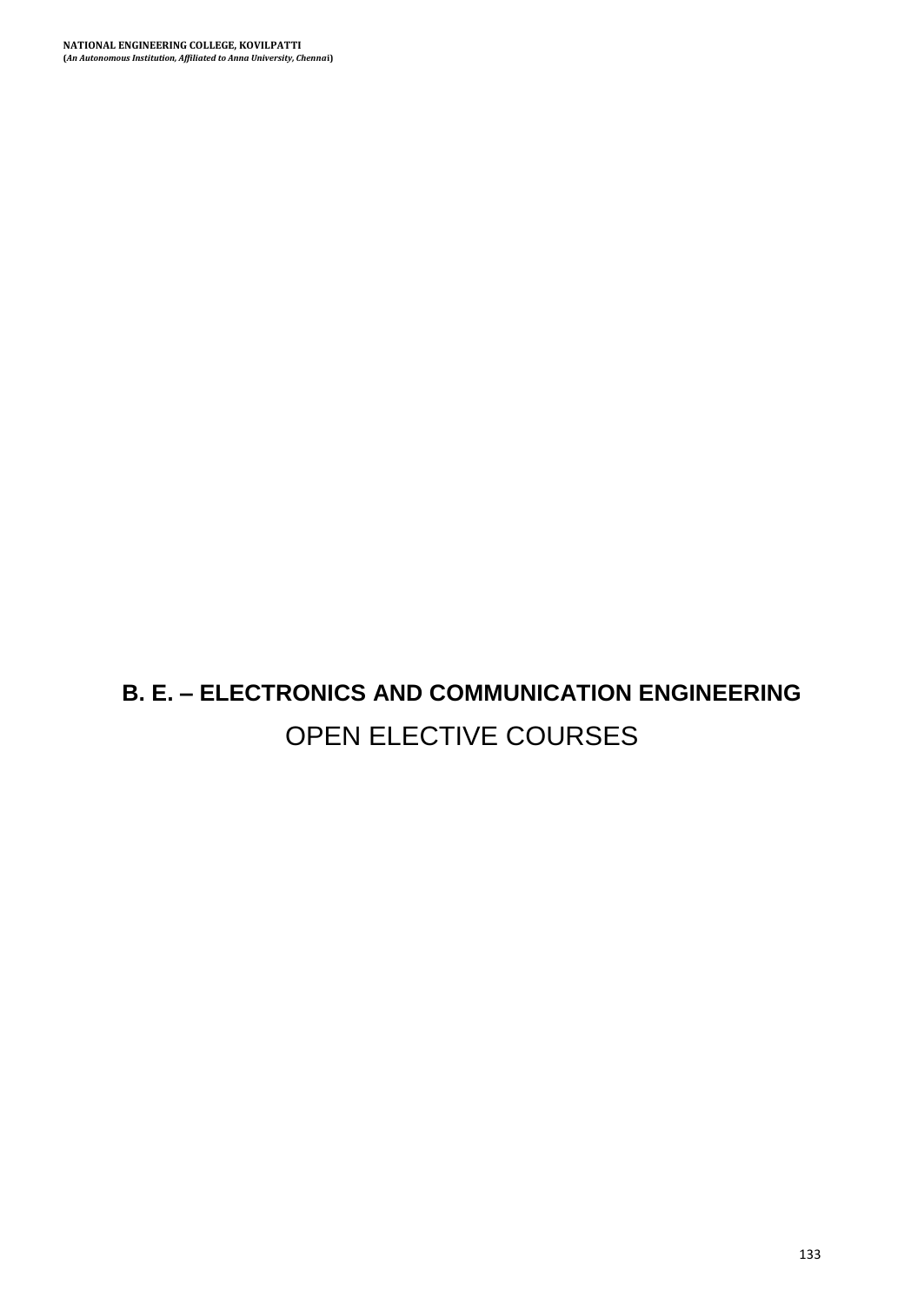# B. E. – ELECTRONICS AND COMMUNICATION ENGINEERING

## OPEN ELECTIVE COURSES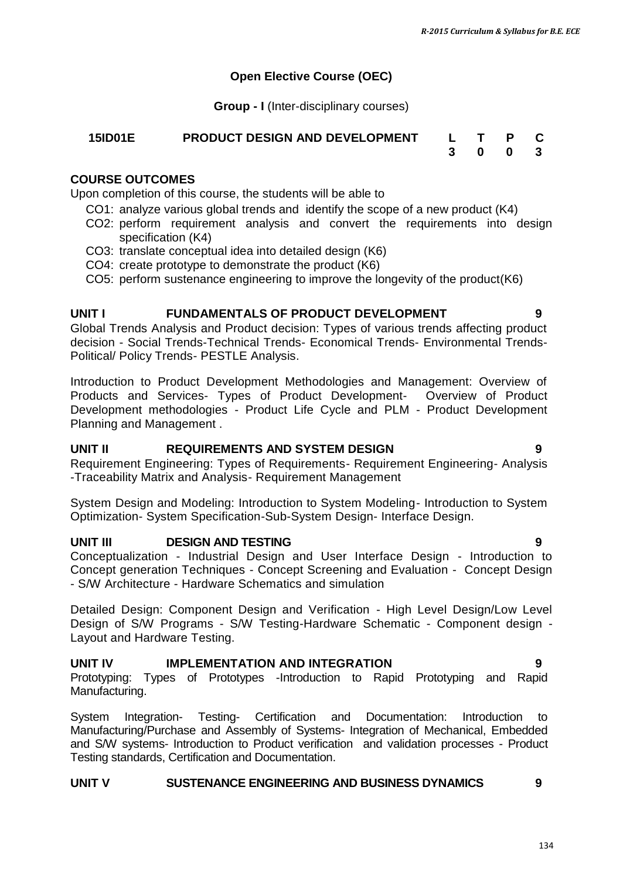## Open Elective Course (OEC)

**Group - I** (Inter-disciplinary courses)

| 15ID01E | PRODUCT DESIGN AND DEVELOPMENT | L | T | P | C |
|---|---|---|---|---|---|
| | | 3 | 0 | 0 | 3 |

### COURSE OUTCOMES

Upon completion of this course, the students will be able to

- CO1: analyze various global trends and identify the scope of a new product (K4)
- CO2: perform requirement analysis and convert the requirements into design specification (K4)
- CO3: translate conceptual idea into detailed design (K6)
- CO4: create prototype to demonstrate the product (K6)
- CO5: perform sustenance engineering to improve the longevity of the product(K6)

### UNIT I FUNDAMENTALS OF PRODUCT DEVELOPMENT 9

Global Trends Analysis and Product decision: Types of various trends affecting product decision - Social Trends-Technical Trends- Economical Trends- Environmental Trends-Political/ Policy Trends- PESTLE Analysis.

Introduction to Product Development Methodologies and Management: Overview of Products and Services- Types of Product Development- Overview of Product Development methodologies - Product Life Cycle and PLM - Product Development Planning and Management .

### UNIT II REQUIREMENTS AND SYSTEM DESIGN 9

Requirement Engineering: Types of Requirements- Requirement Engineering- Analysis -Traceability Matrix and Analysis- Requirement Management

System Design and Modeling: Introduction to System Modeling- Introduction to System Optimization- System Specification-Sub-System Design- Interface Design.

### UNIT III DESIGN AND TESTING 9

Conceptualization - Industrial Design and User Interface Design - Introduction to Concept generation Techniques - Concept Screening and Evaluation - Concept Design - S/W Architecture - Hardware Schematics and simulation

Detailed Design: Component Design and Verification - High Level Design/Low Level Design of S/W Programs - S/W Testing-Hardware Schematic - Component design - Layout and Hardware Testing.

### UNIT IV IMPLEMENTATION AND INTEGRATION 9

Prototyping: Types of Prototypes -Introduction to Rapid Prototyping and Rapid Manufacturing.

System Integration- Testing- Certification and Documentation: Introduction to Manufacturing/Purchase and Assembly of Systems- Integration of Mechanical, Embedded and S/W systems- Introduction to Product verification and validation processes - Product Testing standards, Certification and Documentation.

### UNIT V SUSTENANCE ENGINEERING AND BUSINESS DYNAMICS 9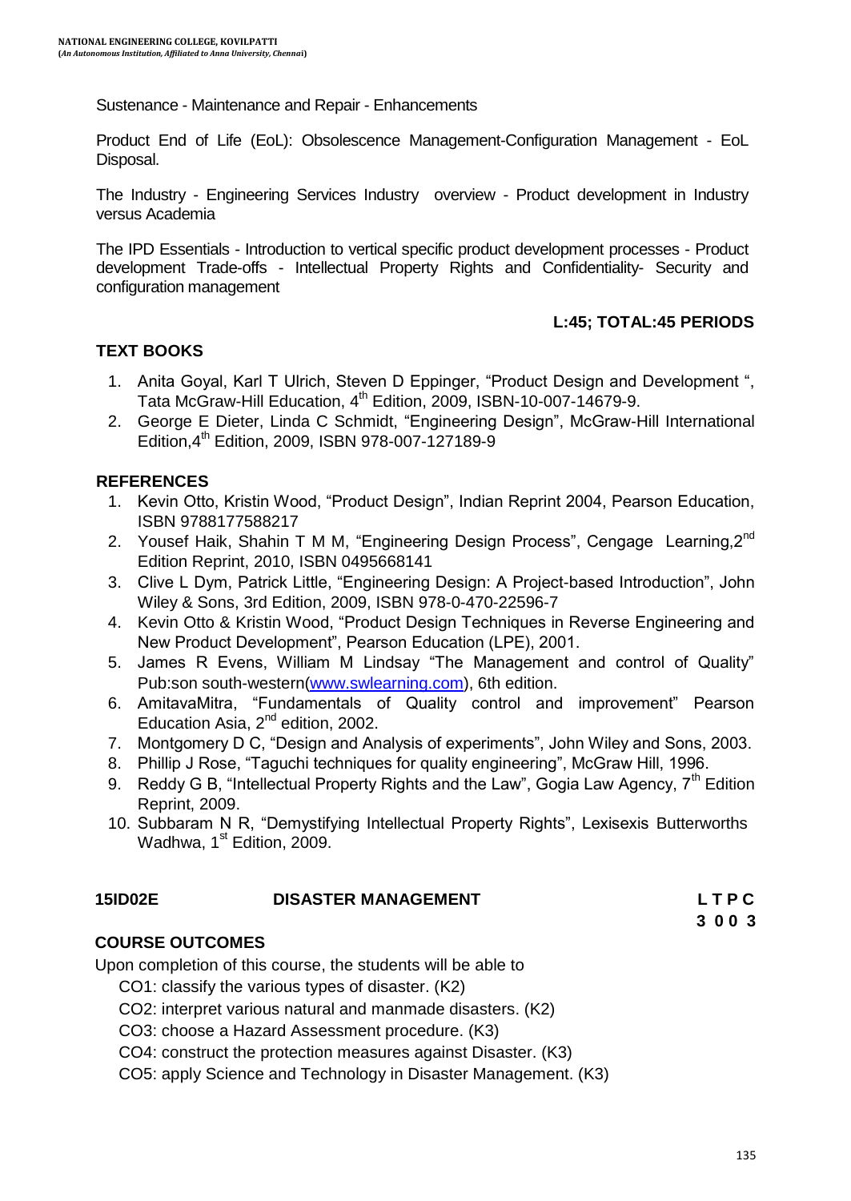Sustenance - Maintenance and Repair - Enhancements

Product End of Life (EoL): Obsolescence Management-Configuration Management - EoL Disposal.

The Industry - Engineering Services Industry overview - Product development in Industry versus Academia

The IPD Essentials - Introduction to vertical specific product development processes - Product development Trade-offs - Intellectual Property Rights and Confidentiality- Security and configuration management

**L:45; TOTAL:45 PERIODS**

**TEXT BOOKS**

1. Anita Goyal, Karl T Ulrich, Steven D Eppinger, "Product Design and Development ", Tata McGraw-Hill Education, 4th Edition, 2009, ISBN-10-007-14679-9.
2. George E Dieter, Linda C Schmidt, "Engineering Design", McGraw-Hill International Edition,4th Edition, 2009, ISBN 978-007-127189-9

**REFERENCES**

1. Kevin Otto, Kristin Wood, "Product Design", Indian Reprint 2004, Pearson Education, ISBN 9788177588217
2. Yousef Haik, Shahin T M M, "Engineering Design Process", Cengage Learning,2nd Edition Reprint, 2010, ISBN 0495668141
3. Clive L Dym, Patrick Little, "Engineering Design: A Project-based Introduction", John Wiley & Sons, 3rd Edition, 2009, ISBN 978-0-470-22596-7
4. Kevin Otto & Kristin Wood, "Product Design Techniques in Reverse Engineering and New Product Development", Pearson Education (LPE), 2001.
5. James R Evens, William M Lindsay "The Management and control of Quality" Pub:son south-western(www.swlearning.com), 6th edition.
6. AmitavaMitra, "Fundamentals of Quality control and improvement" Pearson Education Asia, 2nd edition, 2002.
7. Montgomery D C, "Design and Analysis of experiments", John Wiley and Sons, 2003.
8. Phillip J Rose, "Taguchi techniques for quality engineering", McGraw Hill, 1996.
9. Reddy G B, "Intellectual Property Rights and the Law", Gogia Law Agency, 7th Edition Reprint, 2009.
10. Subbaram N R, "Demystifying Intellectual Property Rights", Lexisexis Butterworths Wadhwa, 1st Edition, 2009.

## 15ID02E DISASTER MANAGEMENT

| L | T | P | C |
|---|---|---|---|
| 3 | 0 | 0 | 3 |

**COURSE OUTCOMES**

Upon completion of this course, the students will be able to

- CO1: classify the various types of disaster. (K2)
- CO2: interpret various natural and manmade disasters. (K2)
- CO3: choose a Hazard Assessment procedure. (K3)
- CO4: construct the protection measures against Disaster. (K3)
- CO5: apply Science and Technology in Disaster Management. (K3)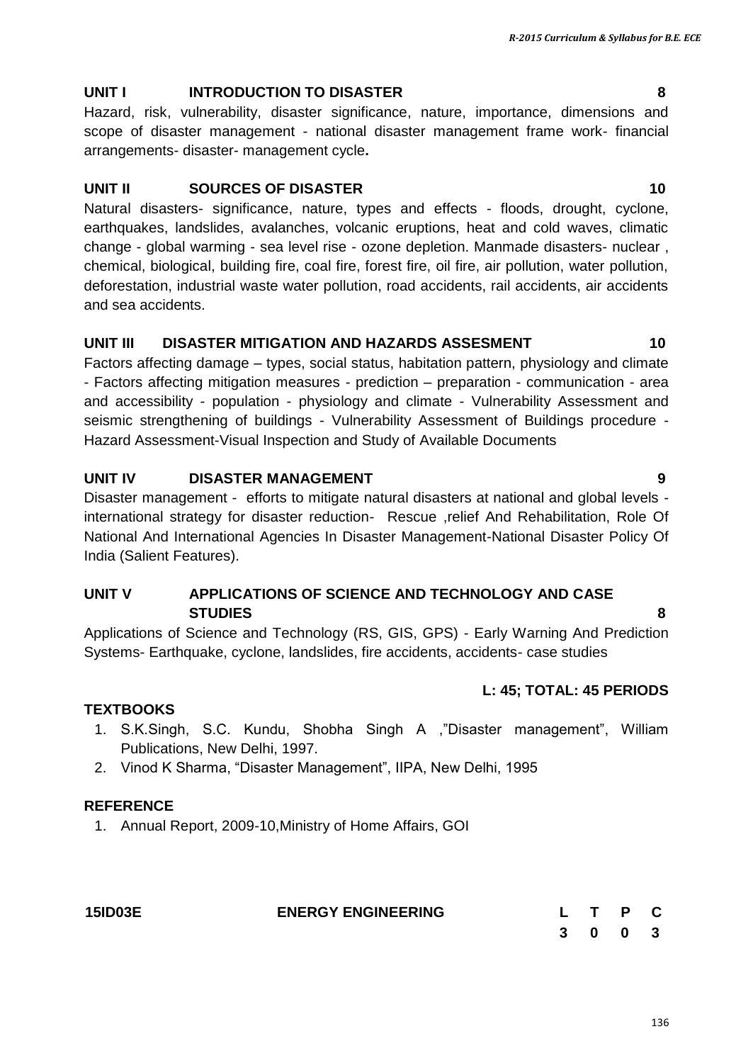## UNIT I INTRODUCTION TO DISASTER 8

Hazard, risk, vulnerability, disaster significance, nature, importance, dimensions and scope of disaster management - national disaster management frame work- financial arrangements- disaster- management cycle**.**

## UNIT II SOURCES OF DISASTER 10

Natural disasters- significance, nature, types and effects - floods, drought, cyclone, earthquakes, landslides, avalanches, volcanic eruptions, heat and cold waves, climatic change - global warming - sea level rise - ozone depletion. Manmade disasters- nuclear , chemical, biological, building fire, coal fire, forest fire, oil fire, air pollution, water pollution, deforestation, industrial waste water pollution, road accidents, rail accidents, air accidents and sea accidents.

## UNIT III DISASTER MITIGATION AND HAZARDS ASSESMENT 10

Factors affecting damage – types, social status, habitation pattern, physiology and climate - Factors affecting mitigation measures - prediction – preparation - communication - area and accessibility - population - physiology and climate - Vulnerability Assessment and seismic strengthening of buildings - Vulnerability Assessment of Buildings procedure - Hazard Assessment-Visual Inspection and Study of Available Documents

## UNIT IV DISASTER MANAGEMENT 9

Disaster management - efforts to mitigate natural disasters at national and global levels - international strategy for disaster reduction- Rescue ,relief And Rehabilitation, Role Of National And International Agencies In Disaster Management-National Disaster Policy Of India (Salient Features).

## UNIT V APPLICATIONS OF SCIENCE AND TECHNOLOGY AND CASE STUDIES 8

Applications of Science and Technology (RS, GIS, GPS) - Early Warning And Prediction Systems- Earthquake, cyclone, landslides, fire accidents, accidents- case studies

**L: 45; TOTAL: 45 PERIODS**

### TEXTBOOKS

1. S.K.Singh, S.C. Kundu, Shobha Singh A ,"Disaster management", William Publications, New Delhi, 1997.
2. Vinod K Sharma, "Disaster Management", IIPA, New Delhi, 1995

### REFERENCE

1. Annual Report, 2009-10,Ministry of Home Affairs, GOI

| 15ID03E | ENERGY ENGINEERING | L | T | P | C |
|---|---|---|---|---|---|
| | | 3 | 0 | 0 | 3 |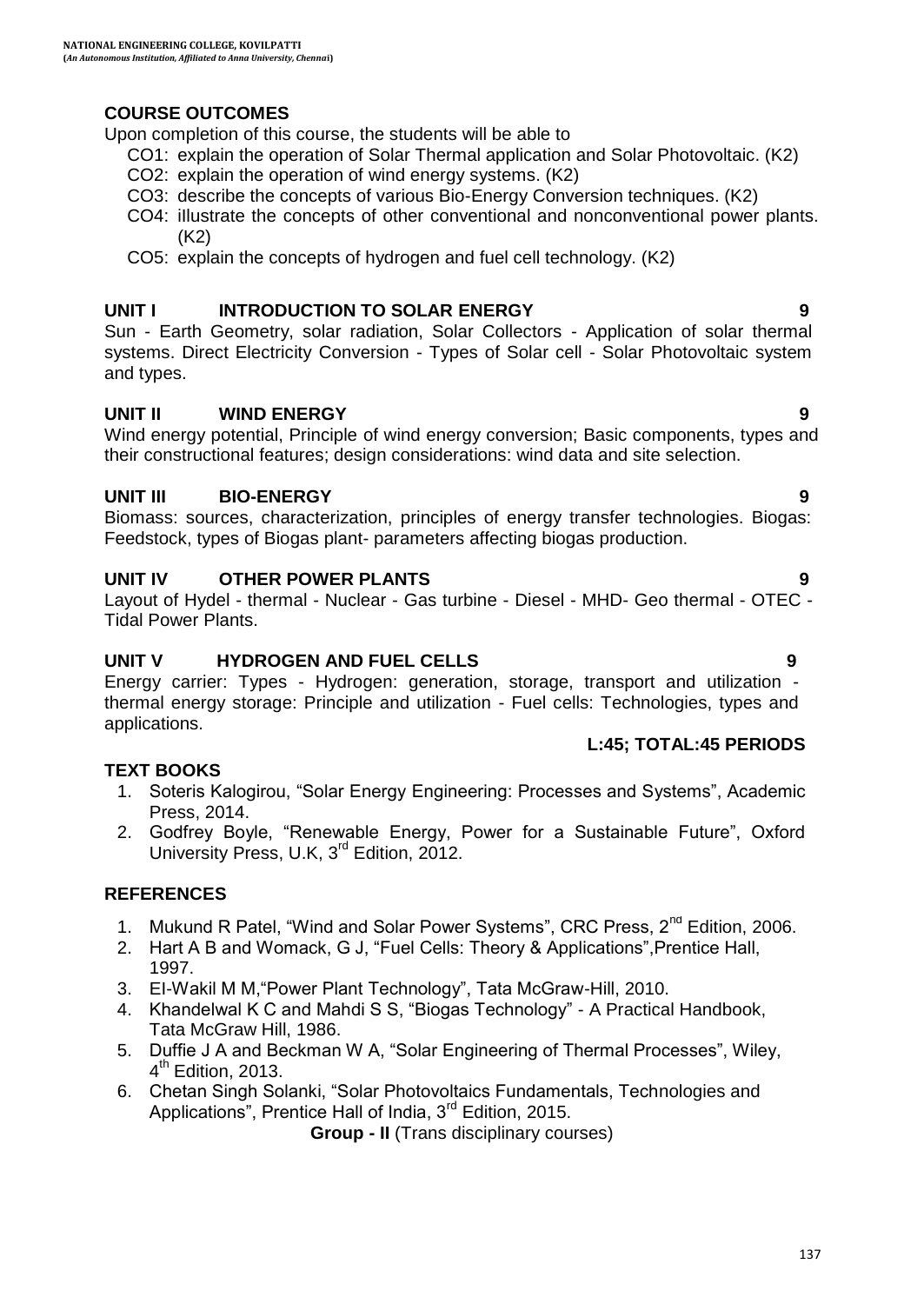## COURSE OUTCOMES

Upon completion of this course, the students will be able to

- CO1: explain the operation of Solar Thermal application and Solar Photovoltaic. (K2)
- CO2: explain the operation of wind energy systems. (K2)
- CO3: describe the concepts of various Bio-Energy Conversion techniques. (K2)
- CO4: illustrate the concepts of other conventional and nonconventional power plants. (K2)
- CO5: explain the concepts of hydrogen and fuel cell technology. (K2)

## UNIT I INTRODUCTION TO SOLAR ENERGY 9

Sun - Earth Geometry, solar radiation, Solar Collectors - Application of solar thermal systems. Direct Electricity Conversion - Types of Solar cell - Solar Photovoltaic system and types.

## UNIT II WIND ENERGY 9

Wind energy potential, Principle of wind energy conversion; Basic components, types and their constructional features; design considerations: wind data and site selection.

## UNIT III BIO-ENERGY 9

Biomass: sources, characterization, principles of energy transfer technologies. Biogas: Feedstock, types of Biogas plant- parameters affecting biogas production.

## UNIT IV OTHER POWER PLANTS 9

Layout of Hydel - thermal - Nuclear - Gas turbine - Diesel - MHD- Geo thermal - OTEC - Tidal Power Plants.

## UNIT V HYDROGEN AND FUEL CELLS 9

Energy carrier: Types - Hydrogen: generation, storage, transport and utilization - thermal energy storage: Principle and utilization - Fuel cells: Technologies, types and applications.

**L:45; TOTAL:45 PERIODS**

## TEXT BOOKS

1. Soteris Kalogirou, "Solar Energy Engineering: Processes and Systems", Academic Press, 2014.
2. Godfrey Boyle, "Renewable Energy, Power for a Sustainable Future", Oxford University Press, U.K, 3rd Edition, 2012.

## REFERENCES

1. Mukund R Patel, "Wind and Solar Power Systems", CRC Press, 2nd Edition, 2006.
2. Hart A B and Womack, G J, "Fuel Cells: Theory & Applications",Prentice Hall, 1997.
3. EI-Wakil M M,"Power Plant Technology", Tata McGraw-Hill, 2010.
4. Khandelwal K C and Mahdi S S, "Biogas Technology" - A Practical Handbook, Tata McGraw Hill, 1986.
5. Duffie J A and Beckman W A, "Solar Engineering of Thermal Processes", Wiley, 4th Edition, 2013.
6. Chetan Singh Solanki, "Solar Photovoltaics Fundamentals, Technologies and Applications", Prentice Hall of India, 3rd Edition, 2015.

**Group - II** (Trans disciplinary courses)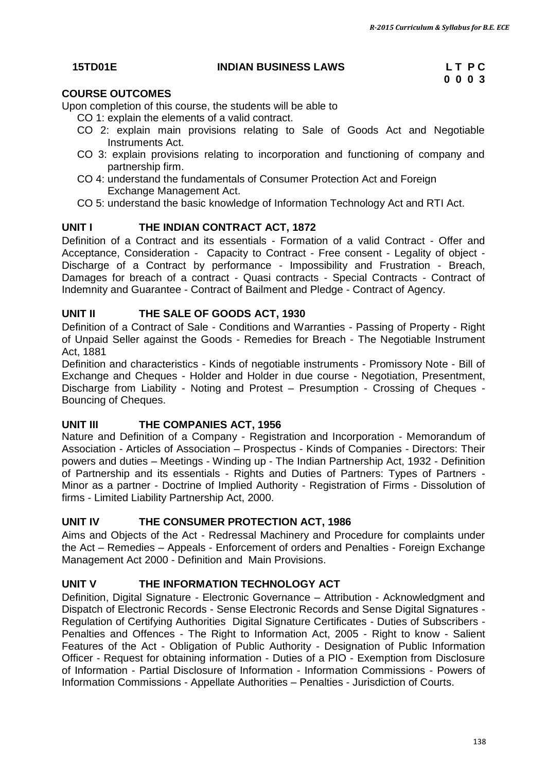## 15TD01E INDIAN BUSINESS LAWS

| L | T | P | C |
|---|---|---|---|
| 0 | 0 | 0 | 3 |

### COURSE OUTCOMES

Upon completion of this course, the students will be able to

- CO 1: explain the elements of a valid contract.
- CO 2: explain main provisions relating to Sale of Goods Act and Negotiable Instruments Act.
- CO 3: explain provisions relating to incorporation and functioning of company and partnership firm.
- CO 4: understand the fundamentals of Consumer Protection Act and Foreign Exchange Management Act.
- CO 5: understand the basic knowledge of Information Technology Act and RTI Act.

### UNIT I THE INDIAN CONTRACT ACT, 1872

Definition of a Contract and its essentials - Formation of a valid Contract - Offer and Acceptance, Consideration - Capacity to Contract - Free consent - Legality of object - Discharge of a Contract by performance - Impossibility and Frustration - Breach, Damages for breach of a contract - Quasi contracts - Special Contracts - Contract of Indemnity and Guarantee - Contract of Bailment and Pledge - Contract of Agency.

### UNIT II THE SALE OF GOODS ACT, 1930

Definition of a Contract of Sale - Conditions and Warranties - Passing of Property - Right of Unpaid Seller against the Goods - Remedies for Breach - The Negotiable Instrument Act, 1881

Definition and characteristics - Kinds of negotiable instruments - Promissory Note - Bill of Exchange and Cheques - Holder and Holder in due course - Negotiation, Presentment, Discharge from Liability - Noting and Protest – Presumption - Crossing of Cheques - Bouncing of Cheques.

### UNIT III THE COMPANIES ACT, 1956

Nature and Definition of a Company - Registration and Incorporation - Memorandum of Association - Articles of Association – Prospectus - Kinds of Companies - Directors: Their powers and duties – Meetings - Winding up - The Indian Partnership Act, 1932 - Definition of Partnership and its essentials - Rights and Duties of Partners: Types of Partners - Minor as a partner - Doctrine of Implied Authority - Registration of Firms - Dissolution of firms - Limited Liability Partnership Act, 2000.

### UNIT IV THE CONSUMER PROTECTION ACT, 1986

Aims and Objects of the Act - Redressal Machinery and Procedure for complaints under the Act – Remedies – Appeals - Enforcement of orders and Penalties - Foreign Exchange Management Act 2000 - Definition and Main Provisions.

### UNIT V THE INFORMATION TECHNOLOGY ACT

Definition, Digital Signature - Electronic Governance – Attribution - Acknowledgment and Dispatch of Electronic Records - Sense Electronic Records and Sense Digital Signatures - Regulation of Certifying Authorities Digital Signature Certificates - Duties of Subscribers - Penalties and Offences - The Right to Information Act, 2005 - Right to know - Salient Features of the Act - Obligation of Public Authority - Designation of Public Information Officer - Request for obtaining information - Duties of a PIO - Exemption from Disclosure of Information - Partial Disclosure of Information - Information Commissions - Powers of Information Commissions - Appellate Authorities – Penalties - Jurisdiction of Courts.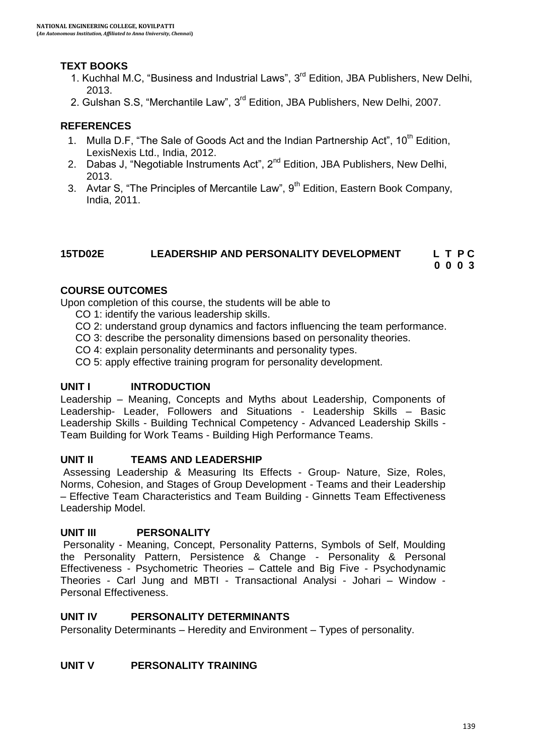### TEXT BOOKS

1. Kuchhal M.C, "Business and Industrial Laws", 3rd Edition, JBA Publishers, New Delhi, 2013.
2. Gulshan S.S, "Merchantile Law", 3rd Edition, JBA Publishers, New Delhi, 2007.

### REFERENCES

1. Mulla D.F, "The Sale of Goods Act and the Indian Partnership Act", 10th Edition, LexisNexis Ltd., India, 2012.
2. Dabas J, "Negotiable Instruments Act", 2nd Edition, JBA Publishers, New Delhi, 2013.
3. Avtar S, "The Principles of Mercantile Law", 9th Edition, Eastern Book Company, India, 2011.

## 15TD02E LEADERSHIP AND PERSONALITY DEVELOPMENT

| L | T | P | C |
|---|---|---|---|
| 0 | 0 | 0 | 3 |

### COURSE OUTCOMES

Upon completion of this course, the students will be able to

- CO 1: identify the various leadership skills.
- CO 2: understand group dynamics and factors influencing the team performance.
- CO 3: describe the personality dimensions based on personality theories.
- CO 4: explain personality determinants and personality types.
- CO 5: apply effective training program for personality development.

### UNIT I INTRODUCTION

Leadership – Meaning, Concepts and Myths about Leadership, Components of Leadership- Leader, Followers and Situations - Leadership Skills – Basic Leadership Skills - Building Technical Competency - Advanced Leadership Skills - Team Building for Work Teams - Building High Performance Teams.

### UNIT II TEAMS AND LEADERSHIP

Assessing Leadership & Measuring Its Effects - Group- Nature, Size, Roles, Norms, Cohesion, and Stages of Group Development - Teams and their Leadership – Effective Team Characteristics and Team Building - Ginnetts Team Effectiveness Leadership Model.

### UNIT III PERSONALITY

Personality - Meaning, Concept, Personality Patterns, Symbols of Self, Moulding the Personality Pattern, Persistence & Change - Personality & Personal Effectiveness - Psychometric Theories – Cattele and Big Five - Psychodynamic Theories - Carl Jung and MBTI - Transactional Analysi - Johari – Window - Personal Effectiveness.

### UNIT IV PERSONALITY DETERMINANTS

Personality Determinants – Heredity and Environment – Types of personality.

### UNIT V PERSONALITY TRAINING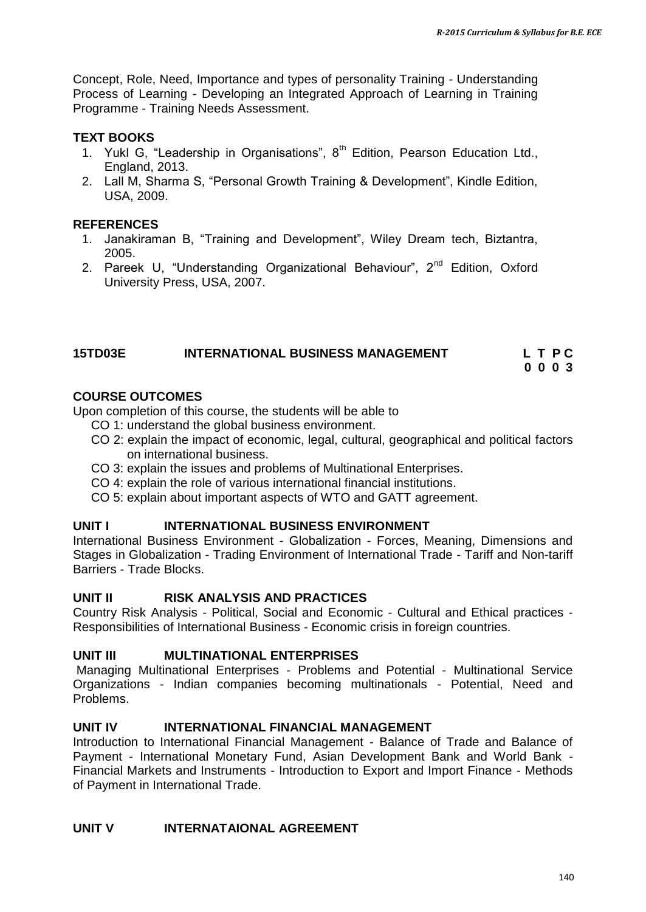Concept, Role, Need, Importance and types of personality Training - Understanding Process of Learning - Developing an Integrated Approach of Learning in Training Programme - Training Needs Assessment.

**TEXT BOOKS**

1. Yukl G, "Leadership in Organisations", 8th Edition, Pearson Education Ltd., England, 2013.
2. Lall M, Sharma S, "Personal Growth Training & Development", Kindle Edition, USA, 2009.

**REFERENCES**

1. Janakiraman B, "Training and Development", Wiley Dream tech, Biztantra, 2005.
2. Pareek U, "Understanding Organizational Behaviour", 2nd Edition, Oxford University Press, USA, 2007.

## 15TD03E INTERNATIONAL BUSINESS MANAGEMENT

| L | T | P | C |
|---|---|---|---|
| 0 | 0 | 0 | 3 |

**COURSE OUTCOMES**

Upon completion of this course, the students will be able to

- CO 1: understand the global business environment.
- CO 2: explain the impact of economic, legal, cultural, geographical and political factors on international business.
- CO 3: explain the issues and problems of Multinational Enterprises.
- CO 4: explain the role of various international financial institutions.
- CO 5: explain about important aspects of WTO and GATT agreement.

**UNIT I INTERNATIONAL BUSINESS ENVIRONMENT**

International Business Environment - Globalization - Forces, Meaning, Dimensions and Stages in Globalization - Trading Environment of International Trade - Tariff and Non-tariff Barriers - Trade Blocks.

**UNIT II RISK ANALYSIS AND PRACTICES**

Country Risk Analysis - Political, Social and Economic - Cultural and Ethical practices - Responsibilities of International Business - Economic crisis in foreign countries.

**UNIT III MULTINATIONAL ENTERPRISES**

Managing Multinational Enterprises - Problems and Potential - Multinational Service Organizations - Indian companies becoming multinationals - Potential, Need and Problems.

**UNIT IV INTERNATIONAL FINANCIAL MANAGEMENT**

Introduction to International Financial Management - Balance of Trade and Balance of Payment - International Monetary Fund, Asian Development Bank and World Bank - Financial Markets and Instruments - Introduction to Export and Import Finance - Methods of Payment in International Trade.

**UNIT V INTERNATAIONAL AGREEMENT**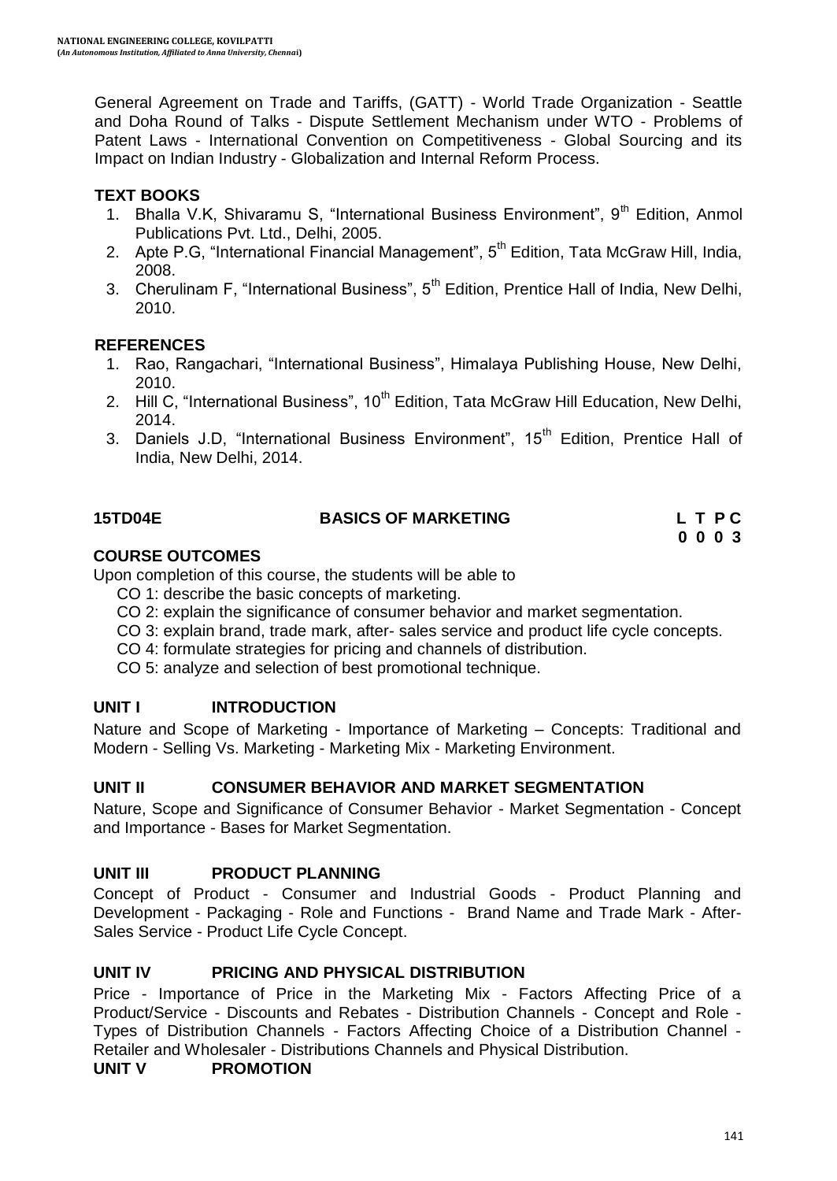General Agreement on Trade and Tariffs, (GATT) - World Trade Organization - Seattle and Doha Round of Talks - Dispute Settlement Mechanism under WTO - Problems of Patent Laws - International Convention on Competitiveness - Global Sourcing and its Impact on Indian Industry - Globalization and Internal Reform Process.

**TEXT BOOKS**

1. Bhalla V.K, Shivaramu S, "International Business Environment", 9th Edition, Anmol Publications Pvt. Ltd., Delhi, 2005.
2. Apte P.G, "International Financial Management", 5th Edition, Tata McGraw Hill, India, 2008.
3. Cherulinam F, "International Business", 5th Edition, Prentice Hall of India, New Delhi, 2010.

**REFERENCES**

1. Rao, Rangachari, "International Business", Himalaya Publishing House, New Delhi, 2010.
2. Hill C, "International Business", 10th Edition, Tata McGraw Hill Education, New Delhi, 2014.
3. Daniels J.D, "International Business Environment", 15th Edition, Prentice Hall of India, New Delhi, 2014.

## 15TD04E BASICS OF MARKETING

| L | T | P | C |
|---|---|---|---|
| 0 | 0 | 0 | 3 |

**COURSE OUTCOMES**

Upon completion of this course, the students will be able to

- CO 1: describe the basic concepts of marketing.
- CO 2: explain the significance of consumer behavior and market segmentation.
- CO 3: explain brand, trade mark, after- sales service and product life cycle concepts.
- CO 4: formulate strategies for pricing and channels of distribution.
- CO 5: analyze and selection of best promotional technique.

**UNIT I INTRODUCTION**

Nature and Scope of Marketing - Importance of Marketing – Concepts: Traditional and Modern - Selling Vs. Marketing - Marketing Mix - Marketing Environment.

**UNIT II CONSUMER BEHAVIOR AND MARKET SEGMENTATION**

Nature, Scope and Significance of Consumer Behavior - Market Segmentation - Concept and Importance - Bases for Market Segmentation.

**UNIT III PRODUCT PLANNING**

Concept of Product - Consumer and Industrial Goods - Product Planning and Development - Packaging - Role and Functions - Brand Name and Trade Mark - After-Sales Service - Product Life Cycle Concept.

**UNIT IV PRICING AND PHYSICAL DISTRIBUTION**

Price - Importance of Price in the Marketing Mix - Factors Affecting Price of a Product/Service - Discounts and Rebates - Distribution Channels - Concept and Role - Types of Distribution Channels - Factors Affecting Choice of a Distribution Channel - Retailer and Wholesaler - Distributions Channels and Physical Distribution.

**UNIT V PROMOTION**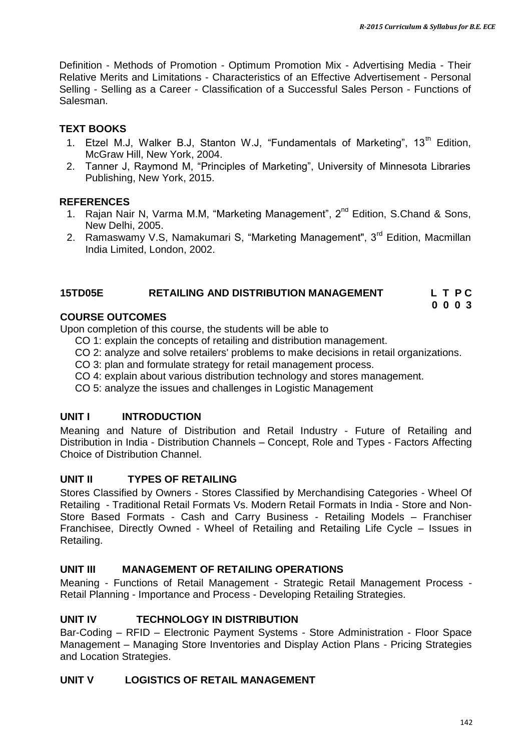Definition - Methods of Promotion - Optimum Promotion Mix - Advertising Media - Their Relative Merits and Limitations - Characteristics of an Effective Advertisement - Personal Selling - Selling as a Career - Classification of a Successful Sales Person - Functions of Salesman.

**TEXT BOOKS**

1. Etzel M.J, Walker B.J, Stanton W.J, "Fundamentals of Marketing", 13th Edition, McGraw Hill, New York, 2004.
2. Tanner J, Raymond M, "Principles of Marketing", University of Minnesota Libraries Publishing, New York, 2015.

**REFERENCES**

1. Rajan Nair N, Varma M.M, "Marketing Management", 2nd Edition, S.Chand & Sons, New Delhi, 2005.
2. Ramaswamy V.S, Namakumari S, "Marketing Management", 3rd Edition, Macmillan India Limited, London, 2002.

**15TD05E RETAILING AND DISTRIBUTION MANAGEMENT** **L T P C**
**0 0 0 3**

**COURSE OUTCOMES**

Upon completion of this course, the students will be able to

- CO 1: explain the concepts of retailing and distribution management.
- CO 2: analyze and solve retailers' problems to make decisions in retail organizations.
- CO 3: plan and formulate strategy for retail management process.
- CO 4: explain about various distribution technology and stores management.
- CO 5: analyze the issues and challenges in Logistic Management

**UNIT I INTRODUCTION**

Meaning and Nature of Distribution and Retail Industry - Future of Retailing and Distribution in India - Distribution Channels – Concept, Role and Types - Factors Affecting Choice of Distribution Channel.

**UNIT II TYPES OF RETAILING**

Stores Classified by Owners - Stores Classified by Merchandising Categories - Wheel Of Retailing - Traditional Retail Formats Vs. Modern Retail Formats in India - Store and Non-Store Based Formats - Cash and Carry Business - Retailing Models – Franchiser Franchisee, Directly Owned - Wheel of Retailing and Retailing Life Cycle – Issues in Retailing.

**UNIT III MANAGEMENT OF RETAILING OPERATIONS**

Meaning - Functions of Retail Management - Strategic Retail Management Process - Retail Planning - Importance and Process - Developing Retailing Strategies.

**UNIT IV TECHNOLOGY IN DISTRIBUTION**

Bar-Coding – RFID – Electronic Payment Systems - Store Administration - Floor Space Management – Managing Store Inventories and Display Action Plans - Pricing Strategies and Location Strategies.

**UNIT V LOGISTICS OF RETAIL MANAGEMENT**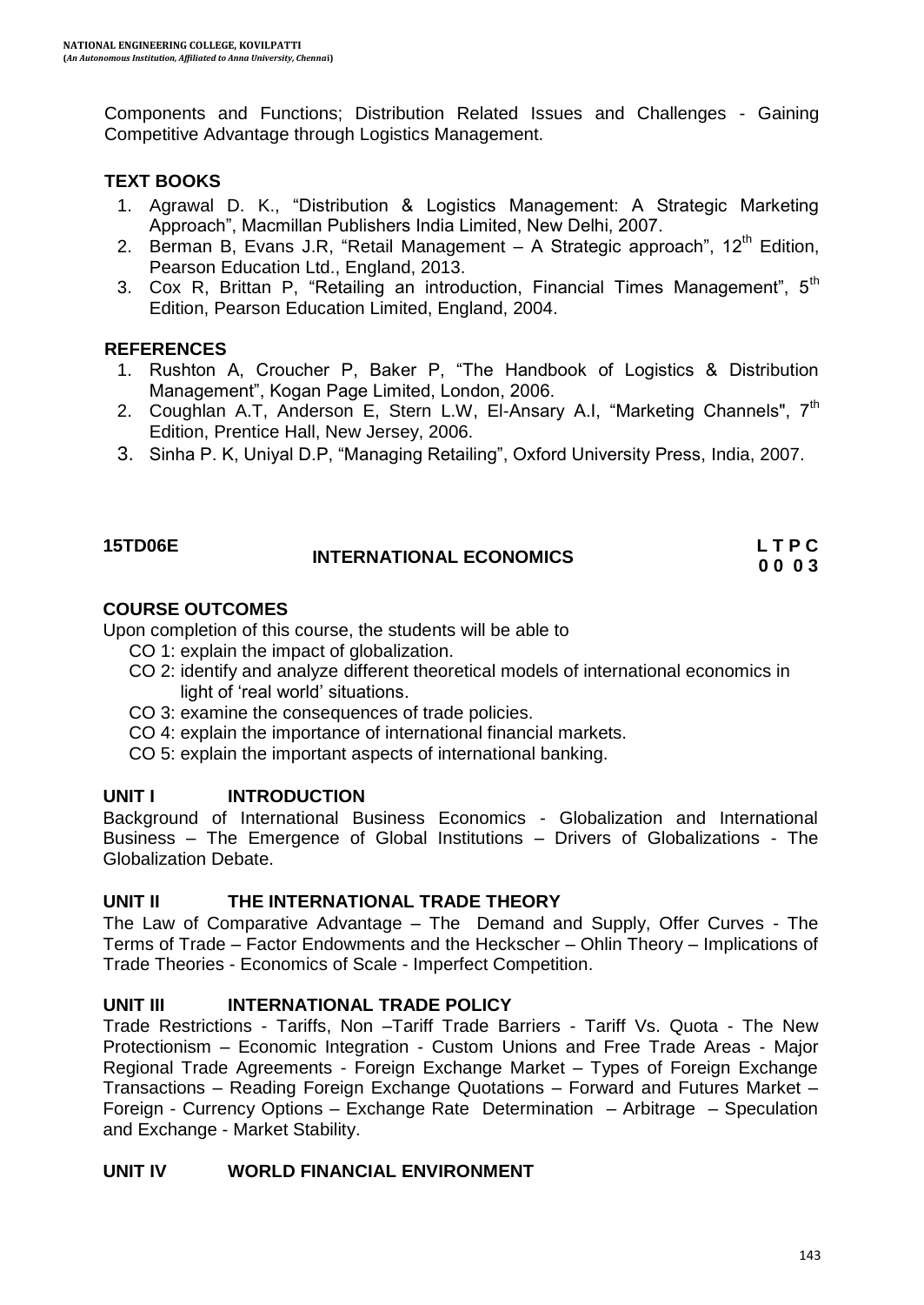Components and Functions; Distribution Related Issues and Challenges - Gaining Competitive Advantage through Logistics Management.

**TEXT BOOKS**

1. Agrawal D. K., "Distribution & Logistics Management: A Strategic Marketing Approach", Macmillan Publishers India Limited, New Delhi, 2007.
2. Berman B, Evans J.R, "Retail Management – A Strategic approach", 12th Edition, Pearson Education Ltd., England, 2013.
3. Cox R, Brittan P, "Retailing an introduction, Financial Times Management", 5th Edition, Pearson Education Limited, England, 2004.

**REFERENCES**

1. Rushton A, Croucher P, Baker P, "The Handbook of Logistics & Distribution Management", Kogan Page Limited, London, 2006.
2. Coughlan A.T, Anderson E, Stern L.W, El-Ansary A.I, "Marketing Channels", 7th Edition, Prentice Hall, New Jersey, 2006.
3. Sinha P. K, Uniyal D.P, "Managing Retailing", Oxford University Press, India, 2007.

## 15TD06E INTERNATIONAL ECONOMICS

**L T P C**
**0 0 0 3**

**COURSE OUTCOMES**

Upon completion of this course, the students will be able to

- CO 1: explain the impact of globalization.
- CO 2: identify and analyze different theoretical models of international economics in light of 'real world' situations.
- CO 3: examine the consequences of trade policies.
- CO 4: explain the importance of international financial markets.
- CO 5: explain the important aspects of international banking.

**UNIT I INTRODUCTION**

Background of International Business Economics - Globalization and International Business – The Emergence of Global Institutions – Drivers of Globalizations - The Globalization Debate.

**UNIT II THE INTERNATIONAL TRADE THEORY**

The Law of Comparative Advantage – The Demand and Supply, Offer Curves - The Terms of Trade – Factor Endowments and the Heckscher – Ohlin Theory – Implications of Trade Theories - Economics of Scale - Imperfect Competition.

**UNIT III INTERNATIONAL TRADE POLICY**

Trade Restrictions - Tariffs, Non –Tariff Trade Barriers - Tariff Vs. Quota - The New Protectionism – Economic Integration - Custom Unions and Free Trade Areas - Major Regional Trade Agreements - Foreign Exchange Market – Types of Foreign Exchange Transactions – Reading Foreign Exchange Quotations – Forward and Futures Market – Foreign - Currency Options – Exchange Rate Determination – Arbitrage – Speculation and Exchange - Market Stability.

**UNIT IV WORLD FINANCIAL ENVIRONMENT**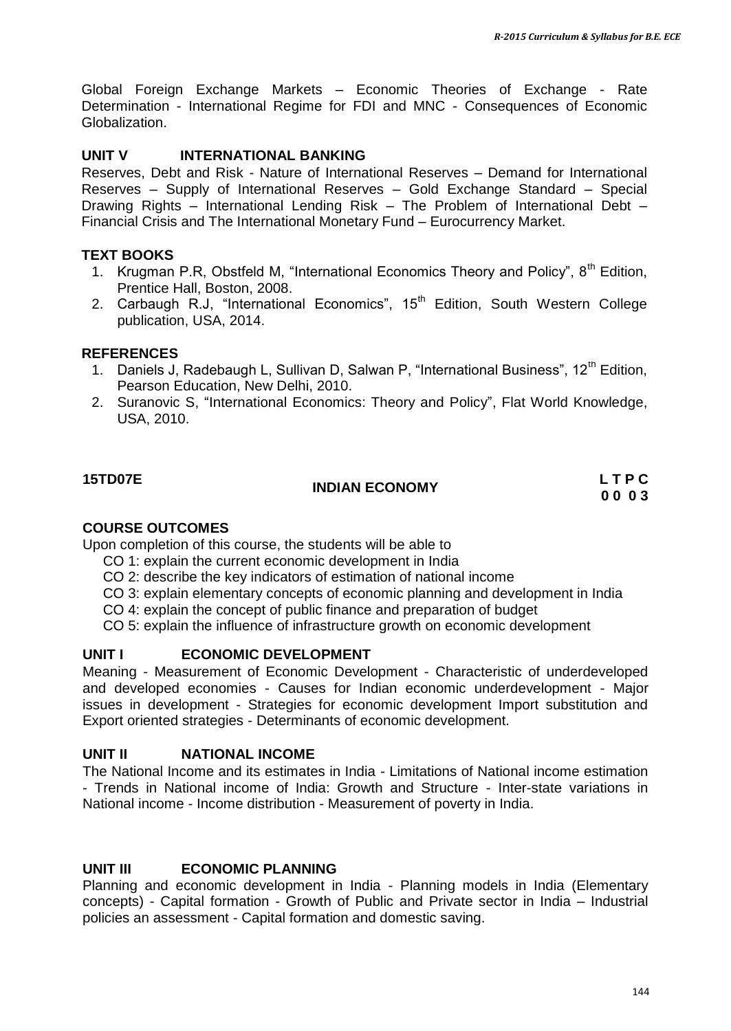Global Foreign Exchange Markets – Economic Theories of Exchange - Rate Determination - International Regime for FDI and MNC - Consequences of Economic Globalization.

**UNIT V INTERNATIONAL BANKING**

Reserves, Debt and Risk - Nature of International Reserves – Demand for International Reserves – Supply of International Reserves – Gold Exchange Standard – Special Drawing Rights – International Lending Risk – The Problem of International Debt – Financial Crisis and The International Monetary Fund – Eurocurrency Market.

**TEXT BOOKS**

1. Krugman P.R, Obstfeld M, "International Economics Theory and Policy", 8th Edition, Prentice Hall, Boston, 2008.
2. Carbaugh R.J, "International Economics", 15th Edition, South Western College publication, USA, 2014.

**REFERENCES**

1. Daniels J, Radebaugh L, Sullivan D, Salwan P, "International Business", 12th Edition, Pearson Education, New Delhi, 2010.
2. Suranovic S, "International Economics: Theory and Policy", Flat World Knowledge, USA, 2010.

| **15TD07E** | **INDIAN ECONOMY** | **L T P C** |
|---|---|---|
| | | **0 0 0 3** |

**COURSE OUTCOMES**

Upon completion of this course, the students will be able to

- CO 1: explain the current economic development in India
- CO 2: describe the key indicators of estimation of national income
- CO 3: explain elementary concepts of economic planning and development in India
- CO 4: explain the concept of public finance and preparation of budget
- CO 5: explain the influence of infrastructure growth on economic development

**UNIT I ECONOMIC DEVELOPMENT**

Meaning - Measurement of Economic Development - Characteristic of underdeveloped and developed economies - Causes for Indian economic underdevelopment - Major issues in development - Strategies for economic development Import substitution and Export oriented strategies - Determinants of economic development.

**UNIT II NATIONAL INCOME**

The National Income and its estimates in India - Limitations of National income estimation - Trends in National income of India: Growth and Structure - Inter-state variations in National income - Income distribution - Measurement of poverty in India.

**UNIT III ECONOMIC PLANNING**

Planning and economic development in India - Planning models in India (Elementary concepts) - Capital formation - Growth of Public and Private sector in India – Industrial policies an assessment - Capital formation and domestic saving.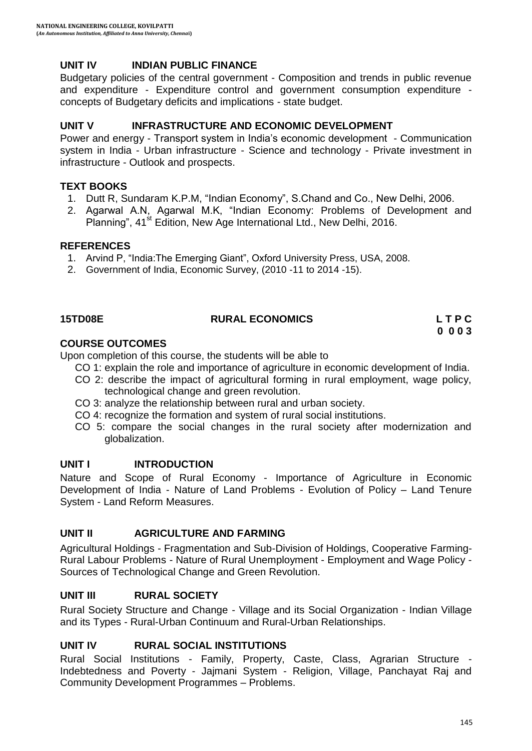## UNIT IV INDIAN PUBLIC FINANCE

Budgetary policies of the central government - Composition and trends in public revenue and expenditure - Expenditure control and government consumption expenditure - concepts of Budgetary deficits and implications - state budget.

## UNIT V INFRASTRUCTURE AND ECONOMIC DEVELOPMENT

Power and energy - Transport system in India's economic development - Communication system in India - Urban infrastructure - Science and technology - Private investment in infrastructure - Outlook and prospects.

## TEXT BOOKS

1. Dutt R, Sundaram K.P.M, "Indian Economy", S.Chand and Co., New Delhi, 2006.
2. Agarwal A.N, Agarwal M.K, "Indian Economy: Problems of Development and Planning", 41st Edition, New Age International Ltd., New Delhi, 2016.

## REFERENCES

1. Arvind P, "India:The Emerging Giant", Oxford University Press, USA, 2008.
2. Government of India, Economic Survey, (2010 -11 to 2014 -15).

# 15TD08E RURAL ECONOMICS

**L T P C**
**0 0 0 3**

## COURSE OUTCOMES

Upon completion of this course, the students will be able to

- CO 1: explain the role and importance of agriculture in economic development of India.
- CO 2: describe the impact of agricultural forming in rural employment, wage policy, technological change and green revolution.
- CO 3: analyze the relationship between rural and urban society.
- CO 4: recognize the formation and system of rural social institutions.
- CO 5: compare the social changes in the rural society after modernization and globalization.

## UNIT I INTRODUCTION

Nature and Scope of Rural Economy - Importance of Agriculture in Economic Development of India - Nature of Land Problems - Evolution of Policy – Land Tenure System - Land Reform Measures.

## UNIT II AGRICULTURE AND FARMING

Agricultural Holdings - Fragmentation and Sub-Division of Holdings, Cooperative Farming-Rural Labour Problems - Nature of Rural Unemployment - Employment and Wage Policy - Sources of Technological Change and Green Revolution.

## UNIT III RURAL SOCIETY

Rural Society Structure and Change - Village and its Social Organization - Indian Village and its Types - Rural-Urban Continuum and Rural-Urban Relationships.

## UNIT IV RURAL SOCIAL INSTITUTIONS

Rural Social Institutions - Family, Property, Caste, Class, Agrarian Structure - Indebtedness and Poverty - Jajmani System - Religion, Village, Panchayat Raj and Community Development Programmes – Problems.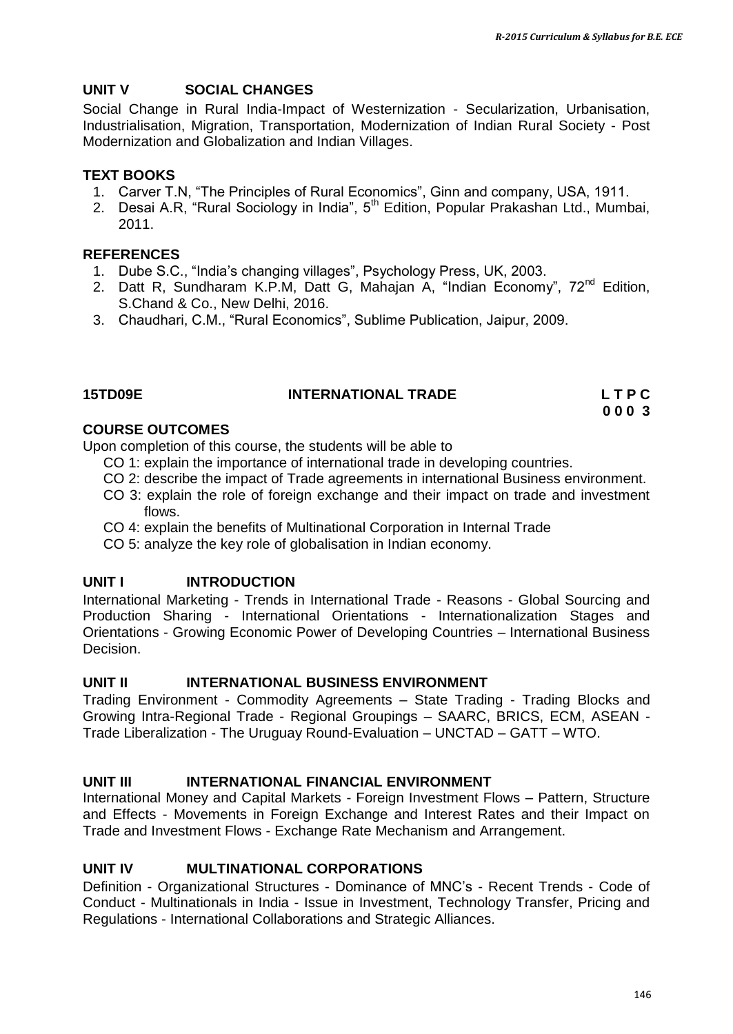### UNIT V SOCIAL CHANGES

Social Change in Rural India-Impact of Westernization - Secularization, Urbanisation, Industrialisation, Migration, Transportation, Modernization of Indian Rural Society - Post Modernization and Globalization and Indian Villages.

### TEXT BOOKS

1. Carver T.N, "The Principles of Rural Economics", Ginn and company, USA, 1911.
2. Desai A.R, "Rural Sociology in India", 5th Edition, Popular Prakashan Ltd., Mumbai, 2011.

### REFERENCES

1. Dube S.C., "India's changing villages", Psychology Press, UK, 2003.
2. Datt R, Sundharam K.P.M, Datt G, Mahajan A, "Indian Economy", 72nd Edition, S.Chand & Co., New Delhi, 2016.
3. Chaudhari, C.M., "Rural Economics", Sublime Publication, Jaipur, 2009.

## 15TD09E INTERNATIONAL TRADE

| L | T | P | C |
|---|---|---|---|
| 0 | 0 | 0 | 3 |

### COURSE OUTCOMES

Upon completion of this course, the students will be able to

- CO 1: explain the importance of international trade in developing countries.
- CO 2: describe the impact of Trade agreements in international Business environment.
- CO 3: explain the role of foreign exchange and their impact on trade and investment flows.
- CO 4: explain the benefits of Multinational Corporation in Internal Trade
- CO 5: analyze the key role of globalisation in Indian economy.

### UNIT I INTRODUCTION

International Marketing - Trends in International Trade - Reasons - Global Sourcing and Production Sharing - International Orientations - Internationalization Stages and Orientations - Growing Economic Power of Developing Countries – International Business Decision.

### UNIT II INTERNATIONAL BUSINESS ENVIRONMENT

Trading Environment - Commodity Agreements – State Trading - Trading Blocks and Growing Intra-Regional Trade - Regional Groupings – SAARC, BRICS, ECM, ASEAN - Trade Liberalization - The Uruguay Round-Evaluation – UNCTAD – GATT – WTO.

### UNIT III INTERNATIONAL FINANCIAL ENVIRONMENT

International Money and Capital Markets - Foreign Investment Flows – Pattern, Structure and Effects - Movements in Foreign Exchange and Interest Rates and their Impact on Trade and Investment Flows - Exchange Rate Mechanism and Arrangement.

### UNIT IV MULTINATIONAL CORPORATIONS

Definition - Organizational Structures - Dominance of MNC's - Recent Trends - Code of Conduct - Multinationals in India - Issue in Investment, Technology Transfer, Pricing and Regulations - International Collaborations and Strategic Alliances.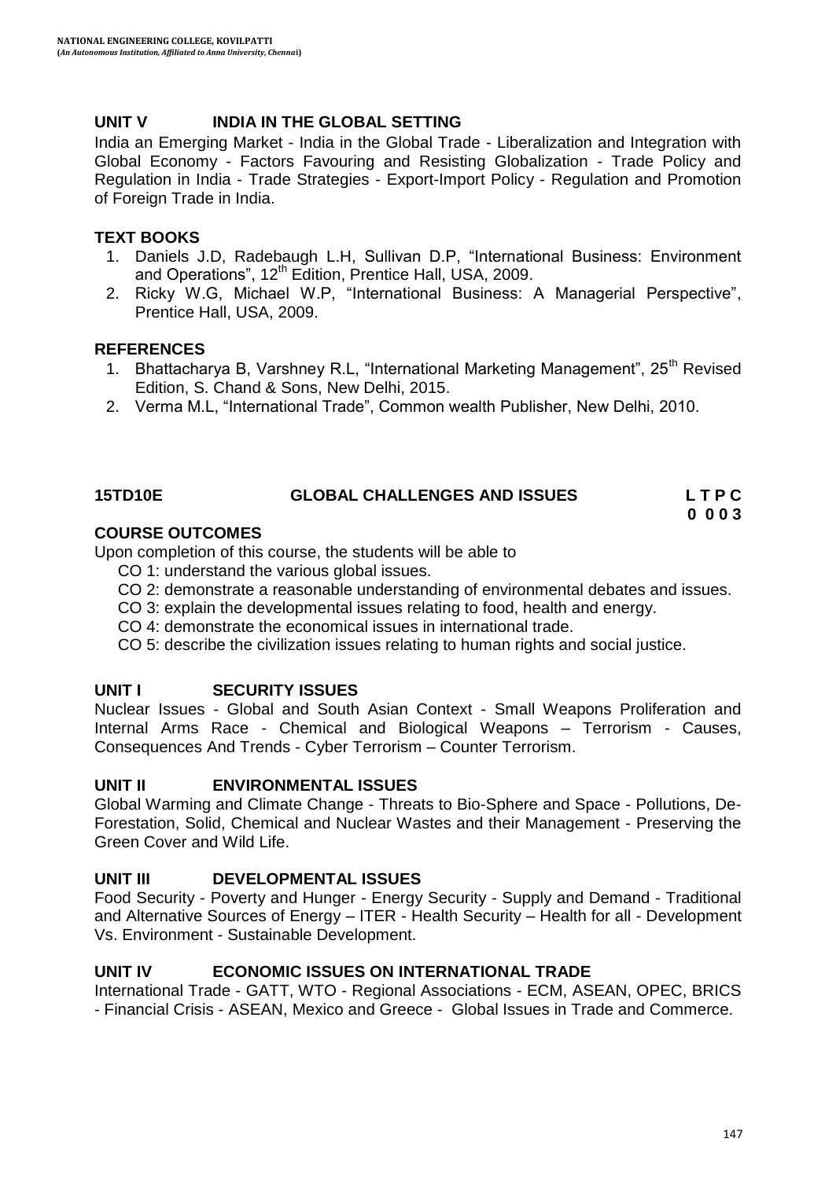## UNIT V INDIA IN THE GLOBAL SETTING

India an Emerging Market - India in the Global Trade - Liberalization and Integration with Global Economy - Factors Favouring and Resisting Globalization - Trade Policy and Regulation in India - Trade Strategies - Export-Import Policy - Regulation and Promotion of Foreign Trade in India.

### TEXT BOOKS

1. Daniels J.D, Radebaugh L.H, Sullivan D.P, "International Business: Environment and Operations", 12th Edition, Prentice Hall, USA, 2009.
2. Ricky W.G, Michael W.P, "International Business: A Managerial Perspective", Prentice Hall, USA, 2009.

### REFERENCES

1. Bhattacharya B, Varshney R.L, "International Marketing Management", 25th Revised Edition, S. Chand & Sons, New Delhi, 2015.
2. Verma M.L, "International Trade", Common wealth Publisher, New Delhi, 2010.

# 15TD10E GLOBAL CHALLENGES AND ISSUES

| L | T | P | C |
|---|---|---|---|
| 0 | 0 | 0 | 3 |

### COURSE OUTCOMES

Upon completion of this course, the students will be able to

- CO 1: understand the various global issues.
- CO 2: demonstrate a reasonable understanding of environmental debates and issues.
- CO 3: explain the developmental issues relating to food, health and energy.
- CO 4: demonstrate the economical issues in international trade.
- CO 5: describe the civilization issues relating to human rights and social justice.

## UNIT I SECURITY ISSUES

Nuclear Issues - Global and South Asian Context - Small Weapons Proliferation and Internal Arms Race - Chemical and Biological Weapons – Terrorism - Causes, Consequences And Trends - Cyber Terrorism – Counter Terrorism.

## UNIT II ENVIRONMENTAL ISSUES

Global Warming and Climate Change - Threats to Bio-Sphere and Space - Pollutions, De-Forestation, Solid, Chemical and Nuclear Wastes and their Management - Preserving the Green Cover and Wild Life.

## UNIT III DEVELOPMENTAL ISSUES

Food Security - Poverty and Hunger - Energy Security - Supply and Demand - Traditional and Alternative Sources of Energy – ITER - Health Security – Health for all - Development Vs. Environment - Sustainable Development.

## UNIT IV ECONOMIC ISSUES ON INTERNATIONAL TRADE

International Trade - GATT, WTO - Regional Associations - ECM, ASEAN, OPEC, BRICS - Financial Crisis - ASEAN, Mexico and Greece - Global Issues in Trade and Commerce.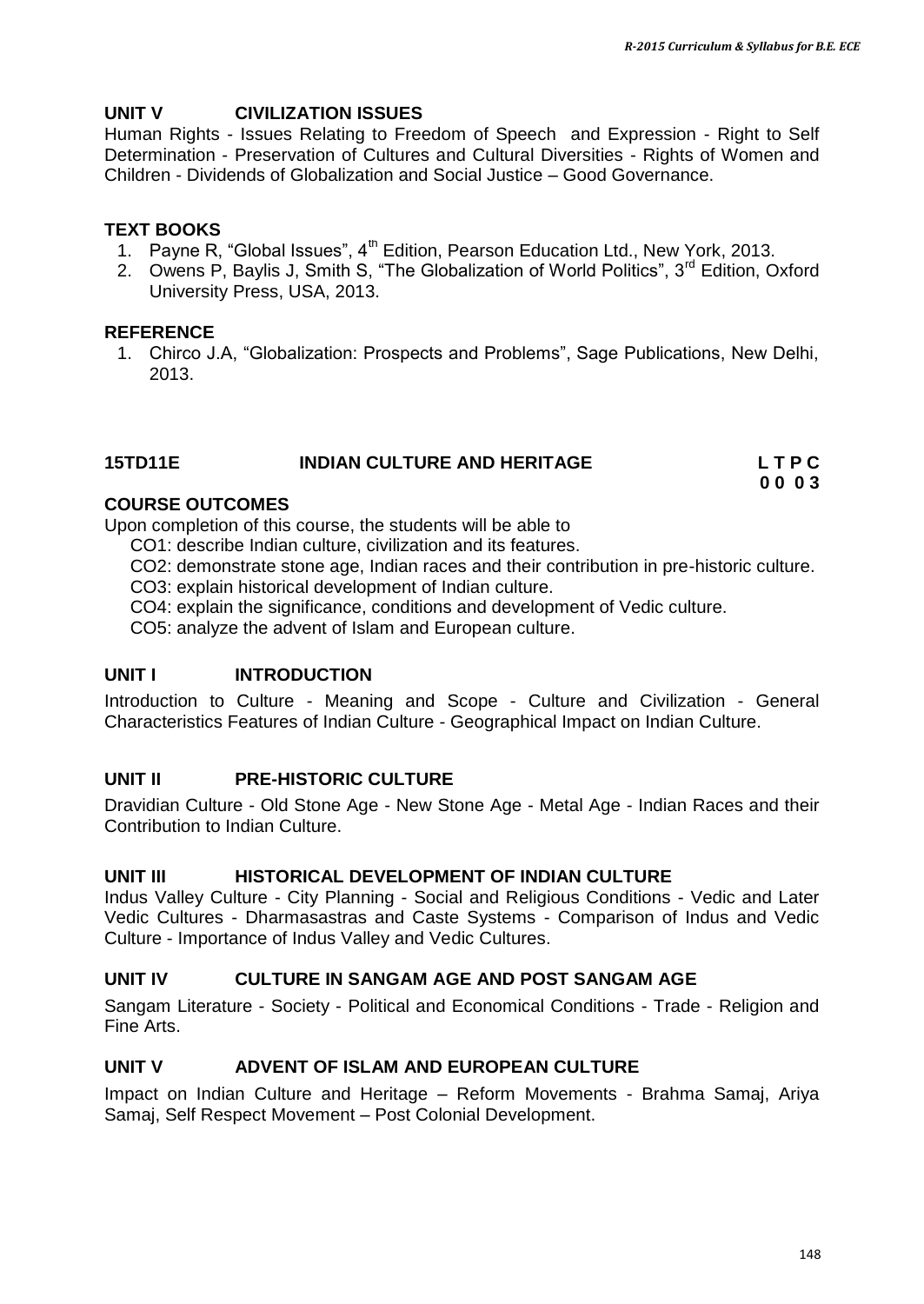### UNIT V CIVILIZATION ISSUES

Human Rights - Issues Relating to Freedom of Speech and Expression - Right to Self Determination - Preservation of Cultures and Cultural Diversities - Rights of Women and Children - Dividends of Globalization and Social Justice – Good Governance.

### TEXT BOOKS

1. Payne R, "Global Issues", 4th Edition, Pearson Education Ltd., New York, 2013.
2. Owens P, Baylis J, Smith S, "The Globalization of World Politics", 3rd Edition, Oxford University Press, USA, 2013.

### REFERENCE

1. Chirco J.A, "Globalization: Prospects and Problems", Sage Publications, New Delhi, 2013.

## 15TD11E INDIAN CULTURE AND HERITAGE

**L T P C**
**0 0 0 3**

### COURSE OUTCOMES

Upon completion of this course, the students will be able to

- CO1: describe Indian culture, civilization and its features.
- CO2: demonstrate stone age, Indian races and their contribution in pre-historic culture.
- CO3: explain historical development of Indian culture.
- CO4: explain the significance, conditions and development of Vedic culture.
- CO5: analyze the advent of Islam and European culture.

### UNIT I INTRODUCTION

Introduction to Culture - Meaning and Scope - Culture and Civilization - General Characteristics Features of Indian Culture - Geographical Impact on Indian Culture.

### UNIT II PRE-HISTORIC CULTURE

Dravidian Culture - Old Stone Age - New Stone Age - Metal Age - Indian Races and their Contribution to Indian Culture.

### UNIT III HISTORICAL DEVELOPMENT OF INDIAN CULTURE

Indus Valley Culture - City Planning - Social and Religious Conditions - Vedic and Later Vedic Cultures - Dharmasastras and Caste Systems - Comparison of Indus and Vedic Culture - Importance of Indus Valley and Vedic Cultures.

### UNIT IV CULTURE IN SANGAM AGE AND POST SANGAM AGE

Sangam Literature - Society - Political and Economical Conditions - Trade - Religion and Fine Arts.

### UNIT V ADVENT OF ISLAM AND EUROPEAN CULTURE

Impact on Indian Culture and Heritage – Reform Movements - Brahma Samaj, Ariya Samaj, Self Respect Movement – Post Colonial Development.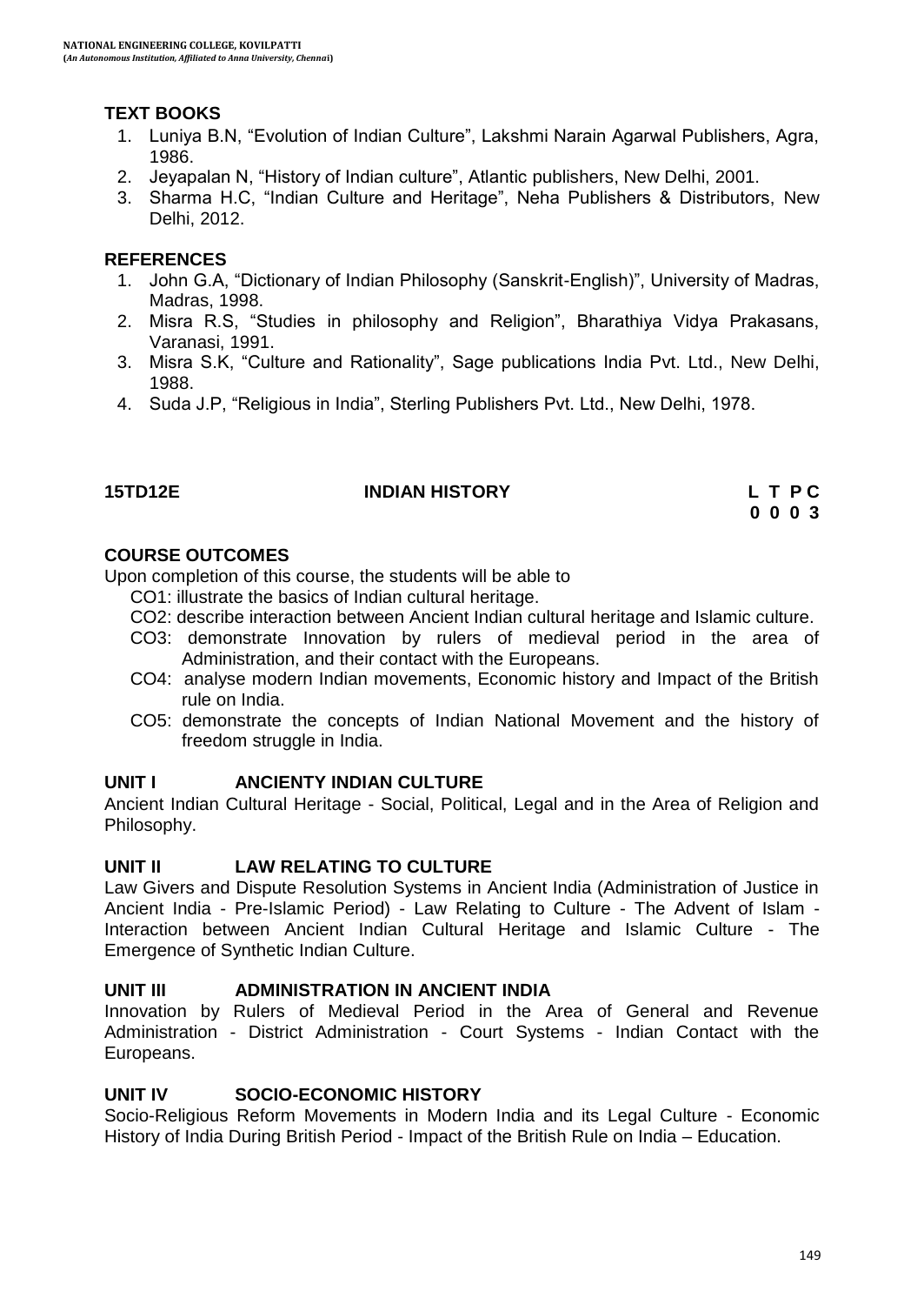### TEXT BOOKS

1. Luniya B.N, "Evolution of Indian Culture", Lakshmi Narain Agarwal Publishers, Agra, 1986.
2. Jeyapalan N, "History of Indian culture", Atlantic publishers, New Delhi, 2001.
3. Sharma H.C, "Indian Culture and Heritage", Neha Publishers & Distributors, New Delhi, 2012.

### REFERENCES

1. John G.A, "Dictionary of Indian Philosophy (Sanskrit-English)", University of Madras, Madras, 1998.
2. Misra R.S, "Studies in philosophy and Religion", Bharathiya Vidya Prakasans, Varanasi, 1991.
3. Misra S.K, "Culture and Rationality", Sage publications India Pvt. Ltd., New Delhi, 1988.
4. Suda J.P, "Religious in India", Sterling Publishers Pvt. Ltd., New Delhi, 1978.

## 15TD12E INDIAN HISTORY

| L | T | P | C |
|---|---|---|---|
| 0 | 0 | 0 | 3 |

### COURSE OUTCOMES

Upon completion of this course, the students will be able to

- CO1: illustrate the basics of Indian cultural heritage.
- CO2: describe interaction between Ancient Indian cultural heritage and Islamic culture.
- CO3: demonstrate Innovation by rulers of medieval period in the area of Administration, and their contact with the Europeans.
- CO4: analyse modern Indian movements, Economic history and Impact of the British rule on India.
- CO5: demonstrate the concepts of Indian National Movement and the history of freedom struggle in India.

### UNIT I ANCIENTY INDIAN CULTURE

Ancient Indian Cultural Heritage - Social, Political, Legal and in the Area of Religion and Philosophy.

### UNIT II LAW RELATING TO CULTURE

Law Givers and Dispute Resolution Systems in Ancient India (Administration of Justice in Ancient India - Pre-Islamic Period) - Law Relating to Culture - The Advent of Islam - Interaction between Ancient Indian Cultural Heritage and Islamic Culture - The Emergence of Synthetic Indian Culture.

### UNIT III ADMINISTRATION IN ANCIENT INDIA

Innovation by Rulers of Medieval Period in the Area of General and Revenue Administration - District Administration - Court Systems - Indian Contact with the Europeans.

### UNIT IV SOCIO-ECONOMIC HISTORY

Socio-Religious Reform Movements in Modern India and its Legal Culture - Economic History of India During British Period - Impact of the British Rule on India – Education.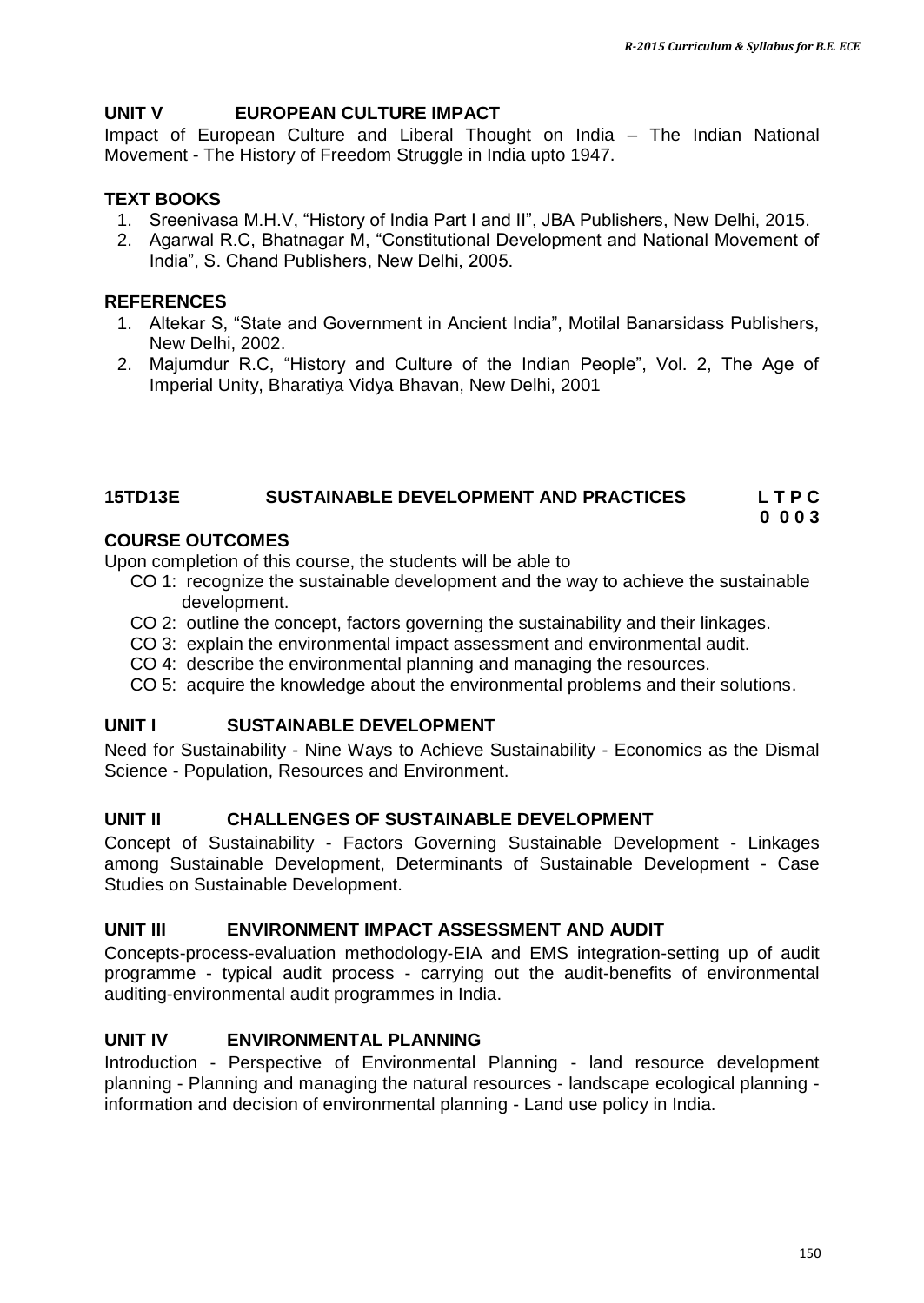## UNIT V EUROPEAN CULTURE IMPACT

Impact of European Culture and Liberal Thought on India – The Indian National Movement - The History of Freedom Struggle in India upto 1947.

## TEXT BOOKS

1. Sreenivasa M.H.V, "History of India Part I and II", JBA Publishers, New Delhi, 2015.
2. Agarwal R.C, Bhatnagar M, "Constitutional Development and National Movement of India", S. Chand Publishers, New Delhi, 2005.

## REFERENCES

1. Altekar S, "State and Government in Ancient India", Motilal Banarsidass Publishers, New Delhi, 2002.
2. Majumdur R.C, "History and Culture of the Indian People", Vol. 2, The Age of Imperial Unity, Bharatiya Vidya Bhavan, New Delhi, 2001

# 15TD13E SUSTAINABLE DEVELOPMENT AND PRACTICES

| L | T | P | C |
|---|---|---|---|
| 0 | 0 | 0 | 3 |

## COURSE OUTCOMES

Upon completion of this course, the students will be able to

- CO 1: recognize the sustainable development and the way to achieve the sustainable development.
- CO 2: outline the concept, factors governing the sustainability and their linkages.
- CO 3: explain the environmental impact assessment and environmental audit.
- CO 4: describe the environmental planning and managing the resources.
- CO 5: acquire the knowledge about the environmental problems and their solutions.

## UNIT I SUSTAINABLE DEVELOPMENT

Need for Sustainability - Nine Ways to Achieve Sustainability - Economics as the Dismal Science - Population, Resources and Environment.

## UNIT II CHALLENGES OF SUSTAINABLE DEVELOPMENT

Concept of Sustainability - Factors Governing Sustainable Development - Linkages among Sustainable Development, Determinants of Sustainable Development - Case Studies on Sustainable Development.

## UNIT III ENVIRONMENT IMPACT ASSESSMENT AND AUDIT

Concepts-process-evaluation methodology-EIA and EMS integration-setting up of audit programme - typical audit process - carrying out the audit-benefits of environmental auditing-environmental audit programmes in India.

## UNIT IV ENVIRONMENTAL PLANNING

Introduction - Perspective of Environmental Planning - land resource development planning - Planning and managing the natural resources - landscape ecological planning - information and decision of environmental planning - Land use policy in India.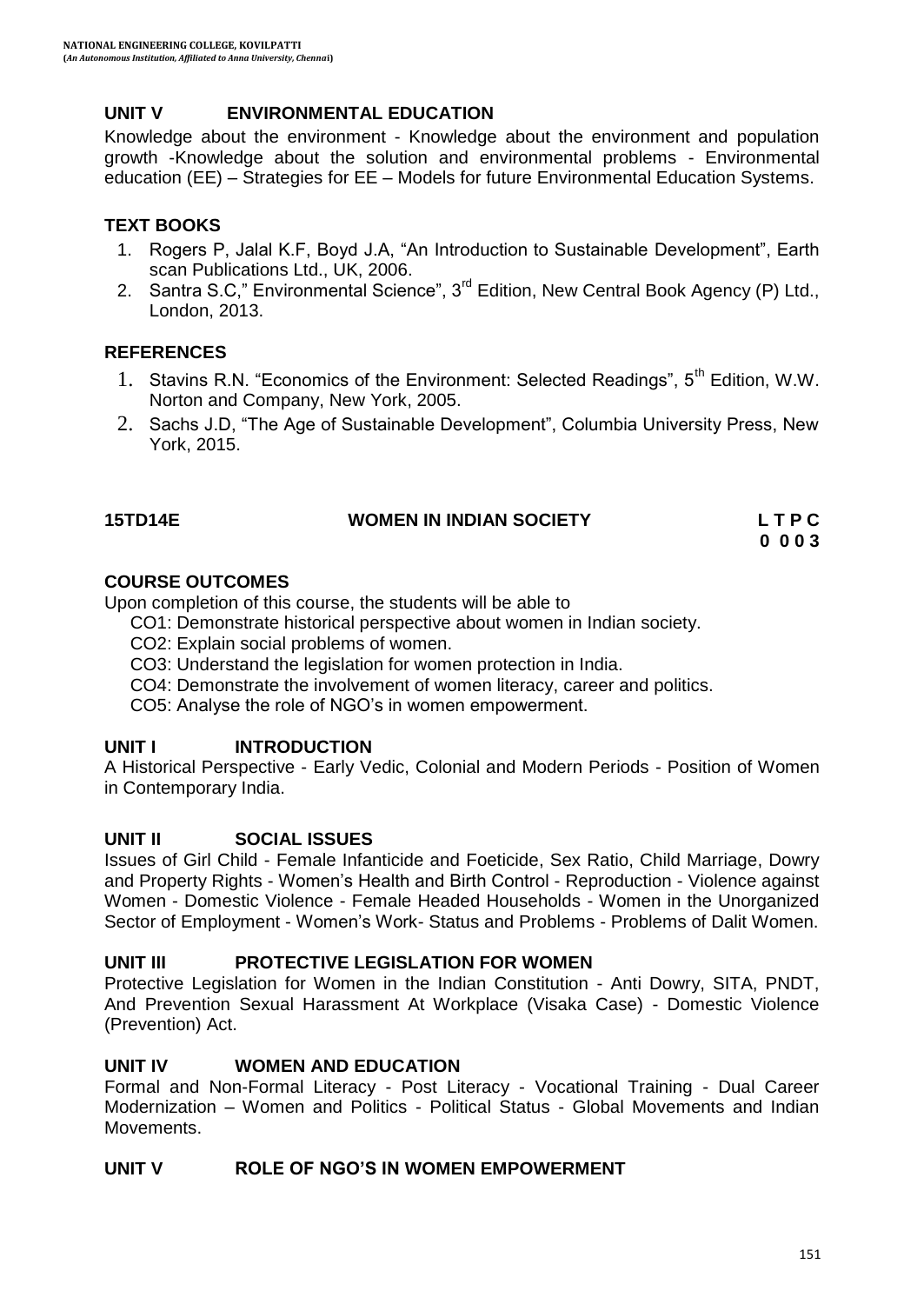## UNIT V ENVIRONMENTAL EDUCATION

Knowledge about the environment - Knowledge about the environment and population growth -Knowledge about the solution and environmental problems - Environmental education (EE) – Strategies for EE – Models for future Environmental Education Systems.

## TEXT BOOKS

1. Rogers P, Jalal K.F, Boyd J.A, "An Introduction to Sustainable Development", Earth scan Publications Ltd., UK, 2006.
2. Santra S.C," Environmental Science", 3rd Edition, New Central Book Agency (P) Ltd., London, 2013.

## REFERENCES

1. Stavins R.N. "Economics of the Environment: Selected Readings", 5th Edition, W.W. Norton and Company, New York, 2005.
2. Sachs J.D, "The Age of Sustainable Development", Columbia University Press, New York, 2015.

## 15TD14E WOMEN IN INDIAN SOCIETY

| L | T | P | C |
|---|---|---|---|
| 0 | 0 | 0 | 3 |

## COURSE OUTCOMES

Upon completion of this course, the students will be able to

CO1: Demonstrate historical perspective about women in Indian society.
CO2: Explain social problems of women.
CO3: Understand the legislation for women protection in India.
CO4: Demonstrate the involvement of women literacy, career and politics.
CO5: Analyse the role of NGO's in women empowerment.

## UNIT I INTRODUCTION

A Historical Perspective - Early Vedic, Colonial and Modern Periods - Position of Women in Contemporary India.

## UNIT II SOCIAL ISSUES

Issues of Girl Child - Female Infanticide and Foeticide, Sex Ratio, Child Marriage, Dowry and Property Rights - Women's Health and Birth Control - Reproduction - Violence against Women - Domestic Violence - Female Headed Households - Women in the Unorganized Sector of Employment - Women's Work- Status and Problems - Problems of Dalit Women.

## UNIT III PROTECTIVE LEGISLATION FOR WOMEN

Protective Legislation for Women in the Indian Constitution - Anti Dowry, SITA, PNDT, And Prevention Sexual Harassment At Workplace (Visaka Case) - Domestic Violence (Prevention) Act.

## UNIT IV WOMEN AND EDUCATION

Formal and Non-Formal Literacy - Post Literacy - Vocational Training - Dual Career Modernization – Women and Politics - Political Status - Global Movements and Indian Movements.

## UNIT V ROLE OF NGO'S IN WOMEN EMPOWERMENT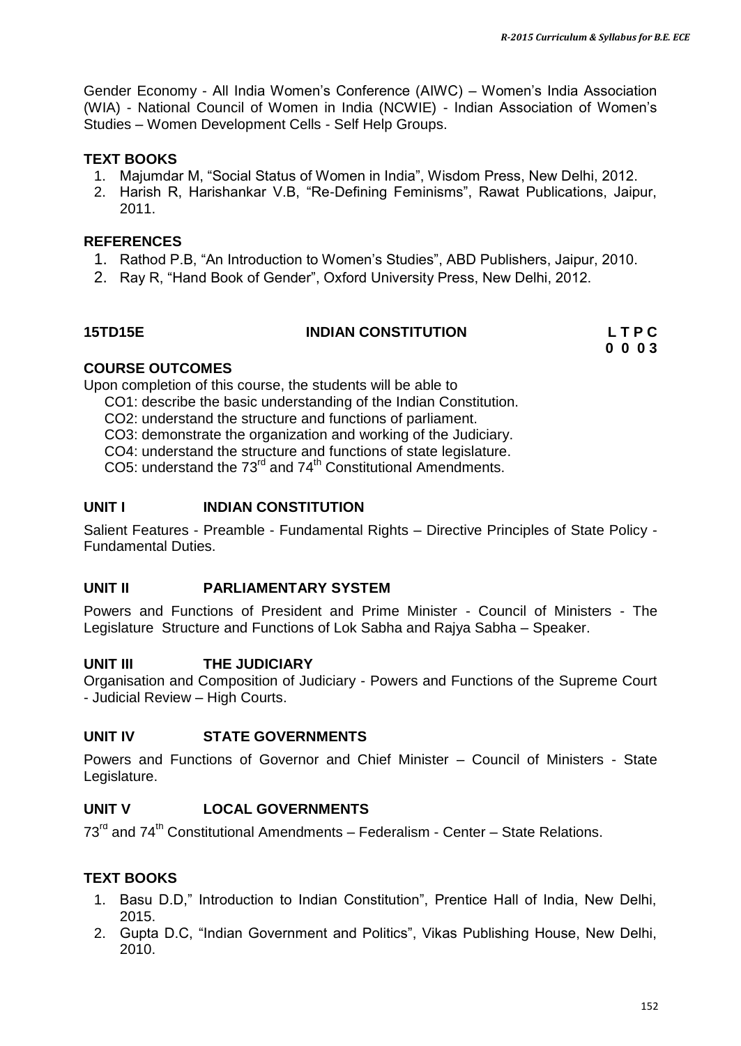Gender Economy - All India Women's Conference (AIWC) – Women's India Association (WIA) - National Council of Women in India (NCWIE) - Indian Association of Women's Studies – Women Development Cells - Self Help Groups.

**TEXT BOOKS**

1. Majumdar M, "Social Status of Women in India", Wisdom Press, New Delhi, 2012.
2. Harish R, Harishankar V.B, "Re-Defining Feminisms", Rawat Publications, Jaipur, 2011.

**REFERENCES**

1. Rathod P.B, "An Introduction to Women's Studies", ABD Publishers, Jaipur, 2010.
2. Ray R, "Hand Book of Gender", Oxford University Press, New Delhi, 2012.

## 15TD15E INDIAN CONSTITUTION

| L | T | P | C |
|---|---|---|---|
| 0 | 0 | 0 | 3 |

**COURSE OUTCOMES**

Upon completion of this course, the students will be able to

CO1: describe the basic understanding of the Indian Constitution.
CO2: understand the structure and functions of parliament.
CO3: demonstrate the organization and working of the Judiciary.
CO4: understand the structure and functions of state legislature.
CO5: understand the 73rd and 74th Constitutional Amendments.

**UNIT I INDIAN CONSTITUTION**

Salient Features - Preamble - Fundamental Rights – Directive Principles of State Policy - Fundamental Duties.

**UNIT II PARLIAMENTARY SYSTEM**

Powers and Functions of President and Prime Minister - Council of Ministers - The Legislature Structure and Functions of Lok Sabha and Rajya Sabha – Speaker.

**UNIT III THE JUDICIARY**

Organisation and Composition of Judiciary - Powers and Functions of the Supreme Court - Judicial Review – High Courts.

**UNIT IV STATE GOVERNMENTS**

Powers and Functions of Governor and Chief Minister – Council of Ministers - State Legislature.

**UNIT V LOCAL GOVERNMENTS**

73rd and 74th Constitutional Amendments – Federalism - Center – State Relations.

**TEXT BOOKS**

1. Basu D.D," Introduction to Indian Constitution", Prentice Hall of India, New Delhi, 2015.
2. Gupta D.C, "Indian Government and Politics", Vikas Publishing House, New Delhi, 2010.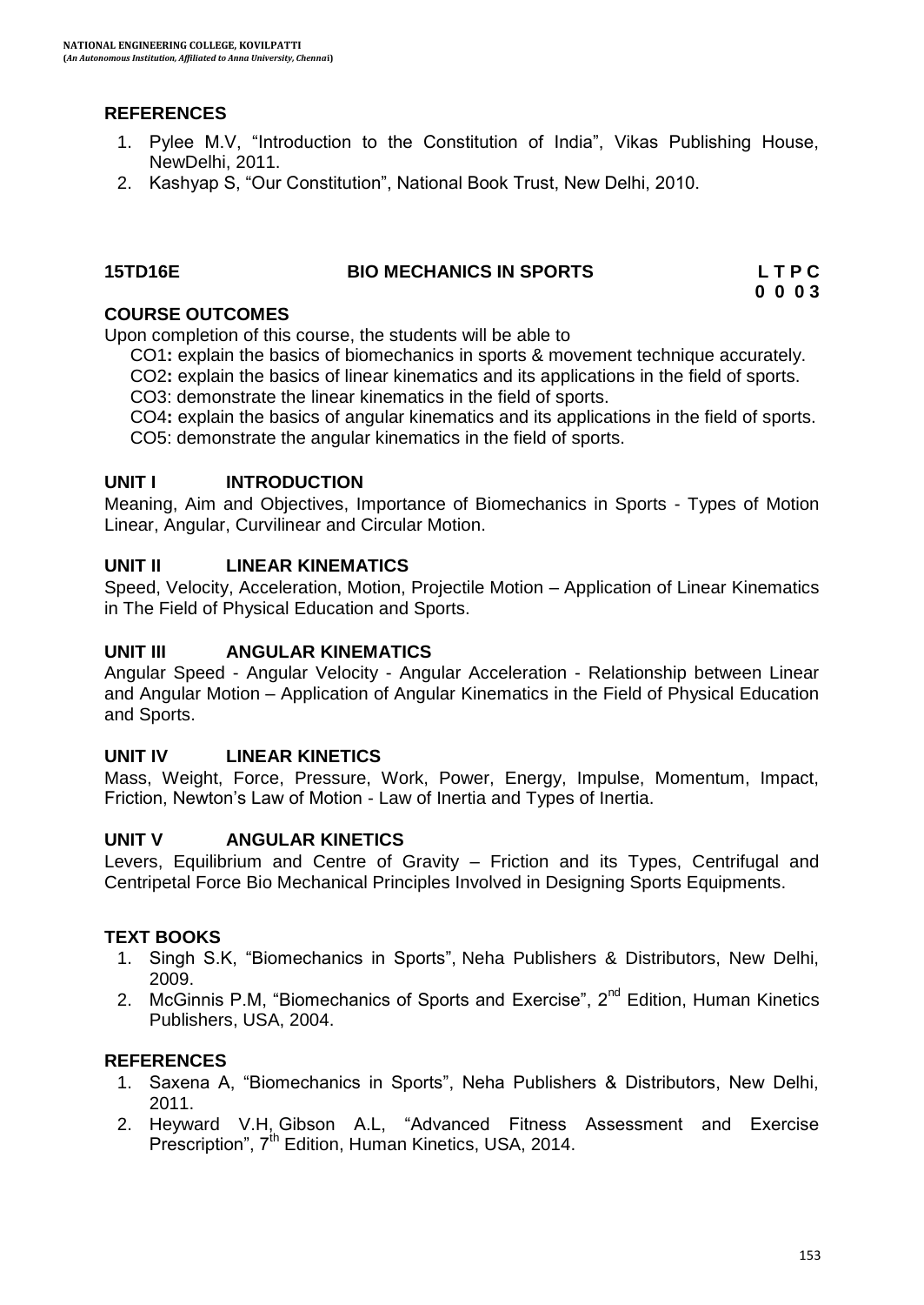## REFERENCES

1. Pylee M.V, "Introduction to the Constitution of India", Vikas Publishing House, NewDelhi, 2011.
2. Kashyap S, "Our Constitution", National Book Trust, New Delhi, 2010.

## 15TD16E BIO MECHANICS IN SPORTS

| L | T | P | C |
|---|---|---|---|
| 0 | 0 | 0 | 3 |

### COURSE OUTCOMES

Upon completion of this course, the students will be able to

- CO1**:** explain the basics of biomechanics in sports & movement technique accurately.
- CO2**:** explain the basics of linear kinematics and its applications in the field of sports.
- CO3: demonstrate the linear kinematics in the field of sports.
- CO4**:** explain the basics of angular kinematics and its applications in the field of sports.
- CO5: demonstrate the angular kinematics in the field of sports.

### UNIT I INTRODUCTION

Meaning, Aim and Objectives, Importance of Biomechanics in Sports - Types of Motion Linear, Angular, Curvilinear and Circular Motion.

### UNIT II LINEAR KINEMATICS

Speed, Velocity, Acceleration, Motion, Projectile Motion – Application of Linear Kinematics in The Field of Physical Education and Sports.

### UNIT III ANGULAR KINEMATICS

Angular Speed - Angular Velocity - Angular Acceleration - Relationship between Linear and Angular Motion – Application of Angular Kinematics in the Field of Physical Education and Sports.

### UNIT IV LINEAR KINETICS

Mass, Weight, Force, Pressure, Work, Power, Energy, Impulse, Momentum, Impact, Friction, Newton's Law of Motion - Law of Inertia and Types of Inertia.

### UNIT V ANGULAR KINETICS

Levers, Equilibrium and Centre of Gravity – Friction and its Types, Centrifugal and Centripetal Force Bio Mechanical Principles Involved in Designing Sports Equipments.

### TEXT BOOKS

1. Singh S.K, "Biomechanics in Sports", Neha Publishers & Distributors, New Delhi, 2009.
2. McGinnis P.M, "Biomechanics of Sports and Exercise", 2nd Edition, Human Kinetics Publishers, USA, 2004.

### REFERENCES

1. Saxena A, "Biomechanics in Sports", Neha Publishers & Distributors, New Delhi, 2011.
2. Heyward V.H, Gibson A.L, "Advanced Fitness Assessment and Exercise Prescription", 7th Edition, Human Kinetics, USA, 2014.